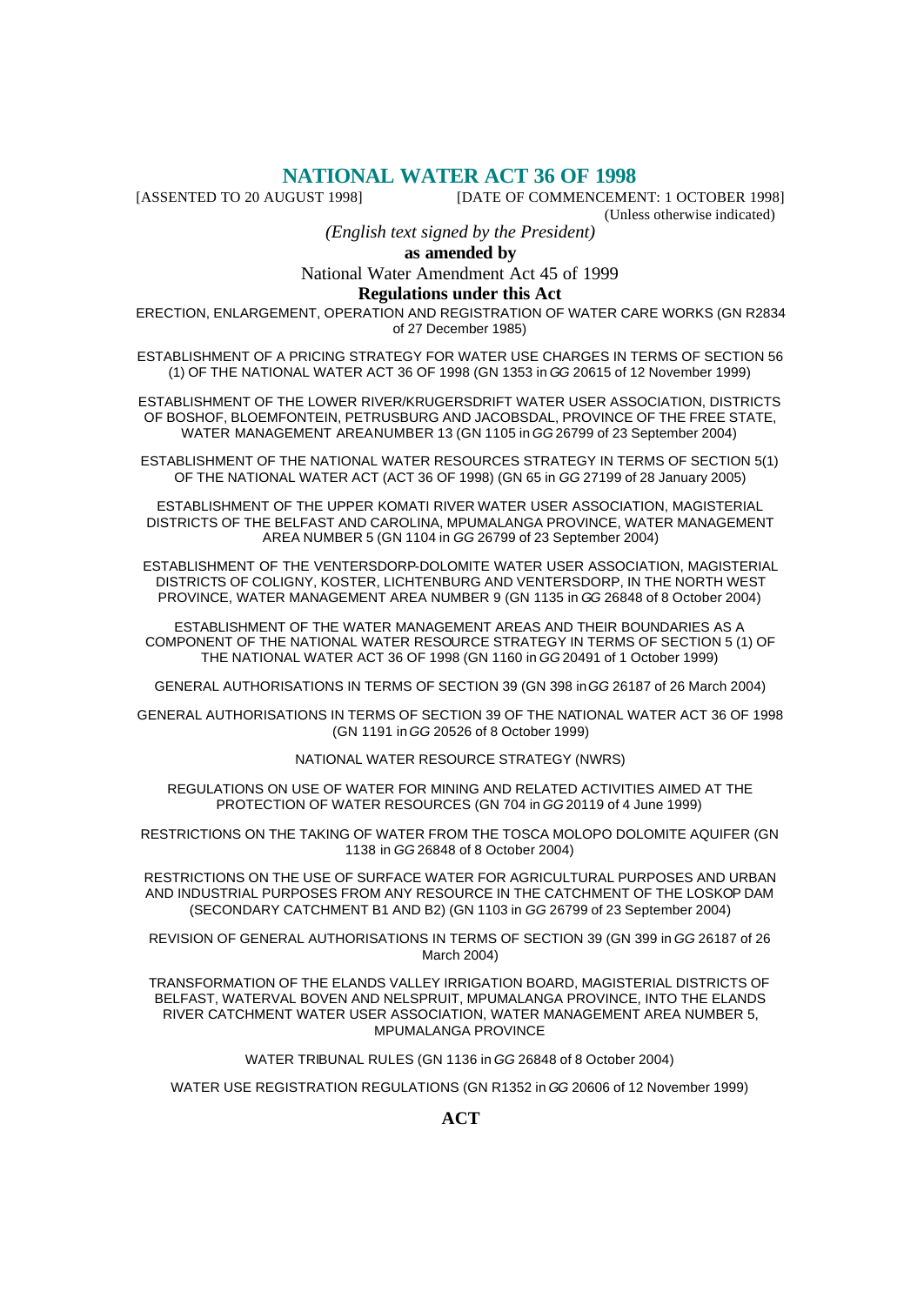# NATIONAL WATER ACT 36 OF 1998

[ASSENTED TO 20 AUGUST 1998] [DATE OF COMMENCEMENT: 1 OCTOBER 1998]

(Unless otherwise indicated)

*(English text signed by the President)*

**as amended by**

National Water Amendment Act 45 of 1999

**Regulations under this Act**

ERECTION, ENLARGEMENT, OPERATION AND REGISTRATION OF WATER CARE WORKS (GN R2834 of 27 December 1985)

ESTABLISHMENT OF A PRICING STRATEGY FOR WATER USE CHARGES IN TERMS OF SECTION 56 (1) OF THE NATIONAL WATER ACT 36 OF 1998 (GN 1353 in *GG* 20615 of 12 November 1999)

ESTABLISHMENT OF THE LOWER RIVER/KRUGERSDRIFT WATER USER ASSOCIATION, DISTRICTS OF BOSHOF, BLOEMFONTEIN, PETRUSBURG AND JACOBSDAL, PROVINCE OF THE FREE STATE, WATER MANAGEMENT AREANUMBER 13 (GN 1105 in *GG* 26799 of 23 September 2004)

ESTABLISHMENT OF THE NATIONAL WATER RESOURCES STRATEGY IN TERMS OF SECTION 5(1) OF THE NATIONAL WATER ACT (ACT 36 OF 1998) (GN 65 in *GG* 27199 of 28 January 2005)

ESTABLISHMENT OF THE UPPER KOMATI RIVER WATER USER ASSOCIATION, MAGISTERIAL DISTRICTS OF THE BELFAST AND CAROLINA, MPUMALANGA PROVINCE, WATER MANAGEMENT AREA NUMBER 5 (GN 1104 in *GG* 26799 of 23 September 2004)

ESTABLISHMENT OF THE VENTERSDORP-DOLOMITE WATER USER ASSOCIATION, MAGISTERIAL DISTRICTS OF COLIGNY, KOSTER, LICHTENBURG AND VENTERSDORP, IN THE NORTH WEST PROVINCE, WATER MANAGEMENT AREA NUMBER 9 (GN 1135 in *GG* 26848 of 8 October 2004)

ESTABLISHMENT OF THE WATER MANAGEMENT AREAS AND THEIR BOUNDARIES AS A COMPONENT OF THE NATIONAL WATER RESOURCE STRATEGY IN TERMS OF SECTION 5 (1) OF THE NATIONAL WATER ACT 36 OF 1998 (GN 1160 in *GG* 20491 of 1 October 1999)

GENERAL AUTHORISATIONS IN TERMS OF SECTION 39 (GN 398 in *GG* 26187 of 26 March 2004)

GENERAL AUTHORISATIONS IN TERMS OF SECTION 39 OF THE NATIONAL WATER ACT 36 OF 1998 (GN 1191 in *GG* 20526 of 8 October 1999)

NATIONAL WATER RESOURCE STRATEGY (NWRS)

REGULATIONS ON USE OF WATER FOR MINING AND RELATED ACTIVITIES AIMED AT THE PROTECTION OF WATER RESOURCES (GN 704 in *GG* 20119 of 4 June 1999)

RESTRICTIONS ON THE TAKING OF WATER FROM THE TOSCA MOLOPO DOLOMITE AQUIFER (GN 1138 in *GG* 26848 of 8 October 2004)

RESTRICTIONS ON THE USE OF SURFACE WATER FOR AGRICULTURAL PURPOSES AND URBAN AND INDUSTRIAL PURPOSES FROM ANY RESOURCE IN THE CATCHMENT OF THE LOSKOP DAM (SECONDARY CATCHMENT B1 AND B2) (GN 1103 in *GG* 26799 of 23 September 2004)

REVISION OF GENERAL AUTHORISATIONS IN TERMS OF SECTION 39 (GN 399 in *GG* 26187 of 26 March 2004)

TRANSFORMATION OF THE ELANDS VALLEY IRRIGATION BOARD, MAGISTERIAL DISTRICTS OF BELFAST, WATERVAL BOVEN AND NELSPRUIT, MPUMALANGA PROVINCE, INTO THE ELANDS RIVER CATCHMENT WATER USER ASSOCIATION, WATER MANAGEMENT AREA NUMBER 5, MPUMALANGA PROVINCE

WATER TRIBUNAL RULES (GN 1136 in *GG* 26848 of 8 October 2004)

WATER USE REGISTRATION REGULATIONS (GN R1352 in *GG* 20606 of 12 November 1999)

## ACT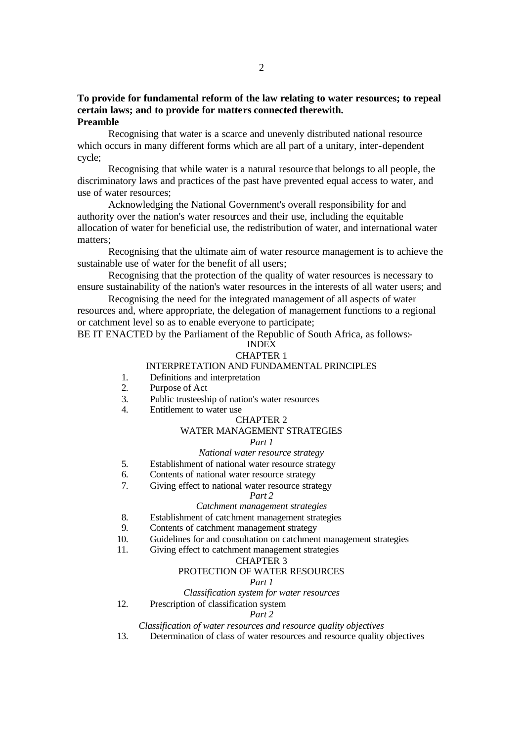**To provide for fundamental reform of the law relating to water resources; to repeal certain laws; and to provide for matters connected therewith.**

**Preamble**

Recognising that water is a scarce and unevenly distributed national resource which occurs in many different forms which are all part of a unitary, inter-dependent cycle;

Recognising that while water is a natural resource that belongs to all people, the discriminatory laws and practices of the past have prevented equal access to water, and use of water resources;

Acknowledging the National Government's overall responsibility for and authority over the nation's water resources and their use, including the equitable allocation of water for beneficial use, the redistribution of water, and international water matters;

Recognising that the ultimate aim of water resource management is to achieve the sustainable use of water for the benefit of all users;

Recognising that the protection of the quality of water resources is necessary to ensure sustainability of the nation's water resources in the interests of all water users; and

Recognising the need for the integrated management of all aspects of water resources and, where appropriate, the delegation of management functions to a regional or catchment level so as to enable everyone to participate;

BE IT ENACTED by the Parliament of the Republic of South Africa, as follows:-

INDEX

CHAPTER 1

INTERPRETATION AND FUNDAMENTAL PRINCIPLES

1. Definitions and interpretation
2. Purpose of Act
3. Public trusteeship of nation's water resources
4. Entitlement to water use

CHAPTER 2

WATER MANAGEMENT STRATEGIES

*Part 1*

*National water resource strategy*

5. Establishment of national water resource strategy
6. Contents of national water resource strategy
7. Giving effect to national water resource strategy

*Part 2*

*Catchment management strategies*

8. Establishment of catchment management strategies
9. Contents of catchment management strategy
10. Guidelines for and consultation on catchment management strategies
11. Giving effect to catchment management strategies

CHAPTER 3

PROTECTION OF WATER RESOURCES

*Part 1*

*Classification system for water resources*

12. Prescription of classification system

*Part 2*

*Classification of water resources and resource quality objectives*

13. Determination of class of water resources and resource quality objectives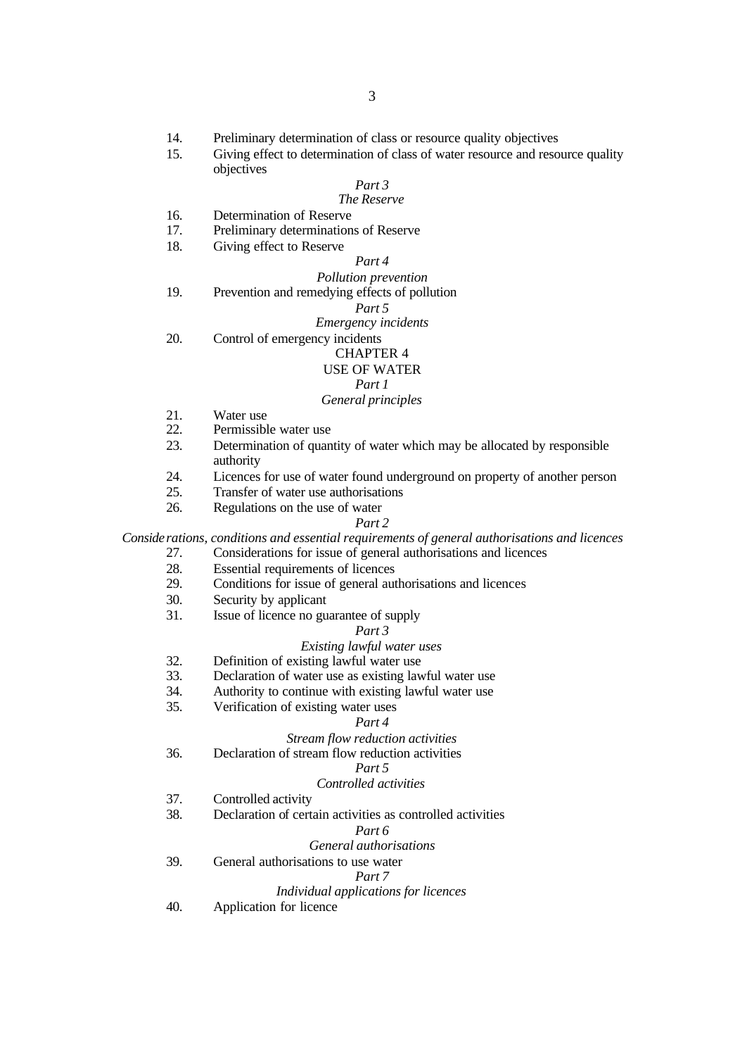14. Preliminary determination of class or resource quality objectives
15. Giving effect to determination of class of water resource and resource quality objectives

*Part 3*

*The Reserve*

16. Determination of Reserve
17. Preliminary determinations of Reserve
18. Giving effect to Reserve

*Part 4*

*Pollution prevention*

19. Prevention and remedying effects of pollution

*Part 5*

*Emergency incidents*

20. Control of emergency incidents

CHAPTER 4

USE OF WATER

*Part 1*

*General principles*

21. Water use
22. Permissible water use
23. Determination of quantity of water which may be allocated by responsible authority
24. Licences for use of water found underground on property of another person
25. Transfer of water use authorisations
26. Regulations on the use of water

*Part 2*

*Considerations, conditions and essential requirements of general authorisations and licences*

27. Considerations for issue of general authorisations and licences
28. Essential requirements of licences
29. Conditions for issue of general authorisations and licences
30. Security by applicant
31. Issue of licence no guarantee of supply

*Part 3*

*Existing lawful water uses*

32. Definition of existing lawful water use
33. Declaration of water use as existing lawful water use
34. Authority to continue with existing lawful water use
35. Verification of existing water uses

*Part 4*

*Stream flow reduction activities*

36. Declaration of stream flow reduction activities

*Part 5*

*Controlled activities*

37. Controlled activity
38. Declaration of certain activities as controlled activities

*Part 6*

*General authorisations*

39. General authorisations to use water

*Part 7*

*Individual applications for licences*

40. Application for licence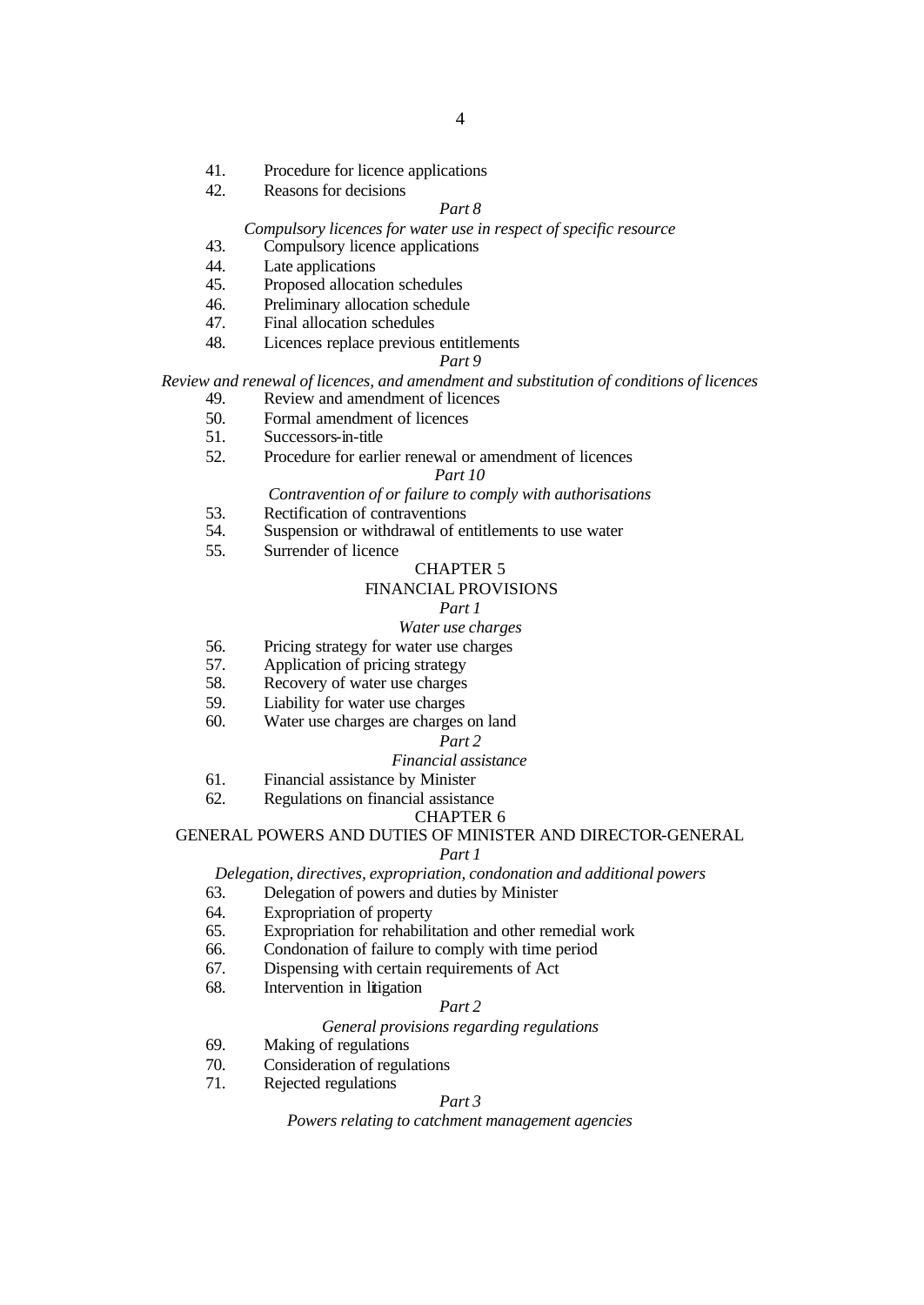41. Procedure for licence applications
42. Reasons for decisions

*Part 8*

*Compulsory licences for water use in respect of specific resource*

43. Compulsory licence applications
44. Late applications
45. Proposed allocation schedules
46. Preliminary allocation schedule
47. Final allocation schedules
48. Licences replace previous entitlements

*Part 9*

*Review and renewal of licences, and amendment and substitution of conditions of licences*

49. Review and amendment of licences
50. Formal amendment of licences
51. Successors-in-title
52. Procedure for earlier renewal or amendment of licences

*Part 10*

*Contravention of or failure to comply with authorisations*

53. Rectification of contraventions
54. Suspension or withdrawal of entitlements to use water
55. Surrender of licence

CHAPTER 5

FINANCIAL PROVISIONS

*Part 1*

*Water use charges*

56. Pricing strategy for water use charges
57. Application of pricing strategy
58. Recovery of water use charges
59. Liability for water use charges
60. Water use charges are charges on land

*Part 2*

*Financial assistance*

61. Financial assistance by Minister
62. Regulations on financial assistance

CHAPTER 6

GENERAL POWERS AND DUTIES OF MINISTER AND DIRECTOR-GENERAL

*Part 1*

*Delegation, directives, expropriation, condonation and additional powers*

63. Delegation of powers and duties by Minister
64. Expropriation of property
65. Expropriation for rehabilitation and other remedial work
66. Condonation of failure to comply with time period
67. Dispensing with certain requirements of Act
68. Intervention in litigation

*Part 2*

*General provisions regarding regulations*

69. Making of regulations
70. Consideration of regulations
71. Rejected regulations

*Part 3*

*Powers relating to catchment management agencies*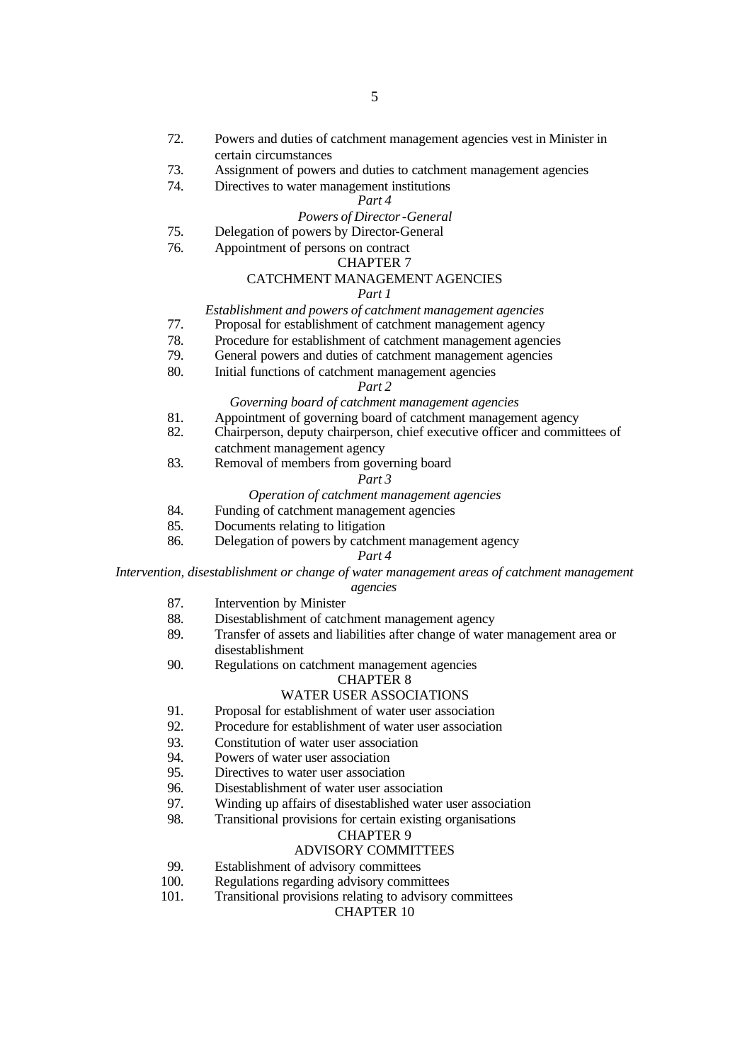72. Powers and duties of catchment management agencies vest in Minister in certain circumstances
73. Assignment of powers and duties to catchment management agencies
74. Directives to water management institutions

*Part 4*

*Powers of Director-General*

75. Delegation of powers by Director-General
76. Appointment of persons on contract

CHAPTER 7

CATCHMENT MANAGEMENT AGENCIES

*Part 1*

*Establishment and powers of catchment management agencies*

77. Proposal for establishment of catchment management agency
78. Procedure for establishment of catchment management agencies
79. General powers and duties of catchment management agencies
80. Initial functions of catchment management agencies

*Part 2*

*Governing board of catchment management agencies*

81. Appointment of governing board of catchment management agency
82. Chairperson, deputy chairperson, chief executive officer and committees of catchment management agency
83. Removal of members from governing board

*Part 3*

*Operation of catchment management agencies*

84. Funding of catchment management agencies
85. Documents relating to litigation
86. Delegation of powers by catchment management agency

*Part 4*

*Intervention, disestablishment or change of water management areas of catchment management agencies*

87. Intervention by Minister
88. Disestablishment of catchment management agency
89. Transfer of assets and liabilities after change of water management area or disestablishment
90. Regulations on catchment management agencies

CHAPTER 8

WATER USER ASSOCIATIONS

91. Proposal for establishment of water user association
92. Procedure for establishment of water user association
93. Constitution of water user association
94. Powers of water user association
95. Directives to water user association
96. Disestablishment of water user association
97. Winding up affairs of disestablished water user association
98. Transitional provisions for certain existing organisations

CHAPTER 9

ADVISORY COMMITTEES

99. Establishment of advisory committees
100. Regulations regarding advisory committees
101. Transitional provisions relating to advisory committees

CHAPTER 10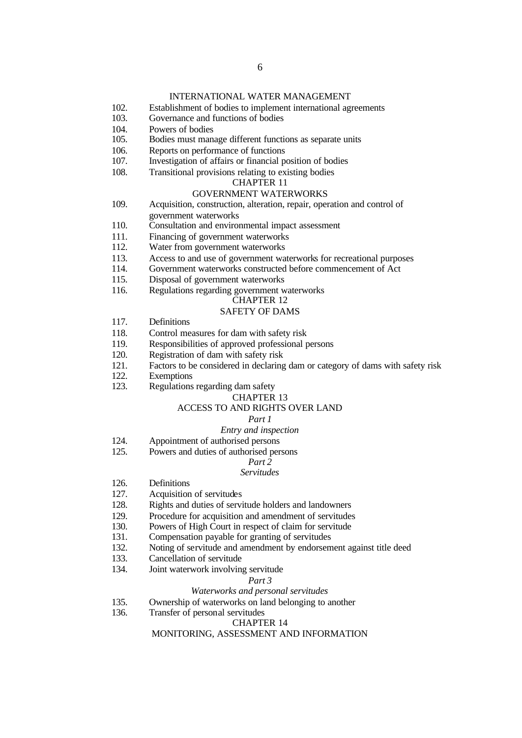INTERNATIONAL WATER MANAGEMENT

102. Establishment of bodies to implement international agreements
103. Governance and functions of bodies
104. Powers of bodies
105. Bodies must manage different functions as separate units
106. Reports on performance of functions
107. Investigation of affairs or financial position of bodies
108. Transitional provisions relating to existing bodies

CHAPTER 11

GOVERNMENT WATERWORKS

109. Acquisition, construction, alteration, repair, operation and control of government waterworks
110. Consultation and environmental impact assessment
111. Financing of government waterworks
112. Water from government waterworks
113. Access to and use of government waterworks for recreational purposes
114. Government waterworks constructed before commencement of Act
115. Disposal of government waterworks
116. Regulations regarding government waterworks

CHAPTER 12

SAFETY OF DAMS

117. Definitions
118. Control measures for dam with safety risk
119. Responsibilities of approved professional persons
120. Registration of dam with safety risk
121. Factors to be considered in declaring dam or category of dams with safety risk
122. Exemptions
123. Regulations regarding dam safety

CHAPTER 13

ACCESS TO AND RIGHTS OVER LAND

*Part 1*

*Entry and inspection*

124. Appointment of authorised persons
125. Powers and duties of authorised persons

*Part 2*

*Servitudes*

126. Definitions
127. Acquisition of servitudes
128. Rights and duties of servitude holders and landowners
129. Procedure for acquisition and amendment of servitudes
130. Powers of High Court in respect of claim for servitude
131. Compensation payable for granting of servitudes
132. Noting of servitude and amendment by endorsement against title deed
133. Cancellation of servitude
134. Joint waterwork involving servitude

*Part 3*

*Waterworks and personal servitudes*

135. Ownership of waterworks on land belonging to another
136. Transfer of personal servitudes

CHAPTER 14

MONITORING, ASSESSMENT AND INFORMATION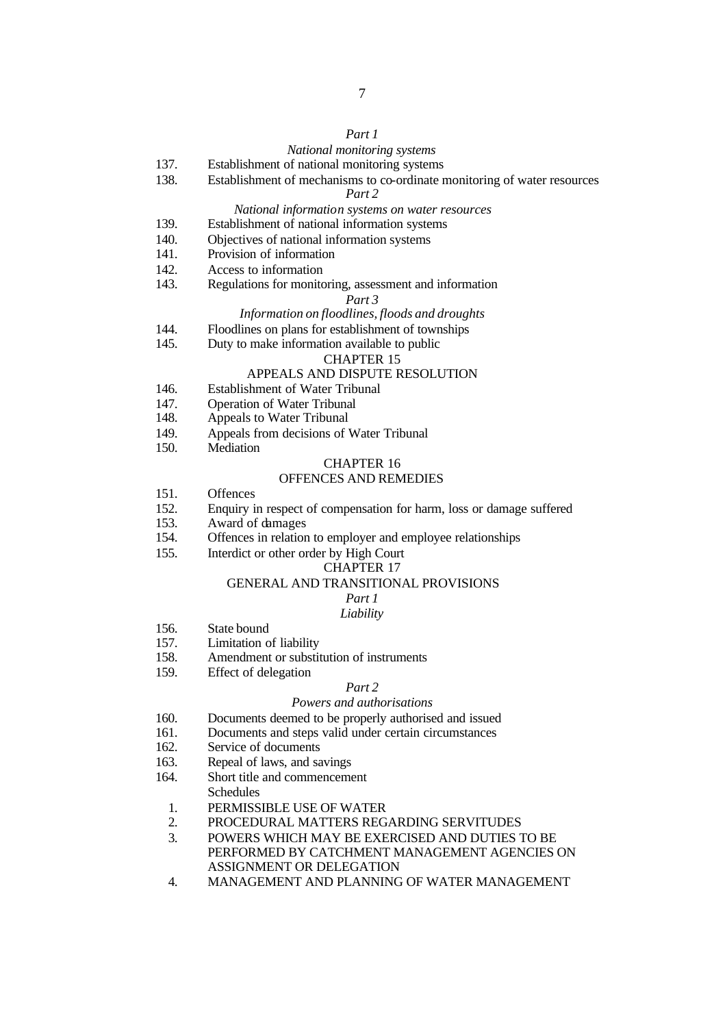*Part 1*

*National monitoring systems*

137. Establishment of national monitoring systems
138. Establishment of mechanisms to co-ordinate monitoring of water resources

*Part 2*

*National information systems on water resources*

139. Establishment of national information systems
140. Objectives of national information systems
141. Provision of information
142. Access to information
143. Regulations for monitoring, assessment and information

*Part 3*

*Information on floodlines, floods and droughts*

144. Floodlines on plans for establishment of townships
145. Duty to make information available to public

CHAPTER 15

APPEALS AND DISPUTE RESOLUTION

146. Establishment of Water Tribunal
147. Operation of Water Tribunal
148. Appeals to Water Tribunal
149. Appeals from decisions of Water Tribunal
150. Mediation

CHAPTER 16

OFFENCES AND REMEDIES

151. Offences
152. Enquiry in respect of compensation for harm, loss or damage suffered
153. Award of damages
154. Offences in relation to employer and employee relationships
155. Interdict or other order by High Court

CHAPTER 17

GENERAL AND TRANSITIONAL PROVISIONS

*Part 1*

*Liability*

156. State bound
157. Limitation of liability
158. Amendment or substitution of instruments
159. Effect of delegation

*Part 2*

*Powers and authorisations*

160. Documents deemed to be properly authorised and issued
161. Documents and steps valid under certain circumstances
162. Service of documents
163. Repeal of laws, and savings
164. Short title and commencement

Schedules

1. PERMISSIBLE USE OF WATER
2. PROCEDURAL MATTERS REGARDING SERVITUDES
3. POWERS WHICH MAY BE EXERCISED AND DUTIES TO BE PERFORMED BY CATCHMENT MANAGEMENT AGENCIES ON ASSIGNMENT OR DELEGATION
4. MANAGEMENT AND PLANNING OF WATER MANAGEMENT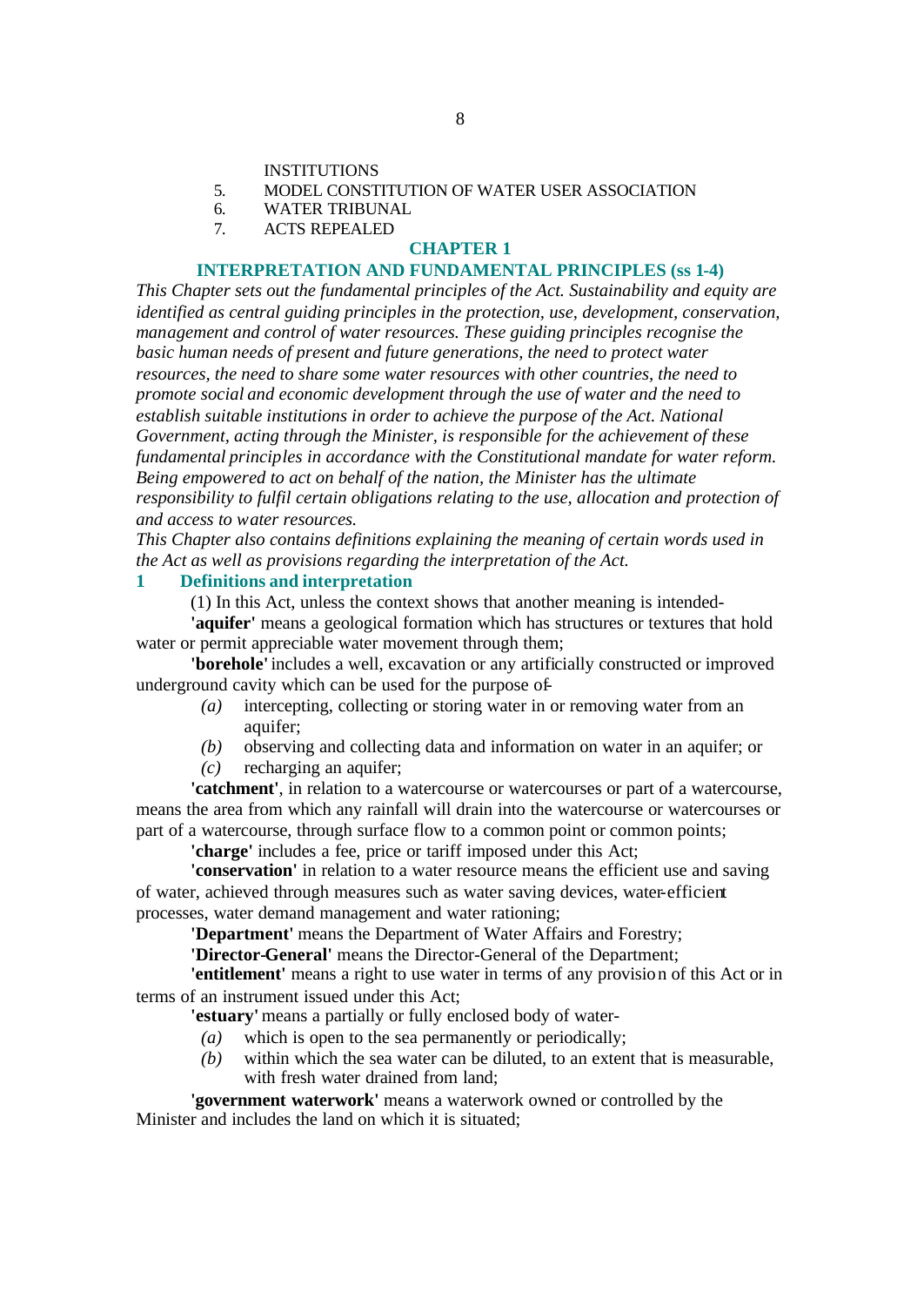INSTITUTIONS

5. MODEL CONSTITUTION OF WATER USER ASSOCIATION
6. WATER TRIBUNAL
7. ACTS REPEALED

## CHAPTER 1

## INTERPRETATION AND FUNDAMENTAL PRINCIPLES (ss 1-4)

*This Chapter sets out the fundamental principles of the Act. Sustainability and equity are identified as central guiding principles in the protection, use, development, conservation, management and control of water resources. These guiding principles recognise the basic human needs of present and future generations, the need to protect water resources, the need to share some water resources with other countries, the need to promote social and economic development through the use of water and the need to establish suitable institutions in order to achieve the purpose of the Act. National Government, acting through the Minister, is responsible for the achievement of these fundamental principles in accordance with the Constitutional mandate for water reform. Being empowered to act on behalf of the nation, the Minister has the ultimate responsibility to fulfil certain obligations relating to the use, allocation and protection of and access to water resources.*

*This Chapter also contains definitions explaining the meaning of certain words used in the Act as well as provisions regarding the interpretation of the Act.*

### 1 Definitions and interpretation

(1) In this Act, unless the context shows that another meaning is intended-

**'aquifer'** means a geological formation which has structures or textures that hold water or permit appreciable water movement through them;

**'borehole'** includes a well, excavation or any artificially constructed or improved underground cavity which can be used for the purpose of-

*(a)* intercepting, collecting or storing water in or removing water from an aquifer;

*(b)* observing and collecting data and information on water in an aquifer; or

*(c)* recharging an aquifer;

**'catchment'**, in relation to a watercourse or watercourses or part of a watercourse, means the area from which any rainfall will drain into the watercourse or watercourses or part of a watercourse, through surface flow to a common point or common points;

**'charge'** includes a fee, price or tariff imposed under this Act;

**'conservation'** in relation to a water resource means the efficient use and saving of water, achieved through measures such as water saving devices, water-efficient processes, water demand management and water rationing;

**'Department'** means the Department of Water Affairs and Forestry;

**'Director-General'** means the Director-General of the Department;

**'entitlement'** means a right to use water in terms of any provision of this Act or in terms of an instrument issued under this Act;

**'estuary'** means a partially or fully enclosed body of water-

*(a)* which is open to the sea permanently or periodically;

*(b)* within which the sea water can be diluted, to an extent that is measurable, with fresh water drained from land;

**'government waterwork'** means a waterwork owned or controlled by the Minister and includes the land on which it is situated;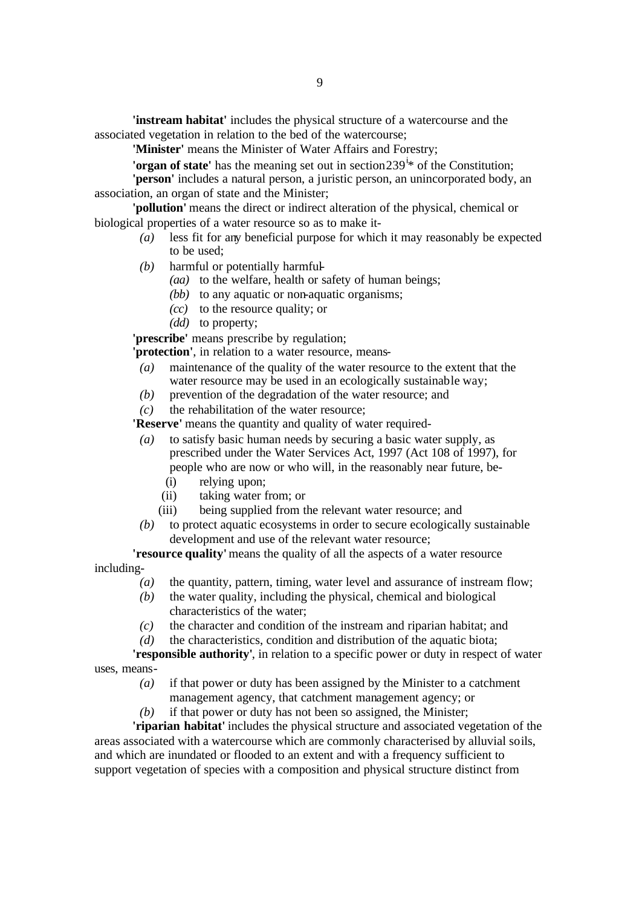**'instream habitat'** includes the physical structure of a watercourse and the associated vegetation in relation to the bed of the watercourse;

**'Minister'** means the Minister of Water Affairs and Forestry;

**'organ of state'** has the meaning set out in section 239[i]* of the Constitution;

**'person'** includes a natural person, a juristic person, an unincorporated body, an association, an organ of state and the Minister;

**'pollution'** means the direct or indirect alteration of the physical, chemical or biological properties of a water resource so as to make it-

- *(a)* less fit for any beneficial purpose for which it may reasonably be expected to be used;
- *(b)* harmful or potentially harmful-
  - *(aa)* to the welfare, health or safety of human beings;
  - *(bb)* to any aquatic or non-aquatic organisms;
  - *(cc)* to the resource quality; or
  - *(dd)* to property;

**'prescribe'** means prescribe by regulation;

**'protection'**, in relation to a water resource, means-

- *(a)* maintenance of the quality of the water resource to the extent that the water resource may be used in an ecologically sustainable way;
- *(b)* prevention of the degradation of the water resource; and
- *(c)* the rehabilitation of the water resource;

**'Reserve'** means the quantity and quality of water required-

- *(a)* to satisfy basic human needs by securing a basic water supply, as prescribed under the Water Services Act, 1997 (Act 108 of 1997), for people who are now or who will, in the reasonably near future, be-
  - (i) relying upon;
  - (ii) taking water from; or
  - (iii) being supplied from the relevant water resource; and
- *(b)* to protect aquatic ecosystems in order to secure ecologically sustainable development and use of the relevant water resource;

**'resource quality'** means the quality of all the aspects of a water resource including-

- *(a)* the quantity, pattern, timing, water level and assurance of instream flow;
- *(b)* the water quality, including the physical, chemical and biological characteristics of the water;
- *(c)* the character and condition of the instream and riparian habitat; and
- *(d)* the characteristics, condition and distribution of the aquatic biota;

**'responsible authority'**, in relation to a specific power or duty in respect of water uses, means-

- *(a)* if that power or duty has been assigned by the Minister to a catchment management agency, that catchment management agency; or
- *(b)* if that power or duty has not been so assigned, the Minister;

**'riparian habitat'** includes the physical structure and associated vegetation of the areas associated with a watercourse which are commonly characterised by alluvial soils, and which are inundated or flooded to an extent and with a frequency sufficient to support vegetation of species with a composition and physical structure distinct from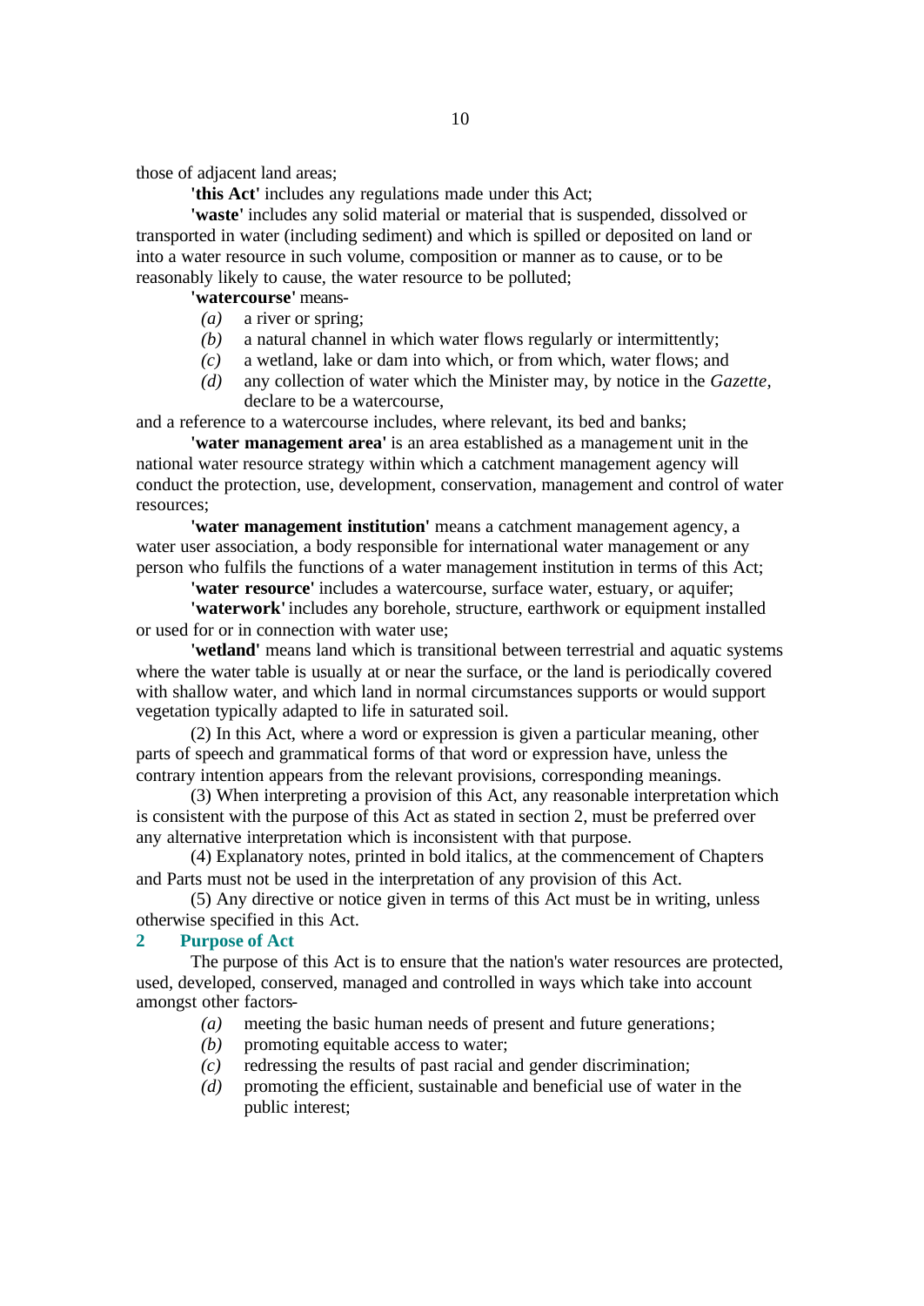those of adjacent land areas;

**'this Act'** includes any regulations made under this Act;

**'waste'** includes any solid material or material that is suspended, dissolved or transported in water (including sediment) and which is spilled or deposited on land or into a water resource in such volume, composition or manner as to cause, or to be reasonably likely to cause, the water resource to be polluted;

**'watercourse'** means-

- *(a)* a river or spring;
- *(b)* a natural channel in which water flows regularly or intermittently;
- *(c)* a wetland, lake or dam into which, or from which, water flows; and
- *(d)* any collection of water which the Minister may, by notice in the *Gazette*, declare to be a watercourse,

and a reference to a watercourse includes, where relevant, its bed and banks;

**'water management area'** is an area established as a management unit in the national water resource strategy within which a catchment management agency will conduct the protection, use, development, conservation, management and control of water resources;

**'water management institution'** means a catchment management agency, a water user association, a body responsible for international water management or any person who fulfils the functions of a water management institution in terms of this Act;

**'water resource'** includes a watercourse, surface water, estuary, or aquifer;

**'waterwork'** includes any borehole, structure, earthwork or equipment installed or used for or in connection with water use;

**'wetland'** means land which is transitional between terrestrial and aquatic systems where the water table is usually at or near the surface, or the land is periodically covered with shallow water, and which land in normal circumstances supports or would support vegetation typically adapted to life in saturated soil.

(2) In this Act, where a word or expression is given a particular meaning, other parts of speech and grammatical forms of that word or expression have, unless the contrary intention appears from the relevant provisions, corresponding meanings.

(3) When interpreting a provision of this Act, any reasonable interpretation which is consistent with the purpose of this Act as stated in section 2, must be preferred over any alternative interpretation which is inconsistent with that purpose.

(4) Explanatory notes, printed in bold italics, at the commencement of Chapters and Parts must not be used in the interpretation of any provision of this Act.

(5) Any directive or notice given in terms of this Act must be in writing, unless otherwise specified in this Act.

## 2 Purpose of Act

The purpose of this Act is to ensure that the nation's water resources are protected, used, developed, conserved, managed and controlled in ways which take into account amongst other factors-

- *(a)* meeting the basic human needs of present and future generations;
- *(b)* promoting equitable access to water;
- *(c)* redressing the results of past racial and gender discrimination;
- *(d)* promoting the efficient, sustainable and beneficial use of water in the public interest;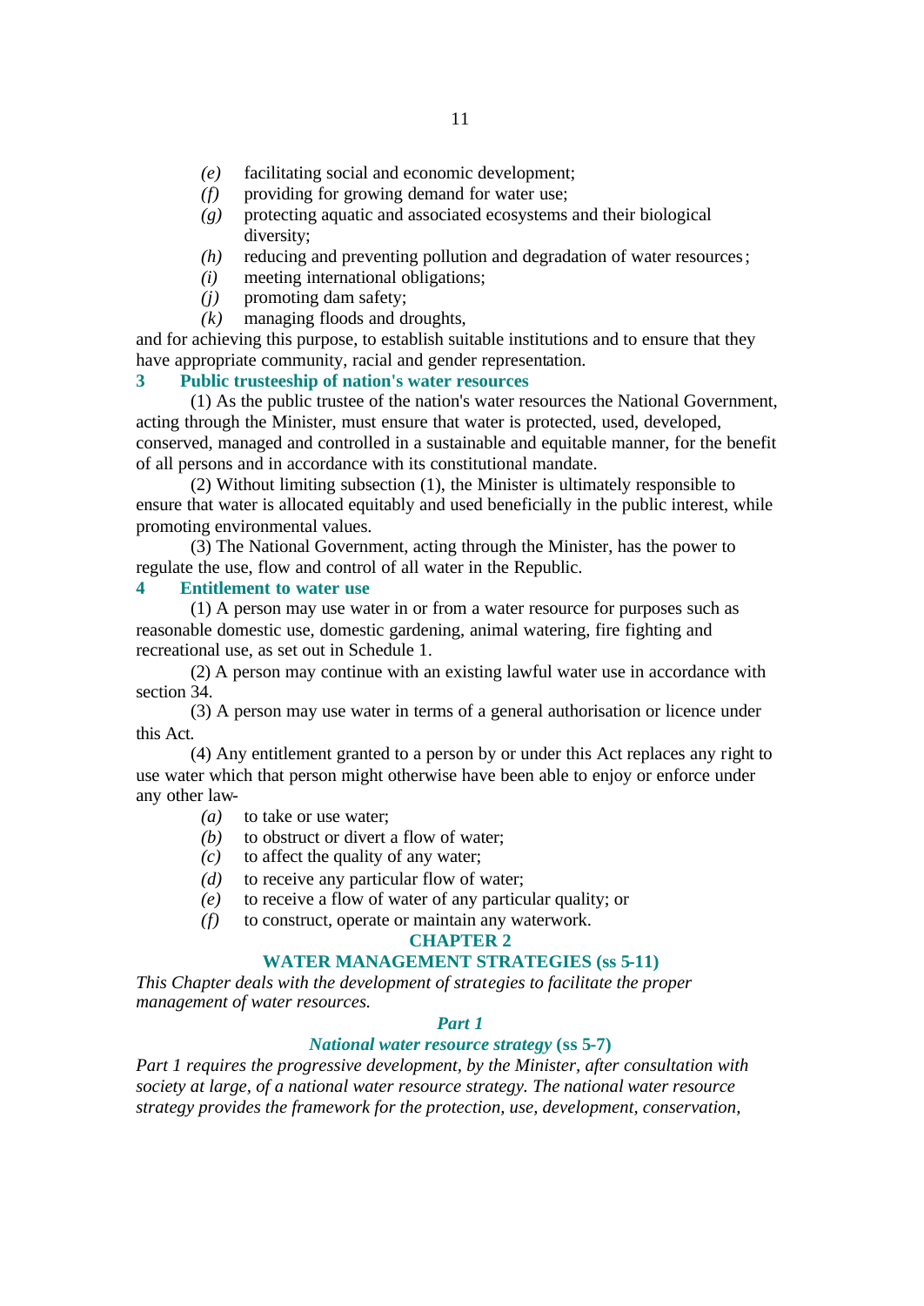- *(e)* facilitating social and economic development;
- *(f)* providing for growing demand for water use;
- *(g)* protecting aquatic and associated ecosystems and their biological diversity;
- *(h)* reducing and preventing pollution and degradation of water resources;
- *(i)* meeting international obligations;
- *(j)* promoting dam safety;
- *(k)* managing floods and droughts,

and for achieving this purpose, to establish suitable institutions and to ensure that they have appropriate community, racial and gender representation.

### 3 Public trusteeship of nation's water resources

(1) As the public trustee of the nation's water resources the National Government, acting through the Minister, must ensure that water is protected, used, developed, conserved, managed and controlled in a sustainable and equitable manner, for the benefit of all persons and in accordance with its constitutional mandate.

(2) Without limiting subsection (1), the Minister is ultimately responsible to ensure that water is allocated equitably and used beneficially in the public interest, while promoting environmental values.

(3) The National Government, acting through the Minister, has the power to regulate the use, flow and control of all water in the Republic.

### 4 Entitlement to water use

(1) A person may use water in or from a water resource for purposes such as reasonable domestic use, domestic gardening, animal watering, fire fighting and recreational use, as set out in Schedule 1.

(2) A person may continue with an existing lawful water use in accordance with section 34.

(3) A person may use water in terms of a general authorisation or licence under this Act.

(4) Any entitlement granted to a person by or under this Act replaces any right to use water which that person might otherwise have been able to enjoy or enforce under any other law-

- *(a)* to take or use water;
- *(b)* to obstruct or divert a flow of water;
- *(c)* to affect the quality of any water;
- *(d)* to receive any particular flow of water;
- *(e)* to receive a flow of water of any particular quality; or
- *(f)* to construct, operate or maintain any waterwork.

## CHAPTER 2

## WATER MANAGEMENT STRATEGIES (ss 5-11)

*This Chapter deals with the development of strategies to facilitate the proper management of water resources.*

### *Part 1*

### *National water resource strategy* (ss 5-7)

*Part 1 requires the progressive development, by the Minister, after consultation with society at large, of a national water resource strategy. The national water resource strategy provides the framework for the protection, use, development, conservation,*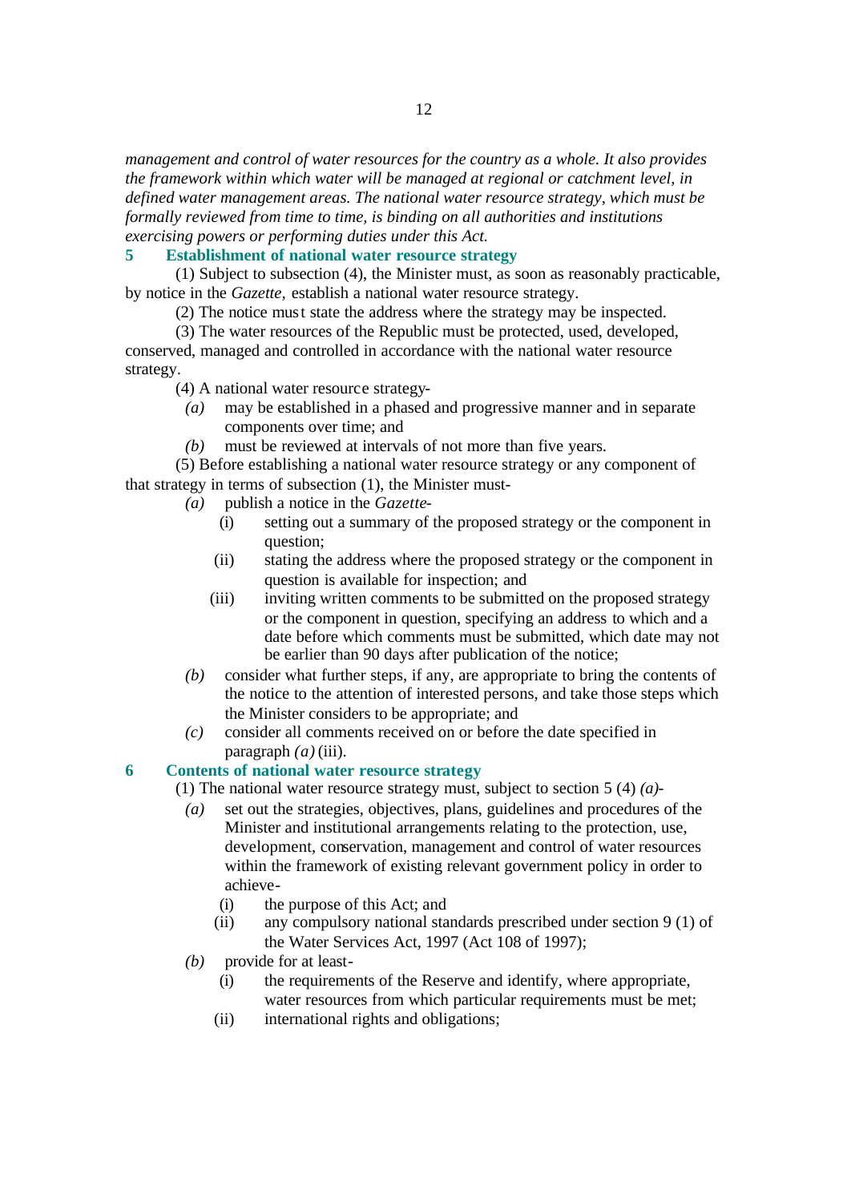*management and control of water resources for the country as a whole. It also provides the framework within which water will be managed at regional or catchment level, in defined water management areas. The national water resource strategy, which must be formally reviewed from time to time, is binding on all authorities and institutions exercising powers or performing duties under this Act.*

### 5 Establishment of national water resource strategy

(1) Subject to subsection (4), the Minister must, as soon as reasonably practicable, by notice in the *Gazette,* establish a national water resource strategy.

(2) The notice must state the address where the strategy may be inspected.

(3) The water resources of the Republic must be protected, used, developed, conserved, managed and controlled in accordance with the national water resource strategy.

(4) A national water resource strategy-

*(a)* may be established in a phased and progressive manner and in separate components over time; and

*(b)* must be reviewed at intervals of not more than five years.

(5) Before establishing a national water resource strategy or any component of that strategy in terms of subsection (1), the Minister must-

*(a)* publish a notice in the *Gazette*-

(i) setting out a summary of the proposed strategy or the component in question;

(ii) stating the address where the proposed strategy or the component in question is available for inspection; and

(iii) inviting written comments to be submitted on the proposed strategy or the component in question, specifying an address to which and a date before which comments must be submitted, which date may not be earlier than 90 days after publication of the notice;

*(b)* consider what further steps, if any, are appropriate to bring the contents of the notice to the attention of interested persons, and take those steps which the Minister considers to be appropriate; and

*(c)* consider all comments received on or before the date specified in paragraph *(a)* (iii).

### 6 Contents of national water resource strategy

(1) The national water resource strategy must, subject to section 5 (4) *(a)*-

*(a)* set out the strategies, objectives, plans, guidelines and procedures of the Minister and institutional arrangements relating to the protection, use, development, conservation, management and control of water resources within the framework of existing relevant government policy in order to achieve-

(i) the purpose of this Act; and

(ii) any compulsory national standards prescribed under section 9 (1) of the Water Services Act, 1997 (Act 108 of 1997);

*(b)* provide for at least-

(i) the requirements of the Reserve and identify, where appropriate, water resources from which particular requirements must be met;

(ii) international rights and obligations;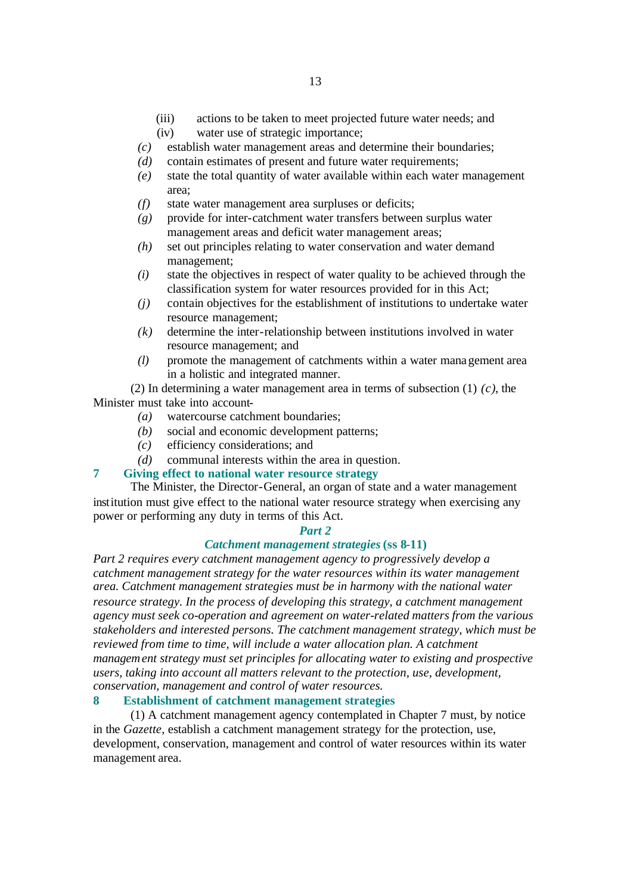(iii) actions to be taken to meet projected future water needs; and

(iv) water use of strategic importance;

*(c)* establish water management areas and determine their boundaries;

*(d)* contain estimates of present and future water requirements;

*(e)* state the total quantity of water available within each water management area;

*(f)* state water management area surpluses or deficits;

*(g)* provide for inter-catchment water transfers between surplus water management areas and deficit water management areas;

*(h)* set out principles relating to water conservation and water demand management;

*(i)* state the objectives in respect of water quality to be achieved through the classification system for water resources provided for in this Act;

*(j)* contain objectives for the establishment of institutions to undertake water resource management;

*(k)* determine the inter-relationship between institutions involved in water resource management; and

*(l)* promote the management of catchments within a water management area in a holistic and integrated manner.

(2) In determining a water management area in terms of subsection (1) *(c)*, the Minister must take into account-

*(a)* watercourse catchment boundaries;

*(b)* social and economic development patterns;

*(c)* efficiency considerations; and

*(d)* communal interests within the area in question.

### 7 Giving effect to national water resource strategy

The Minister, the Director-General, an organ of state and a water management institution must give effect to the national water resource strategy when exercising any power or performing any duty in terms of this Act.

## *Part 2*

## *Catchment management strategies* (ss 8-11)

*Part 2 requires every catchment management agency to progressively develop a catchment management strategy for the water resources within its water management area. Catchment management strategies must be in harmony with the national water resource strategy. In the process of developing this strategy, a catchment management agency must seek co-operation and agreement on water-related matters from the various stakeholders and interested persons. The catchment management strategy, which must be reviewed from time to time, will include a water allocation plan. A catchment management strategy must set principles for allocating water to existing and prospective users, taking into account all matters relevant to the protection, use, development, conservation, management and control of water resources.*

### 8 Establishment of catchment management strategies

(1) A catchment management agency contemplated in Chapter 7 must, by notice in the *Gazette*, establish a catchment management strategy for the protection, use, development, conservation, management and control of water resources within its water management area.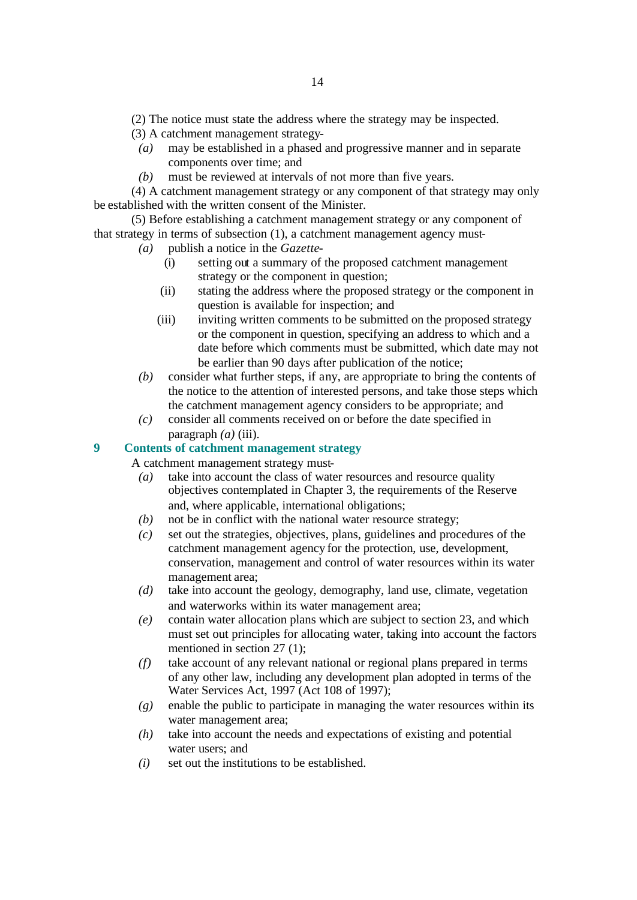(2) The notice must state the address where the strategy may be inspected.

(3) A catchment management strategy-

*(a)* may be established in a phased and progressive manner and in separate components over time; and

*(b)* must be reviewed at intervals of not more than five years.

(4) A catchment management strategy or any component of that strategy may only be established with the written consent of the Minister.

(5) Before establishing a catchment management strategy or any component of that strategy in terms of subsection (1), a catchment management agency must-

*(a)* publish a notice in the *Gazette*-

(i) setting out a summary of the proposed catchment management strategy or the component in question;

(ii) stating the address where the proposed strategy or the component in question is available for inspection; and

(iii) inviting written comments to be submitted on the proposed strategy or the component in question, specifying an address to which and a date before which comments must be submitted, which date may not be earlier than 90 days after publication of the notice;

*(b)* consider what further steps, if any, are appropriate to bring the contents of the notice to the attention of interested persons, and take those steps which the catchment management agency considers to be appropriate; and

*(c)* consider all comments received on or before the date specified in paragraph *(a)* (iii).

## 9 Contents of catchment management strategy

A catchment management strategy must-

*(a)* take into account the class of water resources and resource quality objectives contemplated in Chapter 3, the requirements of the Reserve and, where applicable, international obligations;

*(b)* not be in conflict with the national water resource strategy;

*(c)* set out the strategies, objectives, plans, guidelines and procedures of the catchment management agency for the protection, use, development, conservation, management and control of water resources within its water management area;

*(d)* take into account the geology, demography, land use, climate, vegetation and waterworks within its water management area;

*(e)* contain water allocation plans which are subject to section 23, and which must set out principles for allocating water, taking into account the factors mentioned in section 27 (1);

*(f)* take account of any relevant national or regional plans prepared in terms of any other law, including any development plan adopted in terms of the Water Services Act, 1997 (Act 108 of 1997);

*(g)* enable the public to participate in managing the water resources within its water management area;

*(h)* take into account the needs and expectations of existing and potential water users; and

*(i)* set out the institutions to be established.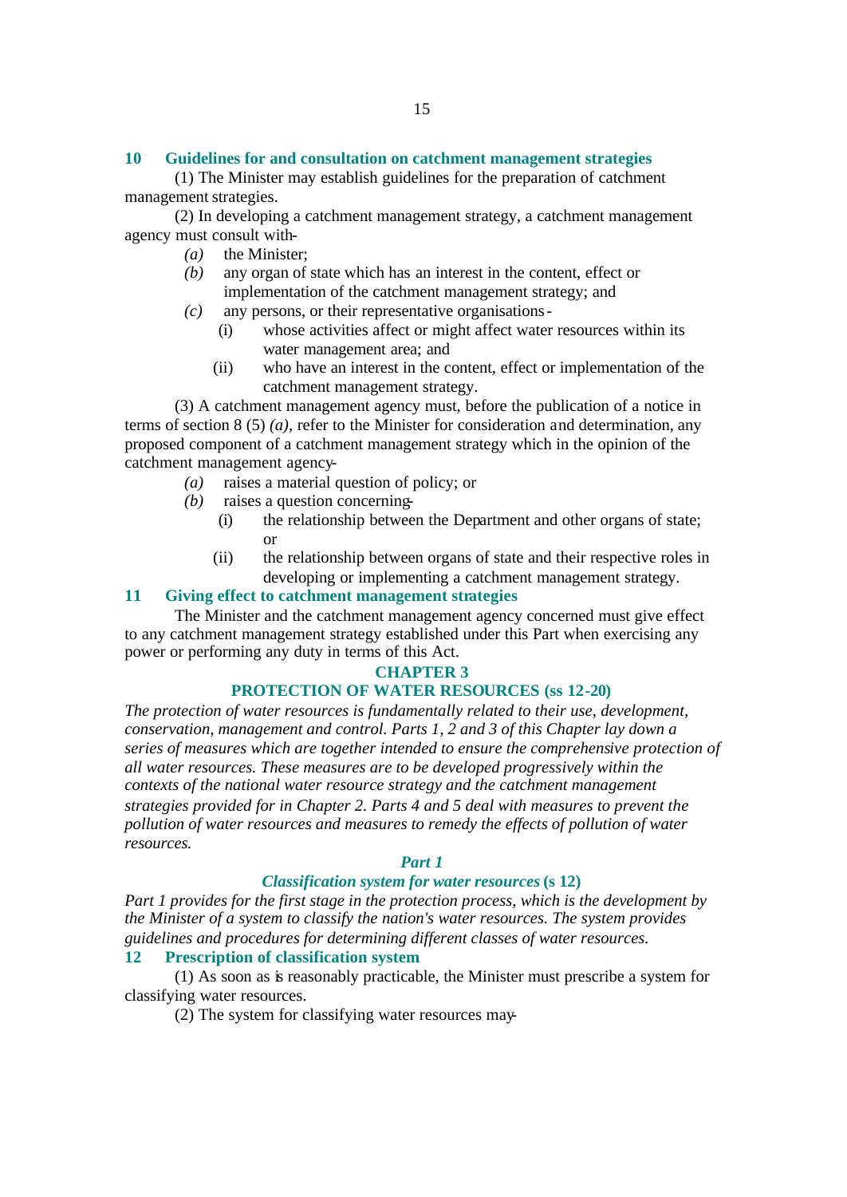### 10 Guidelines for and consultation on catchment management strategies

(1) The Minister may establish guidelines for the preparation of catchment management strategies.

(2) In developing a catchment management strategy, a catchment management agency must consult with-

*(a)* the Minister;

*(b)* any organ of state which has an interest in the content, effect or implementation of the catchment management strategy; and

*(c)* any persons, or their representative organisations-

(i) whose activities affect or might affect water resources within its water management area; and

(ii) who have an interest in the content, effect or implementation of the catchment management strategy.

(3) A catchment management agency must, before the publication of a notice in terms of section 8 (5) *(a)*, refer to the Minister for consideration and determination, any proposed component of a catchment management strategy which in the opinion of the catchment management agency-

*(a)* raises a material question of policy; or

*(b)* raises a question concerning-

(i) the relationship between the Department and other organs of state; or

(ii) the relationship between organs of state and their respective roles in developing or implementing a catchment management strategy.

### 11 Giving effect to catchment management strategies

The Minister and the catchment management agency concerned must give effect to any catchment management strategy established under this Part when exercising any power or performing any duty in terms of this Act.

## CHAPTER 3
## PROTECTION OF WATER RESOURCES (ss 12-20)

*The protection of water resources is fundamentally related to their use, development, conservation, management and control. Parts 1, 2 and 3 of this Chapter lay down a series of measures which are together intended to ensure the comprehensive protection of all water resources. These measures are to be developed progressively within the contexts of the national water resource strategy and the catchment management strategies provided for in Chapter 2. Parts 4 and 5 deal with measures to prevent the pollution of water resources and measures to remedy the effects of pollution of water resources.*

## *Part 1*
## *Classification system for water resources* (s 12)

*Part 1 provides for the first stage in the protection process, which is the development by the Minister of a system to classify the nation's water resources. The system provides guidelines and procedures for determining different classes of water resources.*

### 12 Prescription of classification system

(1) As soon as is reasonably practicable, the Minister must prescribe a system for classifying water resources.

(2) The system for classifying water resources may-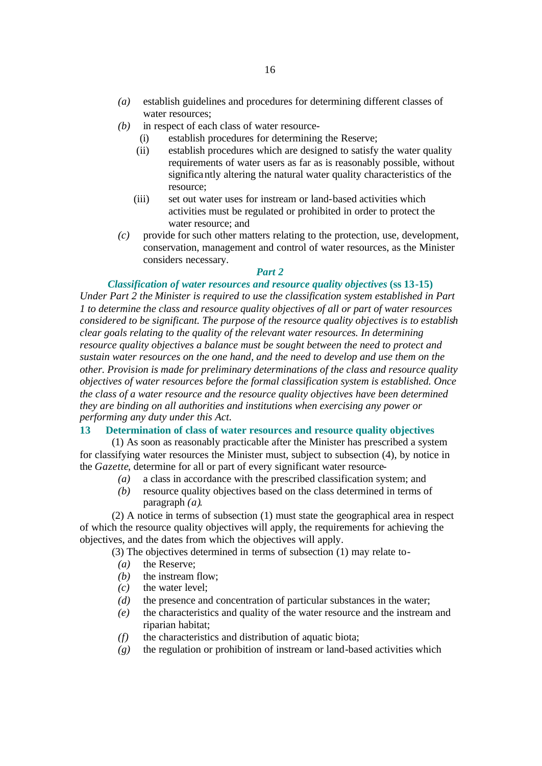- *(a)* establish guidelines and procedures for determining different classes of water resources;
- *(b)* in respect of each class of water resource-
  - (i) establish procedures for determining the Reserve;
  - (ii) establish procedures which are designed to satisfy the water quality requirements of water users as far as is reasonably possible, without significantly altering the natural water quality characteristics of the resource;
  - (iii) set out water uses for instream or land-based activities which activities must be regulated or prohibited in order to protect the water resource; and
- *(c)* provide for such other matters relating to the protection, use, development, conservation, management and control of water resources, as the Minister considers necessary.

## *Part 2*

### *Classification of water resources and resource quality objectives* (ss 13-15)

*Under Part 2 the Minister is required to use the classification system established in Part 1 to determine the class and resource quality objectives of all or part of water resources considered to be significant. The purpose of the resource quality objectives is to establish clear goals relating to the quality of the relevant water resources. In determining resource quality objectives a balance must be sought between the need to protect and sustain water resources on the one hand, and the need to develop and use them on the other. Provision is made for preliminary determinations of the class and resource quality objectives of water resources before the formal classification system is established. Once the class of a water resource and the resource quality objectives have been determined they are binding on all authorities and institutions when exercising any power or performing any duty under this Act.*

### 13 Determination of class of water resources and resource quality objectives

(1) As soon as reasonably practicable after the Minister has prescribed a system for classifying water resources the Minister must, subject to subsection (4), by notice in the *Gazette*, determine for all or part of every significant water resource-

- *(a)* a class in accordance with the prescribed classification system; and
- *(b)* resource quality objectives based on the class determined in terms of paragraph *(a)*.

(2) A notice in terms of subsection (1) must state the geographical area in respect of which the resource quality objectives will apply, the requirements for achieving the objectives, and the dates from which the objectives will apply.

(3) The objectives determined in terms of subsection (1) may relate to-

- *(a)* the Reserve;
- *(b)* the instream flow;
- *(c)* the water level;
- *(d)* the presence and concentration of particular substances in the water;
- *(e)* the characteristics and quality of the water resource and the instream and riparian habitat;
- *(f)* the characteristics and distribution of aquatic biota;
- *(g)* the regulation or prohibition of instream or land-based activities which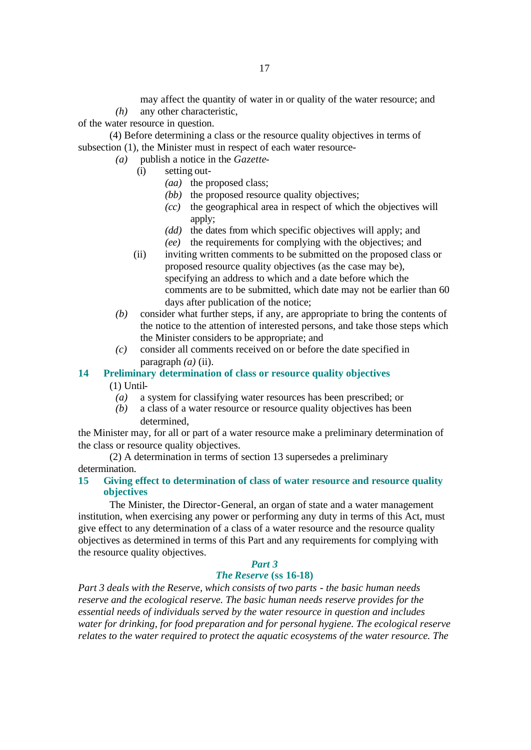may affect the quantity of water in or quality of the water resource; and

*(h)* any other characteristic,

of the water resource in question.

(4) Before determining a class or the resource quality objectives in terms of subsection (1), the Minister must in respect of each water resource-

*(a)* publish a notice in the *Gazette*-

(i) setting out-

*(aa)* the proposed class;

*(bb)* the proposed resource quality objectives;

*(cc)* the geographical area in respect of which the objectives will apply;

*(dd)* the dates from which specific objectives will apply; and

*(ee)* the requirements for complying with the objectives; and

(ii) inviting written comments to be submitted on the proposed class or proposed resource quality objectives (as the case may be), specifying an address to which and a date before which the comments are to be submitted, which date may not be earlier than 60 days after publication of the notice;

*(b)* consider what further steps, if any, are appropriate to bring the contents of the notice to the attention of interested persons, and take those steps which the Minister considers to be appropriate; and

*(c)* consider all comments received on or before the date specified in paragraph *(a)* (ii).

### 14 Preliminary determination of class or resource quality objectives

(1) Until-

*(a)* a system for classifying water resources has been prescribed; or

*(b)* a class of a water resource or resource quality objectives has been determined,

the Minister may, for all or part of a water resource make a preliminary determination of the class or resource quality objectives.

(2) A determination in terms of section 13 supersedes a preliminary determination.

### 15 Giving effect to determination of class of water resource and resource quality objectives

The Minister, the Director-General, an organ of state and a water management institution, when exercising any power or performing any duty in terms of this Act, must give effect to any determination of a class of a water resource and the resource quality objectives as determined in terms of this Part and any requirements for complying with the resource quality objectives.

## *Part 3*
## *The Reserve* (ss 16-18)

*Part 3 deals with the Reserve, which consists of two parts - the basic human needs reserve and the ecological reserve. The basic human needs reserve provides for the essential needs of individuals served by the water resource in question and includes water for drinking, for food preparation and for personal hygiene. The ecological reserve relates to the water required to protect the aquatic ecosystems of the water resource. The*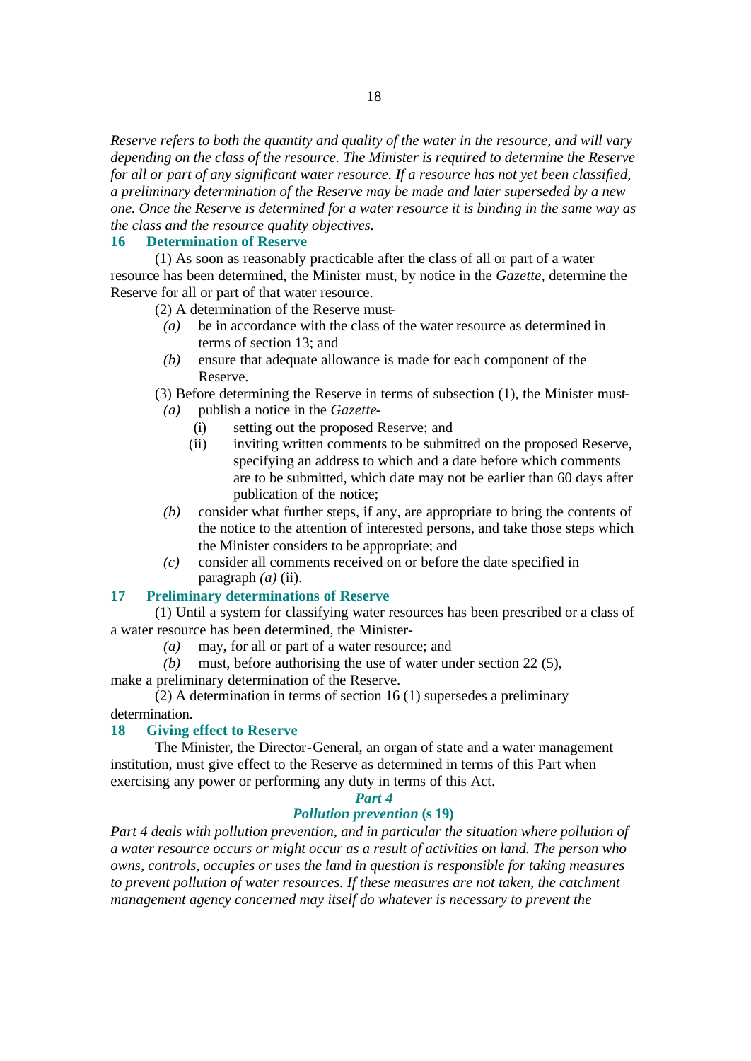*Reserve refers to both the quantity and quality of the water in the resource, and will vary depending on the class of the resource. The Minister is required to determine the Reserve for all or part of any significant water resource. If a resource has not yet been classified, a preliminary determination of the Reserve may be made and later superseded by a new one. Once the Reserve is determined for a water resource it is binding in the same way as the class and the resource quality objectives.*

### 16 Determination of Reserve

(1) As soon as reasonably practicable after the class of all or part of a water resource has been determined, the Minister must, by notice in the *Gazette*, determine the Reserve for all or part of that water resource.

(2) A determination of the Reserve must-

*(a)* be in accordance with the class of the water resource as determined in terms of section 13; and

*(b)* ensure that adequate allowance is made for each component of the Reserve.

(3) Before determining the Reserve in terms of subsection (1), the Minister must-

*(a)* publish a notice in the *Gazette*-

(i) setting out the proposed Reserve; and

(ii) inviting written comments to be submitted on the proposed Reserve, specifying an address to which and a date before which comments are to be submitted, which date may not be earlier than 60 days after publication of the notice;

*(b)* consider what further steps, if any, are appropriate to bring the contents of the notice to the attention of interested persons, and take those steps which the Minister considers to be appropriate; and

*(c)* consider all comments received on or before the date specified in paragraph *(a)* (ii).

### 17 Preliminary determinations of Reserve

(1) Until a system for classifying water resources has been prescribed or a class of a water resource has been determined, the Minister-

*(a)* may, for all or part of a water resource; and

*(b)* must, before authorising the use of water under section 22 (5),

make a preliminary determination of the Reserve.

(2) A determination in terms of section 16 (1) supersedes a preliminary determination.

### 18 Giving effect to Reserve

The Minister, the Director-General, an organ of state and a water management institution, must give effect to the Reserve as determined in terms of this Part when exercising any power or performing any duty in terms of this Act.

## *Part 4*

## *Pollution prevention* (s 19)

*Part 4 deals with pollution prevention, and in particular the situation where pollution of a water resource occurs or might occur as a result of activities on land. The person who owns, controls, occupies or uses the land in question is responsible for taking measures to prevent pollution of water resources. If these measures are not taken, the catchment management agency concerned may itself do whatever is necessary to prevent the*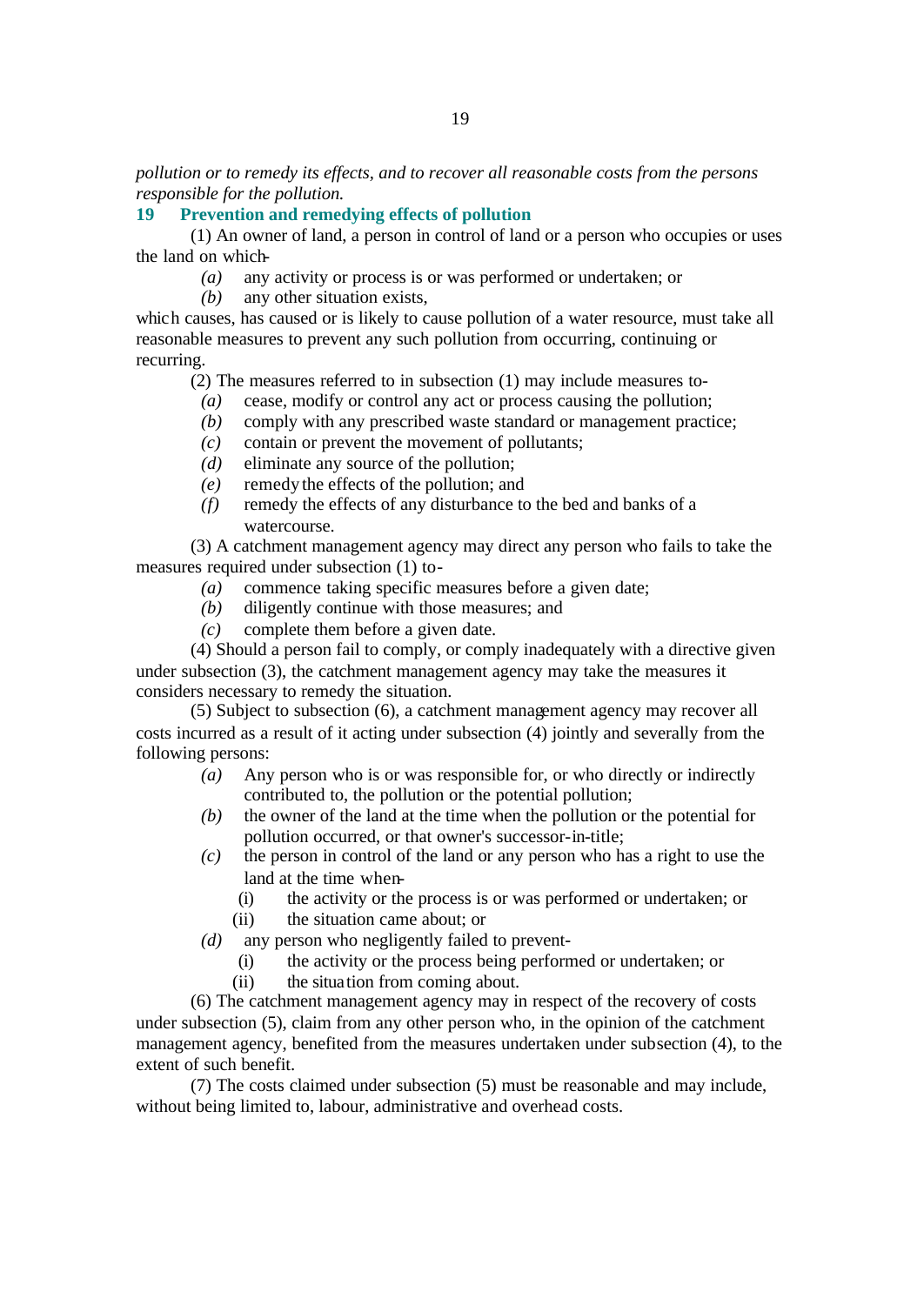*pollution or to remedy its effects, and to recover all reasonable costs from the persons responsible for the pollution.*

## 19 Prevention and remedying effects of pollution

(1) An owner of land, a person in control of land or a person who occupies or uses the land on which-

- *(a)* any activity or process is or was performed or undertaken; or
- *(b)* any other situation exists,

which causes, has caused or is likely to cause pollution of a water resource, must take all reasonable measures to prevent any such pollution from occurring, continuing or recurring.

(2) The measures referred to in subsection (1) may include measures to-

- *(a)* cease, modify or control any act or process causing the pollution;
- *(b)* comply with any prescribed waste standard or management practice;
- *(c)* contain or prevent the movement of pollutants;
- *(d)* eliminate any source of the pollution;
- *(e)* remedy the effects of the pollution; and
- *(f)* remedy the effects of any disturbance to the bed and banks of a watercourse.

(3) A catchment management agency may direct any person who fails to take the measures required under subsection (1) to-

- *(a)* commence taking specific measures before a given date;
- *(b)* diligently continue with those measures; and
- *(c)* complete them before a given date.

(4) Should a person fail to comply, or comply inadequately with a directive given under subsection (3), the catchment management agency may take the measures it considers necessary to remedy the situation.

(5) Subject to subsection (6), a catchment management agency may recover all costs incurred as a result of it acting under subsection (4) jointly and severally from the following persons:

- *(a)* Any person who is or was responsible for, or who directly or indirectly contributed to, the pollution or the potential pollution;
- *(b)* the owner of the land at the time when the pollution or the potential for pollution occurred, or that owner's successor-in-title;
- *(c)* the person in control of the land or any person who has a right to use the land at the time when-
  - (i) the activity or the process is or was performed or undertaken; or
  - (ii) the situation came about; or
- *(d)* any person who negligently failed to prevent-
  - (i) the activity or the process being performed or undertaken; or
  - (ii) the situation from coming about.

(6) The catchment management agency may in respect of the recovery of costs under subsection (5), claim from any other person who, in the opinion of the catchment management agency, benefited from the measures undertaken under subsection (4), to the extent of such benefit.

(7) The costs claimed under subsection (5) must be reasonable and may include, without being limited to, labour, administrative and overhead costs.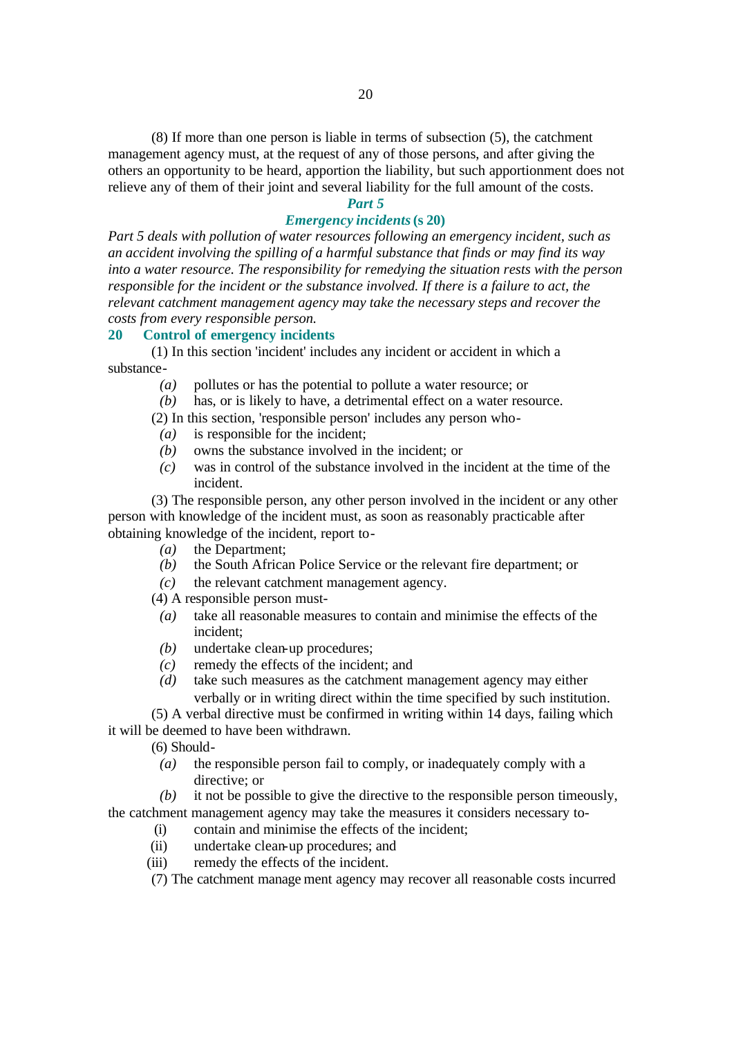(8) If more than one person is liable in terms of subsection (5), the catchment management agency must, at the request of any of those persons, and after giving the others an opportunity to be heard, apportion the liability, but such apportionment does not relieve any of them of their joint and several liability for the full amount of the costs.

## *Part 5*

## *Emergency incidents* (s 20)

*Part 5 deals with pollution of water resources following an emergency incident, such as an accident involving the spilling of a harmful substance that finds or may find its way into a water resource. The responsibility for remedying the situation rests with the person responsible for the incident or the substance involved. If there is a failure to act, the relevant catchment management agency may take the necessary steps and recover the costs from every responsible person.*

### 20 Control of emergency incidents

(1) In this section 'incident' includes any incident or accident in which a substance-

- *(a)* pollutes or has the potential to pollute a water resource; or
- *(b)* has, or is likely to have, a detrimental effect on a water resource.

(2) In this section, 'responsible person' includes any person who-

- *(a)* is responsible for the incident;
- *(b)* owns the substance involved in the incident; or
- *(c)* was in control of the substance involved in the incident at the time of the incident.

(3) The responsible person, any other person involved in the incident or any other person with knowledge of the incident must, as soon as reasonably practicable after obtaining knowledge of the incident, report to-

- *(a)* the Department;
- *(b)* the South African Police Service or the relevant fire department; or
- *(c)* the relevant catchment management agency.

(4) A responsible person must-

- *(a)* take all reasonable measures to contain and minimise the effects of the incident;
- *(b)* undertake clean-up procedures;
- *(c)* remedy the effects of the incident; and
- *(d)* take such measures as the catchment management agency may either verbally or in writing direct within the time specified by such institution.

(5) A verbal directive must be confirmed in writing within 14 days, failing which it will be deemed to have been withdrawn.

(6) Should-

- *(a)* the responsible person fail to comply, or inadequately comply with a directive; or
- *(b)* it not be possible to give the directive to the responsible person timeously,

the catchment management agency may take the measures it considers necessary to-

- (i) contain and minimise the effects of the incident;
- (ii) undertake clean-up procedures; and
- (iii) remedy the effects of the incident.

(7) The catchment management agency may recover all reasonable costs incurred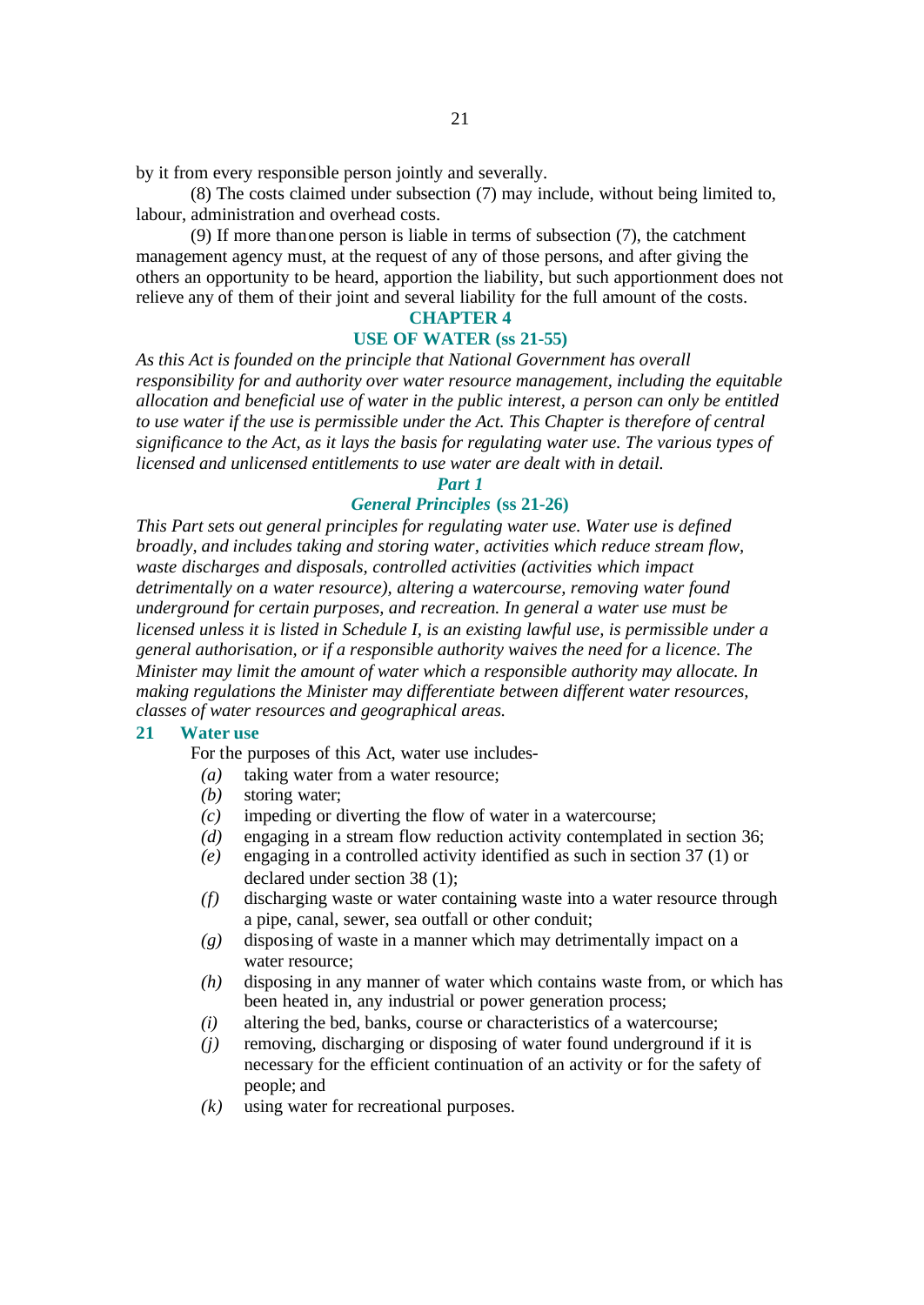by it from every responsible person jointly and severally.

(8) The costs claimed under subsection (7) may include, without being limited to, labour, administration and overhead costs.

(9) If more than one person is liable in terms of subsection (7), the catchment management agency must, at the request of any of those persons, and after giving the others an opportunity to be heard, apportion the liability, but such apportionment does not relieve any of them of their joint and several liability for the full amount of the costs.

## CHAPTER 4

## USE OF WATER (ss 21-55)

*As this Act is founded on the principle that National Government has overall responsibility for and authority over water resource management, including the equitable allocation and beneficial use of water in the public interest, a person can only be entitled to use water if the use is permissible under the Act. This Chapter is therefore of central significance to the Act, as it lays the basis for regulating water use. The various types of licensed and unlicensed entitlements to use water are dealt with in detail.*

### *Part 1*

### *General Principles* (ss 21-26)

*This Part sets out general principles for regulating water use. Water use is defined broadly, and includes taking and storing water, activities which reduce stream flow, waste discharges and disposals, controlled activities (activities which impact detrimentally on a water resource), altering a watercourse, removing water found underground for certain purposes, and recreation. In general a water use must be licensed unless it is listed in Schedule I, is an existing lawful use, is permissible under a general authorisation, or if a responsible authority waives the need for a licence. The Minister may limit the amount of water which a responsible authority may allocate. In making regulations the Minister may differentiate between different water resources, classes of water resources and geographical areas.*

**21 Water use**

For the purposes of this Act, water use includes-

*(a)* taking water from a water resource;
*(b)* storing water;
*(c)* impeding or diverting the flow of water in a watercourse;
*(d)* engaging in a stream flow reduction activity contemplated in section 36;
*(e)* engaging in a controlled activity identified as such in section 37 (1) or declared under section 38 (1);
*(f)* discharging waste or water containing waste into a water resource through a pipe, canal, sewer, sea outfall or other conduit;
*(g)* disposing of waste in a manner which may detrimentally impact on a water resource;
*(h)* disposing in any manner of water which contains waste from, or which has been heated in, any industrial or power generation process;
*(i)* altering the bed, banks, course or characteristics of a watercourse;
*(j)* removing, discharging or disposing of water found underground if it is necessary for the efficient continuation of an activity or for the safety of people; and
*(k)* using water for recreational purposes.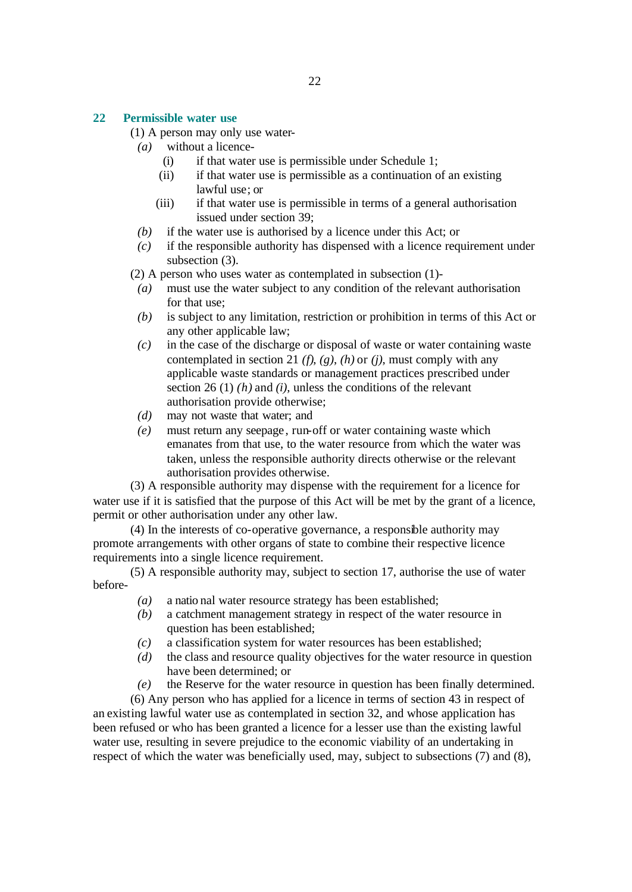## 22 Permissible water use

(1) A person may only use water-

*(a)* without a licence-

(i) if that water use is permissible under Schedule 1;

(ii) if that water use is permissible as a continuation of an existing lawful use; or

(iii) if that water use is permissible in terms of a general authorisation issued under section 39;

*(b)* if the water use is authorised by a licence under this Act; or

*(c)* if the responsible authority has dispensed with a licence requirement under subsection (3).

(2) A person who uses water as contemplated in subsection (1)-

*(a)* must use the water subject to any condition of the relevant authorisation for that use;

*(b)* is subject to any limitation, restriction or prohibition in terms of this Act or any other applicable law;

*(c)* in the case of the discharge or disposal of waste or water containing waste contemplated in section 21 *(f)*, *(g)*, *(h)* or *(j)*, must comply with any applicable waste standards or management practices prescribed under section 26 (1) *(h)* and *(i)*, unless the conditions of the relevant authorisation provide otherwise;

*(d)* may not waste that water; and

*(e)* must return any seepage, run-off or water containing waste which emanates from that use, to the water resource from which the water was taken, unless the responsible authority directs otherwise or the relevant authorisation provides otherwise.

(3) A responsible authority may dispense with the requirement for a licence for water use if it is satisfied that the purpose of this Act will be met by the grant of a licence, permit or other authorisation under any other law.

(4) In the interests of co-operative governance, a responsible authority may promote arrangements with other organs of state to combine their respective licence requirements into a single licence requirement.

(5) A responsible authority may, subject to section 17, authorise the use of water before-

*(a)* a national water resource strategy has been established;

*(b)* a catchment management strategy in respect of the water resource in question has been established;

*(c)* a classification system for water resources has been established;

*(d)* the class and resource quality objectives for the water resource in question have been determined; or

*(e)* the Reserve for the water resource in question has been finally determined.

(6) Any person who has applied for a licence in terms of section 43 in respect of an existing lawful water use as contemplated in section 32, and whose application has been refused or who has been granted a licence for a lesser use than the existing lawful water use, resulting in severe prejudice to the economic viability of an undertaking in respect of which the water was beneficially used, may, subject to subsections (7) and (8),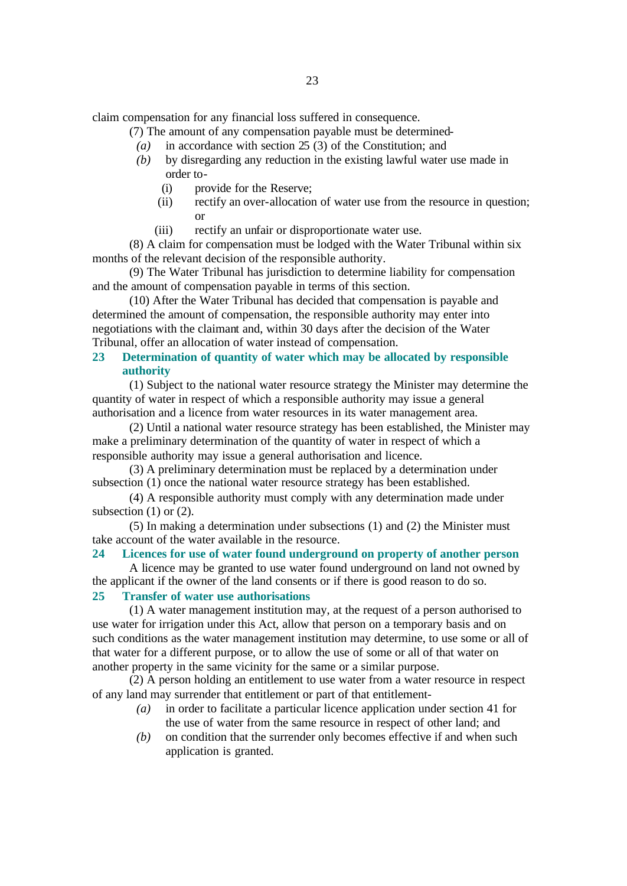claim compensation for any financial loss suffered in consequence.

(7) The amount of any compensation payable must be determined-

*(a)* in accordance with section 25 (3) of the Constitution; and

*(b)* by disregarding any reduction in the existing lawful water use made in order to-

(i) provide for the Reserve;

(ii) rectify an over-allocation of water use from the resource in question; or

(iii) rectify an unfair or disproportionate water use.

(8) A claim for compensation must be lodged with the Water Tribunal within six months of the relevant decision of the responsible authority.

(9) The Water Tribunal has jurisdiction to determine liability for compensation and the amount of compensation payable in terms of this section.

(10) After the Water Tribunal has decided that compensation is payable and determined the amount of compensation, the responsible authority may enter into negotiations with the claimant and, within 30 days after the decision of the Water Tribunal, offer an allocation of water instead of compensation.

### 23 Determination of quantity of water which may be allocated by responsible authority

(1) Subject to the national water resource strategy the Minister may determine the quantity of water in respect of which a responsible authority may issue a general authorisation and a licence from water resources in its water management area.

(2) Until a national water resource strategy has been established, the Minister may make a preliminary determination of the quantity of water in respect of which a responsible authority may issue a general authorisation and licence.

(3) A preliminary determination must be replaced by a determination under subsection (1) once the national water resource strategy has been established.

(4) A responsible authority must comply with any determination made under subsection (1) or (2).

(5) In making a determination under subsections (1) and (2) the Minister must take account of the water available in the resource.

### 24 Licences for use of water found underground on property of another person

A licence may be granted to use water found underground on land not owned by the applicant if the owner of the land consents or if there is good reason to do so.

### 25 Transfer of water use authorisations

(1) A water management institution may, at the request of a person authorised to use water for irrigation under this Act, allow that person on a temporary basis and on such conditions as the water management institution may determine, to use some or all of that water for a different purpose, or to allow the use of some or all of that water on another property in the same vicinity for the same or a similar purpose.

(2) A person holding an entitlement to use water from a water resource in respect of any land may surrender that entitlement or part of that entitlement-

*(a)* in order to facilitate a particular licence application under section 41 for the use of water from the same resource in respect of other land; and

*(b)* on condition that the surrender only becomes effective if and when such application is granted.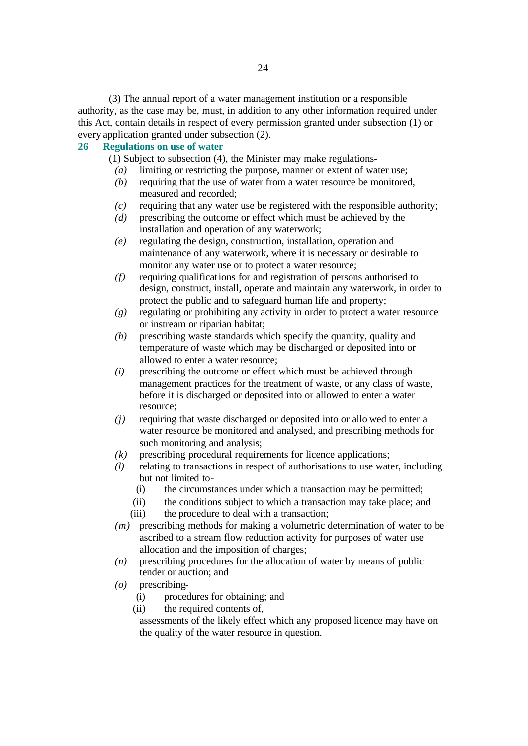(3) The annual report of a water management institution or a responsible authority, as the case may be, must, in addition to any other information required under this Act, contain details in respect of every permission granted under subsection (1) or every application granted under subsection (2).

### 26 Regulations on use of water

(1) Subject to subsection (4), the Minister may make regulations-

*(a)* limiting or restricting the purpose, manner or extent of water use;

*(b)* requiring that the use of water from a water resource be monitored, measured and recorded;

*(c)* requiring that any water use be registered with the responsible authority;

*(d)* prescribing the outcome or effect which must be achieved by the installation and operation of any waterwork;

*(e)* regulating the design, construction, installation, operation and maintenance of any waterwork, where it is necessary or desirable to monitor any water use or to protect a water resource;

*(f)* requiring qualifications for and registration of persons authorised to design, construct, install, operate and maintain any waterwork, in order to protect the public and to safeguard human life and property;

*(g)* regulating or prohibiting any activity in order to protect a water resource or instream or riparian habitat;

*(h)* prescribing waste standards which specify the quantity, quality and temperature of waste which may be discharged or deposited into or allowed to enter a water resource;

*(i)* prescribing the outcome or effect which must be achieved through management practices for the treatment of waste, or any class of waste, before it is discharged or deposited into or allowed to enter a water resource;

*(j)* requiring that waste discharged or deposited into or allowed to enter a water resource be monitored and analysed, and prescribing methods for such monitoring and analysis;

*(k)* prescribing procedural requirements for licence applications;

*(l)* relating to transactions in respect of authorisations to use water, including but not limited to-

(i) the circumstances under which a transaction may be permitted;

(ii) the conditions subject to which a transaction may take place; and

(iii) the procedure to deal with a transaction;

*(m)* prescribing methods for making a volumetric determination of water to be ascribed to a stream flow reduction activity for purposes of water use allocation and the imposition of charges;

*(n)* prescribing procedures for the allocation of water by means of public tender or auction; and

*(o)* prescribing-

(i) procedures for obtaining; and

(ii) the required contents of,

assessments of the likely effect which any proposed licence may have on the quality of the water resource in question.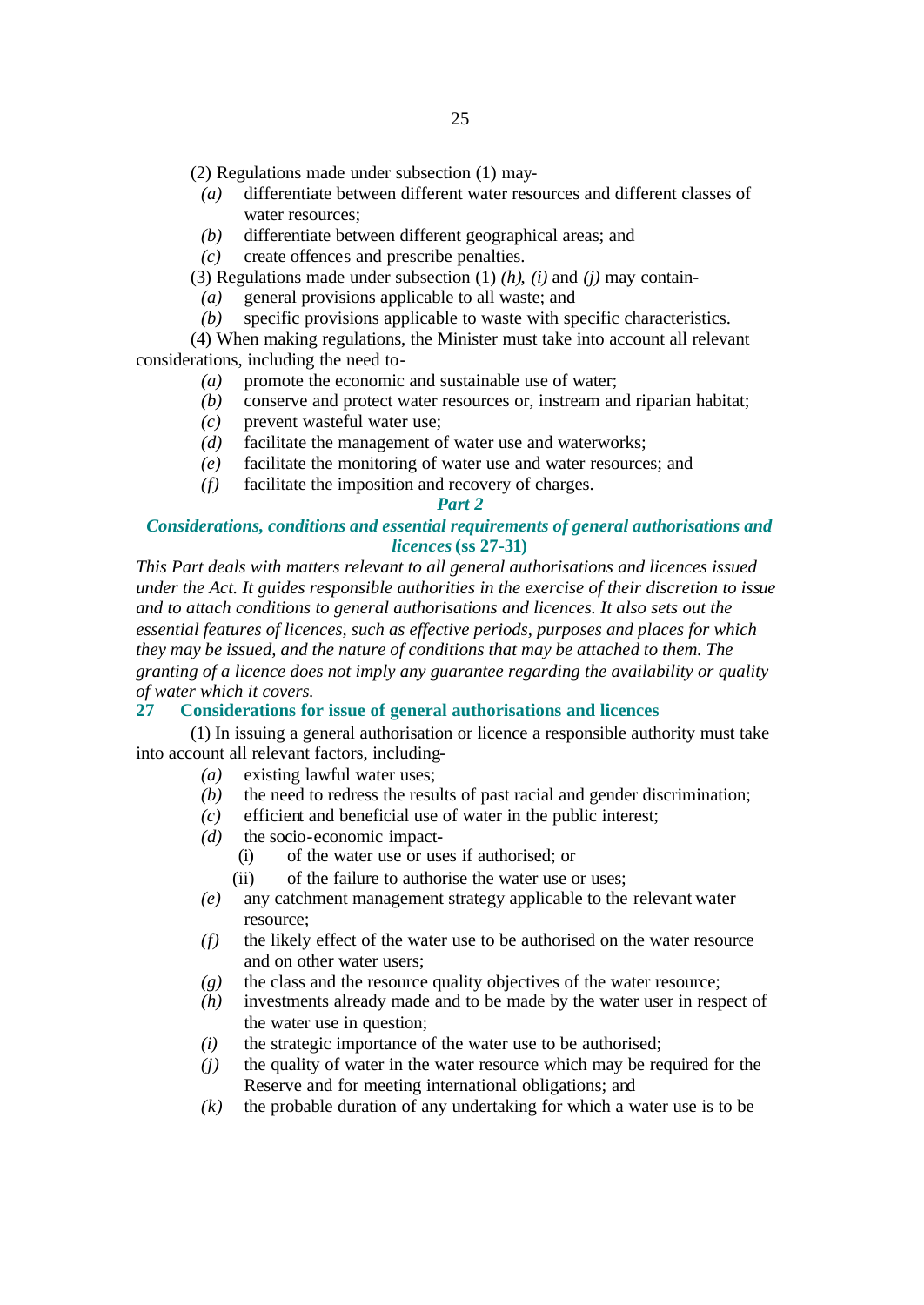(2) Regulations made under subsection (1) may-

*(a)* differentiate between different water resources and different classes of water resources;

*(b)* differentiate between different geographical areas; and

*(c)* create offences and prescribe penalties.

(3) Regulations made under subsection (1) *(h)*, *(i)* and *(j)* may contain-

*(a)* general provisions applicable to all waste; and

*(b)* specific provisions applicable to waste with specific characteristics.

(4) When making regulations, the Minister must take into account all relevant considerations, including the need to-

*(a)* promote the economic and sustainable use of water;

*(b)* conserve and protect water resources or, instream and riparian habitat;

*(c)* prevent wasteful water use;

*(d)* facilitate the management of water use and waterworks;

*(e)* facilitate the monitoring of water use and water resources; and

*(f)* facilitate the imposition and recovery of charges.

## *Part 2*

## *Considerations, conditions and essential requirements of general authorisations and licences* (ss 27-31)

*This Part deals with matters relevant to all general authorisations and licences issued under the Act. It guides responsible authorities in the exercise of their discretion to issue and to attach conditions to general authorisations and licences. It also sets out the essential features of licences, such as effective periods, purposes and places for which they may be issued, and the nature of conditions that may be attached to them. The granting of a licence does not imply any guarantee regarding the availability or quality of water which it covers.*

### 27 Considerations for issue of general authorisations and licences

(1) In issuing a general authorisation or licence a responsible authority must take into account all relevant factors, including-

*(a)* existing lawful water uses;

*(b)* the need to redress the results of past racial and gender discrimination;

*(c)* efficient and beneficial use of water in the public interest;

*(d)* the socio-economic impact-

(i) of the water use or uses if authorised; or

(ii) of the failure to authorise the water use or uses;

*(e)* any catchment management strategy applicable to the relevant water resource;

*(f)* the likely effect of the water use to be authorised on the water resource and on other water users;

*(g)* the class and the resource quality objectives of the water resource;

*(h)* investments already made and to be made by the water user in respect of the water use in question;

*(i)* the strategic importance of the water use to be authorised;

*(j)* the quality of water in the water resource which may be required for the Reserve and for meeting international obligations; and

*(k)* the probable duration of any undertaking for which a water use is to be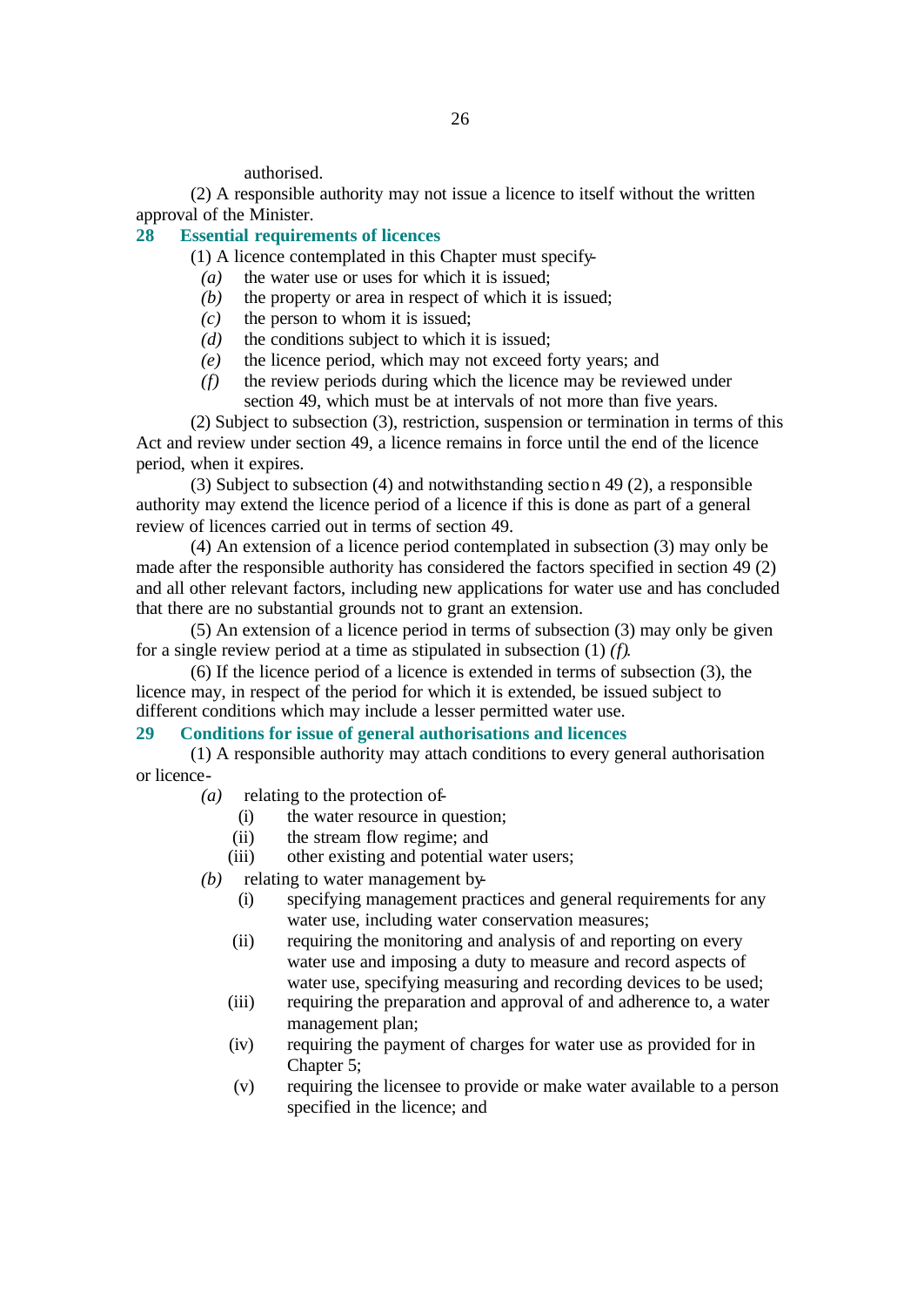authorised.

(2) A responsible authority may not issue a licence to itself without the written approval of the Minister.

## 28 Essential requirements of licences

(1) A licence contemplated in this Chapter must specify-

*(a)* the water use or uses for which it is issued;

*(b)* the property or area in respect of which it is issued;

*(c)* the person to whom it is issued;

*(d)* the conditions subject to which it is issued;

*(e)* the licence period, which may not exceed forty years; and

*(f)* the review periods during which the licence may be reviewed under section 49, which must be at intervals of not more than five years.

(2) Subject to subsection (3), restriction, suspension or termination in terms of this Act and review under section 49, a licence remains in force until the end of the licence period, when it expires.

(3) Subject to subsection (4) and notwithstanding section 49 (2), a responsible authority may extend the licence period of a licence if this is done as part of a general review of licences carried out in terms of section 49.

(4) An extension of a licence period contemplated in subsection (3) may only be made after the responsible authority has considered the factors specified in section 49 (2) and all other relevant factors, including new applications for water use and has concluded that there are no substantial grounds not to grant an extension.

(5) An extension of a licence period in terms of subsection (3) may only be given for a single review period at a time as stipulated in subsection (1) *(f)*.

(6) If the licence period of a licence is extended in terms of subsection (3), the licence may, in respect of the period for which it is extended, be issued subject to different conditions which may include a lesser permitted water use.

## 29 Conditions for issue of general authorisations and licences

(1) A responsible authority may attach conditions to every general authorisation or licence-

*(a)* relating to the protection of-

(i) the water resource in question;

(ii) the stream flow regime; and

(iii) other existing and potential water users;

*(b)* relating to water management by-

(i) specifying management practices and general requirements for any water use, including water conservation measures;

(ii) requiring the monitoring and analysis of and reporting on every water use and imposing a duty to measure and record aspects of water use, specifying measuring and recording devices to be used;

(iii) requiring the preparation and approval of and adherence to, a water management plan;

(iv) requiring the payment of charges for water use as provided for in Chapter 5;

(v) requiring the licensee to provide or make water available to a person specified in the licence; and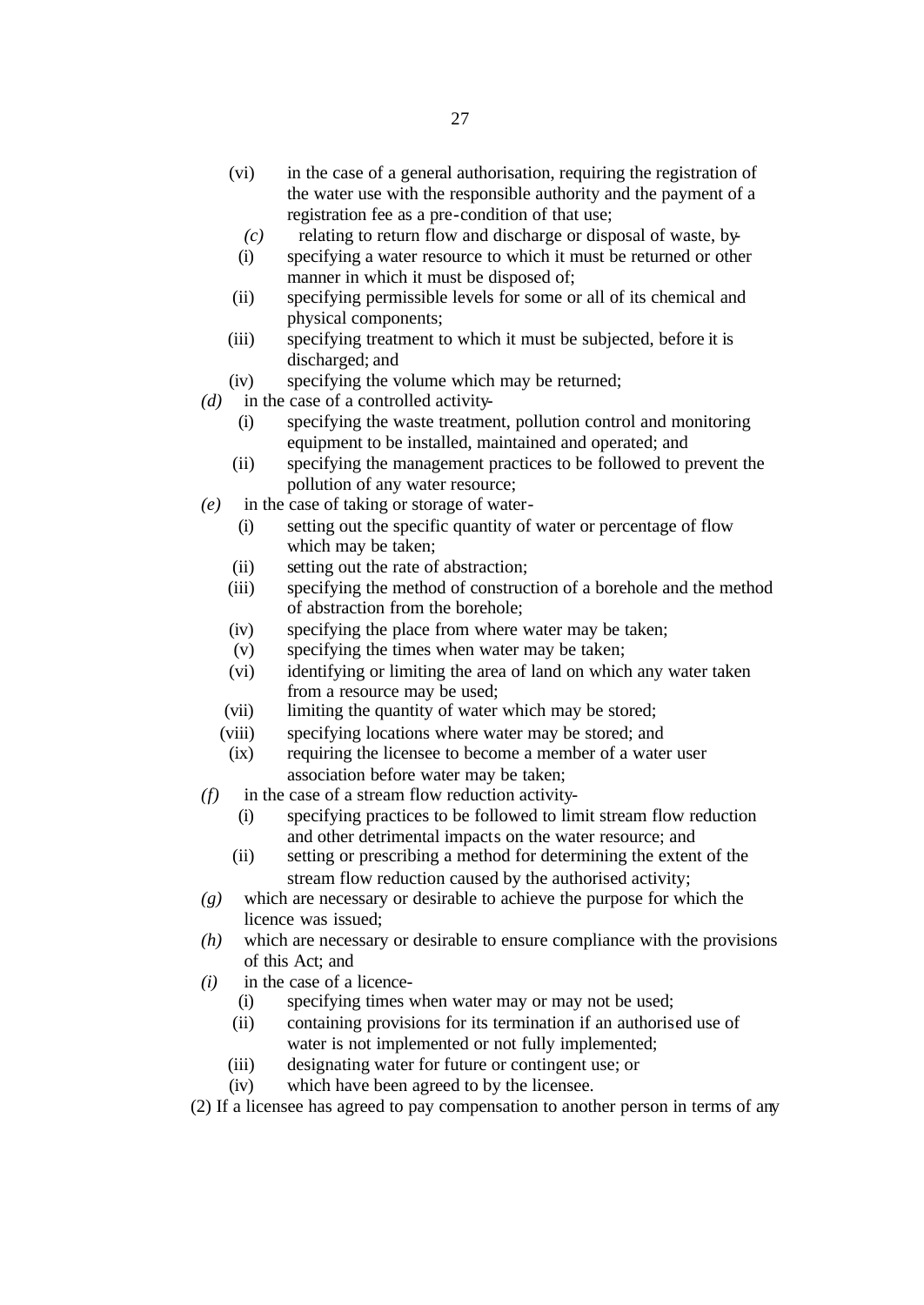(vi) in the case of a general authorisation, requiring the registration of the water use with the responsible authority and the payment of a registration fee as a pre-condition of that use;

*(c)* relating to return flow and discharge or disposal of waste, by-

(i) specifying a water resource to which it must be returned or other manner in which it must be disposed of;

(ii) specifying permissible levels for some or all of its chemical and physical components;

(iii) specifying treatment to which it must be subjected, before it is discharged; and

(iv) specifying the volume which may be returned;

*(d)* in the case of a controlled activity-

(i) specifying the waste treatment, pollution control and monitoring equipment to be installed, maintained and operated; and

(ii) specifying the management practices to be followed to prevent the pollution of any water resource;

*(e)* in the case of taking or storage of water-

(i) setting out the specific quantity of water or percentage of flow which may be taken;

(ii) setting out the rate of abstraction;

(iii) specifying the method of construction of a borehole and the method of abstraction from the borehole;

(iv) specifying the place from where water may be taken;

(v) specifying the times when water may be taken;

(vi) identifying or limiting the area of land on which any water taken from a resource may be used;

(vii) limiting the quantity of water which may be stored;

(viii) specifying locations where water may be stored; and

(ix) requiring the licensee to become a member of a water user association before water may be taken;

*(f)* in the case of a stream flow reduction activity-

(i) specifying practices to be followed to limit stream flow reduction and other detrimental impacts on the water resource; and

(ii) setting or prescribing a method for determining the extent of the stream flow reduction caused by the authorised activity;

*(g)* which are necessary or desirable to achieve the purpose for which the licence was issued;

*(h)* which are necessary or desirable to ensure compliance with the provisions of this Act; and

*(i)* in the case of a licence-

(i) specifying times when water may or may not be used;

(ii) containing provisions for its termination if an authorised use of water is not implemented or not fully implemented;

(iii) designating water for future or contingent use; or

(iv) which have been agreed to by the licensee.

(2) If a licensee has agreed to pay compensation to another person in terms of any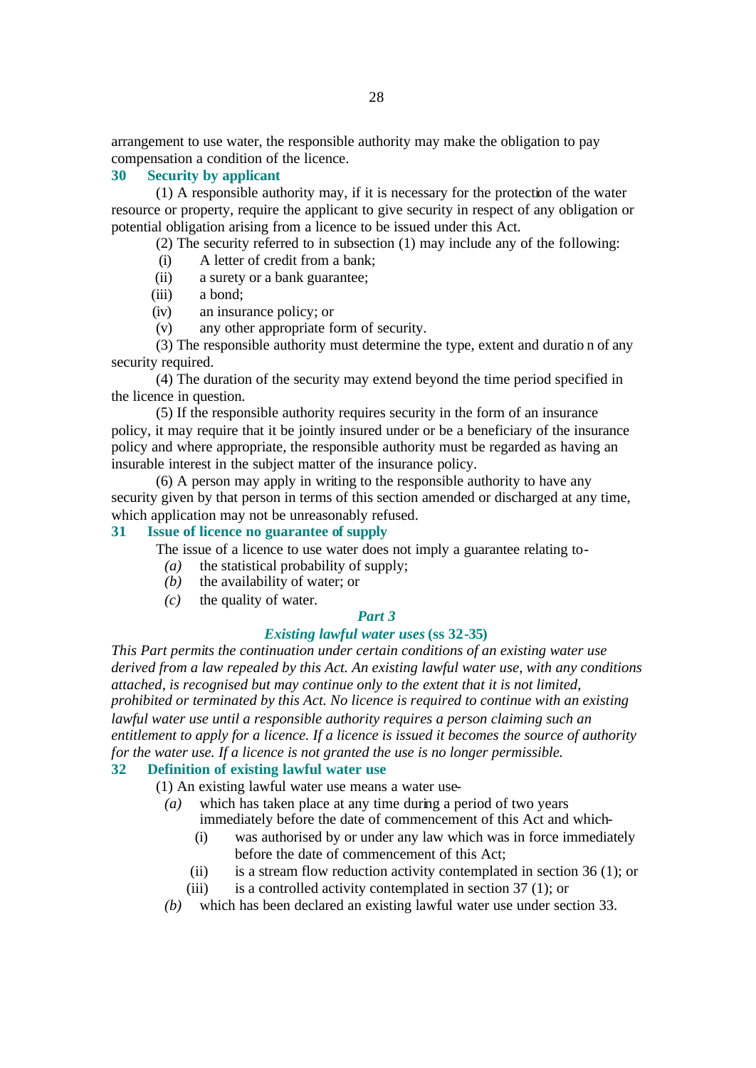arrangement to use water, the responsible authority may make the obligation to pay compensation a condition of the licence.

### 30 Security by applicant

(1) A responsible authority may, if it is necessary for the protection of the water resource or property, require the applicant to give security in respect of any obligation or potential obligation arising from a licence to be issued under this Act.

(2) The security referred to in subsection (1) may include any of the following:

(i) A letter of credit from a bank;

(ii) a surety or a bank guarantee;

(iii) a bond;

(iv) an insurance policy; or

(v) any other appropriate form of security.

(3) The responsible authority must determine the type, extent and duration of any security required.

(4) The duration of the security may extend beyond the time period specified in the licence in question.

(5) If the responsible authority requires security in the form of an insurance policy, it may require that it be jointly insured under or be a beneficiary of the insurance policy and where appropriate, the responsible authority must be regarded as having an insurable interest in the subject matter of the insurance policy.

(6) A person may apply in writing to the responsible authority to have any security given by that person in terms of this section amended or discharged at any time, which application may not be unreasonably refused.

### 31 Issue of licence no guarantee of supply

The issue of a licence to use water does not imply a guarantee relating to-

*(a)* the statistical probability of supply;

*(b)* the availability of water; or

*(c)* the quality of water.

## *Part 3*

## *Existing lawful water uses* (ss 32-35)

*This Part permits the continuation under certain conditions of an existing water use derived from a law repealed by this Act. An existing lawful water use, with any conditions attached, is recognised but may continue only to the extent that it is not limited, prohibited or terminated by this Act. No licence is required to continue with an existing lawful water use until a responsible authority requires a person claiming such an entitlement to apply for a licence. If a licence is issued it becomes the source of authority for the water use. If a licence is not granted the use is no longer permissible.*

### 32 Definition of existing lawful water use

(1) An existing lawful water use means a water use-

*(a)* which has taken place at any time during a period of two years immediately before the date of commencement of this Act and which-

(i) was authorised by or under any law which was in force immediately before the date of commencement of this Act;

(ii) is a stream flow reduction activity contemplated in section 36 (1); or

(iii) is a controlled activity contemplated in section 37 (1); or

*(b)* which has been declared an existing lawful water use under section 33.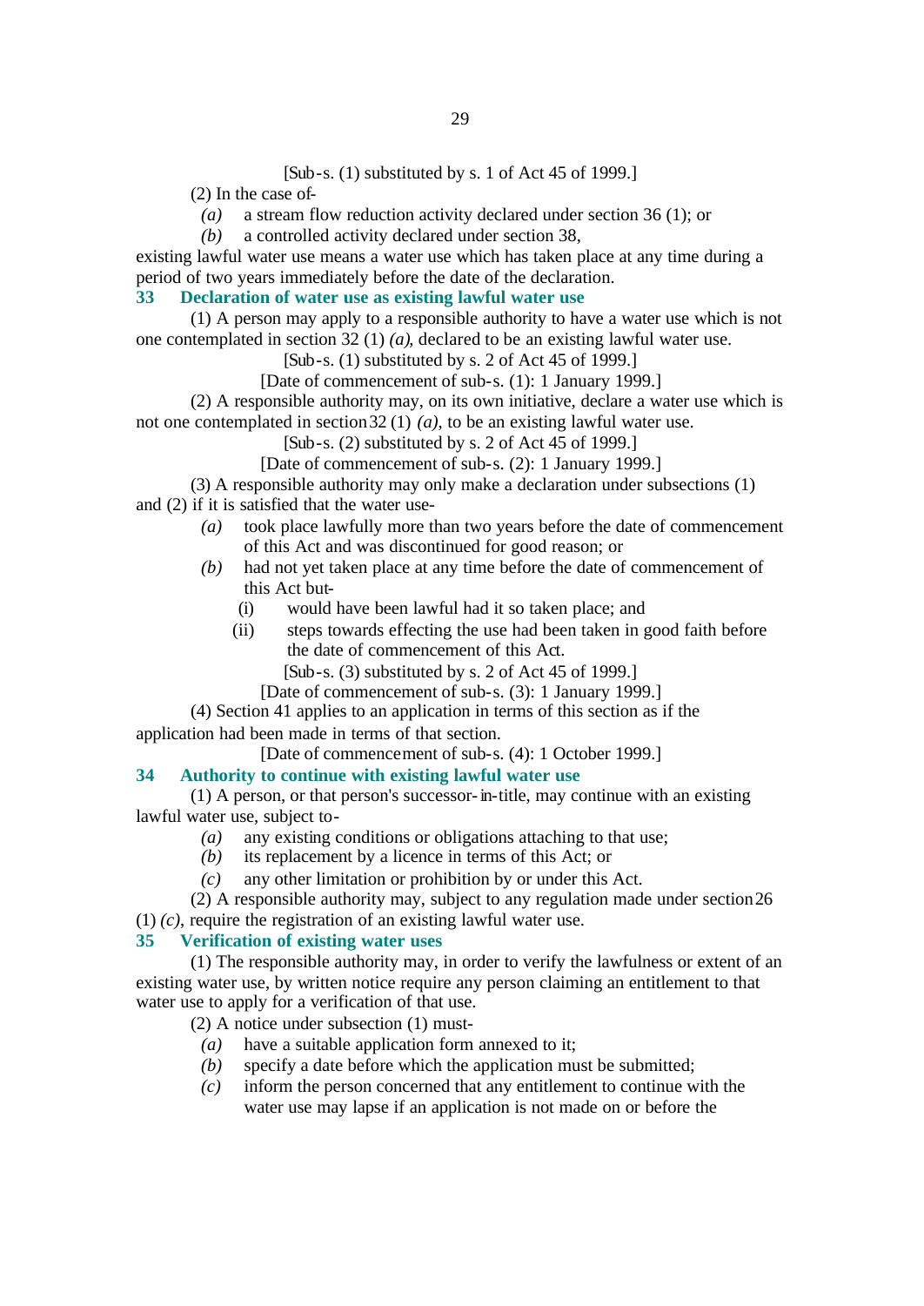[Sub-s. (1) substituted by s. 1 of Act 45 of 1999.]

(2) In the case of-

*(a)* a stream flow reduction activity declared under section 36 (1); or

*(b)* a controlled activity declared under section 38,

existing lawful water use means a water use which has taken place at any time during a period of two years immediately before the date of the declaration.

### 33 Declaration of water use as existing lawful water use

(1) A person may apply to a responsible authority to have a water use which is not one contemplated in section 32 (1) *(a)*, declared to be an existing lawful water use.

[Sub-s. (1) substituted by s. 2 of Act 45 of 1999.]

[Date of commencement of sub-s. (1): 1 January 1999.]

(2) A responsible authority may, on its own initiative, declare a water use which is not one contemplated in section 32 (1) *(a)*, to be an existing lawful water use.

[Sub-s. (2) substituted by s. 2 of Act 45 of 1999.]

[Date of commencement of sub-s. (2): 1 January 1999.]

(3) A responsible authority may only make a declaration under subsections (1) and (2) if it is satisfied that the water use-

*(a)* took place lawfully more than two years before the date of commencement of this Act and was discontinued for good reason; or

*(b)* had not yet taken place at any time before the date of commencement of this Act but-

(i) would have been lawful had it so taken place; and

(ii) steps towards effecting the use had been taken in good faith before the date of commencement of this Act.

[Sub-s. (3) substituted by s. 2 of Act 45 of 1999.]

[Date of commencement of sub-s. (3): 1 January 1999.]

(4) Section 41 applies to an application in terms of this section as if the application had been made in terms of that section.

[Date of commencement of sub-s. (4): 1 October 1999.]

### 34 Authority to continue with existing lawful water use

(1) A person, or that person's successor-in-title, may continue with an existing lawful water use, subject to-

*(a)* any existing conditions or obligations attaching to that use;

*(b)* its replacement by a licence in terms of this Act; or

*(c)* any other limitation or prohibition by or under this Act.

(2) A responsible authority may, subject to any regulation made under section 26 (1) *(c)*, require the registration of an existing lawful water use.

### 35 Verification of existing water uses

(1) The responsible authority may, in order to verify the lawfulness or extent of an existing water use, by written notice require any person claiming an entitlement to that water use to apply for a verification of that use.

(2) A notice under subsection (1) must-

*(a)* have a suitable application form annexed to it;

*(b)* specify a date before which the application must be submitted;

*(c)* inform the person concerned that any entitlement to continue with the water use may lapse if an application is not made on or before the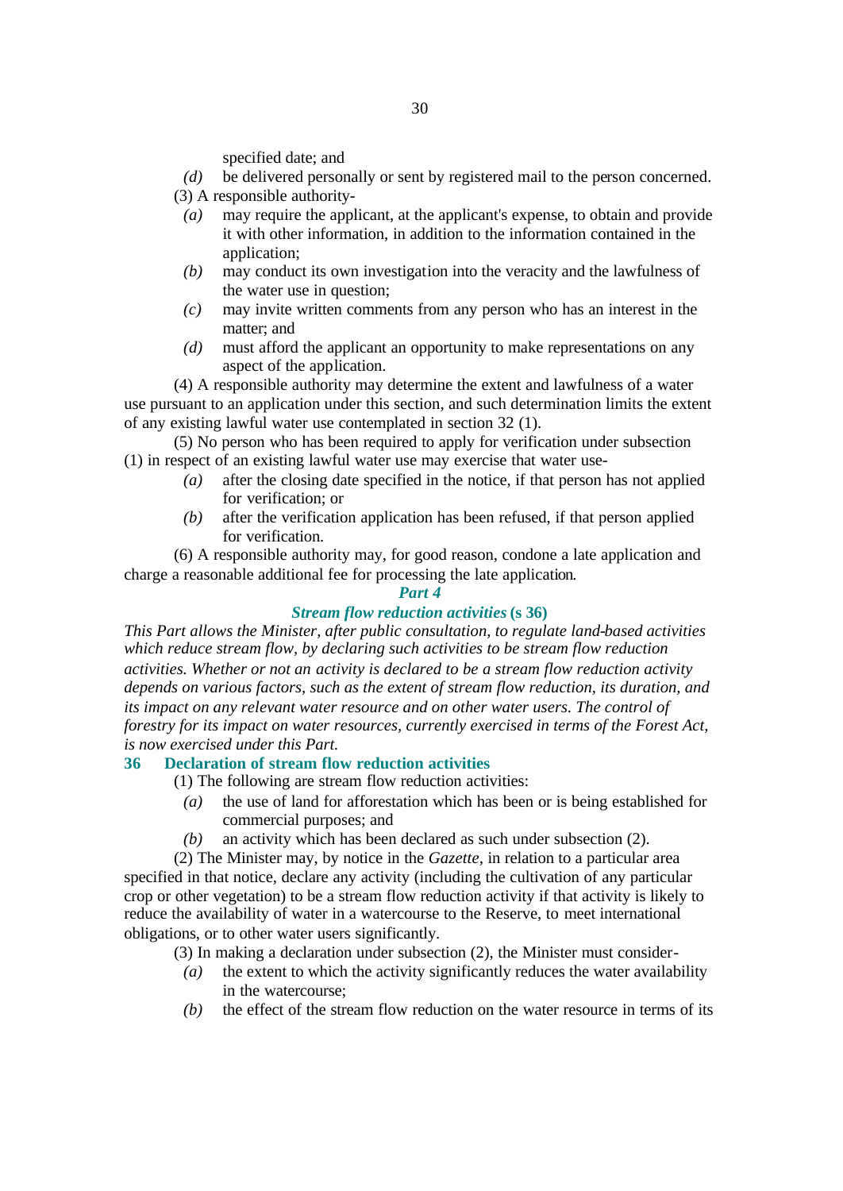specified date; and

*(d)* be delivered personally or sent by registered mail to the person concerned.

(3) A responsible authority-

*(a)* may require the applicant, at the applicant's expense, to obtain and provide it with other information, in addition to the information contained in the application;

*(b)* may conduct its own investigation into the veracity and the lawfulness of the water use in question;

*(c)* may invite written comments from any person who has an interest in the matter; and

*(d)* must afford the applicant an opportunity to make representations on any aspect of the application.

(4) A responsible authority may determine the extent and lawfulness of a water use pursuant to an application under this section, and such determination limits the extent of any existing lawful water use contemplated in section 32 (1).

(5) No person who has been required to apply for verification under subsection (1) in respect of an existing lawful water use may exercise that water use-

*(a)* after the closing date specified in the notice, if that person has not applied for verification; or

*(b)* after the verification application has been refused, if that person applied for verification.

(6) A responsible authority may, for good reason, condone a late application and charge a reasonable additional fee for processing the late application.

## *Part 4*

### *Stream flow reduction activities* (s 36)

*This Part allows the Minister, after public consultation, to regulate land-based activities which reduce stream flow, by declaring such activities to be stream flow reduction activities. Whether or not an activity is declared to be a stream flow reduction activity depends on various factors, such as the extent of stream flow reduction, its duration, and its impact on any relevant water resource and on other water users. The control of forestry for its impact on water resources, currently exercised in terms of the Forest Act, is now exercised under this Part.*

### 36 Declaration of stream flow reduction activities

(1) The following are stream flow reduction activities:

*(a)* the use of land for afforestation which has been or is being established for commercial purposes; and

*(b)* an activity which has been declared as such under subsection (2).

(2) The Minister may, by notice in the *Gazette*, in relation to a particular area specified in that notice, declare any activity (including the cultivation of any particular crop or other vegetation) to be a stream flow reduction activity if that activity is likely to reduce the availability of water in a watercourse to the Reserve, to meet international obligations, or to other water users significantly.

(3) In making a declaration under subsection (2), the Minister must consider-

*(a)* the extent to which the activity significantly reduces the water availability in the watercourse;

*(b)* the effect of the stream flow reduction on the water resource in terms of its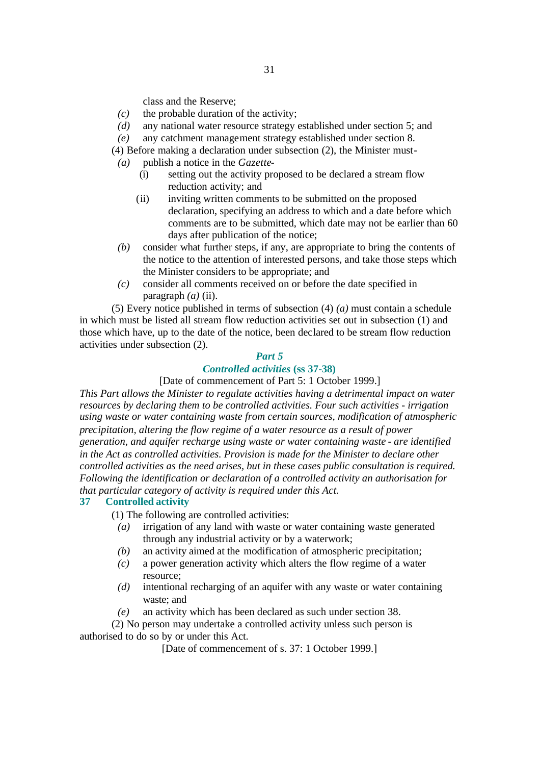class and the Reserve;

*(c)* the probable duration of the activity;

*(d)* any national water resource strategy established under section 5; and

*(e)* any catchment management strategy established under section 8.

(4) Before making a declaration under subsection (2), the Minister must-

*(a)* publish a notice in the *Gazette*-

(i) setting out the activity proposed to be declared a stream flow reduction activity; and

(ii) inviting written comments to be submitted on the proposed declaration, specifying an address to which and a date before which comments are to be submitted, which date may not be earlier than 60 days after publication of the notice;

*(b)* consider what further steps, if any, are appropriate to bring the contents of the notice to the attention of interested persons, and take those steps which the Minister considers to be appropriate; and

*(c)* consider all comments received on or before the date specified in paragraph *(a)* (ii).

(5) Every notice published in terms of subsection (4) *(a)* must contain a schedule in which must be listed all stream flow reduction activities set out in subsection (1) and those which have, up to the date of the notice, been declared to be stream flow reduction activities under subsection (2).

## *Part 5*

## *Controlled activities* (ss 37-38)

[Date of commencement of Part 5: 1 October 1999.]

*This Part allows the Minister to regulate activities having a detrimental impact on water resources by declaring them to be controlled activities. Four such activities - irrigation using waste or water containing waste from certain sources, modification of atmospheric precipitation, altering the flow regime of a water resource as a result of power generation, and aquifer recharge using waste or water containing waste - are identified in the Act as controlled activities. Provision is made for the Minister to declare other controlled activities as the need arises, but in these cases public consultation is required. Following the identification or declaration of a controlled activity an authorisation for that particular category of activity is required under this Act.*

### 37 Controlled activity

(1) The following are controlled activities:

*(a)* irrigation of any land with waste or water containing waste generated through any industrial activity or by a waterwork;

*(b)* an activity aimed at the modification of atmospheric precipitation;

*(c)* a power generation activity which alters the flow regime of a water resource;

*(d)* intentional recharging of an aquifer with any waste or water containing waste; and

*(e)* an activity which has been declared as such under section 38.

(2) No person may undertake a controlled activity unless such person is authorised to do so by or under this Act.

[Date of commencement of s. 37: 1 October 1999.]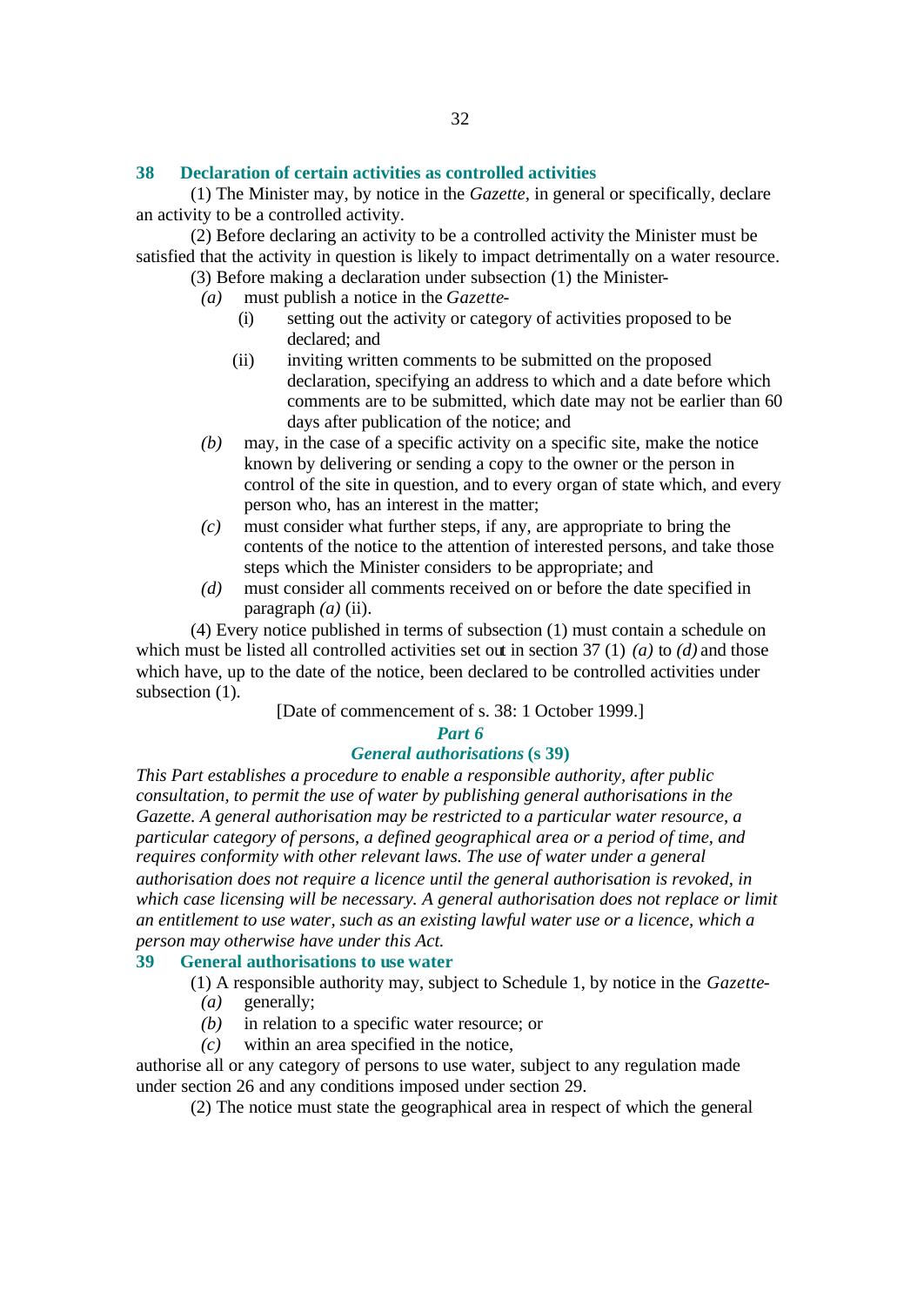### 38 Declaration of certain activities as controlled activities

(1) The Minister may, by notice in the *Gazette*, in general or specifically, declare an activity to be a controlled activity.

(2) Before declaring an activity to be a controlled activity the Minister must be satisfied that the activity in question is likely to impact detrimentally on a water resource.

(3) Before making a declaration under subsection (1) the Minister-

*(a)* must publish a notice in the *Gazette*-

(i) setting out the activity or category of activities proposed to be declared; and

(ii) inviting written comments to be submitted on the proposed declaration, specifying an address to which and a date before which comments are to be submitted, which date may not be earlier than 60 days after publication of the notice; and

*(b)* may, in the case of a specific activity on a specific site, make the notice known by delivering or sending a copy to the owner or the person in control of the site in question, and to every organ of state which, and every person who, has an interest in the matter;

*(c)* must consider what further steps, if any, are appropriate to bring the contents of the notice to the attention of interested persons, and take those steps which the Minister considers to be appropriate; and

*(d)* must consider all comments received on or before the date specified in paragraph *(a)* (ii).

(4) Every notice published in terms of subsection (1) must contain a schedule on which must be listed all controlled activities set out in section 37 (1) *(a)* to *(d)* and those which have, up to the date of the notice, been declared to be controlled activities under subsection (1).

[Date of commencement of s. 38: 1 October 1999.]

## *Part 6*

## *General authorisations* (s 39)

*This Part establishes a procedure to enable a responsible authority, after public consultation, to permit the use of water by publishing general authorisations in the Gazette. A general authorisation may be restricted to a particular water resource, a particular category of persons, a defined geographical area or a period of time, and requires conformity with other relevant laws. The use of water under a general authorisation does not require a licence until the general authorisation is revoked, in which case licensing will be necessary. A general authorisation does not replace or limit an entitlement to use water, such as an existing lawful water use or a licence, which a person may otherwise have under this Act.*

### 39 General authorisations to use water

(1) A responsible authority may, subject to Schedule 1, by notice in the *Gazette*-

*(a)* generally;

*(b)* in relation to a specific water resource; or

*(c)* within an area specified in the notice,

authorise all or any category of persons to use water, subject to any regulation made under section 26 and any conditions imposed under section 29.

(2) The notice must state the geographical area in respect of which the general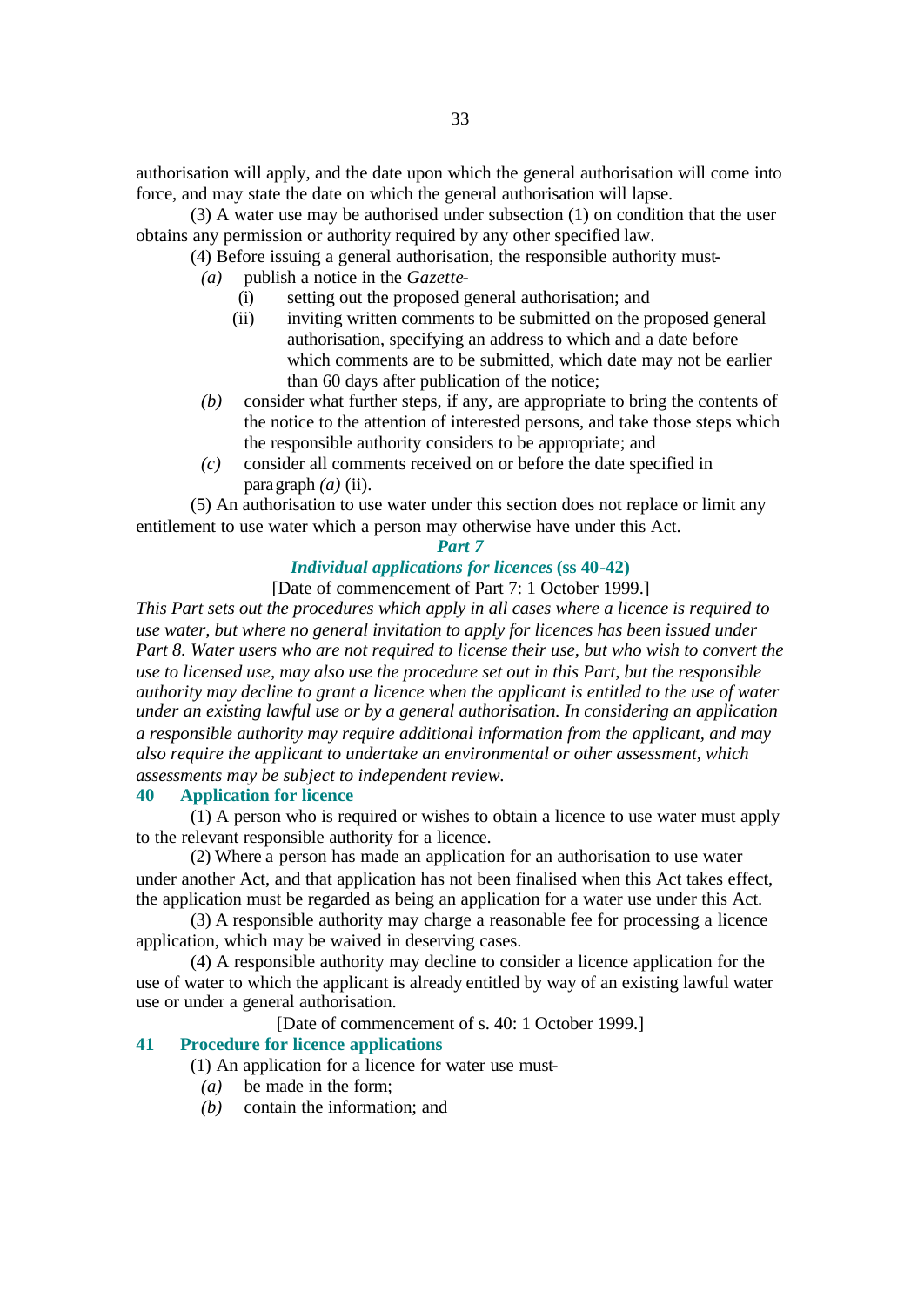authorisation will apply, and the date upon which the general authorisation will come into force, and may state the date on which the general authorisation will lapse.

(3) A water use may be authorised under subsection (1) on condition that the user obtains any permission or authority required by any other specified law.

(4) Before issuing a general authorisation, the responsible authority must-

*(a)* publish a notice in the *Gazette*-

(i) setting out the proposed general authorisation; and

(ii) inviting written comments to be submitted on the proposed general authorisation, specifying an address to which and a date before which comments are to be submitted, which date may not be earlier than 60 days after publication of the notice;

*(b)* consider what further steps, if any, are appropriate to bring the contents of the notice to the attention of interested persons, and take those steps which the responsible authority considers to be appropriate; and

*(c)* consider all comments received on or before the date specified in paragraph *(a)* (ii).

(5) An authorisation to use water under this section does not replace or limit any entitlement to use water which a person may otherwise have under this Act.

## *Part 7*

## *Individual applications for licences* (ss 40-42)

[Date of commencement of Part 7: 1 October 1999.]

*This Part sets out the procedures which apply in all cases where a licence is required to use water, but where no general invitation to apply for licences has been issued under Part 8. Water users who are not required to license their use, but who wish to convert the use to licensed use, may also use the procedure set out in this Part, but the responsible authority may decline to grant a licence when the applicant is entitled to the use of water under an existing lawful use or by a general authorisation. In considering an application a responsible authority may require additional information from the applicant, and may also require the applicant to undertake an environmental or other assessment, which assessments may be subject to independent review.*

### 40 Application for licence

(1) A person who is required or wishes to obtain a licence to use water must apply to the relevant responsible authority for a licence.

(2) Where a person has made an application for an authorisation to use water under another Act, and that application has not been finalised when this Act takes effect, the application must be regarded as being an application for a water use under this Act.

(3) A responsible authority may charge a reasonable fee for processing a licence application, which may be waived in deserving cases.

(4) A responsible authority may decline to consider a licence application for the use of water to which the applicant is already entitled by way of an existing lawful water use or under a general authorisation.

[Date of commencement of s. 40: 1 October 1999.]

### 41 Procedure for licence applications

(1) An application for a licence for water use must-

*(a)* be made in the form;

*(b)* contain the information; and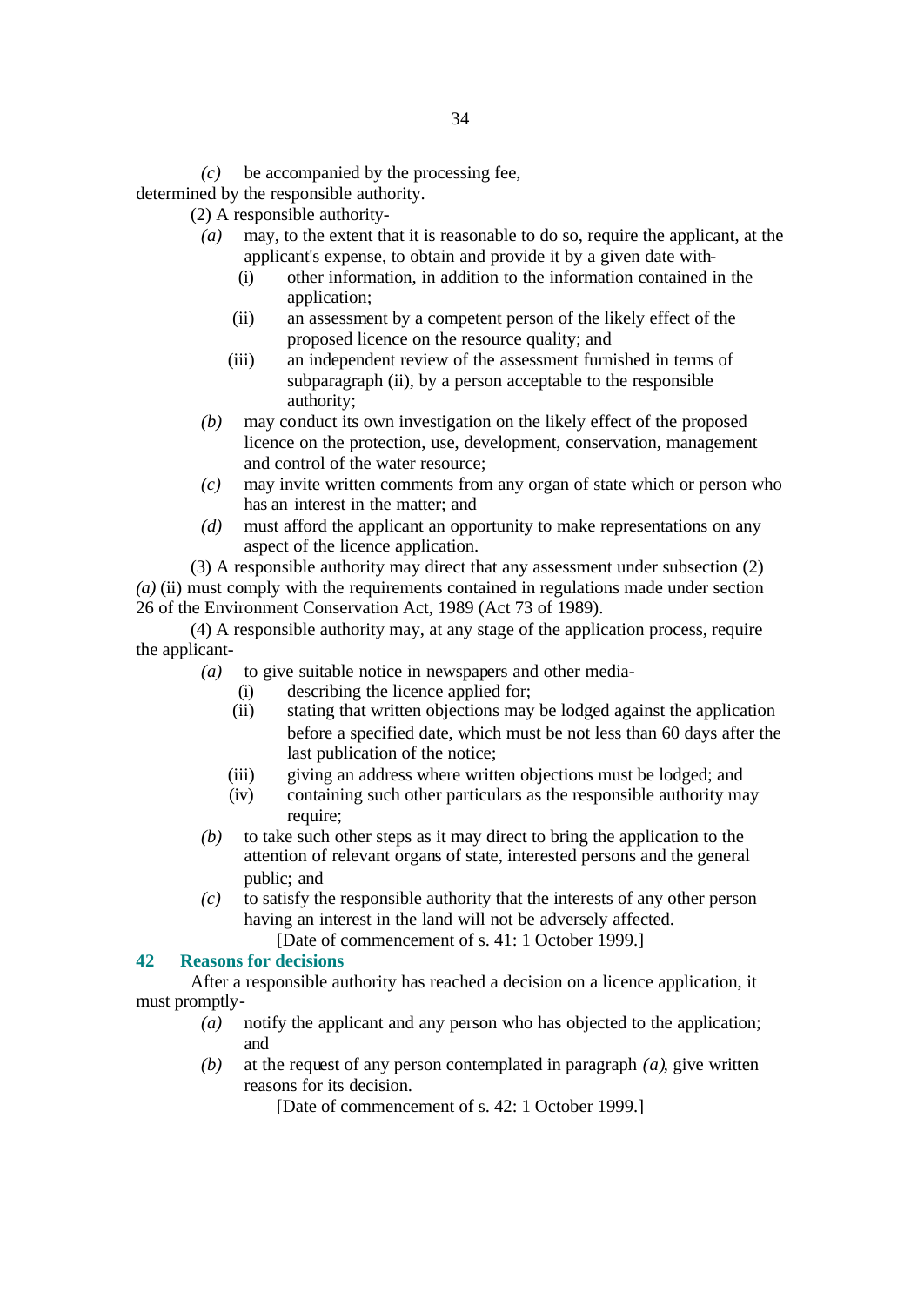*(c)* be accompanied by the processing fee,

determined by the responsible authority.

(2) A responsible authority-

*(a)* may, to the extent that it is reasonable to do so, require the applicant, at the applicant's expense, to obtain and provide it by a given date with-

(i) other information, in addition to the information contained in the application;

(ii) an assessment by a competent person of the likely effect of the proposed licence on the resource quality; and

(iii) an independent review of the assessment furnished in terms of subparagraph (ii), by a person acceptable to the responsible authority;

*(b)* may conduct its own investigation on the likely effect of the proposed licence on the protection, use, development, conservation, management and control of the water resource;

*(c)* may invite written comments from any organ of state which or person who has an interest in the matter; and

*(d)* must afford the applicant an opportunity to make representations on any aspect of the licence application.

(3) A responsible authority may direct that any assessment under subsection (2) *(a)* (ii) must comply with the requirements contained in regulations made under section 26 of the Environment Conservation Act, 1989 (Act 73 of 1989).

(4) A responsible authority may, at any stage of the application process, require the applicant-

*(a)* to give suitable notice in newspapers and other media-

(i) describing the licence applied for;

(ii) stating that written objections may be lodged against the application before a specified date, which must be not less than 60 days after the last publication of the notice;

(iii) giving an address where written objections must be lodged; and

(iv) containing such other particulars as the responsible authority may require;

*(b)* to take such other steps as it may direct to bring the application to the attention of relevant organs of state, interested persons and the general public; and

*(c)* to satisfy the responsible authority that the interests of any other person having an interest in the land will not be adversely affected.

[Date of commencement of s. 41: 1 October 1999.]

## 42 Reasons for decisions

After a responsible authority has reached a decision on a licence application, it must promptly-

*(a)* notify the applicant and any person who has objected to the application; and

*(b)* at the request of any person contemplated in paragraph *(a)*, give written reasons for its decision.

[Date of commencement of s. 42: 1 October 1999.]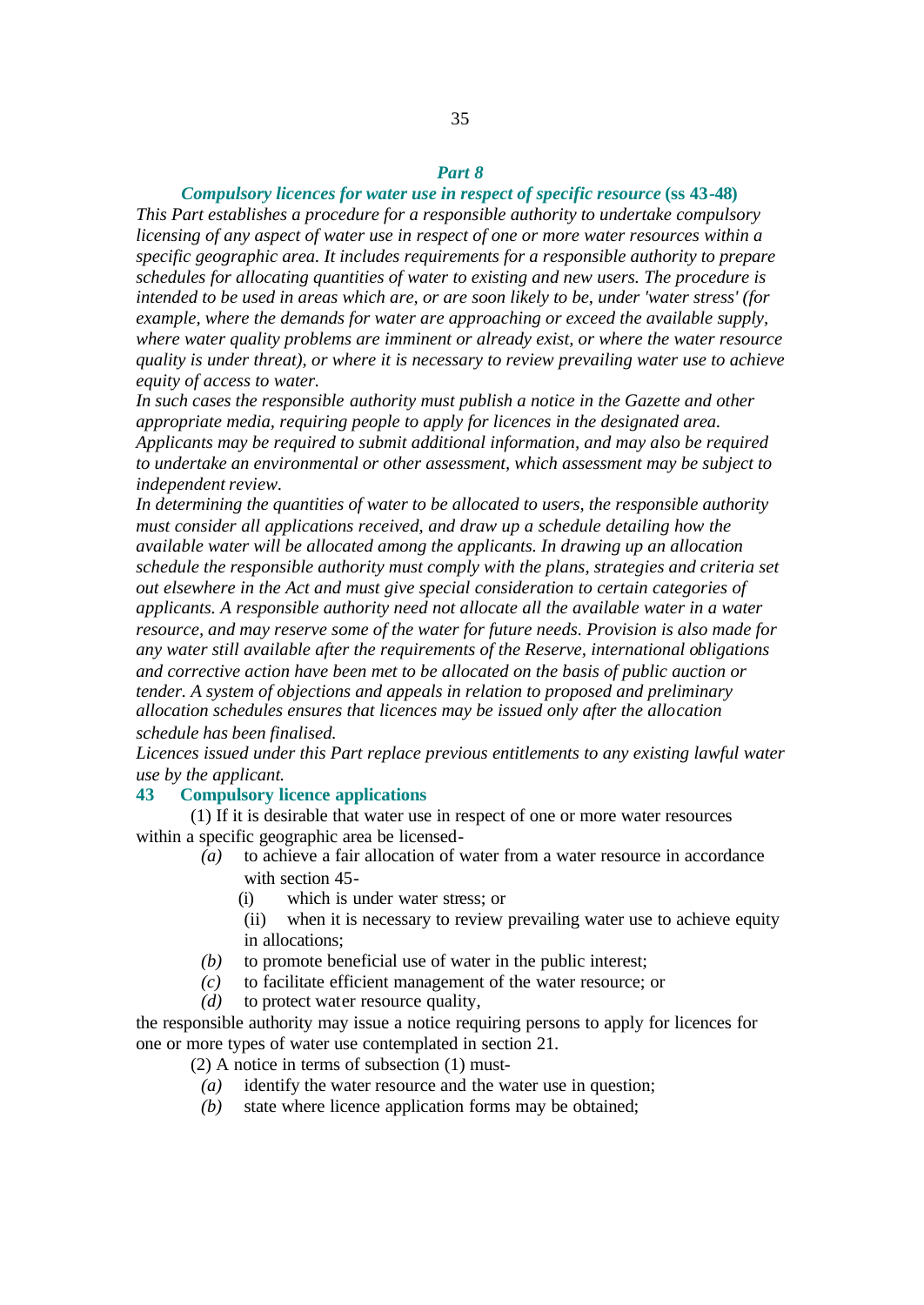## *Part 8*

### *Compulsory licences for water use in respect of specific resource* (ss 43-48)

*This Part establishes a procedure for a responsible authority to undertake compulsory licensing of any aspect of water use in respect of one or more water resources within a specific geographic area. It includes requirements for a responsible authority to prepare schedules for allocating quantities of water to existing and new users. The procedure is intended to be used in areas which are, or are soon likely to be, under 'water stress' (for example, where the demands for water are approaching or exceed the available supply, where water quality problems are imminent or already exist, or where the water resource quality is under threat), or where it is necessary to review prevailing water use to achieve equity of access to water.*

*In such cases the responsible authority must publish a notice in the Gazette and other appropriate media, requiring people to apply for licences in the designated area. Applicants may be required to submit additional information, and may also be required to undertake an environmental or other assessment, which assessment may be subject to independent review.*

*In determining the quantities of water to be allocated to users, the responsible authority must consider all applications received, and draw up a schedule detailing how the available water will be allocated among the applicants. In drawing up an allocation schedule the responsible authority must comply with the plans, strategies and criteria set out elsewhere in the Act and must give special consideration to certain categories of applicants. A responsible authority need not allocate all the available water in a water resource, and may reserve some of the water for future needs. Provision is also made for any water still available after the requirements of the Reserve, international obligations and corrective action have been met to be allocated on the basis of public auction or tender. A system of objections and appeals in relation to proposed and preliminary allocation schedules ensures that licences may be issued only after the allocation schedule has been finalised.*

*Licences issued under this Part replace previous entitlements to any existing lawful water use by the applicant.*

### 43 Compulsory licence applications

(1) If it is desirable that water use in respect of one or more water resources within a specific geographic area be licensed-

*(a)* to achieve a fair allocation of water from a water resource in accordance with section 45-

(i) which is under water stress; or

(ii) when it is necessary to review prevailing water use to achieve equity in allocations;

*(b)* to promote beneficial use of water in the public interest;

*(c)* to facilitate efficient management of the water resource; or

*(d)* to protect water resource quality,

the responsible authority may issue a notice requiring persons to apply for licences for one or more types of water use contemplated in section 21.

(2) A notice in terms of subsection (1) must-

*(a)* identify the water resource and the water use in question;

*(b)* state where licence application forms may be obtained;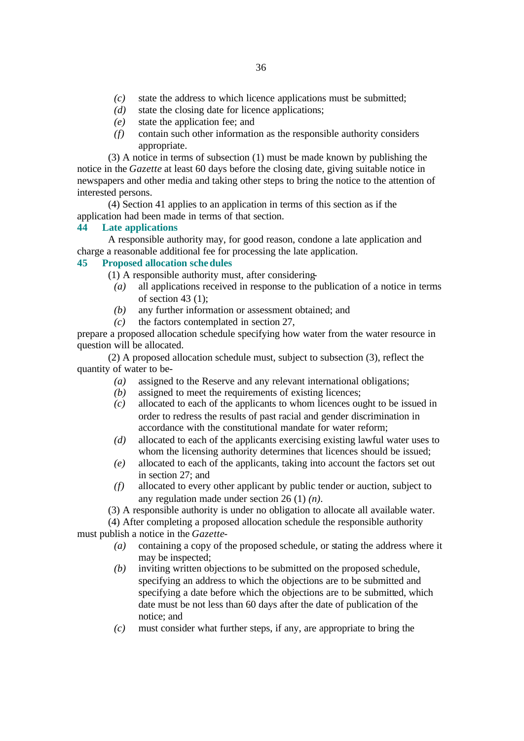*(c)* state the address to which licence applications must be submitted;

*(d)* state the closing date for licence applications;

*(e)* state the application fee; and

*(f)* contain such other information as the responsible authority considers appropriate.

(3) A notice in terms of subsection (1) must be made known by publishing the notice in the *Gazette* at least 60 days before the closing date, giving suitable notice in newspapers and other media and taking other steps to bring the notice to the attention of interested persons.

(4) Section 41 applies to an application in terms of this section as if the application had been made in terms of that section.

### 44 Late applications

A responsible authority may, for good reason, condone a late application and charge a reasonable additional fee for processing the late application.

### 45 Proposed allocation schedules

(1) A responsible authority must, after considering-

*(a)* all applications received in response to the publication of a notice in terms of section 43 (1);

*(b)* any further information or assessment obtained; and

*(c)* the factors contemplated in section 27,

prepare a proposed allocation schedule specifying how water from the water resource in question will be allocated.

(2) A proposed allocation schedule must, subject to subsection (3), reflect the quantity of water to be-

*(a)* assigned to the Reserve and any relevant international obligations;

*(b)* assigned to meet the requirements of existing licences;

*(c)* allocated to each of the applicants to whom licences ought to be issued in order to redress the results of past racial and gender discrimination in accordance with the constitutional mandate for water reform;

*(d)* allocated to each of the applicants exercising existing lawful water uses to whom the licensing authority determines that licences should be issued;

*(e)* allocated to each of the applicants, taking into account the factors set out in section 27; and

*(f)* allocated to every other applicant by public tender or auction, subject to any regulation made under section 26 (1) *(n)*.

(3) A responsible authority is under no obligation to allocate all available water.

(4) After completing a proposed allocation schedule the responsible authority must publish a notice in the *Gazette*-

*(a)* containing a copy of the proposed schedule, or stating the address where it may be inspected;

*(b)* inviting written objections to be submitted on the proposed schedule, specifying an address to which the objections are to be submitted and specifying a date before which the objections are to be submitted, which date must be not less than 60 days after the date of publication of the notice; and

*(c)* must consider what further steps, if any, are appropriate to bring the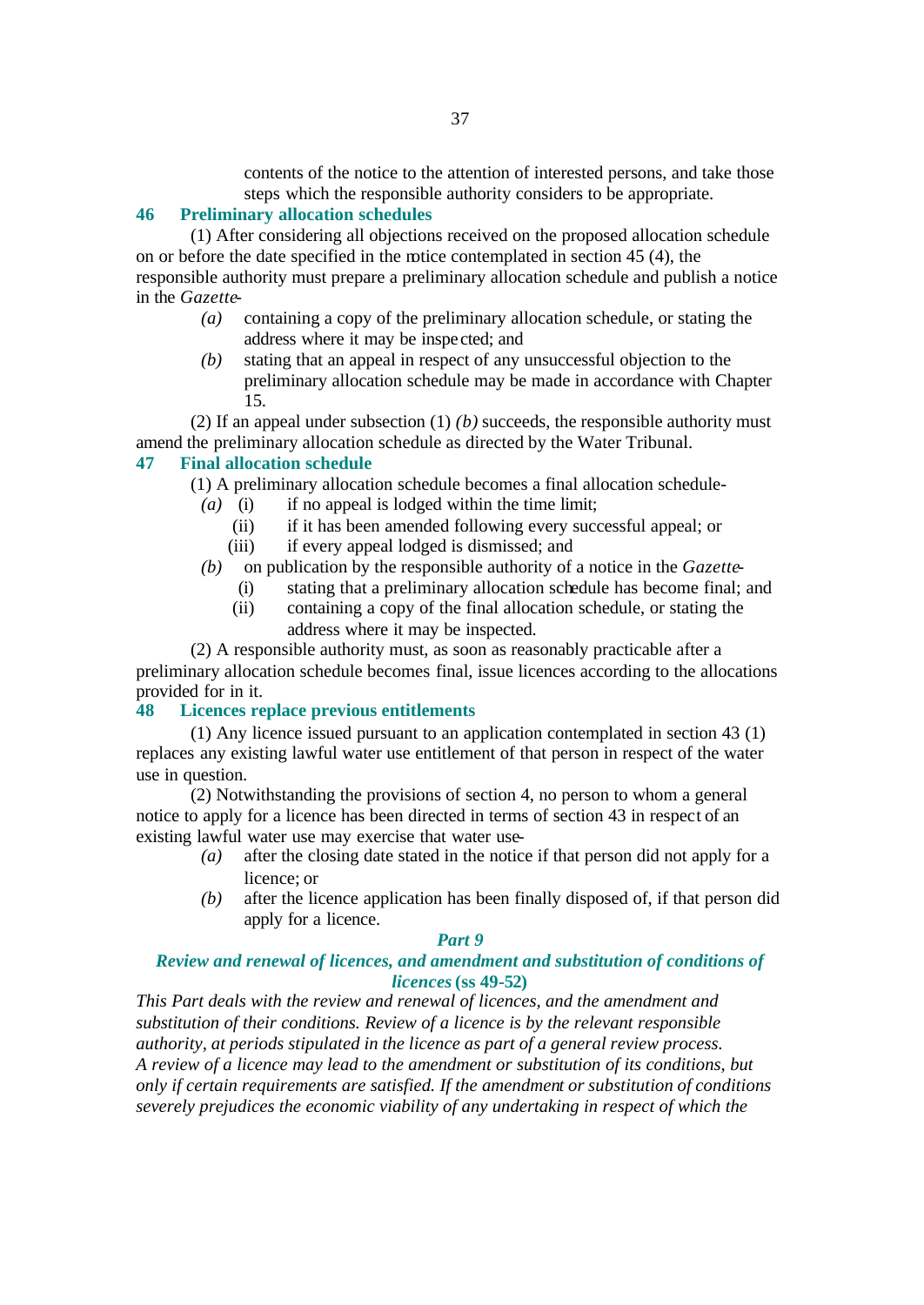contents of the notice to the attention of interested persons, and take those steps which the responsible authority considers to be appropriate.

### 46 Preliminary allocation schedules

(1) After considering all objections received on the proposed allocation schedule on or before the date specified in the notice contemplated in section 45 (4), the responsible authority must prepare a preliminary allocation schedule and publish a notice in the *Gazette*-

*(a)* containing a copy of the preliminary allocation schedule, or stating the address where it may be inspected; and

*(b)* stating that an appeal in respect of any unsuccessful objection to the preliminary allocation schedule may be made in accordance with Chapter 15.

(2) If an appeal under subsection (1) *(b)* succeeds, the responsible authority must amend the preliminary allocation schedule as directed by the Water Tribunal.

### 47 Final allocation schedule

(1) A preliminary allocation schedule becomes a final allocation schedule-

*(a)* (i) if no appeal is lodged within the time limit;

(ii) if it has been amended following every successful appeal; or

(iii) if every appeal lodged is dismissed; and

*(b)* on publication by the responsible authority of a notice in the *Gazette*-

(i) stating that a preliminary allocation schedule has become final; and

(ii) containing a copy of the final allocation schedule, or stating the address where it may be inspected.

(2) A responsible authority must, as soon as reasonably practicable after a preliminary allocation schedule becomes final, issue licences according to the allocations provided for in it.

### 48 Licences replace previous entitlements

(1) Any licence issued pursuant to an application contemplated in section 43 (1) replaces any existing lawful water use entitlement of that person in respect of the water use in question.

(2) Notwithstanding the provisions of section 4, no person to whom a general notice to apply for a licence has been directed in terms of section 43 in respect of an existing lawful water use may exercise that water use-

*(a)* after the closing date stated in the notice if that person did not apply for a licence; or

*(b)* after the licence application has been finally disposed of, if that person did apply for a licence.

## *Part 9*

## *Review and renewal of licences, and amendment and substitution of conditions of licences* (ss 49-52)

*This Part deals with the review and renewal of licences, and the amendment and substitution of their conditions. Review of a licence is by the relevant responsible authority, at periods stipulated in the licence as part of a general review process. A review of a licence may lead to the amendment or substitution of its conditions, but only if certain requirements are satisfied. If the amendment or substitution of conditions severely prejudices the economic viability of any undertaking in respect of which the*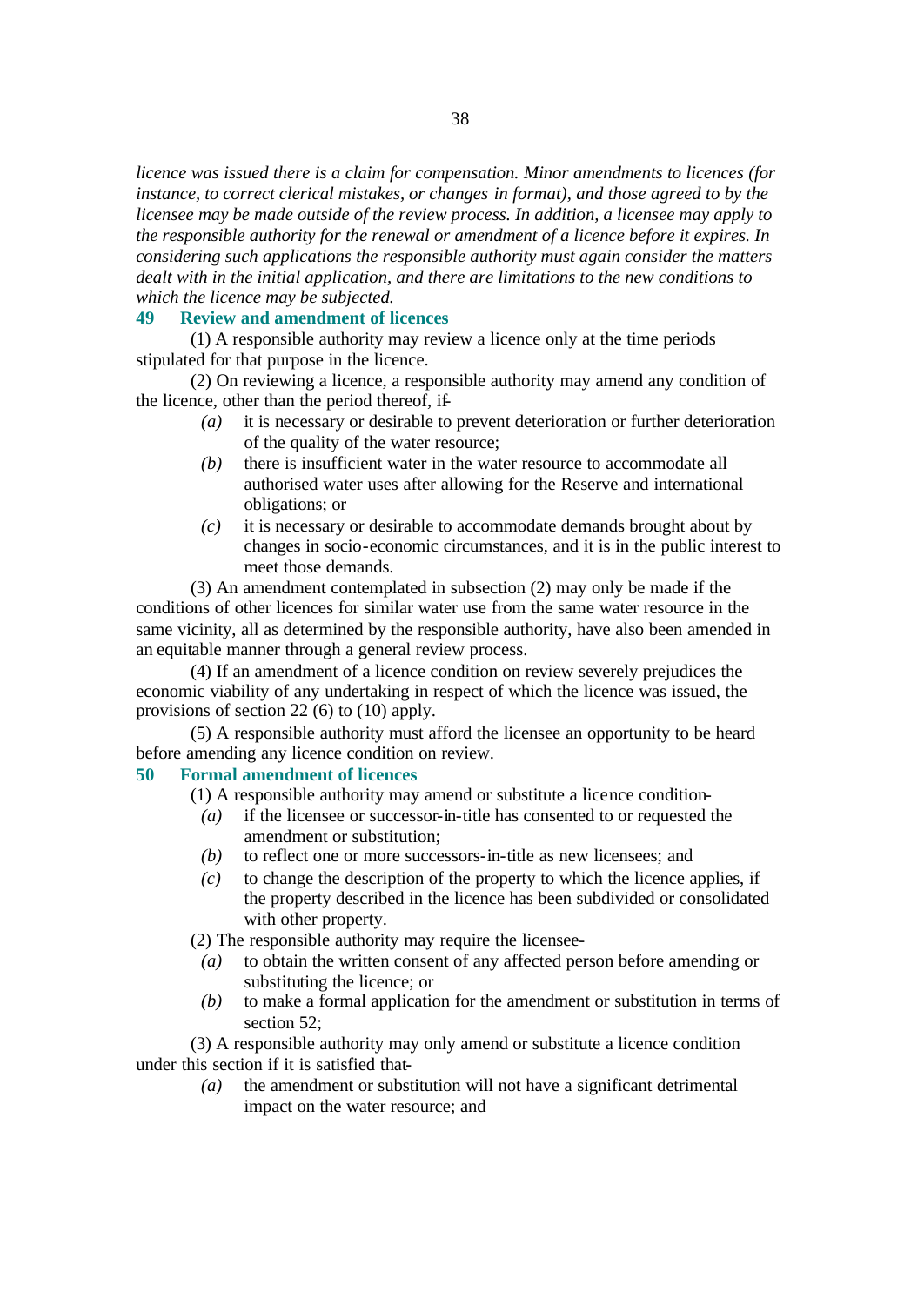*licence was issued there is a claim for compensation. Minor amendments to licences (for instance, to correct clerical mistakes, or changes in format), and those agreed to by the licensee may be made outside of the review process. In addition, a licensee may apply to the responsible authority for the renewal or amendment of a licence before it expires. In considering such applications the responsible authority must again consider the matters dealt with in the initial application, and there are limitations to the new conditions to which the licence may be subjected.*

### 49 Review and amendment of licences

(1) A responsible authority may review a licence only at the time periods stipulated for that purpose in the licence.

(2) On reviewing a licence, a responsible authority may amend any condition of the licence, other than the period thereof, if-

- *(a)* it is necessary or desirable to prevent deterioration or further deterioration of the quality of the water resource;
- *(b)* there is insufficient water in the water resource to accommodate all authorised water uses after allowing for the Reserve and international obligations; or
- *(c)* it is necessary or desirable to accommodate demands brought about by changes in socio-economic circumstances, and it is in the public interest to meet those demands.

(3) An amendment contemplated in subsection (2) may only be made if the conditions of other licences for similar water use from the same water resource in the same vicinity, all as determined by the responsible authority, have also been amended in an equitable manner through a general review process.

(4) If an amendment of a licence condition on review severely prejudices the economic viability of any undertaking in respect of which the licence was issued, the provisions of section 22 (6) to (10) apply.

(5) A responsible authority must afford the licensee an opportunity to be heard before amending any licence condition on review.

### 50 Formal amendment of licences

(1) A responsible authority may amend or substitute a licence condition-

- *(a)* if the licensee or successor-in-title has consented to or requested the amendment or substitution;
- *(b)* to reflect one or more successors-in-title as new licensees; and
- *(c)* to change the description of the property to which the licence applies, if the property described in the licence has been subdivided or consolidated with other property.

(2) The responsible authority may require the licensee-

- *(a)* to obtain the written consent of any affected person before amending or substituting the licence; or
- *(b)* to make a formal application for the amendment or substitution in terms of section 52;

(3) A responsible authority may only amend or substitute a licence condition under this section if it is satisfied that-

- *(a)* the amendment or substitution will not have a significant detrimental impact on the water resource; and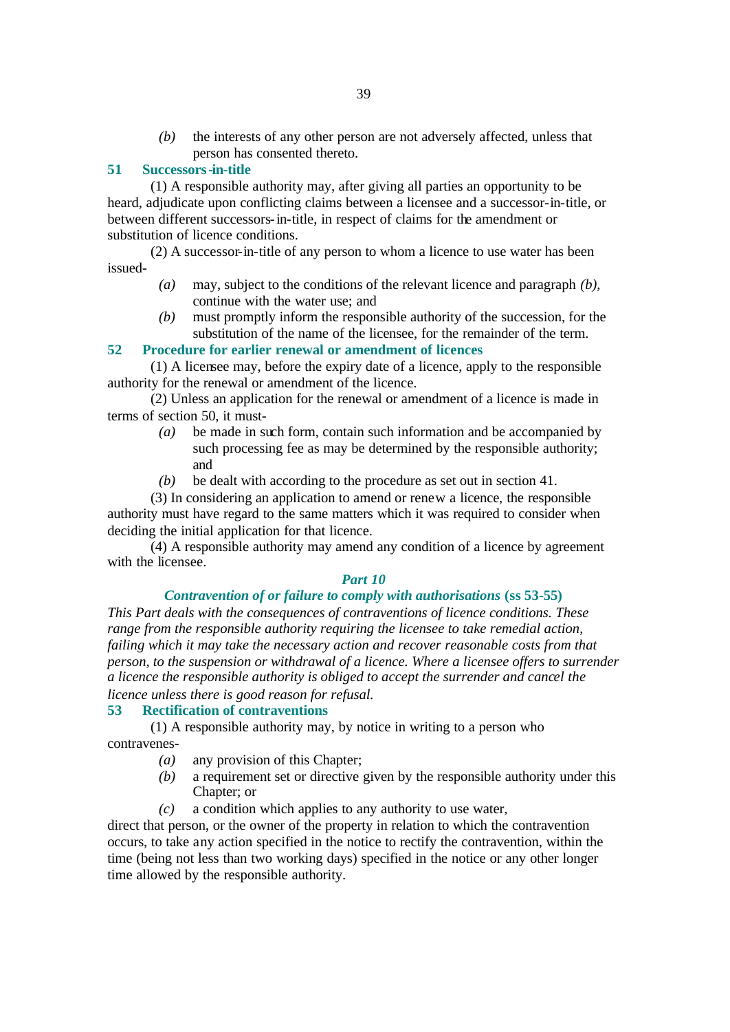*(b)* the interests of any other person are not adversely affected, unless that person has consented thereto.

### 51 Successors-in-title

(1) A responsible authority may, after giving all parties an opportunity to be heard, adjudicate upon conflicting claims between a licensee and a successor-in-title, or between different successors-in-title, in respect of claims for the amendment or substitution of licence conditions.

(2) A successor-in-title of any person to whom a licence to use water has been issued-

*(a)* may, subject to the conditions of the relevant licence and paragraph *(b)*, continue with the water use; and

*(b)* must promptly inform the responsible authority of the succession, for the substitution of the name of the licensee, for the remainder of the term.

### 52 Procedure for earlier renewal or amendment of licences

(1) A licensee may, before the expiry date of a licence, apply to the responsible authority for the renewal or amendment of the licence.

(2) Unless an application for the renewal or amendment of a licence is made in terms of section 50, it must-

*(a)* be made in such form, contain such information and be accompanied by such processing fee as may be determined by the responsible authority; and

*(b)* be dealt with according to the procedure as set out in section 41.

(3) In considering an application to amend or renew a licence, the responsible authority must have regard to the same matters which it was required to consider when deciding the initial application for that licence.

(4) A responsible authority may amend any condition of a licence by agreement with the licensee.

## *Part 10*

## *Contravention of or failure to comply with authorisations* (ss 53-55)

*This Part deals with the consequences of contraventions of licence conditions. These range from the responsible authority requiring the licensee to take remedial action, failing which it may take the necessary action and recover reasonable costs from that person, to the suspension or withdrawal of a licence. Where a licensee offers to surrender a licence the responsible authority is obliged to accept the surrender and cancel the licence unless there is good reason for refusal.*

### 53 Rectification of contraventions

(1) A responsible authority may, by notice in writing to a person who contravenes-

*(a)* any provision of this Chapter;

*(b)* a requirement set or directive given by the responsible authority under this Chapter; or

*(c)* a condition which applies to any authority to use water,

direct that person, or the owner of the property in relation to which the contravention occurs, to take any action specified in the notice to rectify the contravention, within the time (being not less than two working days) specified in the notice or any other longer time allowed by the responsible authority.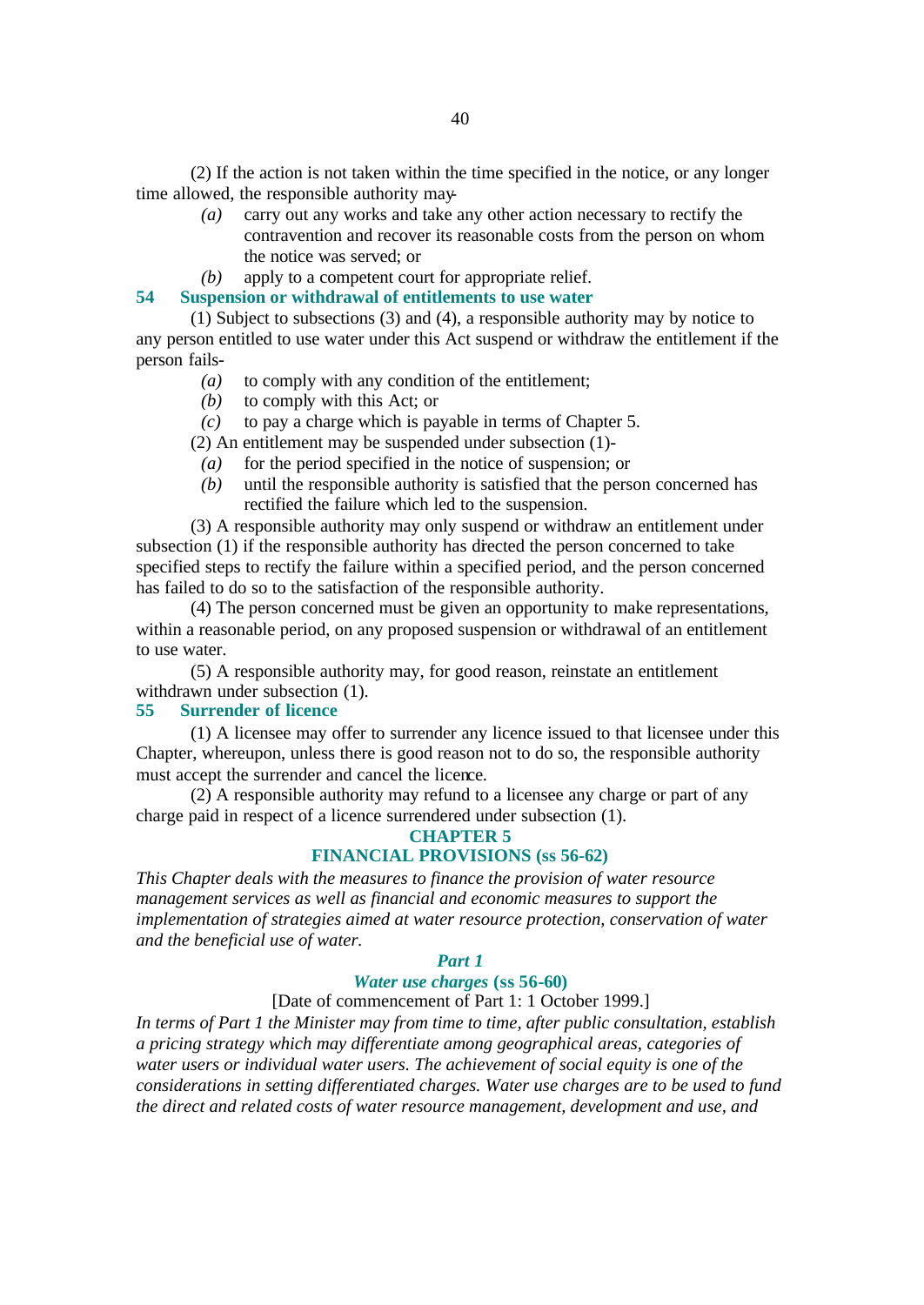(2) If the action is not taken within the time specified in the notice, or any longer time allowed, the responsible authority may-

*(a)* carry out any works and take any other action necessary to rectify the contravention and recover its reasonable costs from the person on whom the notice was served; or

*(b)* apply to a competent court for appropriate relief.

### 54 Suspension or withdrawal of entitlements to use water

(1) Subject to subsections (3) and (4), a responsible authority may by notice to any person entitled to use water under this Act suspend or withdraw the entitlement if the person fails-

*(a)* to comply with any condition of the entitlement;

*(b)* to comply with this Act; or

*(c)* to pay a charge which is payable in terms of Chapter 5.

(2) An entitlement may be suspended under subsection (1)-

*(a)* for the period specified in the notice of suspension; or

*(b)* until the responsible authority is satisfied that the person concerned has rectified the failure which led to the suspension.

(3) A responsible authority may only suspend or withdraw an entitlement under subsection (1) if the responsible authority has directed the person concerned to take specified steps to rectify the failure within a specified period, and the person concerned has failed to do so to the satisfaction of the responsible authority.

(4) The person concerned must be given an opportunity to make representations, within a reasonable period, on any proposed suspension or withdrawal of an entitlement to use water.

(5) A responsible authority may, for good reason, reinstate an entitlement withdrawn under subsection (1).

### 55 Surrender of licence

(1) A licensee may offer to surrender any licence issued to that licensee under this Chapter, whereupon, unless there is good reason not to do so, the responsible authority must accept the surrender and cancel the licence.

(2) A responsible authority may refund to a licensee any charge or part of any charge paid in respect of a licence surrendered under subsection (1).

## CHAPTER 5
## FINANCIAL PROVISIONS (ss 56-62)

*This Chapter deals with the measures to finance the provision of water resource management services as well as financial and economic measures to support the implementation of strategies aimed at water resource protection, conservation of water and the beneficial use of water.*

### *Part 1*
### *Water use charges* (ss 56-60)

[Date of commencement of Part 1: 1 October 1999.]

*In terms of Part 1 the Minister may from time to time, after public consultation, establish a pricing strategy which may differentiate among geographical areas, categories of water users or individual water users. The achievement of social equity is one of the considerations in setting differentiated charges. Water use charges are to be used to fund the direct and related costs of water resource management, development and use, and*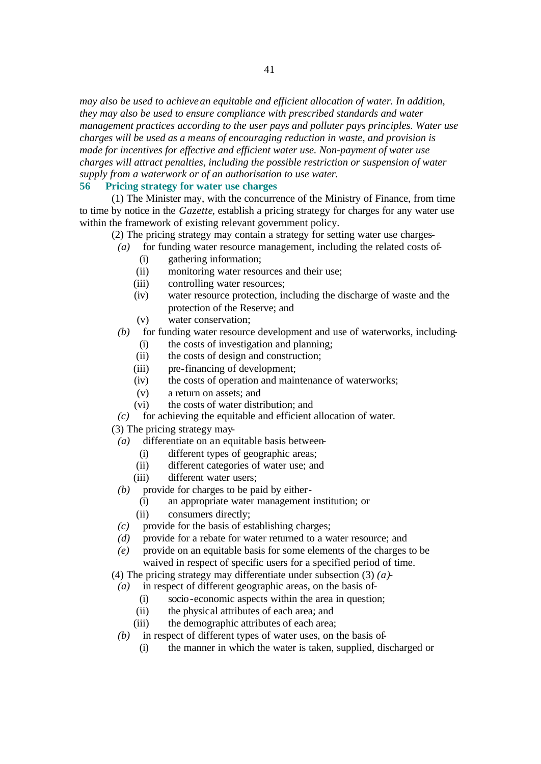*may also be used to achieve an equitable and efficient allocation of water. In addition, they may also be used to ensure compliance with prescribed standards and water management practices according to the user pays and polluter pays principles. Water use charges will be used as a means of encouraging reduction in waste, and provision is made for incentives for effective and efficient water use. Non-payment of water use charges will attract penalties, including the possible restriction or suspension of water supply from a waterwork or of an authorisation to use water.*

### 56 Pricing strategy for water use charges

(1) The Minister may, with the concurrence of the Ministry of Finance, from time to time by notice in the *Gazette*, establish a pricing strategy for charges for any water use within the framework of existing relevant government policy.

(2) The pricing strategy may contain a strategy for setting water use charges-

*(a)* for funding water resource management, including the related costs of-

(i) gathering information;

(ii) monitoring water resources and their use;

(iii) controlling water resources;

(iv) water resource protection, including the discharge of waste and the protection of the Reserve; and

(v) water conservation;

*(b)* for funding water resource development and use of waterworks, including-

(i) the costs of investigation and planning;

(ii) the costs of design and construction;

(iii) pre-financing of development;

(iv) the costs of operation and maintenance of waterworks;

(v) a return on assets; and

(vi) the costs of water distribution; and

*(c)* for achieving the equitable and efficient allocation of water.

(3) The pricing strategy may-

*(a)* differentiate on an equitable basis between-

(i) different types of geographic areas;

(ii) different categories of water use; and

(iii) different water users;

*(b)* provide for charges to be paid by either-

(i) an appropriate water management institution; or

(ii) consumers directly;

*(c)* provide for the basis of establishing charges;

*(d)* provide for a rebate for water returned to a water resource; and

*(e)* provide on an equitable basis for some elements of the charges to be waived in respect of specific users for a specified period of time.

(4) The pricing strategy may differentiate under subsection (3) *(a)*-

*(a)* in respect of different geographic areas, on the basis of-

(i) socio-economic aspects within the area in question;

(ii) the physical attributes of each area; and

(iii) the demographic attributes of each area;

*(b)* in respect of different types of water uses, on the basis of-

(i) the manner in which the water is taken, supplied, discharged or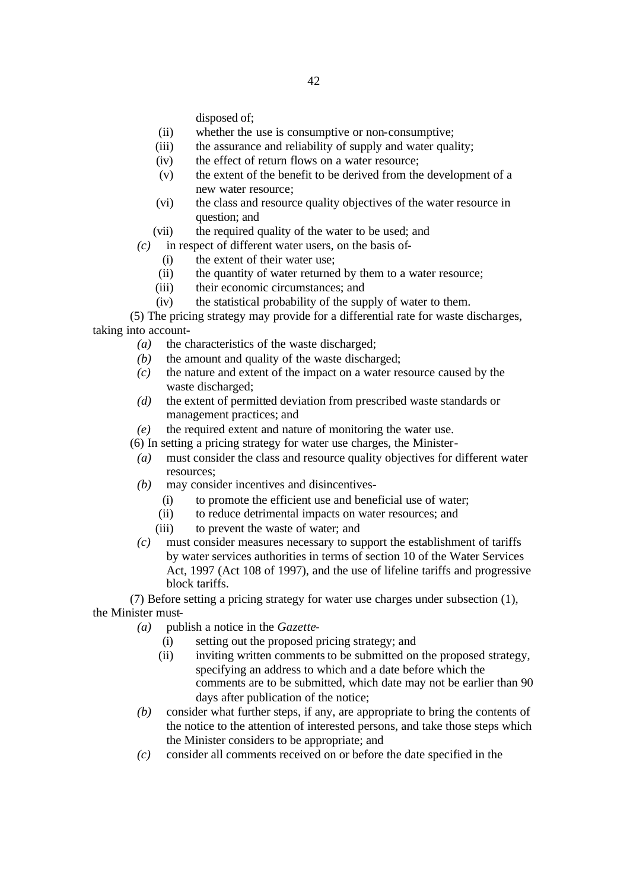disposed of;

(ii) whether the use is consumptive or non-consumptive;

(iii) the assurance and reliability of supply and water quality;

(iv) the effect of return flows on a water resource;

(v) the extent of the benefit to be derived from the development of a new water resource;

(vi) the class and resource quality objectives of the water resource in question; and

(vii) the required quality of the water to be used; and

*(c)* in respect of different water users, on the basis of-

(i) the extent of their water use;

(ii) the quantity of water returned by them to a water resource;

(iii) their economic circumstances; and

(iv) the statistical probability of the supply of water to them.

(5) The pricing strategy may provide for a differential rate for waste discharges, taking into account-

*(a)* the characteristics of the waste discharged;

*(b)* the amount and quality of the waste discharged;

*(c)* the nature and extent of the impact on a water resource caused by the waste discharged;

*(d)* the extent of permitted deviation from prescribed waste standards or management practices; and

*(e)* the required extent and nature of monitoring the water use.

(6) In setting a pricing strategy for water use charges, the Minister-

*(a)* must consider the class and resource quality objectives for different water resources;

*(b)* may consider incentives and disincentives-

(i) to promote the efficient use and beneficial use of water;

(ii) to reduce detrimental impacts on water resources; and

(iii) to prevent the waste of water; and

*(c)* must consider measures necessary to support the establishment of tariffs by water services authorities in terms of section 10 of the Water Services Act, 1997 (Act 108 of 1997), and the use of lifeline tariffs and progressive block tariffs.

(7) Before setting a pricing strategy for water use charges under subsection (1), the Minister must-

*(a)* publish a notice in the *Gazette*-

(i) setting out the proposed pricing strategy; and

(ii) inviting written comments to be submitted on the proposed strategy, specifying an address to which and a date before which the comments are to be submitted, which date may not be earlier than 90 days after publication of the notice;

*(b)* consider what further steps, if any, are appropriate to bring the contents of the notice to the attention of interested persons, and take those steps which the Minister considers to be appropriate; and

*(c)* consider all comments received on or before the date specified in the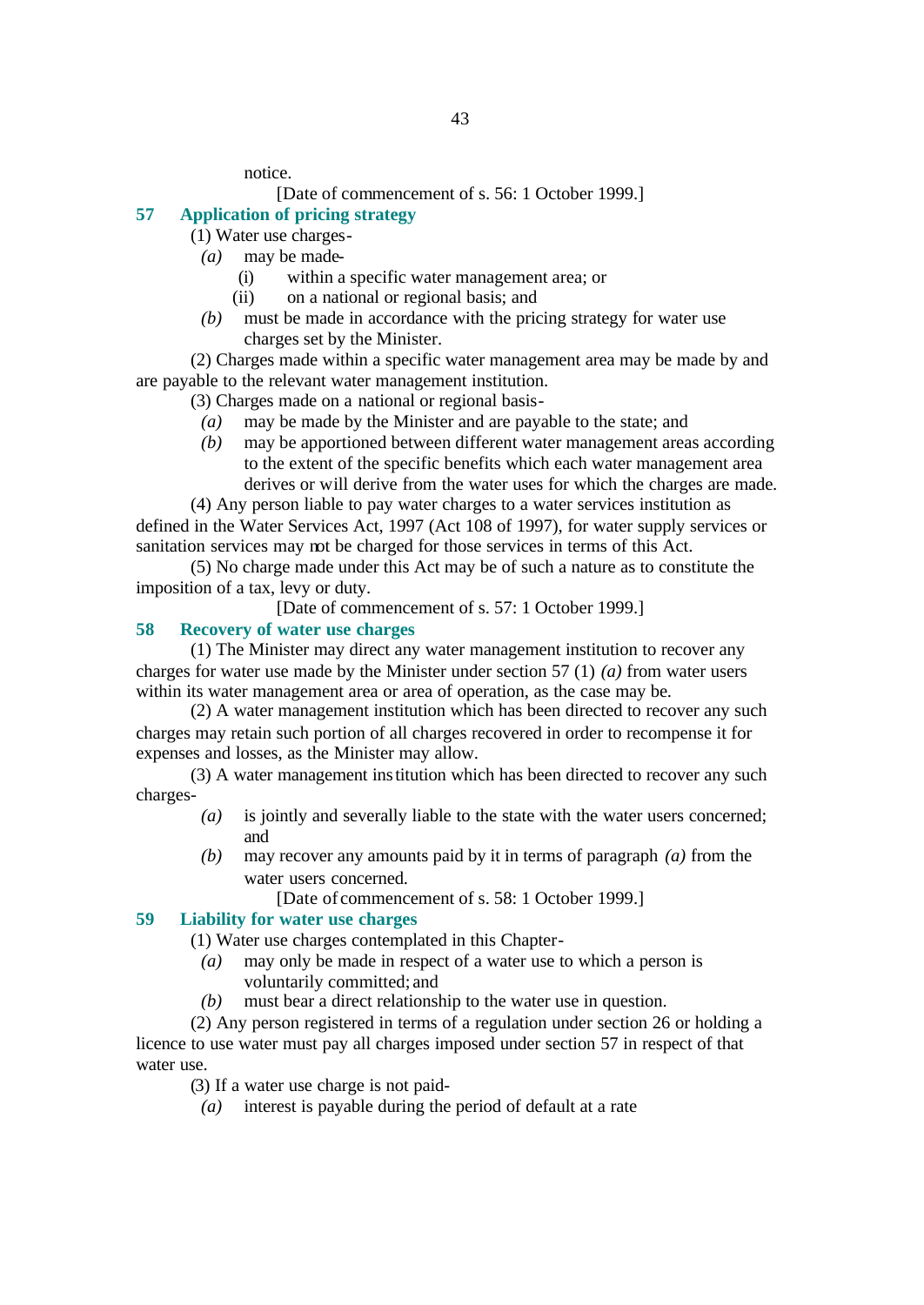notice.

[Date of commencement of s. 56: 1 October 1999.]

### 57 Application of pricing strategy

(1) Water use charges-

*(a)* may be made-

(i) within a specific water management area; or

(ii) on a national or regional basis; and

*(b)* must be made in accordance with the pricing strategy for water use charges set by the Minister.

(2) Charges made within a specific water management area may be made by and are payable to the relevant water management institution.

(3) Charges made on a national or regional basis-

*(a)* may be made by the Minister and are payable to the state; and

*(b)* may be apportioned between different water management areas according to the extent of the specific benefits which each water management area derives or will derive from the water uses for which the charges are made.

(4) Any person liable to pay water charges to a water services institution as defined in the Water Services Act, 1997 (Act 108 of 1997), for water supply services or sanitation services may not be charged for those services in terms of this Act.

(5) No charge made under this Act may be of such a nature as to constitute the imposition of a tax, levy or duty.

[Date of commencement of s. 57: 1 October 1999.]

### 58 Recovery of water use charges

(1) The Minister may direct any water management institution to recover any charges for water use made by the Minister under section 57 (1) *(a)* from water users within its water management area or area of operation, as the case may be.

(2) A water management institution which has been directed to recover any such charges may retain such portion of all charges recovered in order to recompense it for expenses and losses, as the Minister may allow.

(3) A water management institution which has been directed to recover any such charges-

*(a)* is jointly and severally liable to the state with the water users concerned; and

*(b)* may recover any amounts paid by it in terms of paragraph *(a)* from the water users concerned.

[Date of commencement of s. 58: 1 October 1999.]

### 59 Liability for water use charges

(1) Water use charges contemplated in this Chapter-

*(a)* may only be made in respect of a water use to which a person is voluntarily committed; and

*(b)* must bear a direct relationship to the water use in question.

(2) Any person registered in terms of a regulation under section 26 or holding a licence to use water must pay all charges imposed under section 57 in respect of that water use.

(3) If a water use charge is not paid-

*(a)* interest is payable during the period of default at a rate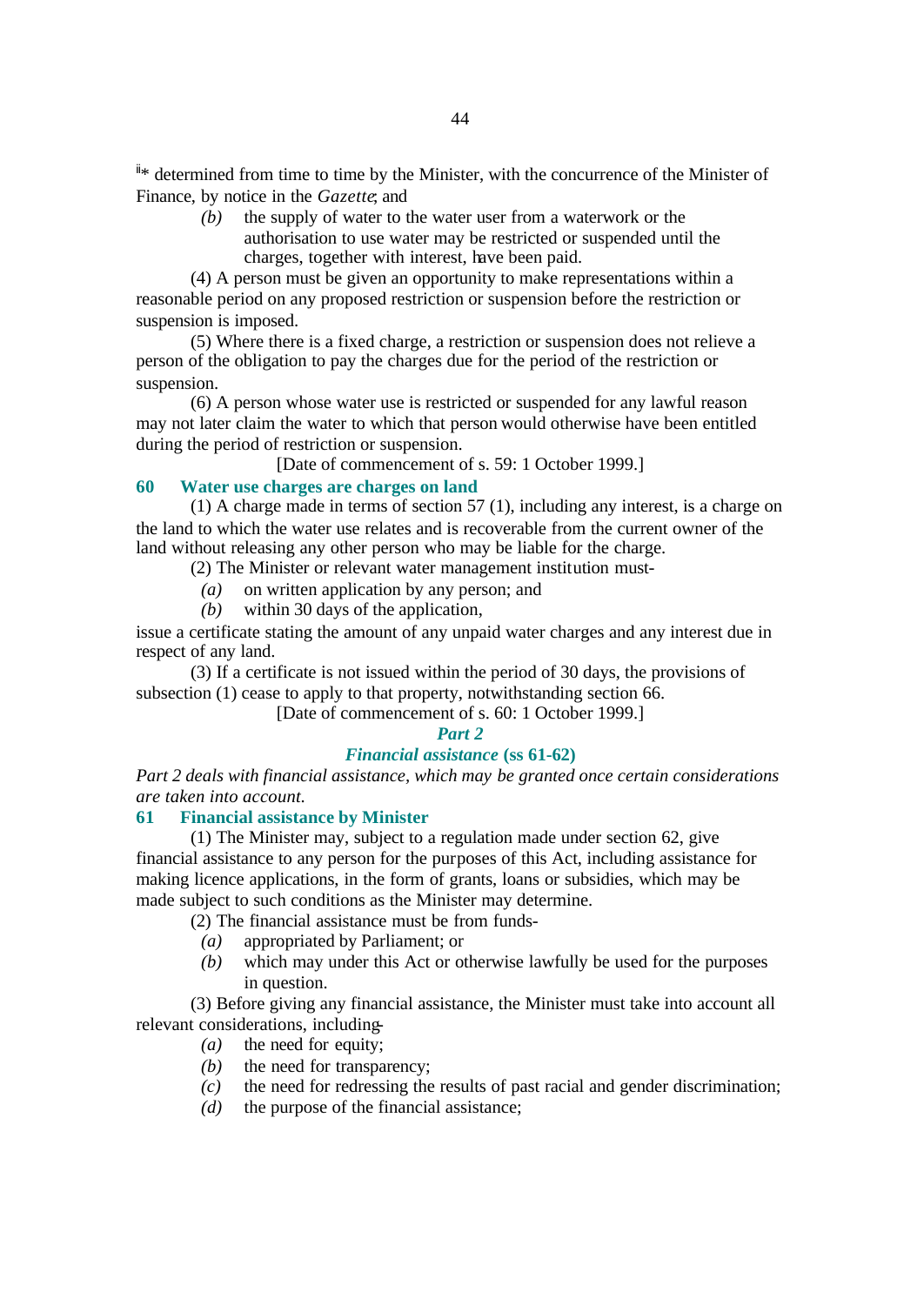ii* determined from time to time by the Minister, with the concurrence of the Minister of Finance, by notice in the *Gazette*; and

*(b)* the supply of water to the water user from a waterwork or the authorisation to use water may be restricted or suspended until the charges, together with interest, have been paid.

(4) A person must be given an opportunity to make representations within a reasonable period on any proposed restriction or suspension before the restriction or suspension is imposed.

(5) Where there is a fixed charge, a restriction or suspension does not relieve a person of the obligation to pay the charges due for the period of the restriction or suspension.

(6) A person whose water use is restricted or suspended for any lawful reason may not later claim the water to which that person would otherwise have been entitled during the period of restriction or suspension.

[Date of commencement of s. 59: 1 October 1999.]

### 60 Water use charges are charges on land

(1) A charge made in terms of section 57 (1), including any interest, is a charge on the land to which the water use relates and is recoverable from the current owner of the land without releasing any other person who may be liable for the charge.

(2) The Minister or relevant water management institution must-

*(a)* on written application by any person; and

*(b)* within 30 days of the application,

issue a certificate stating the amount of any unpaid water charges and any interest due in respect of any land.

(3) If a certificate is not issued within the period of 30 days, the provisions of subsection (1) cease to apply to that property, notwithstanding section 66.

[Date of commencement of s. 60: 1 October 1999.]

## *Part 2*

## *Financial assistance* (ss 61-62)

*Part 2 deals with financial assistance, which may be granted once certain considerations are taken into account.*

### 61 Financial assistance by Minister

(1) The Minister may, subject to a regulation made under section 62, give financial assistance to any person for the purposes of this Act, including assistance for making licence applications, in the form of grants, loans or subsidies, which may be made subject to such conditions as the Minister may determine.

(2) The financial assistance must be from funds-

*(a)* appropriated by Parliament; or

*(b)* which may under this Act or otherwise lawfully be used for the purposes in question.

(3) Before giving any financial assistance, the Minister must take into account all relevant considerations, including-

*(a)* the need for equity;

*(b)* the need for transparency;

*(c)* the need for redressing the results of past racial and gender discrimination;

*(d)* the purpose of the financial assistance;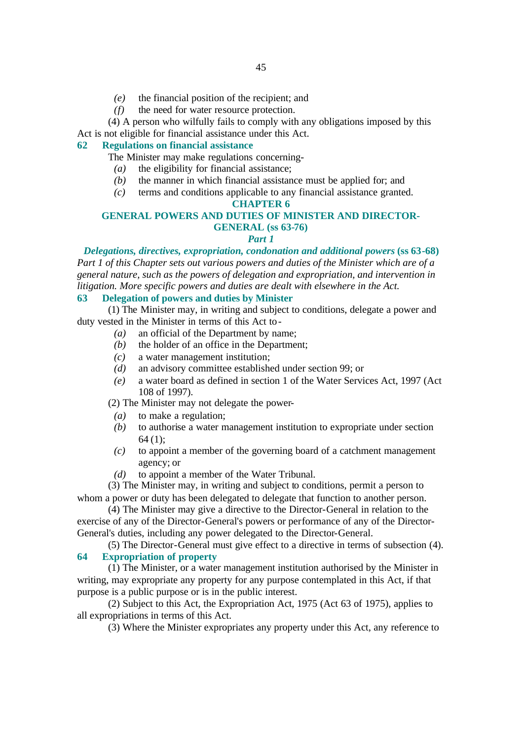- *(e)* the financial position of the recipient; and
- *(f)* the need for water resource protection.

(4) A person who wilfully fails to comply with any obligations imposed by this Act is not eligible for financial assistance under this Act.

### 62 Regulations on financial assistance

The Minister may make regulations concerning-

- *(a)* the eligibility for financial assistance;
- *(b)* the manner in which financial assistance must be applied for; and
- *(c)* terms and conditions applicable to any financial assistance granted.

## CHAPTER 6

## GENERAL POWERS AND DUTIES OF MINISTER AND DIRECTOR-GENERAL (ss 63-76)

### *Part 1*

### *Delegations, directives, expropriation, condonation and additional powers* (ss 63-68)

*Part 1 of this Chapter sets out various powers and duties of the Minister which are of a general nature, such as the powers of delegation and expropriation, and intervention in litigation. More specific powers and duties are dealt with elsewhere in the Act.*

### 63 Delegation of powers and duties by Minister

(1) The Minister may, in writing and subject to conditions, delegate a power and duty vested in the Minister in terms of this Act to-

- *(a)* an official of the Department by name;
- *(b)* the holder of an office in the Department;
- *(c)* a water management institution;
- *(d)* an advisory committee established under section 99; or
- *(e)* a water board as defined in section 1 of the Water Services Act, 1997 (Act 108 of 1997).

(2) The Minister may not delegate the power-

- *(a)* to make a regulation;
- *(b)* to authorise a water management institution to expropriate under section 64 (1);
- *(c)* to appoint a member of the governing board of a catchment management agency; or
- *(d)* to appoint a member of the Water Tribunal.

(3) The Minister may, in writing and subject to conditions, permit a person to whom a power or duty has been delegated to delegate that function to another person.

(4) The Minister may give a directive to the Director-General in relation to the exercise of any of the Director-General's powers or performance of any of the Director-General's duties, including any power delegated to the Director-General.

(5) The Director-General must give effect to a directive in terms of subsection (4).

### 64 Expropriation of property

(1) The Minister, or a water management institution authorised by the Minister in writing, may expropriate any property for any purpose contemplated in this Act, if that purpose is a public purpose or is in the public interest.

(2) Subject to this Act, the Expropriation Act, 1975 (Act 63 of 1975), applies to all expropriations in terms of this Act.

(3) Where the Minister expropriates any property under this Act, any reference to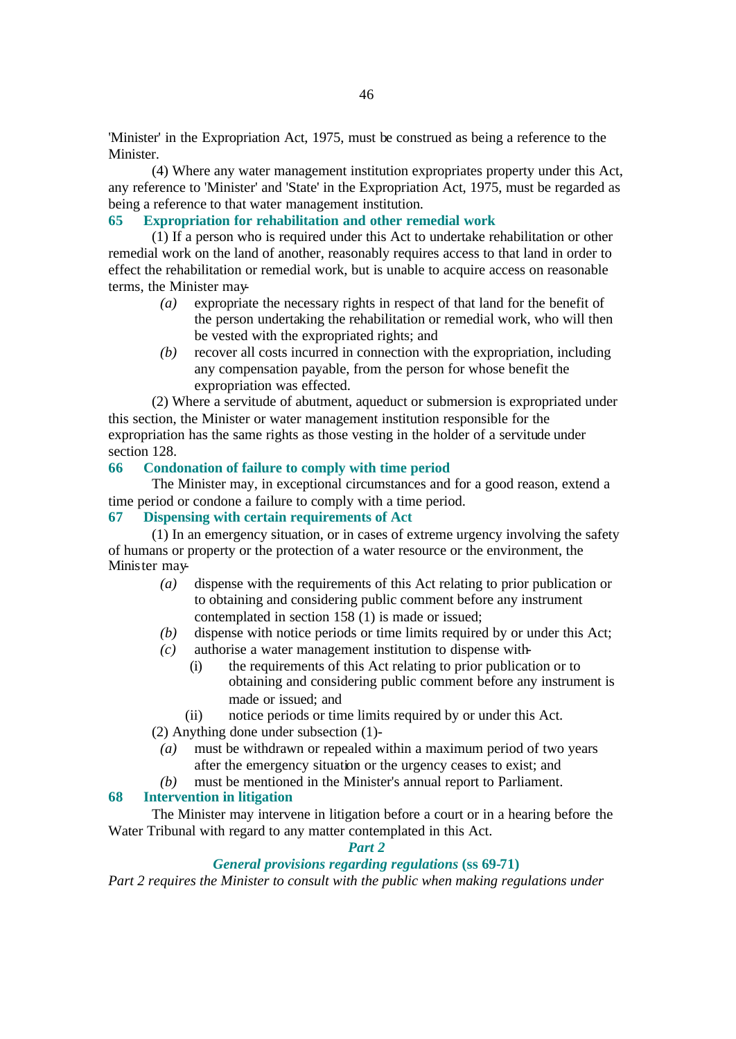'Minister' in the Expropriation Act, 1975, must be construed as being a reference to the Minister.

(4) Where any water management institution expropriates property under this Act, any reference to 'Minister' and 'State' in the Expropriation Act, 1975, must be regarded as being a reference to that water management institution.

### 65 Expropriation for rehabilitation and other remedial work

(1) If a person who is required under this Act to undertake rehabilitation or other remedial work on the land of another, reasonably requires access to that land in order to effect the rehabilitation or remedial work, but is unable to acquire access on reasonable terms, the Minister may-

*(a)* expropriate the necessary rights in respect of that land for the benefit of the person undertaking the rehabilitation or remedial work, who will then be vested with the expropriated rights; and

*(b)* recover all costs incurred in connection with the expropriation, including any compensation payable, from the person for whose benefit the expropriation was effected.

(2) Where a servitude of abutment, aqueduct or submersion is expropriated under this section, the Minister or water management institution responsible for the expropriation has the same rights as those vesting in the holder of a servitude under section 128.

### 66 Condonation of failure to comply with time period

The Minister may, in exceptional circumstances and for a good reason, extend a time period or condone a failure to comply with a time period.

### 67 Dispensing with certain requirements of Act

(1) In an emergency situation, or in cases of extreme urgency involving the safety of humans or property or the protection of a water resource or the environment, the Minister may-

*(a)* dispense with the requirements of this Act relating to prior publication or to obtaining and considering public comment before any instrument contemplated in section 158 (1) is made or issued;

*(b)* dispense with notice periods or time limits required by or under this Act;

*(c)* authorise a water management institution to dispense with-

(i) the requirements of this Act relating to prior publication or to obtaining and considering public comment before any instrument is made or issued; and

(ii) notice periods or time limits required by or under this Act.

(2) Anything done under subsection (1)-

*(a)* must be withdrawn or repealed within a maximum period of two years after the emergency situation or the urgency ceases to exist; and

*(b)* must be mentioned in the Minister's annual report to Parliament.

### 68 Intervention in litigation

The Minister may intervene in litigation before a court or in a hearing before the Water Tribunal with regard to any matter contemplated in this Act.

## *Part 2*

## *General provisions regarding regulations* **(ss 69-71)**

*Part 2 requires the Minister to consult with the public when making regulations under*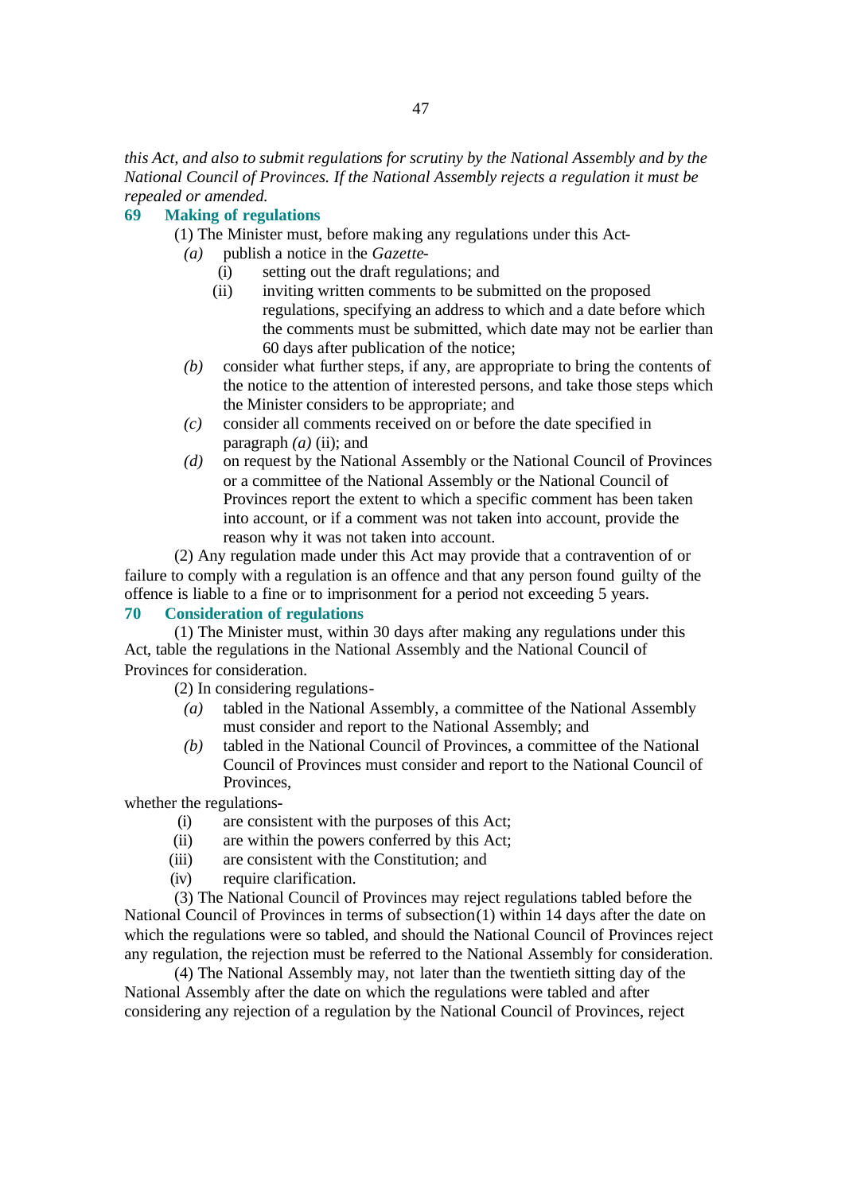*this Act, and also to submit regulations for scrutiny by the National Assembly and by the National Council of Provinces. If the National Assembly rejects a regulation it must be repealed or amended.*

### 69 Making of regulations

(1) The Minister must, before making any regulations under this Act-

*(a)* publish a notice in the *Gazette*-

(i) setting out the draft regulations; and

(ii) inviting written comments to be submitted on the proposed regulations, specifying an address to which and a date before which the comments must be submitted, which date may not be earlier than 60 days after publication of the notice;

*(b)* consider what further steps, if any, are appropriate to bring the contents of the notice to the attention of interested persons, and take those steps which the Minister considers to be appropriate; and

*(c)* consider all comments received on or before the date specified in paragraph *(a)* (ii); and

*(d)* on request by the National Assembly or the National Council of Provinces or a committee of the National Assembly or the National Council of Provinces report the extent to which a specific comment has been taken into account, or if a comment was not taken into account, provide the reason why it was not taken into account.

(2) Any regulation made under this Act may provide that a contravention of or failure to comply with a regulation is an offence and that any person found guilty of the offence is liable to a fine or to imprisonment for a period not exceeding 5 years.

### 70 Consideration of regulations

(1) The Minister must, within 30 days after making any regulations under this Act, table the regulations in the National Assembly and the National Council of Provinces for consideration.

(2) In considering regulations-

*(a)* tabled in the National Assembly, a committee of the National Assembly must consider and report to the National Assembly; and

*(b)* tabled in the National Council of Provinces, a committee of the National Council of Provinces must consider and report to the National Council of Provinces,

whether the regulations-

(i) are consistent with the purposes of this Act;

(ii) are within the powers conferred by this Act;

(iii) are consistent with the Constitution; and

(iv) require clarification.

(3) The National Council of Provinces may reject regulations tabled before the National Council of Provinces in terms of subsection(1) within 14 days after the date on which the regulations were so tabled, and should the National Council of Provinces reject any regulation, the rejection must be referred to the National Assembly for consideration.

(4) The National Assembly may, not later than the twentieth sitting day of the National Assembly after the date on which the regulations were tabled and after considering any rejection of a regulation by the National Council of Provinces, reject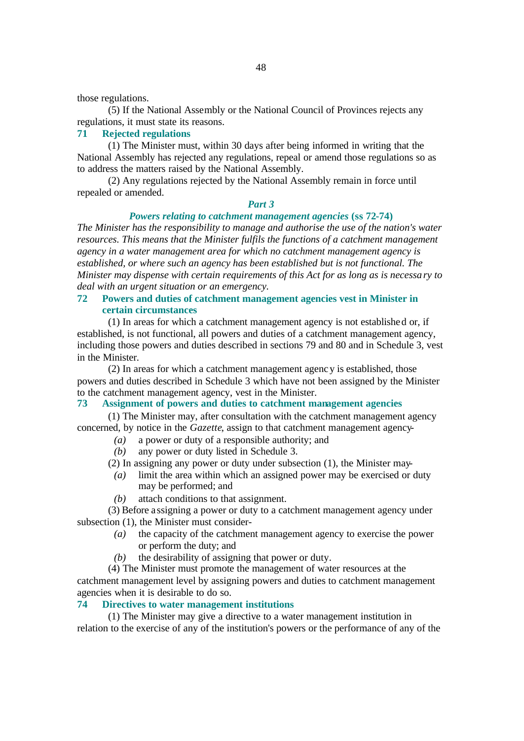those regulations.

(5) If the National Assembly or the National Council of Provinces rejects any regulations, it must state its reasons.

### 71 Rejected regulations

(1) The Minister must, within 30 days after being informed in writing that the National Assembly has rejected any regulations, repeal or amend those regulations so as to address the matters raised by the National Assembly.

(2) Any regulations rejected by the National Assembly remain in force until repealed or amended.

## *Part 3*

## *Powers relating to catchment management agencies* (ss 72-74)

*The Minister has the responsibility to manage and authorise the use of the nation's water resources. This means that the Minister fulfils the functions of a catchment management agency in a water management area for which no catchment management agency is established, or where such an agency has been established but is not functional. The Minister may dispense with certain requirements of this Act for as long as is necessary to deal with an urgent situation or an emergency.*

### 72 Powers and duties of catchment management agencies vest in Minister in certain circumstances

(1) In areas for which a catchment management agency is not established or, if established, is not functional, all powers and duties of a catchment management agency, including those powers and duties described in sections 79 and 80 and in Schedule 3, vest in the Minister.

(2) In areas for which a catchment management agency is established, those powers and duties described in Schedule 3 which have not been assigned by the Minister to the catchment management agency, vest in the Minister.

### 73 Assignment of powers and duties to catchment management agencies

(1) The Minister may, after consultation with the catchment management agency concerned, by notice in the *Gazette*, assign to that catchment management agency-

- *(a)* a power or duty of a responsible authority; and
- *(b)* any power or duty listed in Schedule 3.

(2) In assigning any power or duty under subsection (1), the Minister may-

- *(a)* limit the area within which an assigned power may be exercised or duty may be performed; and
- *(b)* attach conditions to that assignment.

(3) Before assigning a power or duty to a catchment management agency under subsection (1), the Minister must consider-

- *(a)* the capacity of the catchment management agency to exercise the power or perform the duty; and
- *(b)* the desirability of assigning that power or duty.

(4) The Minister must promote the management of water resources at the catchment management level by assigning powers and duties to catchment management agencies when it is desirable to do so.

### 74 Directives to water management institutions

(1) The Minister may give a directive to a water management institution in relation to the exercise of any of the institution's powers or the performance of any of the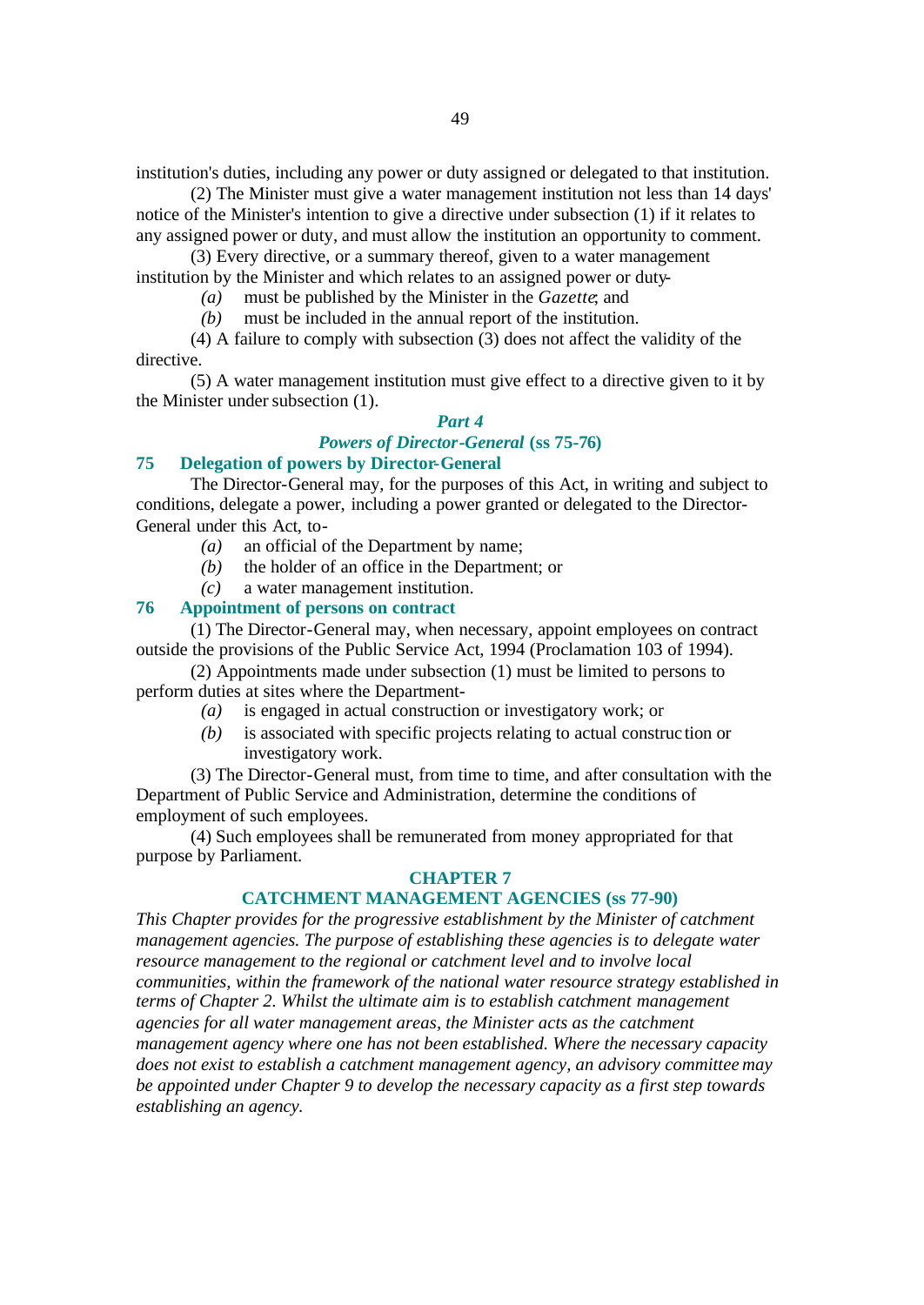institution's duties, including any power or duty assigned or delegated to that institution.

(2) The Minister must give a water management institution not less than 14 days' notice of the Minister's intention to give a directive under subsection (1) if it relates to any assigned power or duty, and must allow the institution an opportunity to comment.

(3) Every directive, or a summary thereof, given to a water management institution by the Minister and which relates to an assigned power or duty-

*(a)* must be published by the Minister in the *Gazette*; and

*(b)* must be included in the annual report of the institution.

(4) A failure to comply with subsection (3) does not affect the validity of the directive.

(5) A water management institution must give effect to a directive given to it by the Minister under subsection (1).

## *Part 4*

## *Powers of Director-General* (ss 75-76)

### 75 Delegation of powers by Director-General

The Director-General may, for the purposes of this Act, in writing and subject to conditions, delegate a power, including a power granted or delegated to the Director-General under this Act, to-

*(a)* an official of the Department by name;

*(b)* the holder of an office in the Department; or

*(c)* a water management institution.

### 76 Appointment of persons on contract

(1) The Director-General may, when necessary, appoint employees on contract outside the provisions of the Public Service Act, 1994 (Proclamation 103 of 1994).

(2) Appointments made under subsection (1) must be limited to persons to perform duties at sites where the Department-

*(a)* is engaged in actual construction or investigatory work; or

*(b)* is associated with specific projects relating to actual construction or investigatory work.

(3) The Director-General must, from time to time, and after consultation with the Department of Public Service and Administration, determine the conditions of employment of such employees.

(4) Such employees shall be remunerated from money appropriated for that purpose by Parliament.

## CHAPTER 7

## CATCHMENT MANAGEMENT AGENCIES (ss 77-90)

*This Chapter provides for the progressive establishment by the Minister of catchment management agencies. The purpose of establishing these agencies is to delegate water resource management to the regional or catchment level and to involve local communities, within the framework of the national water resource strategy established in terms of Chapter 2. Whilst the ultimate aim is to establish catchment management agencies for all water management areas, the Minister acts as the catchment management agency where one has not been established. Where the necessary capacity does not exist to establish a catchment management agency, an advisory committee may be appointed under Chapter 9 to develop the necessary capacity as a first step towards establishing an agency.*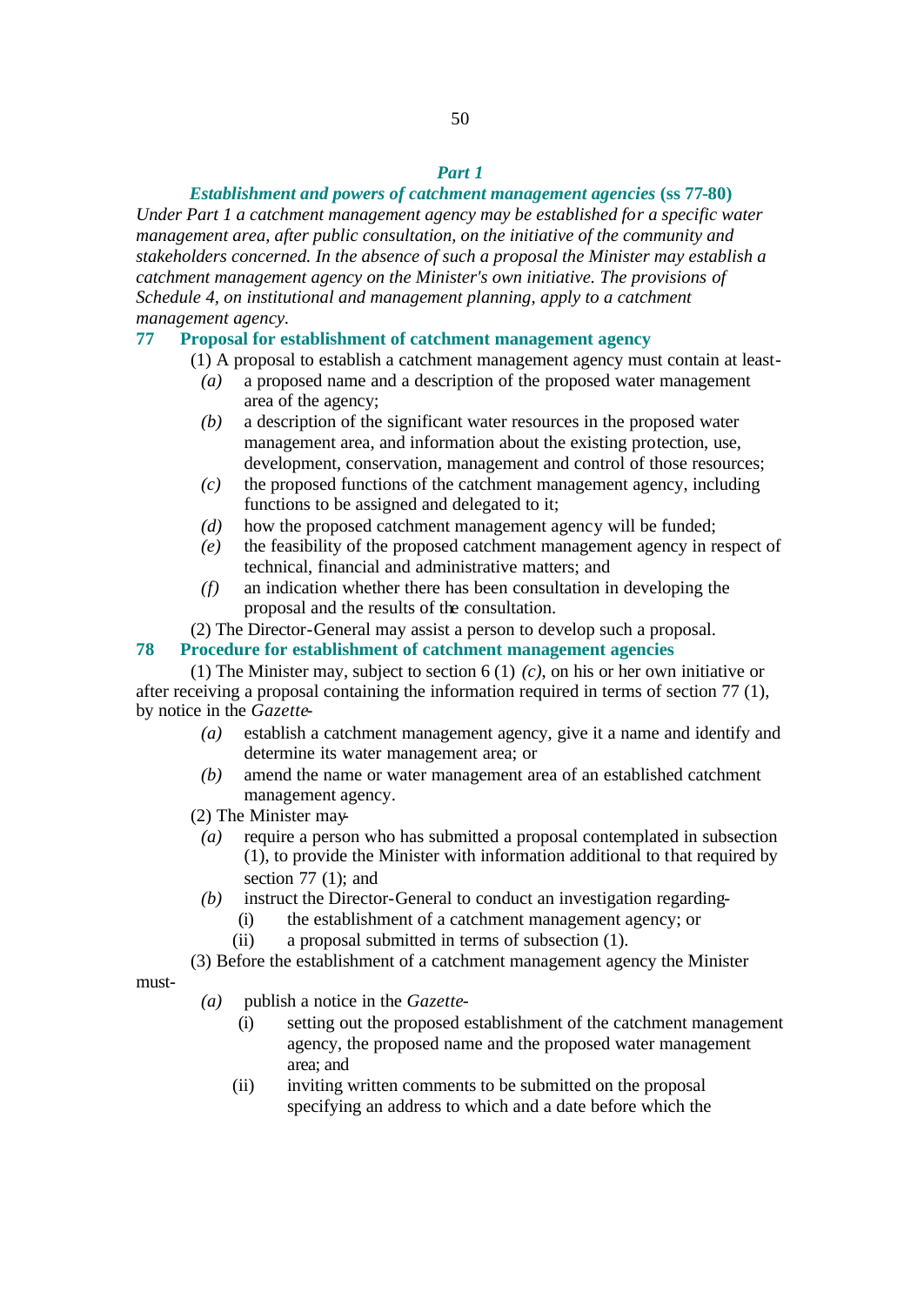## *Part 1*

### *Establishment and powers of catchment management agencies* (ss 77-80)

*Under Part 1 a catchment management agency may be established for a specific water management area, after public consultation, on the initiative of the community and stakeholders concerned. In the absence of such a proposal the Minister may establish a catchment management agency on the Minister's own initiative. The provisions of Schedule 4, on institutional and management planning, apply to a catchment management agency.*

### 77 Proposal for establishment of catchment management agency

(1) A proposal to establish a catchment management agency must contain at least-

*(a)* a proposed name and a description of the proposed water management area of the agency;

*(b)* a description of the significant water resources in the proposed water management area, and information about the existing protection, use, development, conservation, management and control of those resources;

*(c)* the proposed functions of the catchment management agency, including functions to be assigned and delegated to it;

*(d)* how the proposed catchment management agency will be funded;

*(e)* the feasibility of the proposed catchment management agency in respect of technical, financial and administrative matters; and

*(f)* an indication whether there has been consultation in developing the proposal and the results of the consultation.

(2) The Director-General may assist a person to develop such a proposal.

### 78 Procedure for establishment of catchment management agencies

(1) The Minister may, subject to section 6 (1) *(c)*, on his or her own initiative or after receiving a proposal containing the information required in terms of section 77 (1), by notice in the *Gazette*-

*(a)* establish a catchment management agency, give it a name and identify and determine its water management area; or

*(b)* amend the name or water management area of an established catchment management agency.

(2) The Minister may-

*(a)* require a person who has submitted a proposal contemplated in subsection (1), to provide the Minister with information additional to that required by section 77 (1); and

*(b)* instruct the Director-General to conduct an investigation regarding-

(i) the establishment of a catchment management agency; or

(ii) a proposal submitted in terms of subsection (1).

(3) Before the establishment of a catchment management agency the Minister must-

*(a)* publish a notice in the *Gazette*-

(i) setting out the proposed establishment of the catchment management agency, the proposed name and the proposed water management area; and

(ii) inviting written comments to be submitted on the proposal specifying an address to which and a date before which the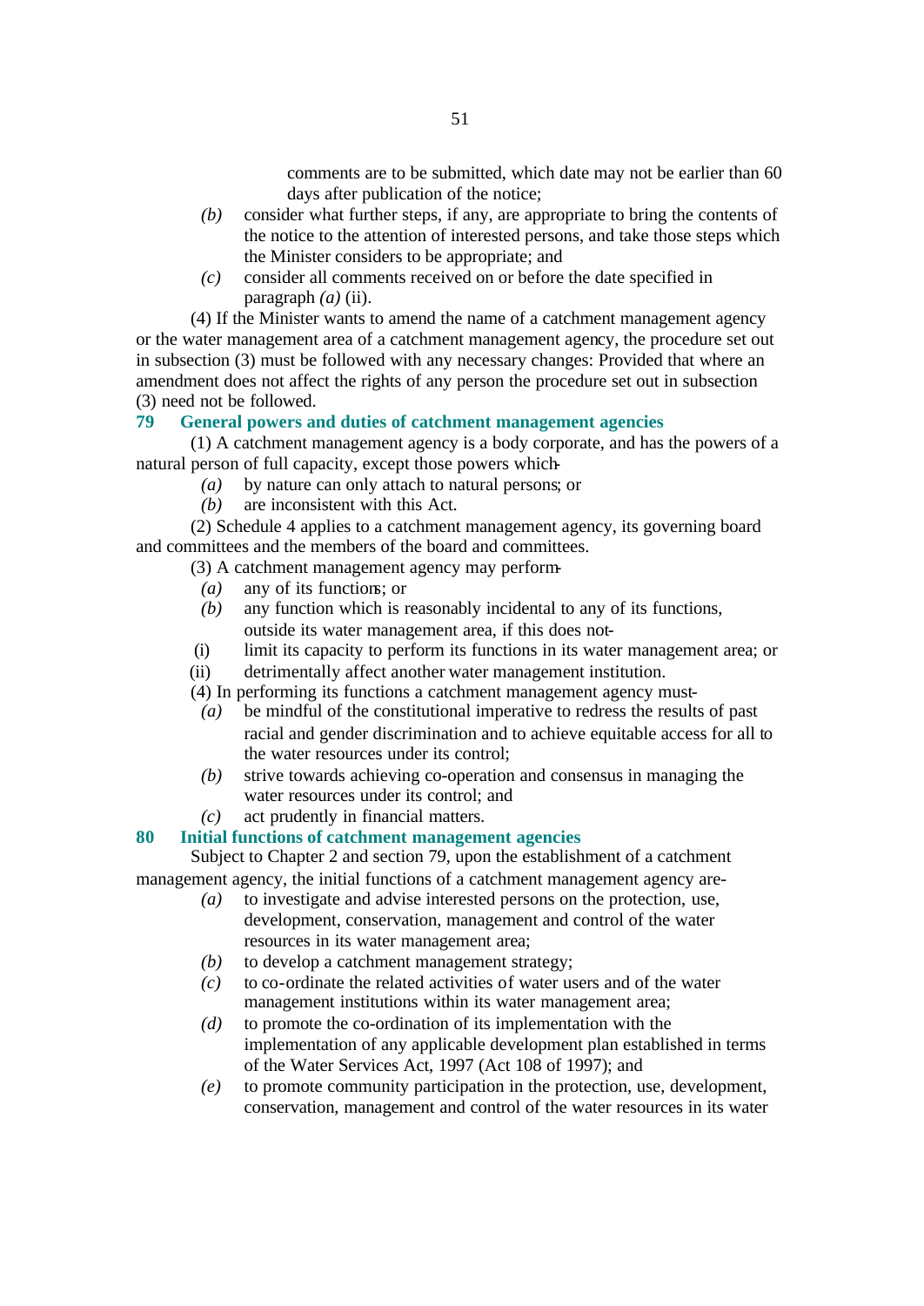comments are to be submitted, which date may not be earlier than 60 days after publication of the notice;

*(b)* consider what further steps, if any, are appropriate to bring the contents of the notice to the attention of interested persons, and take those steps which the Minister considers to be appropriate; and

*(c)* consider all comments received on or before the date specified in paragraph *(a)* (ii).

(4) If the Minister wants to amend the name of a catchment management agency or the water management area of a catchment management agency, the procedure set out in subsection (3) must be followed with any necessary changes: Provided that where an amendment does not affect the rights of any person the procedure set out in subsection (3) need not be followed.

## 79 General powers and duties of catchment management agencies

(1) A catchment management agency is a body corporate, and has the powers of a natural person of full capacity, except those powers which-

*(a)* by nature can only attach to natural persons; or

*(b)* are inconsistent with this Act.

(2) Schedule 4 applies to a catchment management agency, its governing board and committees and the members of the board and committees.

(3) A catchment management agency may perform-

*(a)* any of its functions; or

*(b)* any function which is reasonably incidental to any of its functions, outside its water management area, if this does not-

(i) limit its capacity to perform its functions in its water management area; or

(ii) detrimentally affect another water management institution.

(4) In performing its functions a catchment management agency must-

*(a)* be mindful of the constitutional imperative to redress the results of past racial and gender discrimination and to achieve equitable access for all to the water resources under its control;

*(b)* strive towards achieving co-operation and consensus in managing the water resources under its control; and

*(c)* act prudently in financial matters.

## 80 Initial functions of catchment management agencies

Subject to Chapter 2 and section 79, upon the establishment of a catchment management agency, the initial functions of a catchment management agency are-

*(a)* to investigate and advise interested persons on the protection, use, development, conservation, management and control of the water resources in its water management area;

*(b)* to develop a catchment management strategy;

*(c)* to co-ordinate the related activities of water users and of the water management institutions within its water management area;

*(d)* to promote the co-ordination of its implementation with the implementation of any applicable development plan established in terms of the Water Services Act, 1997 (Act 108 of 1997); and

*(e)* to promote community participation in the protection, use, development, conservation, management and control of the water resources in its water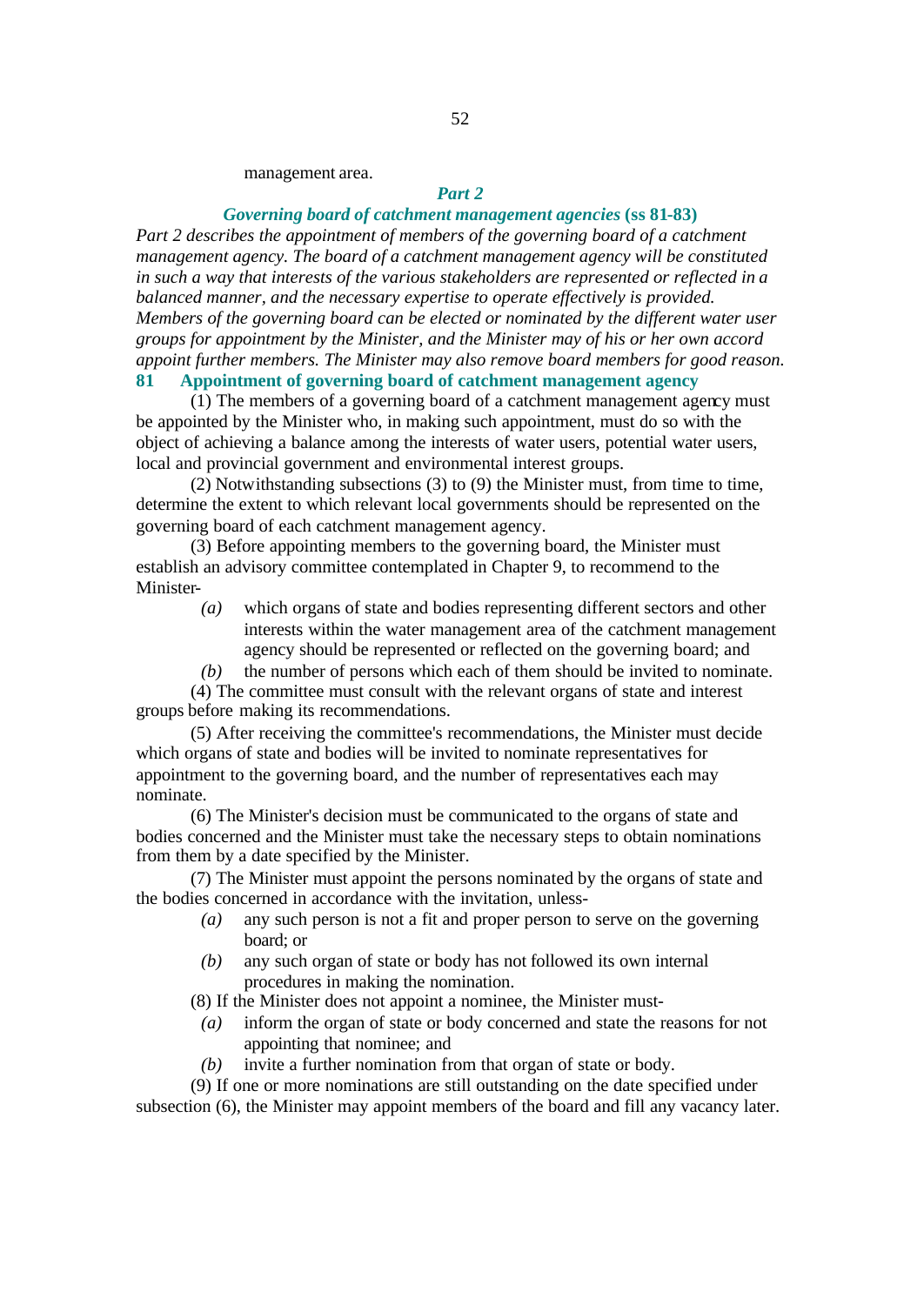management area.

## *Part 2*

## *Governing board of catchment management agencies* (ss 81-83)

*Part 2 describes the appointment of members of the governing board of a catchment management agency. The board of a catchment management agency will be constituted in such a way that interests of the various stakeholders are represented or reflected in a balanced manner, and the necessary expertise to operate effectively is provided. Members of the governing board can be elected or nominated by the different water user groups for appointment by the Minister, and the Minister may of his or her own accord appoint further members. The Minister may also remove board members for good reason.*

### 81 Appointment of governing board of catchment management agency

(1) The members of a governing board of a catchment management agency must be appointed by the Minister who, in making such appointment, must do so with the object of achieving a balance among the interests of water users, potential water users, local and provincial government and environmental interest groups.

(2) Notwithstanding subsections (3) to (9) the Minister must, from time to time, determine the extent to which relevant local governments should be represented on the governing board of each catchment management agency.

(3) Before appointing members to the governing board, the Minister must establish an advisory committee contemplated in Chapter 9, to recommend to the Minister-

*(a)* which organs of state and bodies representing different sectors and other interests within the water management area of the catchment management agency should be represented or reflected on the governing board; and

*(b)* the number of persons which each of them should be invited to nominate.

(4) The committee must consult with the relevant organs of state and interest groups before making its recommendations.

(5) After receiving the committee's recommendations, the Minister must decide which organs of state and bodies will be invited to nominate representatives for appointment to the governing board, and the number of representatives each may nominate.

(6) The Minister's decision must be communicated to the organs of state and bodies concerned and the Minister must take the necessary steps to obtain nominations from them by a date specified by the Minister.

(7) The Minister must appoint the persons nominated by the organs of state and the bodies concerned in accordance with the invitation, unless-

*(a)* any such person is not a fit and proper person to serve on the governing board; or

*(b)* any such organ of state or body has not followed its own internal procedures in making the nomination.

(8) If the Minister does not appoint a nominee, the Minister must-

*(a)* inform the organ of state or body concerned and state the reasons for not appointing that nominee; and

*(b)* invite a further nomination from that organ of state or body.

(9) If one or more nominations are still outstanding on the date specified under subsection (6), the Minister may appoint members of the board and fill any vacancy later.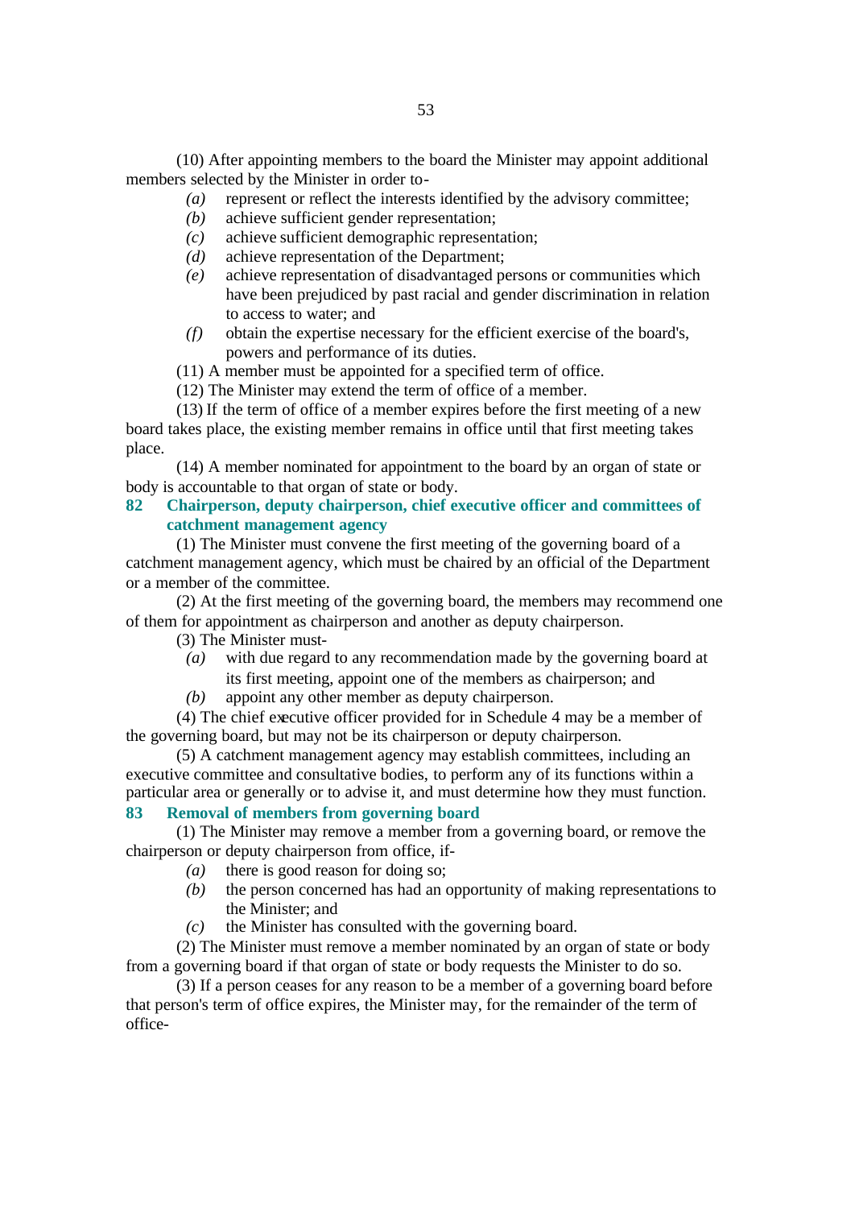(10) After appointing members to the board the Minister may appoint additional members selected by the Minister in order to-

*(a)* represent or reflect the interests identified by the advisory committee;

*(b)* achieve sufficient gender representation;

*(c)* achieve sufficient demographic representation;

*(d)* achieve representation of the Department;

*(e)* achieve representation of disadvantaged persons or communities which have been prejudiced by past racial and gender discrimination in relation to access to water; and

*(f)* obtain the expertise necessary for the efficient exercise of the board's, powers and performance of its duties.

(11) A member must be appointed for a specified term of office.

(12) The Minister may extend the term of office of a member.

(13) If the term of office of a member expires before the first meeting of a new board takes place, the existing member remains in office until that first meeting takes place.

(14) A member nominated for appointment to the board by an organ of state or body is accountable to that organ of state or body.

### 82 Chairperson, deputy chairperson, chief executive officer and committees of catchment management agency

(1) The Minister must convene the first meeting of the governing board of a catchment management agency, which must be chaired by an official of the Department or a member of the committee.

(2) At the first meeting of the governing board, the members may recommend one of them for appointment as chairperson and another as deputy chairperson.

(3) The Minister must-

*(a)* with due regard to any recommendation made by the governing board at its first meeting, appoint one of the members as chairperson; and

*(b)* appoint any other member as deputy chairperson.

(4) The chief executive officer provided for in Schedule 4 may be a member of the governing board, but may not be its chairperson or deputy chairperson.

(5) A catchment management agency may establish committees, including an executive committee and consultative bodies, to perform any of its functions within a particular area or generally or to advise it, and must determine how they must function.

### 83 Removal of members from governing board

(1) The Minister may remove a member from a governing board, or remove the chairperson or deputy chairperson from office, if-

*(a)* there is good reason for doing so;

*(b)* the person concerned has had an opportunity of making representations to the Minister; and

*(c)* the Minister has consulted with the governing board.

(2) The Minister must remove a member nominated by an organ of state or body from a governing board if that organ of state or body requests the Minister to do so.

(3) If a person ceases for any reason to be a member of a governing board before that person's term of office expires, the Minister may, for the remainder of the term of office-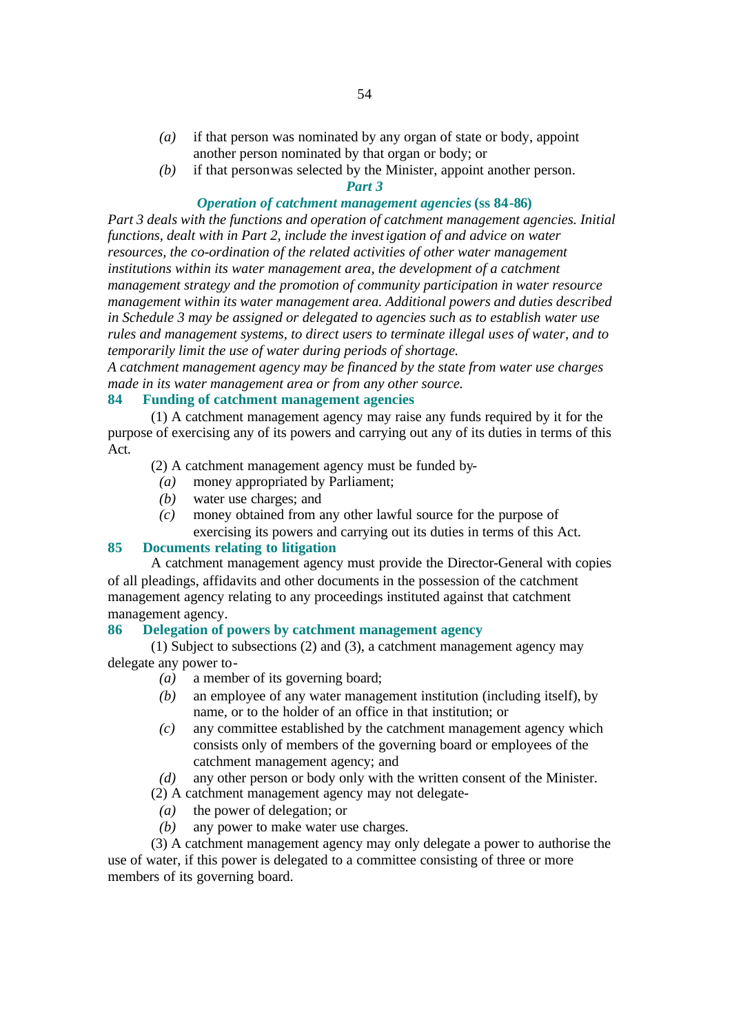*(a)* if that person was nominated by any organ of state or body, appoint another person nominated by that organ or body; or

*(b)* if that person was selected by the Minister, appoint another person.

## *Part 3*

### *Operation of catchment management agencies* (ss 84-86)

*Part 3 deals with the functions and operation of catchment management agencies. Initial functions, dealt with in Part 2, include the investigation of and advice on water resources, the co-ordination of the related activities of other water management institutions within its water management area, the development of a catchment management strategy and the promotion of community participation in water resource management within its water management area. Additional powers and duties described in Schedule 3 may be assigned or delegated to agencies such as to establish water use rules and management systems, to direct users to terminate illegal uses of water, and to temporarily limit the use of water during periods of shortage.*

*A catchment management agency may be financed by the state from water use charges made in its water management area or from any other source.*

### 84 Funding of catchment management agencies

(1) A catchment management agency may raise any funds required by it for the purpose of exercising any of its powers and carrying out any of its duties in terms of this Act.

(2) A catchment management agency must be funded by-

*(a)* money appropriated by Parliament;

*(b)* water use charges; and

*(c)* money obtained from any other lawful source for the purpose of exercising its powers and carrying out its duties in terms of this Act.

### 85 Documents relating to litigation

A catchment management agency must provide the Director-General with copies of all pleadings, affidavits and other documents in the possession of the catchment management agency relating to any proceedings instituted against that catchment management agency.

### 86 Delegation of powers by catchment management agency

(1) Subject to subsections (2) and (3), a catchment management agency may delegate any power to-

*(a)* a member of its governing board;

*(b)* an employee of any water management institution (including itself), by name, or to the holder of an office in that institution; or

*(c)* any committee established by the catchment management agency which consists only of members of the governing board or employees of the catchment management agency; and

*(d)* any other person or body only with the written consent of the Minister.

(2) A catchment management agency may not delegate-

*(a)* the power of delegation; or

*(b)* any power to make water use charges.

(3) A catchment management agency may only delegate a power to authorise the use of water, if this power is delegated to a committee consisting of three or more members of its governing board.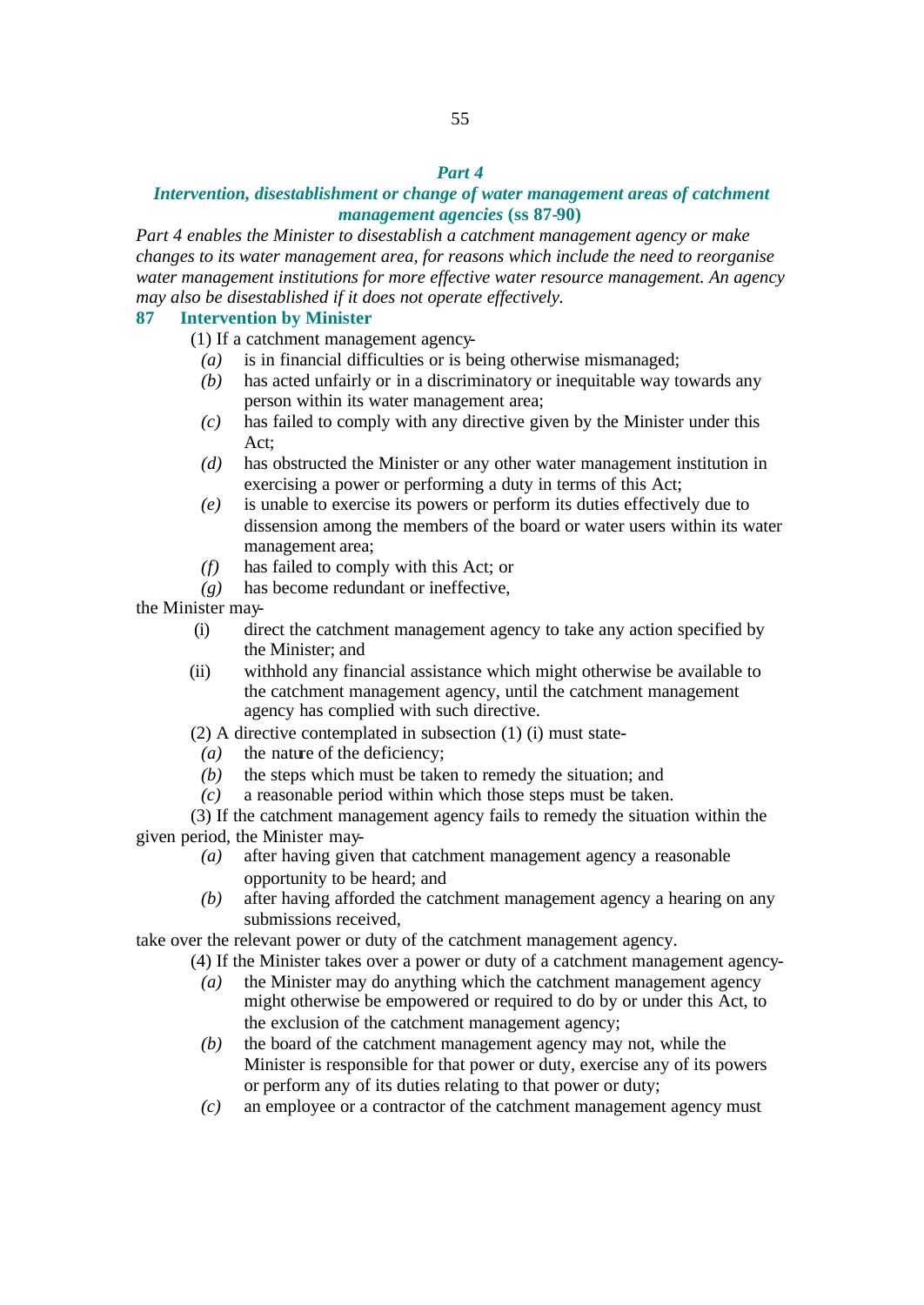## *Part 4*

## *Intervention, disestablishment or change of water management areas of catchment management agencies* (ss 87-90)

*Part 4 enables the Minister to disestablish a catchment management agency or make changes to its water management area, for reasons which include the need to reorganise water management institutions for more effective water resource management. An agency may also be disestablished if it does not operate effectively.*

### 87 Intervention by Minister

(1) If a catchment management agency-

*(a)* is in financial difficulties or is being otherwise mismanaged;

*(b)* has acted unfairly or in a discriminatory or inequitable way towards any person within its water management area;

*(c)* has failed to comply with any directive given by the Minister under this Act;

*(d)* has obstructed the Minister or any other water management institution in exercising a power or performing a duty in terms of this Act;

*(e)* is unable to exercise its powers or perform its duties effectively due to dissension among the members of the board or water users within its water management area;

*(f)* has failed to comply with this Act; or

*(g)* has become redundant or ineffective,

the Minister may-

(i) direct the catchment management agency to take any action specified by the Minister; and

(ii) withhold any financial assistance which might otherwise be available to the catchment management agency, until the catchment management agency has complied with such directive.

(2) A directive contemplated in subsection (1) (i) must state-

*(a)* the nature of the deficiency;

*(b)* the steps which must be taken to remedy the situation; and

*(c)* a reasonable period within which those steps must be taken.

(3) If the catchment management agency fails to remedy the situation within the given period, the Minister may-

*(a)* after having given that catchment management agency a reasonable opportunity to be heard; and

*(b)* after having afforded the catchment management agency a hearing on any submissions received,

take over the relevant power or duty of the catchment management agency.

(4) If the Minister takes over a power or duty of a catchment management agency-

*(a)* the Minister may do anything which the catchment management agency might otherwise be empowered or required to do by or under this Act, to the exclusion of the catchment management agency;

*(b)* the board of the catchment management agency may not, while the Minister is responsible for that power or duty, exercise any of its powers or perform any of its duties relating to that power or duty;

*(c)* an employee or a contractor of the catchment management agency must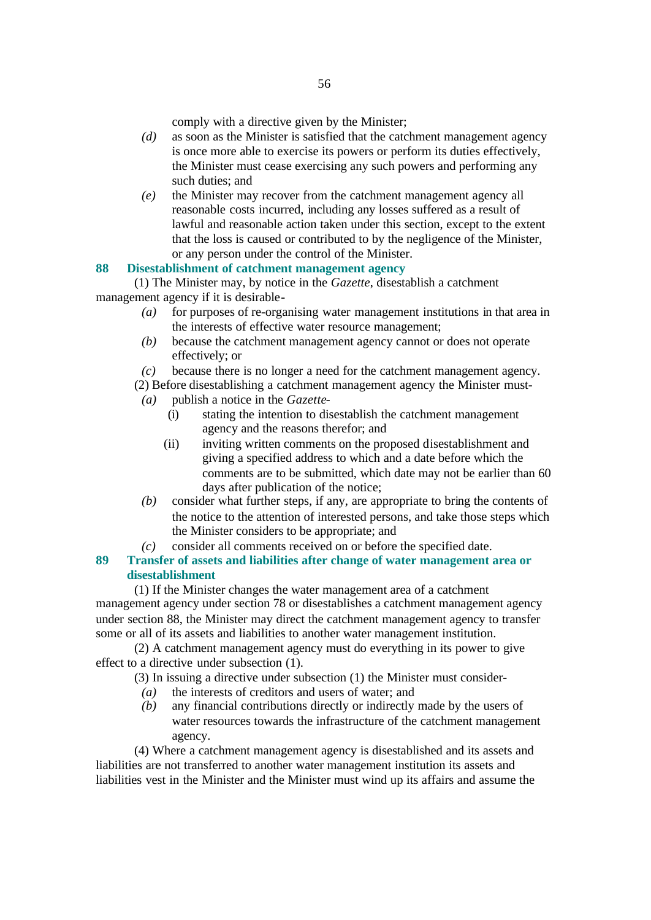comply with a directive given by the Minister;

*(d)* as soon as the Minister is satisfied that the catchment management agency is once more able to exercise its powers or perform its duties effectively, the Minister must cease exercising any such powers and performing any such duties; and

*(e)* the Minister may recover from the catchment management agency all reasonable costs incurred, including any losses suffered as a result of lawful and reasonable action taken under this section, except to the extent that the loss is caused or contributed to by the negligence of the Minister, or any person under the control of the Minister.

### 88 Disestablishment of catchment management agency

(1) The Minister may, by notice in the *Gazette*, disestablish a catchment management agency if it is desirable-

*(a)* for purposes of re-organising water management institutions in that area in the interests of effective water resource management;

*(b)* because the catchment management agency cannot or does not operate effectively; or

*(c)* because there is no longer a need for the catchment management agency.

(2) Before disestablishing a catchment management agency the Minister must-

*(a)* publish a notice in the *Gazette*-

(i) stating the intention to disestablish the catchment management agency and the reasons therefor; and

(ii) inviting written comments on the proposed disestablishment and giving a specified address to which and a date before which the comments are to be submitted, which date may not be earlier than 60 days after publication of the notice;

*(b)* consider what further steps, if any, are appropriate to bring the contents of the notice to the attention of interested persons, and take those steps which the Minister considers to be appropriate; and

*(c)* consider all comments received on or before the specified date.

### 89 Transfer of assets and liabilities after change of water management area or disestablishment

(1) If the Minister changes the water management area of a catchment management agency under section 78 or disestablishes a catchment management agency under section 88, the Minister may direct the catchment management agency to transfer some or all of its assets and liabilities to another water management institution.

(2) A catchment management agency must do everything in its power to give effect to a directive under subsection (1).

(3) In issuing a directive under subsection (1) the Minister must consider-

*(a)* the interests of creditors and users of water; and

*(b)* any financial contributions directly or indirectly made by the users of water resources towards the infrastructure of the catchment management agency.

(4) Where a catchment management agency is disestablished and its assets and liabilities are not transferred to another water management institution its assets and liabilities vest in the Minister and the Minister must wind up its affairs and assume the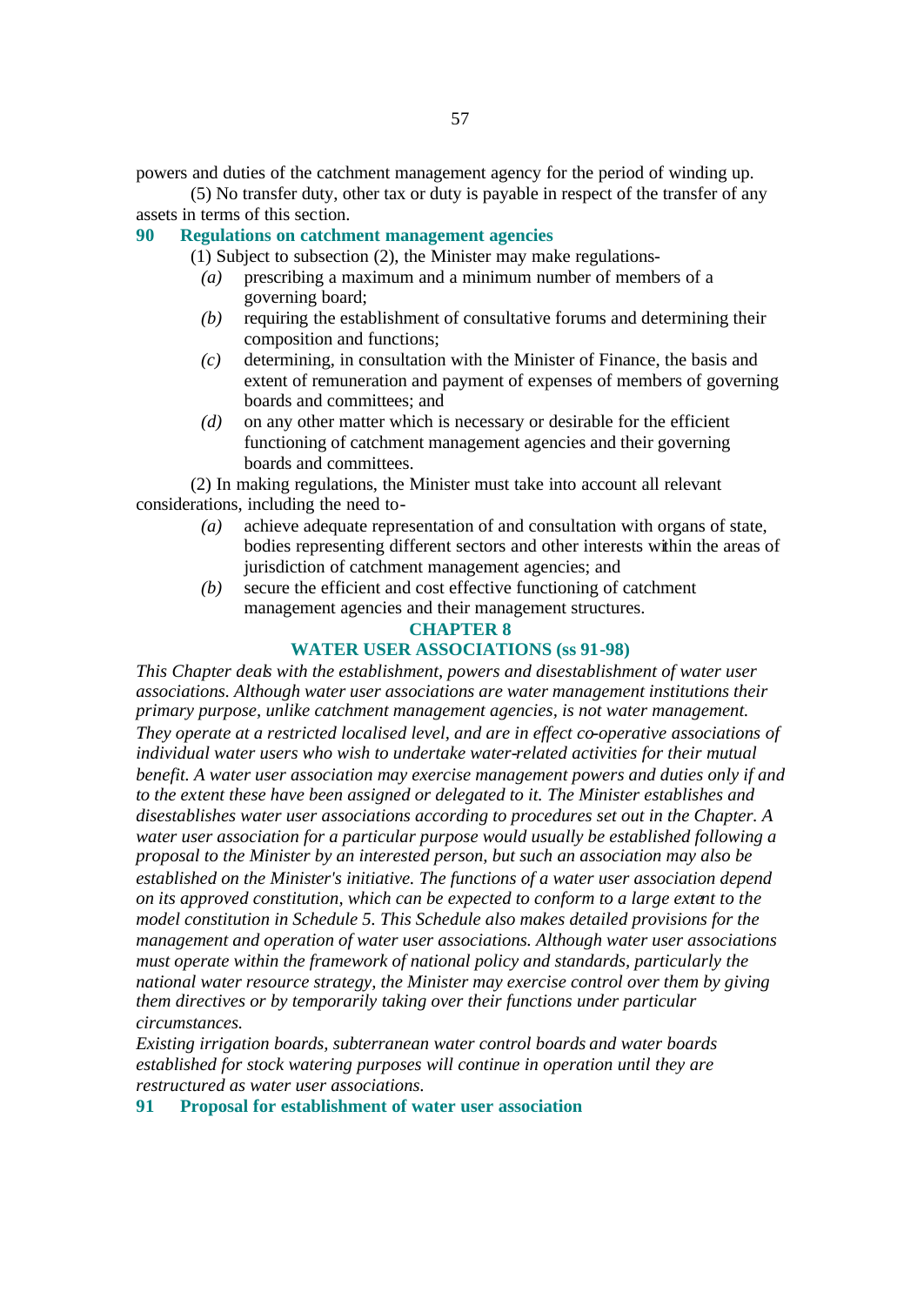powers and duties of the catchment management agency for the period of winding up.

(5) No transfer duty, other tax or duty is payable in respect of the transfer of any assets in terms of this section.

### 90 Regulations on catchment management agencies

(1) Subject to subsection (2), the Minister may make regulations-

*(a)* prescribing a maximum and a minimum number of members of a governing board;

*(b)* requiring the establishment of consultative forums and determining their composition and functions;

*(c)* determining, in consultation with the Minister of Finance, the basis and extent of remuneration and payment of expenses of members of governing boards and committees; and

*(d)* on any other matter which is necessary or desirable for the efficient functioning of catchment management agencies and their governing boards and committees.

(2) In making regulations, the Minister must take into account all relevant considerations, including the need to-

*(a)* achieve adequate representation of and consultation with organs of state, bodies representing different sectors and other interests within the areas of jurisdiction of catchment management agencies; and

*(b)* secure the efficient and cost effective functioning of catchment management agencies and their management structures.

## CHAPTER 8

## WATER USER ASSOCIATIONS (ss 91-98)

*This Chapter deals with the establishment, powers and disestablishment of water user associations. Although water user associations are water management institutions their primary purpose, unlike catchment management agencies, is not water management. They operate at a restricted localised level, and are in effect co-operative associations of individual water users who wish to undertake water-related activities for their mutual benefit. A water user association may exercise management powers and duties only if and to the extent these have been assigned or delegated to it. The Minister establishes and disestablishes water user associations according to procedures set out in the Chapter. A water user association for a particular purpose would usually be established following a proposal to the Minister by an interested person, but such an association may also be established on the Minister's initiative. The functions of a water user association depend on its approved constitution, which can be expected to conform to a large extent to the model constitution in Schedule 5. This Schedule also makes detailed provisions for the management and operation of water user associations. Although water user associations must operate within the framework of national policy and standards, particularly the national water resource strategy, the Minister may exercise control over them by giving them directives or by temporarily taking over their functions under particular circumstances.*

*Existing irrigation boards, subterranean water control boards and water boards established for stock watering purposes will continue in operation until they are restructured as water user associations.*

### 91 Proposal for establishment of water user association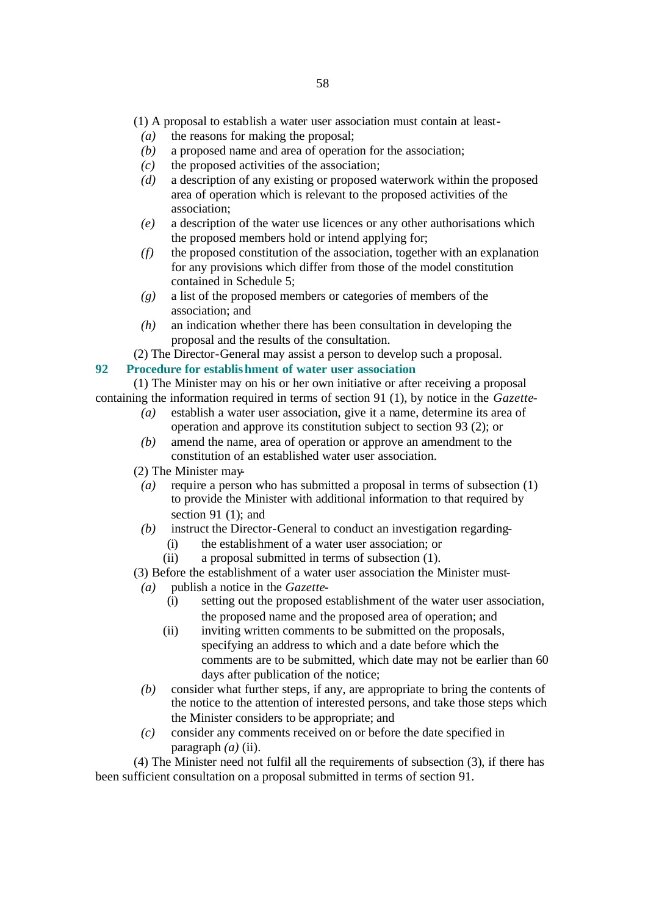(1) A proposal to establish a water user association must contain at least-

*(a)* the reasons for making the proposal;

*(b)* a proposed name and area of operation for the association;

*(c)* the proposed activities of the association;

*(d)* a description of any existing or proposed waterwork within the proposed area of operation which is relevant to the proposed activities of the association;

*(e)* a description of the water use licences or any other authorisations which the proposed members hold or intend applying for;

*(f)* the proposed constitution of the association, together with an explanation for any provisions which differ from those of the model constitution contained in Schedule 5;

*(g)* a list of the proposed members or categories of members of the association; and

*(h)* an indication whether there has been consultation in developing the proposal and the results of the consultation.

(2) The Director-General may assist a person to develop such a proposal.

## 92 Procedure for establishment of water user association

(1) The Minister may on his or her own initiative or after receiving a proposal containing the information required in terms of section 91 (1), by notice in the *Gazette*-

*(a)* establish a water user association, give it a name, determine its area of operation and approve its constitution subject to section 93 (2); or

*(b)* amend the name, area of operation or approve an amendment to the constitution of an established water user association.

(2) The Minister may-

*(a)* require a person who has submitted a proposal in terms of subsection (1) to provide the Minister with additional information to that required by section 91 (1); and

*(b)* instruct the Director-General to conduct an investigation regarding-

(i) the establishment of a water user association; or

(ii) a proposal submitted in terms of subsection (1).

(3) Before the establishment of a water user association the Minister must-

*(a)* publish a notice in the *Gazette*-

(i) setting out the proposed establishment of the water user association, the proposed name and the proposed area of operation; and

(ii) inviting written comments to be submitted on the proposals, specifying an address to which and a date before which the comments are to be submitted, which date may not be earlier than 60 days after publication of the notice;

*(b)* consider what further steps, if any, are appropriate to bring the contents of the notice to the attention of interested persons, and take those steps which the Minister considers to be appropriate; and

*(c)* consider any comments received on or before the date specified in paragraph *(a)* (ii).

(4) The Minister need not fulfil all the requirements of subsection (3), if there has been sufficient consultation on a proposal submitted in terms of section 91.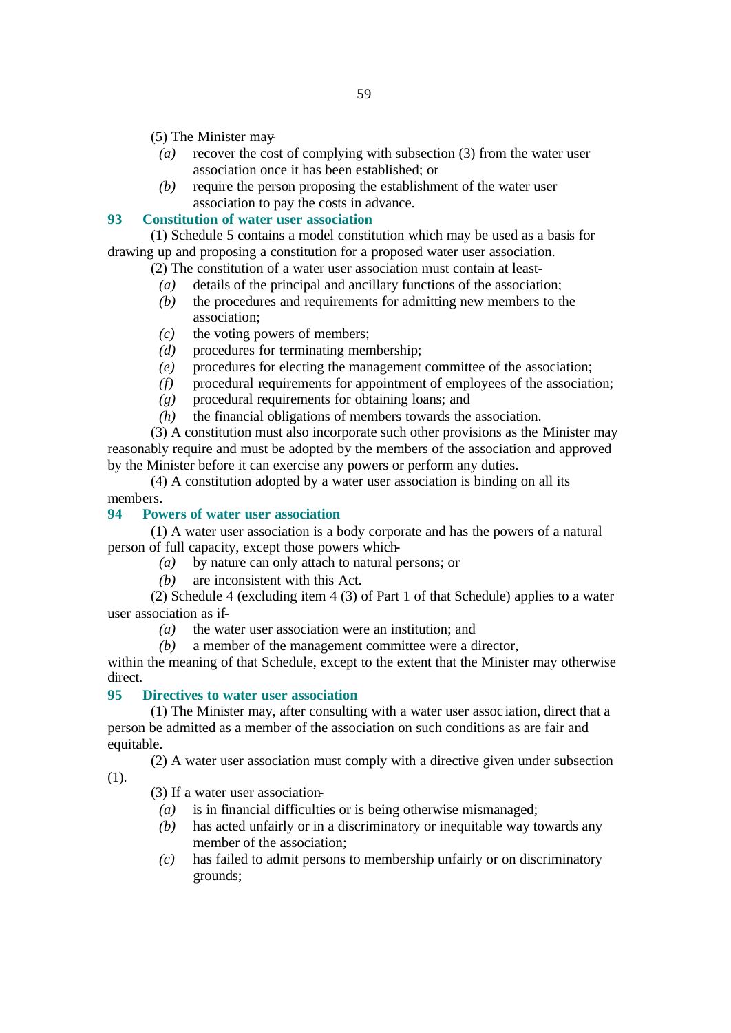(5) The Minister may-

*(a)* recover the cost of complying with subsection (3) from the water user association once it has been established; or

*(b)* require the person proposing the establishment of the water user association to pay the costs in advance.

### 93 Constitution of water user association

(1) Schedule 5 contains a model constitution which may be used as a basis for drawing up and proposing a constitution for a proposed water user association.

(2) The constitution of a water user association must contain at least-

*(a)* details of the principal and ancillary functions of the association;

*(b)* the procedures and requirements for admitting new members to the association;

*(c)* the voting powers of members;

*(d)* procedures for terminating membership;

*(e)* procedures for electing the management committee of the association;

*(f)* procedural requirements for appointment of employees of the association;

*(g)* procedural requirements for obtaining loans; and

*(h)* the financial obligations of members towards the association.

(3) A constitution must also incorporate such other provisions as the Minister may reasonably require and must be adopted by the members of the association and approved by the Minister before it can exercise any powers or perform any duties.

(4) A constitution adopted by a water user association is binding on all its members.

### 94 Powers of water user association

(1) A water user association is a body corporate and has the powers of a natural person of full capacity, except those powers which-

*(a)* by nature can only attach to natural persons; or

*(b)* are inconsistent with this Act.

(2) Schedule 4 (excluding item 4 (3) of Part 1 of that Schedule) applies to a water user association as if-

*(a)* the water user association were an institution; and

*(b)* a member of the management committee were a director,

within the meaning of that Schedule, except to the extent that the Minister may otherwise direct.

### 95 Directives to water user association

(1) The Minister may, after consulting with a water user association, direct that a person be admitted as a member of the association on such conditions as are fair and equitable.

(2) A water user association must comply with a directive given under subsection (1).

(3) If a water user association-

*(a)* is in financial difficulties or is being otherwise mismanaged;

*(b)* has acted unfairly or in a discriminatory or inequitable way towards any member of the association;

*(c)* has failed to admit persons to membership unfairly or on discriminatory grounds;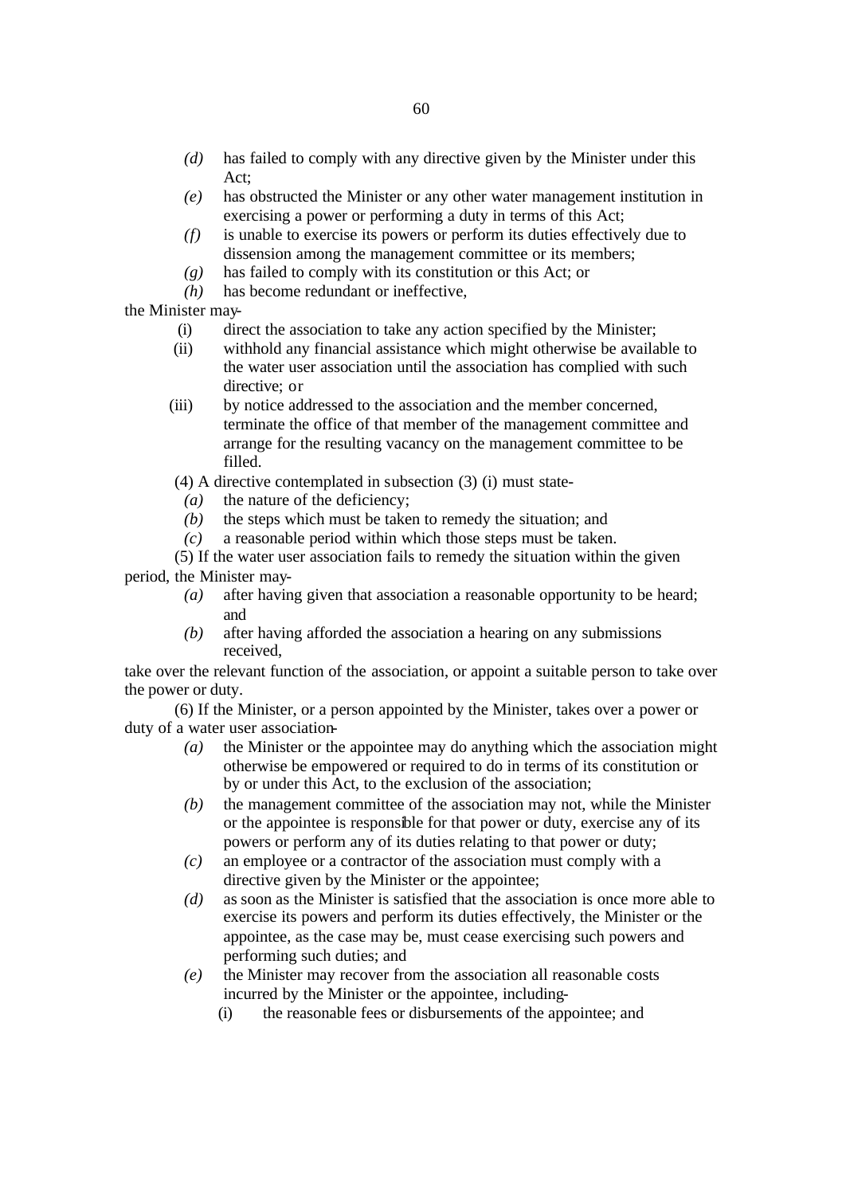- *(d)* has failed to comply with any directive given by the Minister under this Act;
- *(e)* has obstructed the Minister or any other water management institution in exercising a power or performing a duty in terms of this Act;
- *(f)* is unable to exercise its powers or perform its duties effectively due to dissension among the management committee or its members;
- *(g)* has failed to comply with its constitution or this Act; or
- *(h)* has become redundant or ineffective,

the Minister may-

- (i) direct the association to take any action specified by the Minister;
- (ii) withhold any financial assistance which might otherwise be available to the water user association until the association has complied with such directive; or
- (iii) by notice addressed to the association and the member concerned, terminate the office of that member of the management committee and arrange for the resulting vacancy on the management committee to be filled.

(4) A directive contemplated in subsection (3) (i) must state-

- *(a)* the nature of the deficiency;
- *(b)* the steps which must be taken to remedy the situation; and
- *(c)* a reasonable period within which those steps must be taken.

(5) If the water user association fails to remedy the situation within the given period, the Minister may-

- *(a)* after having given that association a reasonable opportunity to be heard; and
- *(b)* after having afforded the association a hearing on any submissions received,

take over the relevant function of the association, or appoint a suitable person to take over the power or duty.

(6) If the Minister, or a person appointed by the Minister, takes over a power or duty of a water user association-

- *(a)* the Minister or the appointee may do anything which the association might otherwise be empowered or required to do in terms of its constitution or by or under this Act, to the exclusion of the association;
- *(b)* the management committee of the association may not, while the Minister or the appointee is responsible for that power or duty, exercise any of its powers or perform any of its duties relating to that power or duty;
- *(c)* an employee or a contractor of the association must comply with a directive given by the Minister or the appointee;
- *(d)* as soon as the Minister is satisfied that the association is once more able to exercise its powers and perform its duties effectively, the Minister or the appointee, as the case may be, must cease exercising such powers and performing such duties; and
- *(e)* the Minister may recover from the association all reasonable costs incurred by the Minister or the appointee, including-
  - (i) the reasonable fees or disbursements of the appointee; and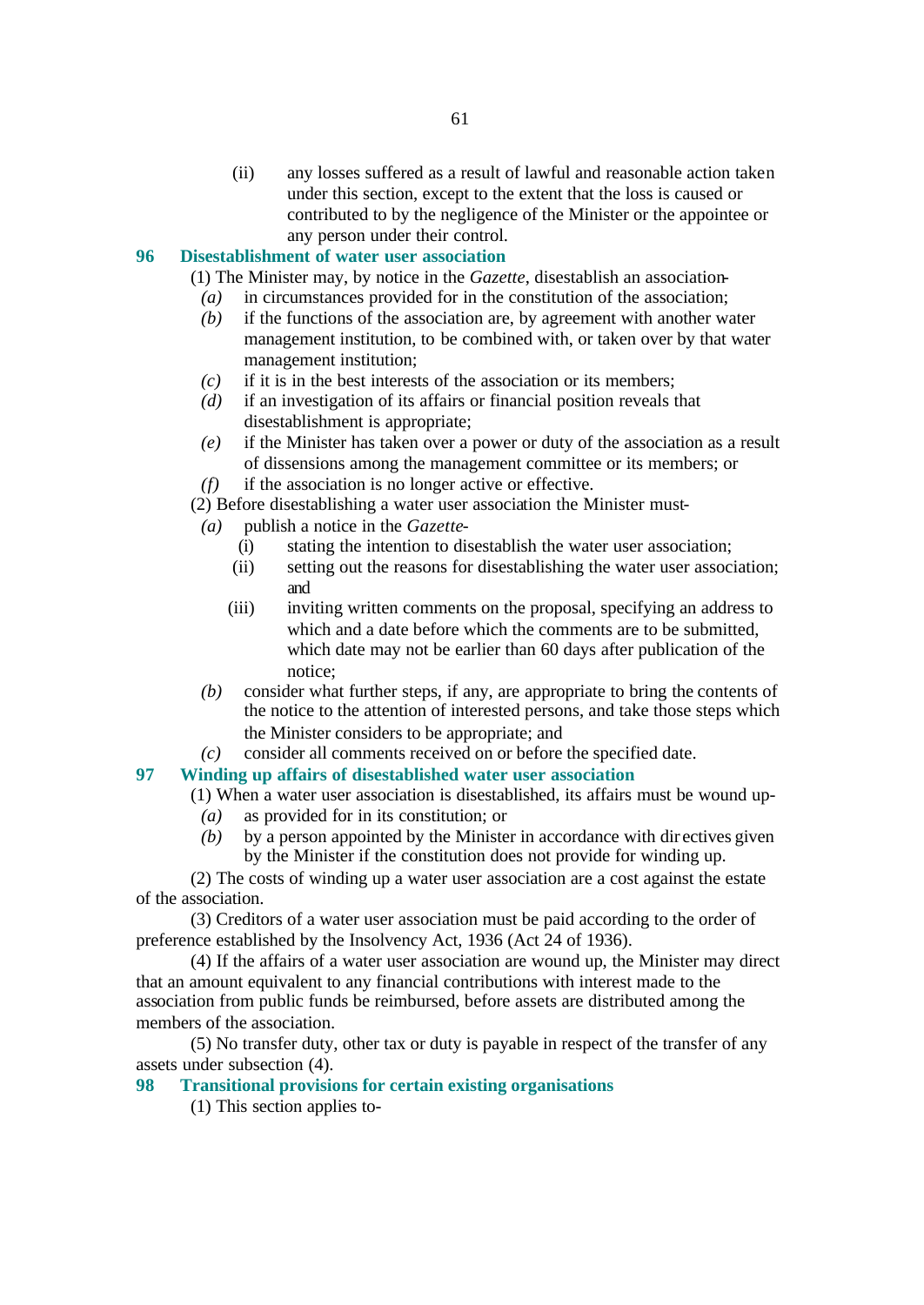(ii) any losses suffered as a result of lawful and reasonable action taken under this section, except to the extent that the loss is caused or contributed to by the negligence of the Minister or the appointee or any person under their control.

## 96 Disestablishment of water user association

(1) The Minister may, by notice in the *Gazette*, disestablish an association-

*(a)* in circumstances provided for in the constitution of the association;

*(b)* if the functions of the association are, by agreement with another water management institution, to be combined with, or taken over by that water management institution;

*(c)* if it is in the best interests of the association or its members;

*(d)* if an investigation of its affairs or financial position reveals that disestablishment is appropriate;

*(e)* if the Minister has taken over a power or duty of the association as a result of dissensions among the management committee or its members; or

*(f)* if the association is no longer active or effective.

(2) Before disestablishing a water user association the Minister must-

*(a)* publish a notice in the *Gazette*-

(i) stating the intention to disestablish the water user association;

(ii) setting out the reasons for disestablishing the water user association; and

(iii) inviting written comments on the proposal, specifying an address to which and a date before which the comments are to be submitted, which date may not be earlier than 60 days after publication of the notice;

*(b)* consider what further steps, if any, are appropriate to bring the contents of the notice to the attention of interested persons, and take those steps which the Minister considers to be appropriate; and

*(c)* consider all comments received on or before the specified date.

## 97 Winding up affairs of disestablished water user association

(1) When a water user association is disestablished, its affairs must be wound up-

*(a)* as provided for in its constitution; or

*(b)* by a person appointed by the Minister in accordance with directives given by the Minister if the constitution does not provide for winding up.

(2) The costs of winding up a water user association are a cost against the estate of the association.

(3) Creditors of a water user association must be paid according to the order of preference established by the Insolvency Act, 1936 (Act 24 of 1936).

(4) If the affairs of a water user association are wound up, the Minister may direct that an amount equivalent to any financial contributions with interest made to the association from public funds be reimbursed, before assets are distributed among the members of the association.

(5) No transfer duty, other tax or duty is payable in respect of the transfer of any assets under subsection (4).

## 98 Transitional provisions for certain existing organisations

(1) This section applies to-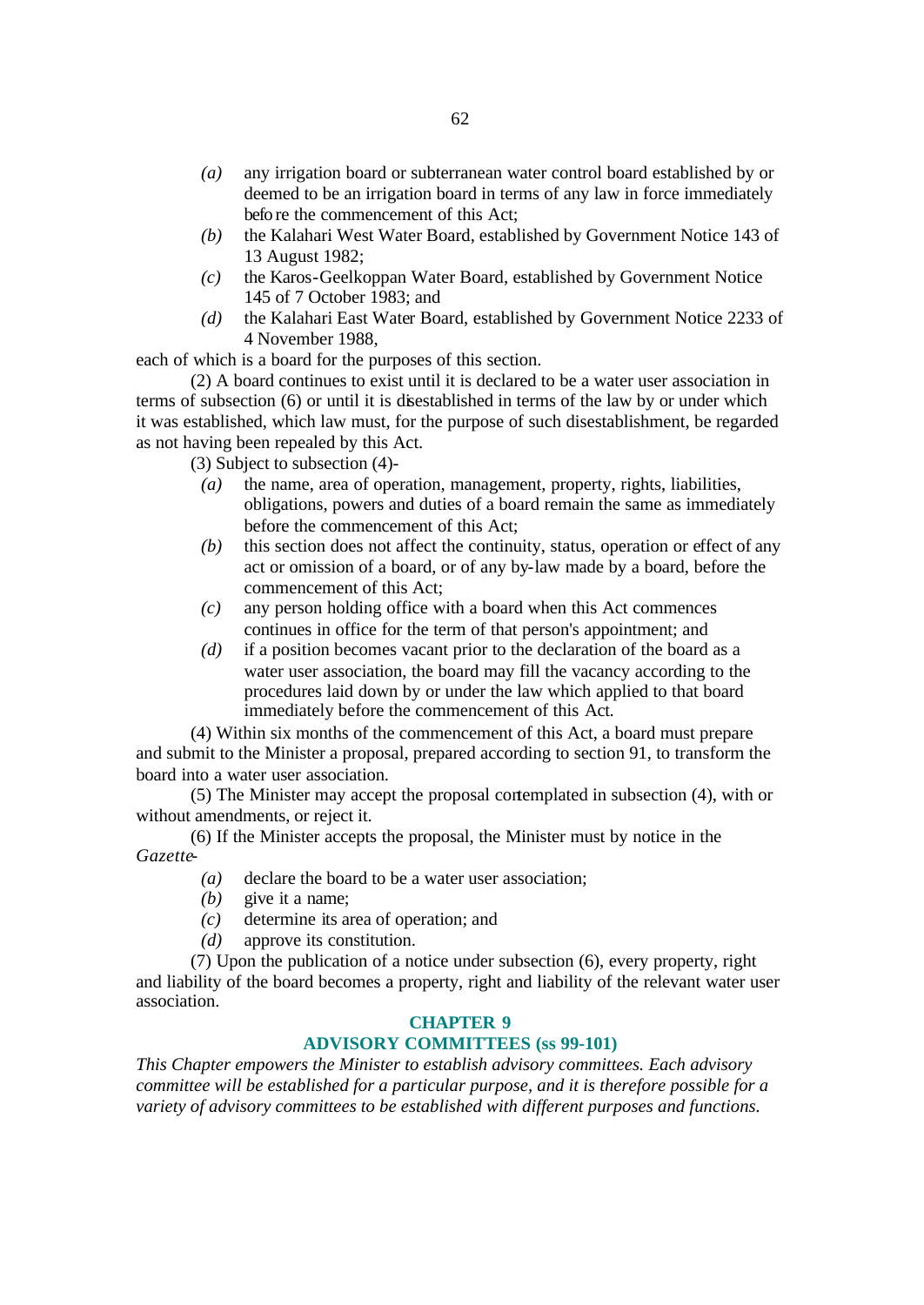*(a)* any irrigation board or subterranean water control board established by or deemed to be an irrigation board in terms of any law in force immediately before the commencement of this Act;

*(b)* the Kalahari West Water Board, established by Government Notice 143 of 13 August 1982;

*(c)* the Karos-Geelkoppan Water Board, established by Government Notice 145 of 7 October 1983; and

*(d)* the Kalahari East Water Board, established by Government Notice 2233 of 4 November 1988,

each of which is a board for the purposes of this section.

(2) A board continues to exist until it is declared to be a water user association in terms of subsection (6) or until it is disestablished in terms of the law by or under which it was established, which law must, for the purpose of such disestablishment, be regarded as not having been repealed by this Act.

(3) Subject to subsection (4)-

*(a)* the name, area of operation, management, property, rights, liabilities, obligations, powers and duties of a board remain the same as immediately before the commencement of this Act;

*(b)* this section does not affect the continuity, status, operation or effect of any act or omission of a board, or of any by-law made by a board, before the commencement of this Act;

*(c)* any person holding office with a board when this Act commences continues in office for the term of that person's appointment; and

*(d)* if a position becomes vacant prior to the declaration of the board as a water user association, the board may fill the vacancy according to the procedures laid down by or under the law which applied to that board immediately before the commencement of this Act.

(4) Within six months of the commencement of this Act, a board must prepare and submit to the Minister a proposal, prepared according to section 91, to transform the board into a water user association.

(5) The Minister may accept the proposal contemplated in subsection (4), with or without amendments, or reject it.

(6) If the Minister accepts the proposal, the Minister must by notice in the *Gazette*-

*(a)* declare the board to be a water user association;

*(b)* give it a name;

*(c)* determine its area of operation; and

*(d)* approve its constitution.

(7) Upon the publication of a notice under subsection (6), every property, right and liability of the board becomes a property, right and liability of the relevant water user association.

## CHAPTER 9
## ADVISORY COMMITTEES (ss 99-101)

*This Chapter empowers the Minister to establish advisory committees. Each advisory committee will be established for a particular purpose, and it is therefore possible for a variety of advisory committees to be established with different purposes and functions.*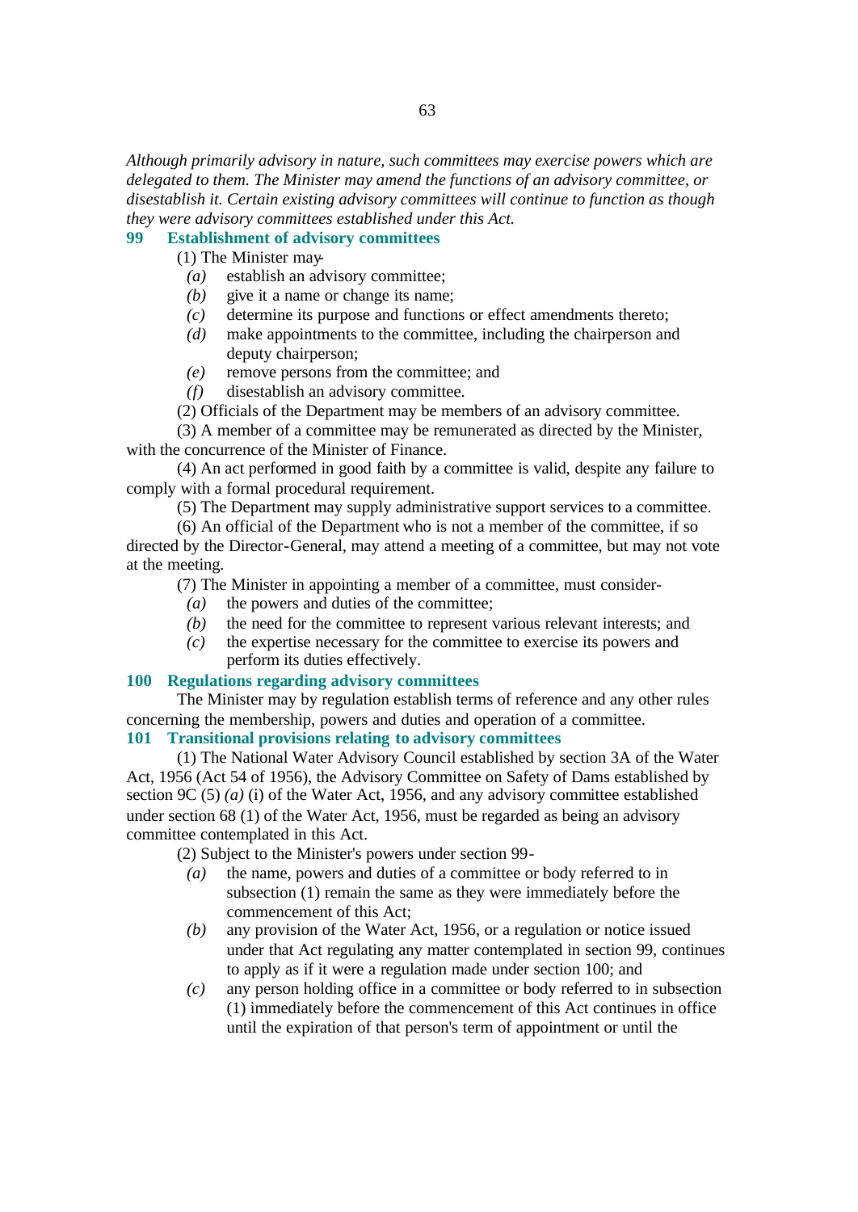*Although primarily advisory in nature, such committees may exercise powers which are delegated to them. The Minister may amend the functions of an advisory committee, or disestablish it. Certain existing advisory committees will continue to function as though they were advisory committees established under this Act.*

### 99 Establishment of advisory committees

(1) The Minister may-

*(a)* establish an advisory committee;

*(b)* give it a name or change its name;

*(c)* determine its purpose and functions or effect amendments thereto;

*(d)* make appointments to the committee, including the chairperson and deputy chairperson;

*(e)* remove persons from the committee; and

*(f)* disestablish an advisory committee.

(2) Officials of the Department may be members of an advisory committee.

(3) A member of a committee may be remunerated as directed by the Minister, with the concurrence of the Minister of Finance.

(4) An act performed in good faith by a committee is valid, despite any failure to comply with a formal procedural requirement.

(5) The Department may supply administrative support services to a committee.

(6) An official of the Department who is not a member of the committee, if so directed by the Director-General, may attend a meeting of a committee, but may not vote at the meeting.

(7) The Minister in appointing a member of a committee, must consider-

*(a)* the powers and duties of the committee;

*(b)* the need for the committee to represent various relevant interests; and

*(c)* the expertise necessary for the committee to exercise its powers and perform its duties effectively.

### 100 Regulations regarding advisory committees

The Minister may by regulation establish terms of reference and any other rules concerning the membership, powers and duties and operation of a committee.

### 101 Transitional provisions relating to advisory committees

(1) The National Water Advisory Council established by section 3A of the Water Act, 1956 (Act 54 of 1956), the Advisory Committee on Safety of Dams established by section 9C (5) *(a)* (i) of the Water Act, 1956, and any advisory committee established under section 68 (1) of the Water Act, 1956, must be regarded as being an advisory committee contemplated in this Act.

(2) Subject to the Minister's powers under section 99-

*(a)* the name, powers and duties of a committee or body referred to in subsection (1) remain the same as they were immediately before the commencement of this Act;

*(b)* any provision of the Water Act, 1956, or a regulation or notice issued under that Act regulating any matter contemplated in section 99, continues to apply as if it were a regulation made under section 100; and

*(c)* any person holding office in a committee or body referred to in subsection (1) immediately before the commencement of this Act continues in office until the expiration of that person's term of appointment or until the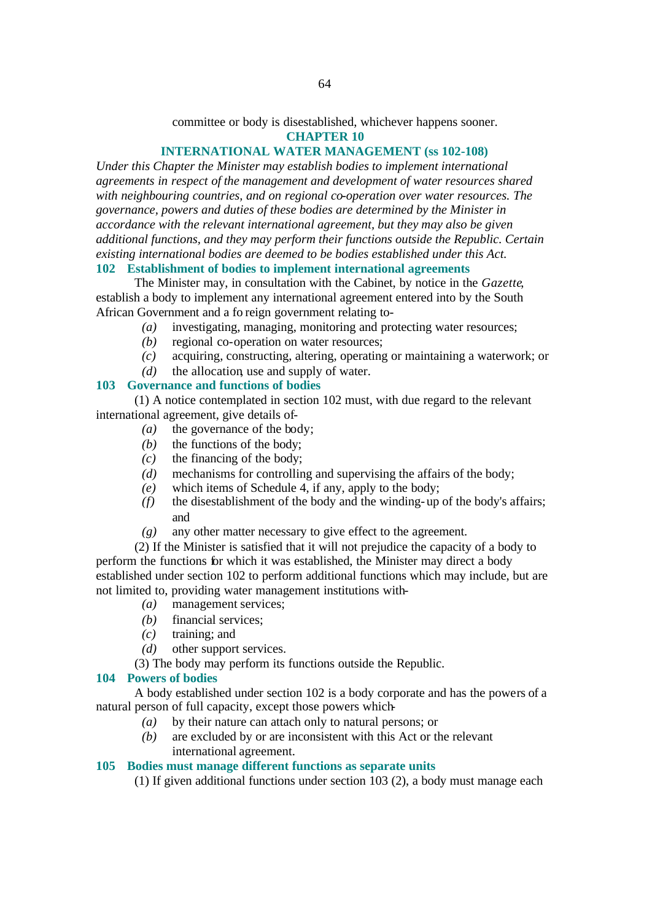committee or body is disestablished, whichever happens sooner.

## CHAPTER 10

## INTERNATIONAL WATER MANAGEMENT (ss 102-108)

*Under this Chapter the Minister may establish bodies to implement international agreements in respect of the management and development of water resources shared with neighbouring countries, and on regional co-operation over water resources. The governance, powers and duties of these bodies are determined by the Minister in accordance with the relevant international agreement, but they may also be given additional functions, and they may perform their functions outside the Republic. Certain existing international bodies are deemed to be bodies established under this Act.*

### 102 Establishment of bodies to implement international agreements

The Minister may, in consultation with the Cabinet, by notice in the *Gazette*, establish a body to implement any international agreement entered into by the South African Government and a foreign government relating to-

- *(a)* investigating, managing, monitoring and protecting water resources;
- *(b)* regional co-operation on water resources;
- *(c)* acquiring, constructing, altering, operating or maintaining a waterwork; or
- *(d)* the allocation, use and supply of water.

### 103 Governance and functions of bodies

(1) A notice contemplated in section 102 must, with due regard to the relevant international agreement, give details of-

- *(a)* the governance of the body;
- *(b)* the functions of the body;
- *(c)* the financing of the body;
- *(d)* mechanisms for controlling and supervising the affairs of the body;
- *(e)* which items of Schedule 4, if any, apply to the body;
- *(f)* the disestablishment of the body and the winding-up of the body's affairs; and
- *(g)* any other matter necessary to give effect to the agreement.

(2) If the Minister is satisfied that it will not prejudice the capacity of a body to perform the functions for which it was established, the Minister may direct a body established under section 102 to perform additional functions which may include, but are not limited to, providing water management institutions with-

- *(a)* management services;
- *(b)* financial services;
- *(c)* training; and
- *(d)* other support services.

(3) The body may perform its functions outside the Republic.

### 104 Powers of bodies

A body established under section 102 is a body corporate and has the powers of a natural person of full capacity, except those powers which-

- *(a)* by their nature can attach only to natural persons; or
- *(b)* are excluded by or are inconsistent with this Act or the relevant international agreement.

### 105 Bodies must manage different functions as separate units

(1) If given additional functions under section 103 (2), a body must manage each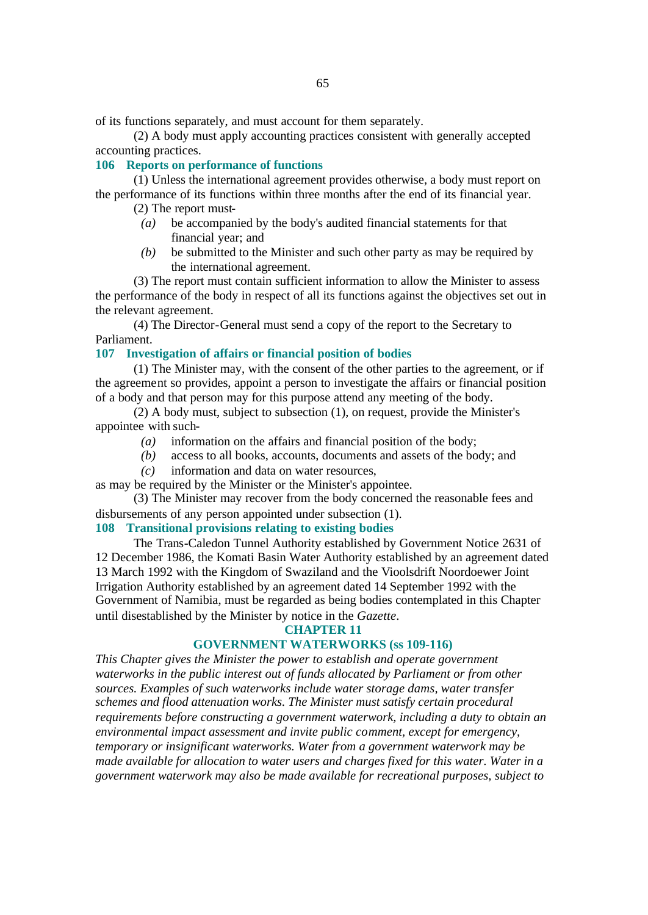of its functions separately, and must account for them separately.

(2) A body must apply accounting practices consistent with generally accepted accounting practices.

### 106 Reports on performance of functions

(1) Unless the international agreement provides otherwise, a body must report on the performance of its functions within three months after the end of its financial year.

(2) The report must-

*(a)* be accompanied by the body's audited financial statements for that financial year; and

*(b)* be submitted to the Minister and such other party as may be required by the international agreement.

(3) The report must contain sufficient information to allow the Minister to assess the performance of the body in respect of all its functions against the objectives set out in the relevant agreement.

(4) The Director-General must send a copy of the report to the Secretary to Parliament.

### 107 Investigation of affairs or financial position of bodies

(1) The Minister may, with the consent of the other parties to the agreement, or if the agreement so provides, appoint a person to investigate the affairs or financial position of a body and that person may for this purpose attend any meeting of the body.

(2) A body must, subject to subsection (1), on request, provide the Minister's appointee with such-

*(a)* information on the affairs and financial position of the body;

*(b)* access to all books, accounts, documents and assets of the body; and

*(c)* information and data on water resources,

as may be required by the Minister or the Minister's appointee.

(3) The Minister may recover from the body concerned the reasonable fees and disbursements of any person appointed under subsection (1).

### 108 Transitional provisions relating to existing bodies

The Trans-Caledon Tunnel Authority established by Government Notice 2631 of 12 December 1986, the Komati Basin Water Authority established by an agreement dated 13 March 1992 with the Kingdom of Swaziland and the Vioolsdrift Noordoewer Joint Irrigation Authority established by an agreement dated 14 September 1992 with the Government of Namibia, must be regarded as being bodies contemplated in this Chapter until disestablished by the Minister by notice in the *Gazette*.

## CHAPTER 11

## GOVERNMENT WATERWORKS (ss 109-116)

*This Chapter gives the Minister the power to establish and operate government waterworks in the public interest out of funds allocated by Parliament or from other sources. Examples of such waterworks include water storage dams, water transfer schemes and flood attenuation works. The Minister must satisfy certain procedural requirements before constructing a government waterwork, including a duty to obtain an environmental impact assessment and invite public comment, except for emergency, temporary or insignificant waterworks. Water from a government waterwork may be made available for allocation to water users and charges fixed for this water. Water in a government waterwork may also be made available for recreational purposes, subject to*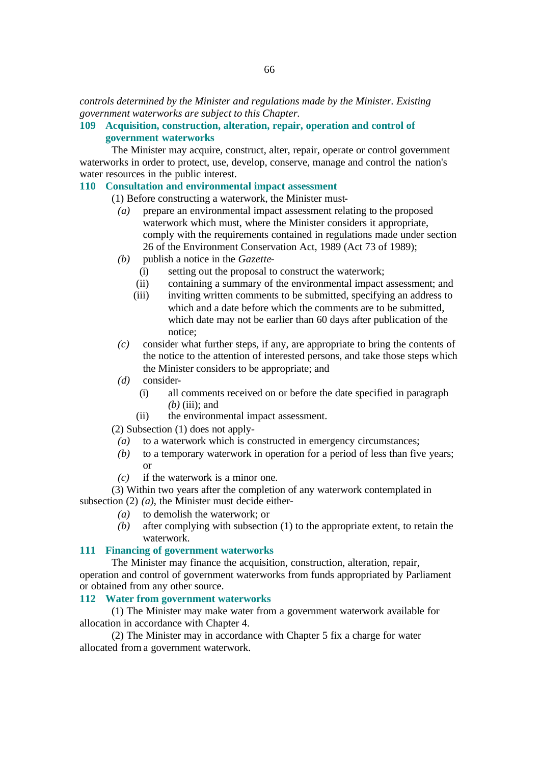*controls determined by the Minister and regulations made by the Minister. Existing government waterworks are subject to this Chapter.*

### 109 Acquisition, construction, alteration, repair, operation and control of government waterworks

The Minister may acquire, construct, alter, repair, operate or control government waterworks in order to protect, use, develop, conserve, manage and control the nation's water resources in the public interest.

### 110 Consultation and environmental impact assessment

(1) Before constructing a waterwork, the Minister must-

*(a)* prepare an environmental impact assessment relating to the proposed waterwork which must, where the Minister considers it appropriate, comply with the requirements contained in regulations made under section 26 of the Environment Conservation Act, 1989 (Act 73 of 1989);

*(b)* publish a notice in the *Gazette*-

(i) setting out the proposal to construct the waterwork;

(ii) containing a summary of the environmental impact assessment; and

(iii) inviting written comments to be submitted, specifying an address to which and a date before which the comments are to be submitted, which date may not be earlier than 60 days after publication of the notice;

*(c)* consider what further steps, if any, are appropriate to bring the contents of the notice to the attention of interested persons, and take those steps which the Minister considers to be appropriate; and

*(d)* consider-

(i) all comments received on or before the date specified in paragraph *(b)* (iii); and

(ii) the environmental impact assessment.

(2) Subsection (1) does not apply-

*(a)* to a waterwork which is constructed in emergency circumstances;

*(b)* to a temporary waterwork in operation for a period of less than five years; or

*(c)* if the waterwork is a minor one.

(3) Within two years after the completion of any waterwork contemplated in subsection (2) *(a)*, the Minister must decide either-

*(a)* to demolish the waterwork; or

*(b)* after complying with subsection (1) to the appropriate extent, to retain the waterwork.

### 111 Financing of government waterworks

The Minister may finance the acquisition, construction, alteration, repair, operation and control of government waterworks from funds appropriated by Parliament or obtained from any other source.

### 112 Water from government waterworks

(1) The Minister may make water from a government waterwork available for allocation in accordance with Chapter 4.

(2) The Minister may in accordance with Chapter 5 fix a charge for water allocated from a government waterwork.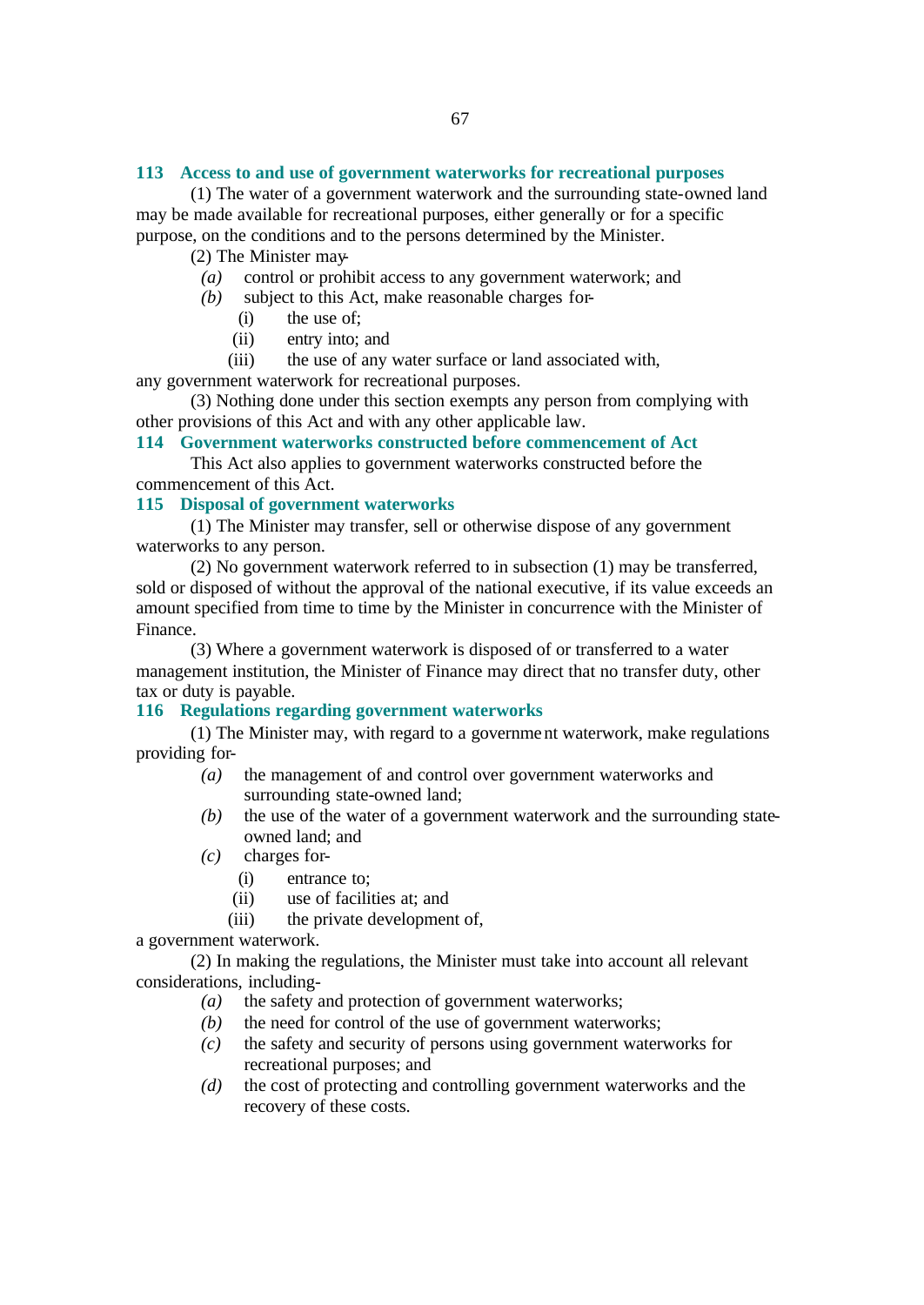### 113 Access to and use of government waterworks for recreational purposes

(1) The water of a government waterwork and the surrounding state-owned land may be made available for recreational purposes, either generally or for a specific purpose, on the conditions and to the persons determined by the Minister.

(2) The Minister may-

- *(a)* control or prohibit access to any government waterwork; and
- *(b)* subject to this Act, make reasonable charges for-
  - (i) the use of;
  - (ii) entry into; and
  - (iii) the use of any water surface or land associated with,

any government waterwork for recreational purposes.

(3) Nothing done under this section exempts any person from complying with other provisions of this Act and with any other applicable law.

### 114 Government waterworks constructed before commencement of Act

This Act also applies to government waterworks constructed before the commencement of this Act.

### 115 Disposal of government waterworks

(1) The Minister may transfer, sell or otherwise dispose of any government waterworks to any person.

(2) No government waterwork referred to in subsection (1) may be transferred, sold or disposed of without the approval of the national executive, if its value exceeds an amount specified from time to time by the Minister in concurrence with the Minister of Finance.

(3) Where a government waterwork is disposed of or transferred to a water management institution, the Minister of Finance may direct that no transfer duty, other tax or duty is payable.

### 116 Regulations regarding government waterworks

(1) The Minister may, with regard to a government waterwork, make regulations providing for-

- *(a)* the management of and control over government waterworks and surrounding state-owned land;
- *(b)* the use of the water of a government waterwork and the surrounding state-owned land; and
- *(c)* charges for-
  - (i) entrance to;
  - (ii) use of facilities at; and
  - (iii) the private development of,

a government waterwork.

(2) In making the regulations, the Minister must take into account all relevant considerations, including-

- *(a)* the safety and protection of government waterworks;
- *(b)* the need for control of the use of government waterworks;
- *(c)* the safety and security of persons using government waterworks for recreational purposes; and
- *(d)* the cost of protecting and controlling government waterworks and the recovery of these costs.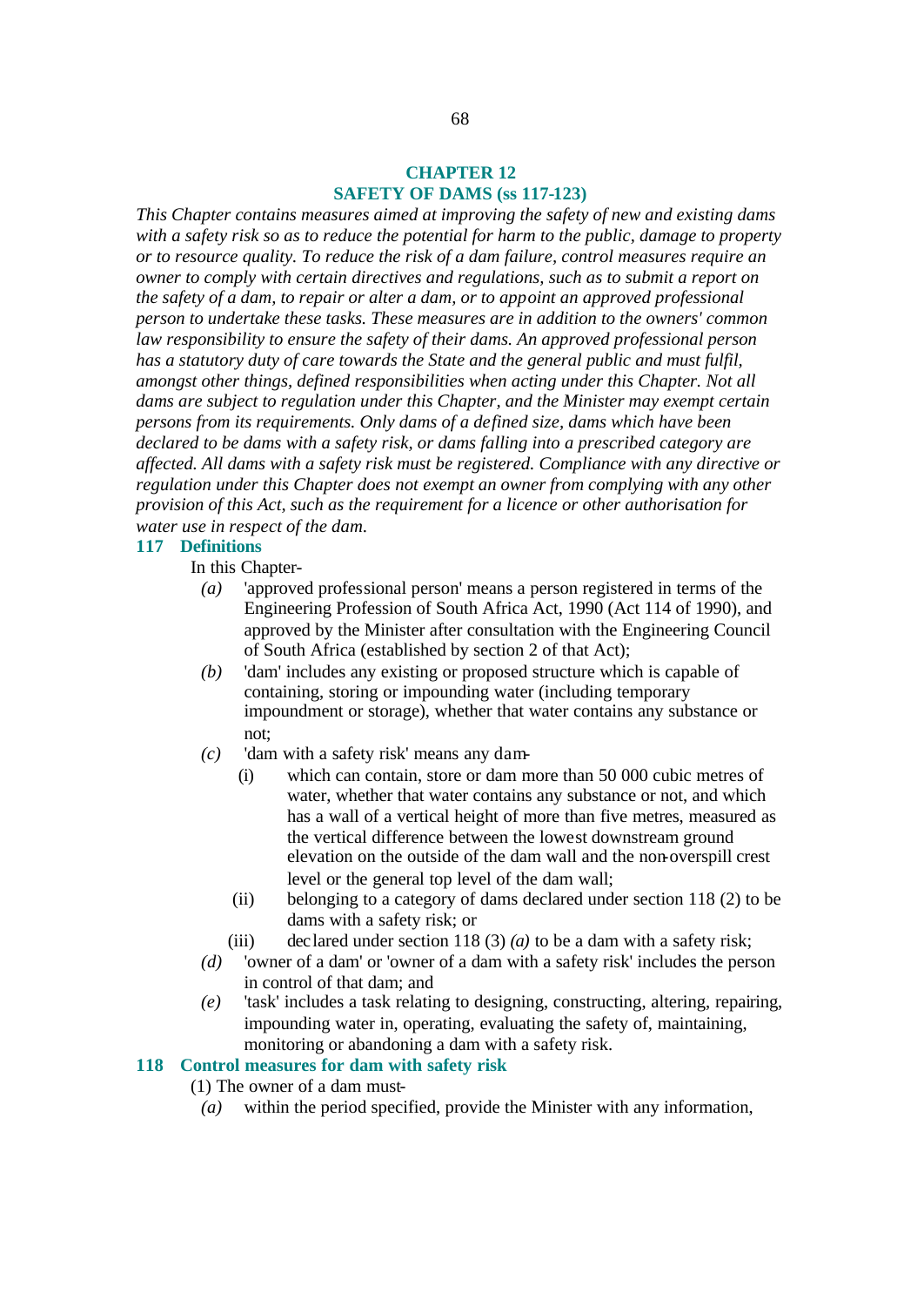## CHAPTER 12
## SAFETY OF DAMS (ss 117-123)

*This Chapter contains measures aimed at improving the safety of new and existing dams with a safety risk so as to reduce the potential for harm to the public, damage to property or to resource quality. To reduce the risk of a dam failure, control measures require an owner to comply with certain directives and regulations, such as to submit a report on the safety of a dam, to repair or alter a dam, or to appoint an approved professional person to undertake these tasks. These measures are in addition to the owners' common law responsibility to ensure the safety of their dams. An approved professional person has a statutory duty of care towards the State and the general public and must fulfil, amongst other things, defined responsibilities when acting under this Chapter. Not all dams are subject to regulation under this Chapter, and the Minister may exempt certain persons from its requirements. Only dams of a defined size, dams which have been declared to be dams with a safety risk, or dams falling into a prescribed category are affected. All dams with a safety risk must be registered. Compliance with any directive or regulation under this Chapter does not exempt an owner from complying with any other provision of this Act, such as the requirement for a licence or other authorisation for water use in respect of the dam.*

### 117 Definitions

In this Chapter-

*(a)* 'approved professional person' means a person registered in terms of the Engineering Profession of South Africa Act, 1990 (Act 114 of 1990), and approved by the Minister after consultation with the Engineering Council of South Africa (established by section 2 of that Act);

*(b)* 'dam' includes any existing or proposed structure which is capable of containing, storing or impounding water (including temporary impoundment or storage), whether that water contains any substance or not;

*(c)* 'dam with a safety risk' means any dam-

(i) which can contain, store or dam more than 50 000 cubic metres of water, whether that water contains any substance or not, and which has a wall of a vertical height of more than five metres, measured as the vertical difference between the lowest downstream ground elevation on the outside of the dam wall and the non-overspill crest level or the general top level of the dam wall;

(ii) belonging to a category of dams declared under section 118 (2) to be dams with a safety risk; or

(iii) declared under section 118 (3) *(a)* to be a dam with a safety risk;

*(d)* 'owner of a dam' or 'owner of a dam with a safety risk' includes the person in control of that dam; and

*(e)* 'task' includes a task relating to designing, constructing, altering, repairing, impounding water in, operating, evaluating the safety of, maintaining, monitoring or abandoning a dam with a safety risk.

### 118 Control measures for dam with safety risk

(1) The owner of a dam must-

*(a)* within the period specified, provide the Minister with any information,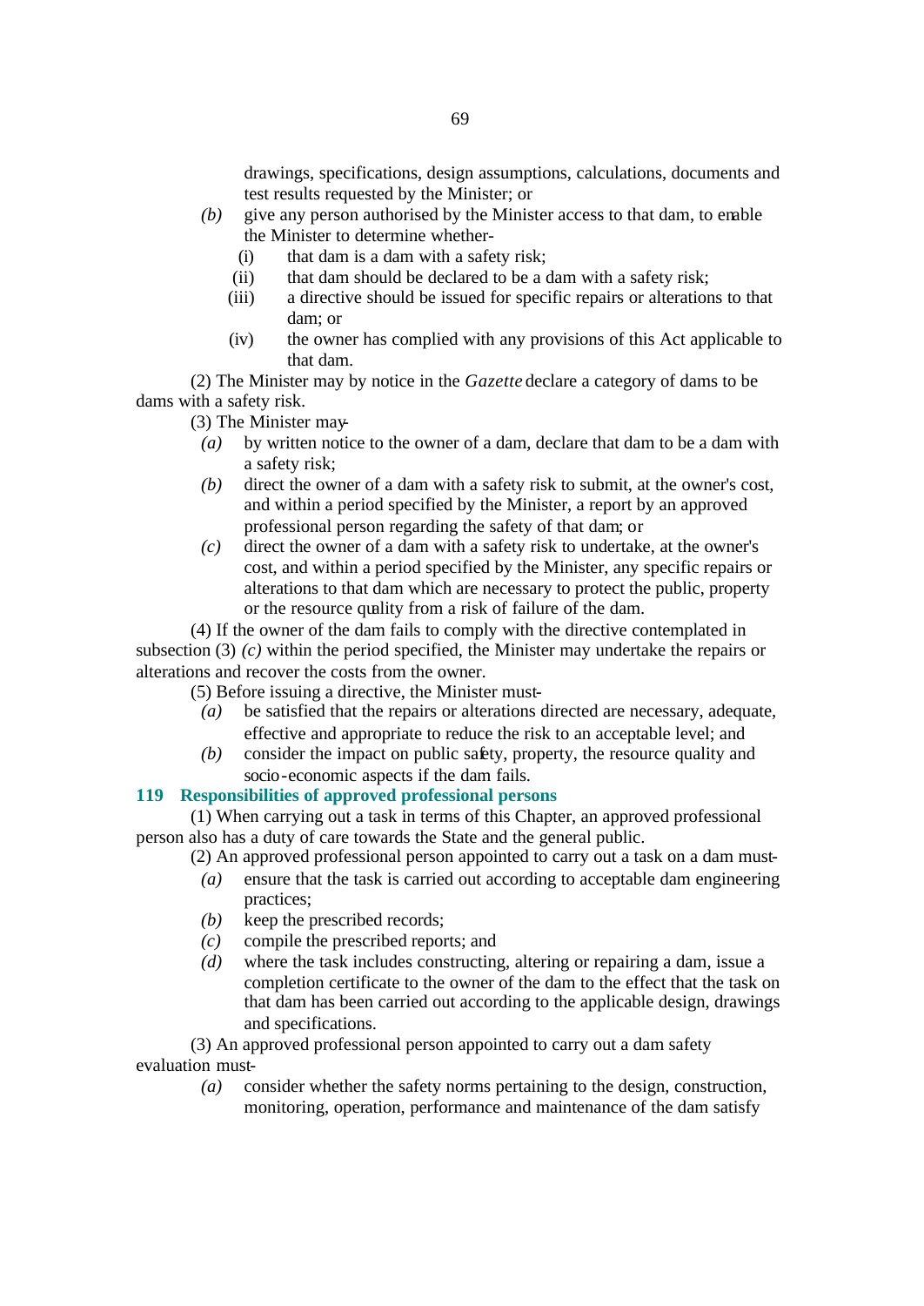drawings, specifications, design assumptions, calculations, documents and test results requested by the Minister; or

*(b)* give any person authorised by the Minister access to that dam, to enable the Minister to determine whether-

(i) that dam is a dam with a safety risk;

(ii) that dam should be declared to be a dam with a safety risk;

(iii) a directive should be issued for specific repairs or alterations to that dam; or

(iv) the owner has complied with any provisions of this Act applicable to that dam.

(2) The Minister may by notice in the *Gazette* declare a category of dams to be dams with a safety risk.

(3) The Minister may-

*(a)* by written notice to the owner of a dam, declare that dam to be a dam with a safety risk;

*(b)* direct the owner of a dam with a safety risk to submit, at the owner's cost, and within a period specified by the Minister, a report by an approved professional person regarding the safety of that dam; or

*(c)* direct the owner of a dam with a safety risk to undertake, at the owner's cost, and within a period specified by the Minister, any specific repairs or alterations to that dam which are necessary to protect the public, property or the resource quality from a risk of failure of the dam.

(4) If the owner of the dam fails to comply with the directive contemplated in subsection (3) *(c)* within the period specified, the Minister may undertake the repairs or alterations and recover the costs from the owner.

(5) Before issuing a directive, the Minister must-

*(a)* be satisfied that the repairs or alterations directed are necessary, adequate, effective and appropriate to reduce the risk to an acceptable level; and

*(b)* consider the impact on public safety, property, the resource quality and socio-economic aspects if the dam fails.

### 119 Responsibilities of approved professional persons

(1) When carrying out a task in terms of this Chapter, an approved professional person also has a duty of care towards the State and the general public.

(2) An approved professional person appointed to carry out a task on a dam must-

*(a)* ensure that the task is carried out according to acceptable dam engineering practices;

*(b)* keep the prescribed records;

*(c)* compile the prescribed reports; and

*(d)* where the task includes constructing, altering or repairing a dam, issue a completion certificate to the owner of the dam to the effect that the task on that dam has been carried out according to the applicable design, drawings and specifications.

(3) An approved professional person appointed to carry out a dam safety evaluation must-

*(a)* consider whether the safety norms pertaining to the design, construction, monitoring, operation, performance and maintenance of the dam satisfy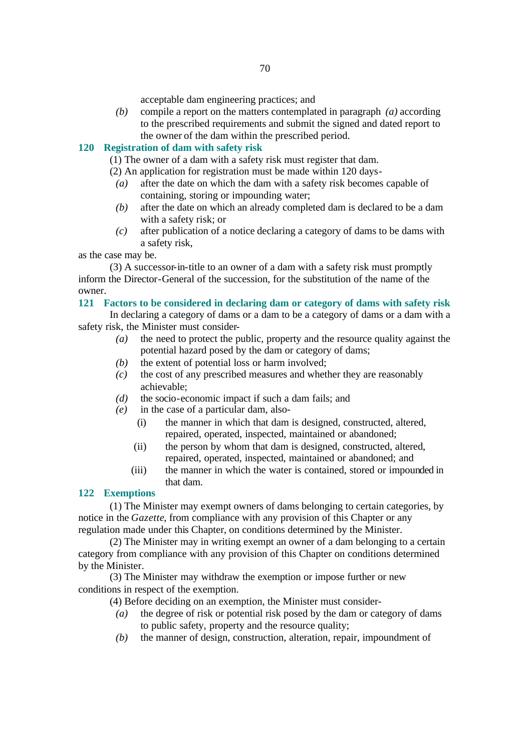acceptable dam engineering practices; and

*(b)* compile a report on the matters contemplated in paragraph *(a)* according to the prescribed requirements and submit the signed and dated report to the owner of the dam within the prescribed period.

### 120 Registration of dam with safety risk

(1) The owner of a dam with a safety risk must register that dam.

(2) An application for registration must be made within 120 days-

*(a)* after the date on which the dam with a safety risk becomes capable of containing, storing or impounding water;

*(b)* after the date on which an already completed dam is declared to be a dam with a safety risk; or

*(c)* after publication of a notice declaring a category of dams to be dams with a safety risk,

as the case may be.

(3) A successor-in-title to an owner of a dam with a safety risk must promptly inform the Director-General of the succession, for the substitution of the name of the owner.

### 121 Factors to be considered in declaring dam or category of dams with safety risk

In declaring a category of dams or a dam to be a category of dams or a dam with a safety risk, the Minister must consider-

*(a)* the need to protect the public, property and the resource quality against the potential hazard posed by the dam or category of dams;

*(b)* the extent of potential loss or harm involved;

*(c)* the cost of any prescribed measures and whether they are reasonably achievable;

*(d)* the socio-economic impact if such a dam fails; and

*(e)* in the case of a particular dam, also-

(i) the manner in which that dam is designed, constructed, altered, repaired, operated, inspected, maintained or abandoned;

(ii) the person by whom that dam is designed, constructed, altered, repaired, operated, inspected, maintained or abandoned; and

(iii) the manner in which the water is contained, stored or impounded in that dam.

### 122 Exemptions

(1) The Minister may exempt owners of dams belonging to certain categories, by notice in the *Gazette*, from compliance with any provision of this Chapter or any regulation made under this Chapter, on conditions determined by the Minister.

(2) The Minister may in writing exempt an owner of a dam belonging to a certain category from compliance with any provision of this Chapter on conditions determined by the Minister.

(3) The Minister may withdraw the exemption or impose further or new conditions in respect of the exemption.

(4) Before deciding on an exemption, the Minister must consider-

*(a)* the degree of risk or potential risk posed by the dam or category of dams to public safety, property and the resource quality;

*(b)* the manner of design, construction, alteration, repair, impoundment of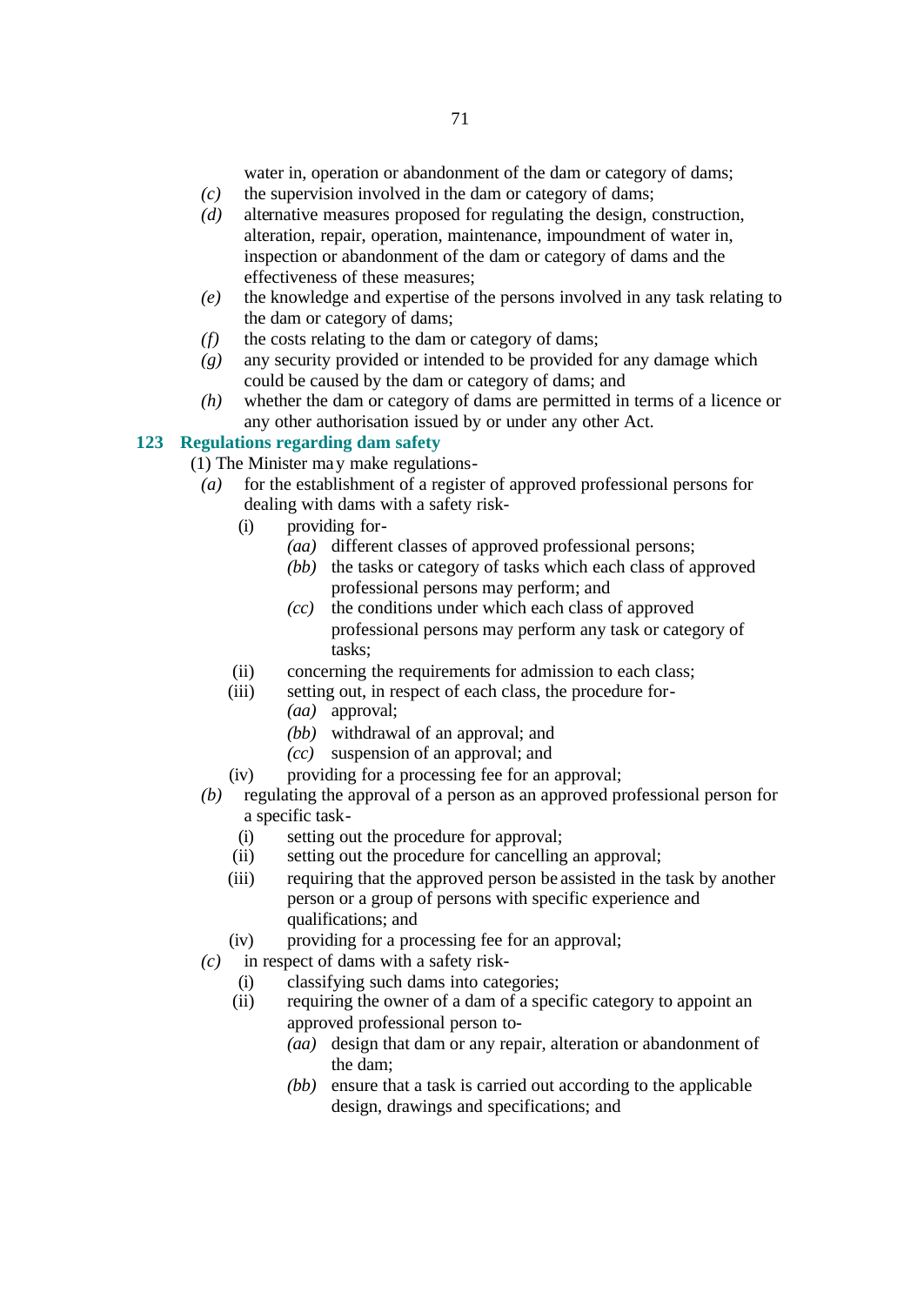water in, operation or abandonment of the dam or category of dams;

*(c)* the supervision involved in the dam or category of dams;

*(d)* alternative measures proposed for regulating the design, construction, alteration, repair, operation, maintenance, impoundment of water in, inspection or abandonment of the dam or category of dams and the effectiveness of these measures;

*(e)* the knowledge and expertise of the persons involved in any task relating to the dam or category of dams;

*(f)* the costs relating to the dam or category of dams;

*(g)* any security provided or intended to be provided for any damage which could be caused by the dam or category of dams; and

*(h)* whether the dam or category of dams are permitted in terms of a licence or any other authorisation issued by or under any other Act.

### 123 Regulations regarding dam safety

(1) The Minister may make regulations-

*(a)* for the establishment of a register of approved professional persons for dealing with dams with a safety risk-

(i) providing for-

*(aa)* different classes of approved professional persons;

*(bb)* the tasks or category of tasks which each class of approved professional persons may perform; and

*(cc)* the conditions under which each class of approved professional persons may perform any task or category of tasks;

(ii) concerning the requirements for admission to each class;

(iii) setting out, in respect of each class, the procedure for-

*(aa)* approval;

*(bb)* withdrawal of an approval; and

*(cc)* suspension of an approval; and

(iv) providing for a processing fee for an approval;

*(b)* regulating the approval of a person as an approved professional person for a specific task-

(i) setting out the procedure for approval;

(ii) setting out the procedure for cancelling an approval;

(iii) requiring that the approved person be assisted in the task by another person or a group of persons with specific experience and qualifications; and

(iv) providing for a processing fee for an approval;

*(c)* in respect of dams with a safety risk-

(i) classifying such dams into categories;

(ii) requiring the owner of a dam of a specific category to appoint an approved professional person to-

*(aa)* design that dam or any repair, alteration or abandonment of the dam;

*(bb)* ensure that a task is carried out according to the applicable design, drawings and specifications; and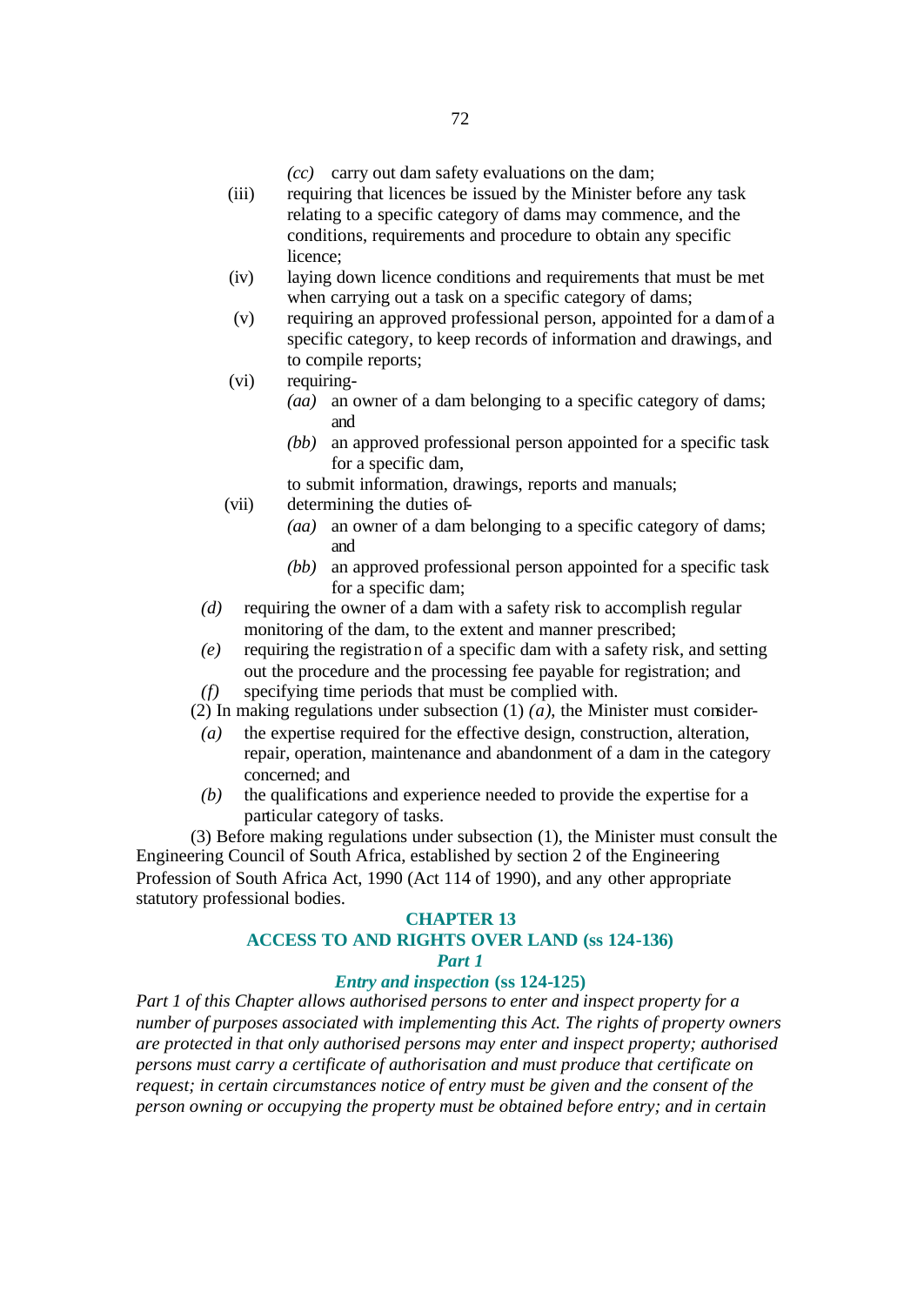(*cc*) carry out dam safety evaluations on the dam;

(iii) requiring that licences be issued by the Minister before any task relating to a specific category of dams may commence, and the conditions, requirements and procedure to obtain any specific licence;

(iv) laying down licence conditions and requirements that must be met when carrying out a task on a specific category of dams;

(v) requiring an approved professional person, appointed for a dam of a specific category, to keep records of information and drawings, and to compile reports;

(vi) requiring-

(*aa*) an owner of a dam belonging to a specific category of dams; and

(*bb*) an approved professional person appointed for a specific task for a specific dam,

to submit information, drawings, reports and manuals;

(vii) determining the duties of-

(*aa*) an owner of a dam belonging to a specific category of dams; and

(*bb*) an approved professional person appointed for a specific task for a specific dam;

(*d*) requiring the owner of a dam with a safety risk to accomplish regular monitoring of the dam, to the extent and manner prescribed;

(*e*) requiring the registration of a specific dam with a safety risk, and setting out the procedure and the processing fee payable for registration; and

(*f*) specifying time periods that must be complied with.

(2) In making regulations under subsection (1) *(a)*, the Minister must consider-

(*a*) the expertise required for the effective design, construction, alteration, repair, operation, maintenance and abandonment of a dam in the category concerned; and

(*b*) the qualifications and experience needed to provide the expertise for a particular category of tasks.

(3) Before making regulations under subsection (1), the Minister must consult the Engineering Council of South Africa, established by section 2 of the Engineering Profession of South Africa Act, 1990 (Act 114 of 1990), and any other appropriate statutory professional bodies.

## CHAPTER 13
## ACCESS TO AND RIGHTS OVER LAND (ss 124-136)
### *Part 1*
### *Entry and inspection* (ss 124-125)

*Part 1 of this Chapter allows authorised persons to enter and inspect property for a number of purposes associated with implementing this Act. The rights of property owners are protected in that only authorised persons may enter and inspect property; authorised persons must carry a certificate of authorisation and must produce that certificate on request; in certain circumstances notice of entry must be given and the consent of the person owning or occupying the property must be obtained before entry; and in certain*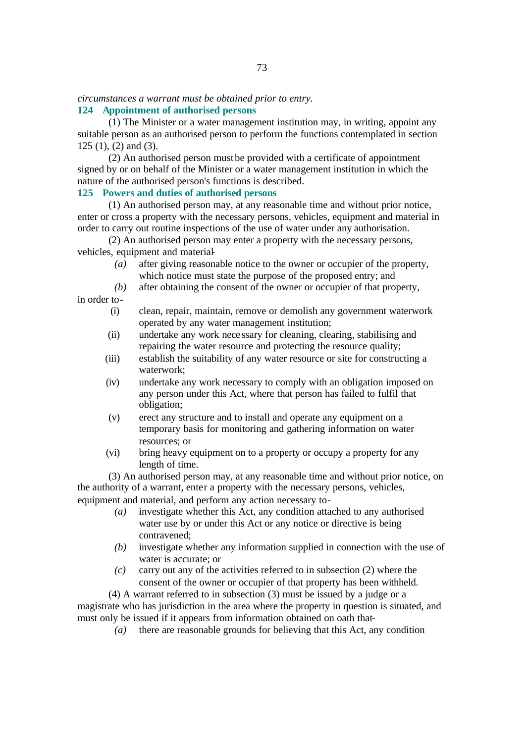*circumstances a warrant must be obtained prior to entry.*

### 124 Appointment of authorised persons

(1) The Minister or a water management institution may, in writing, appoint any suitable person as an authorised person to perform the functions contemplated in section 125 (1), (2) and (3).

(2) An authorised person must be provided with a certificate of appointment signed by or on behalf of the Minister or a water management institution in which the nature of the authorised person's functions is described.

### 125 Powers and duties of authorised persons

(1) An authorised person may, at any reasonable time and without prior notice, enter or cross a property with the necessary persons, vehicles, equipment and material in order to carry out routine inspections of the use of water under any authorisation.

(2) An authorised person may enter a property with the necessary persons, vehicles, equipment and material-

- *(a)* after giving reasonable notice to the owner or occupier of the property, which notice must state the purpose of the proposed entry; and
- *(b)* after obtaining the consent of the owner or occupier of that property,

in order to-

- (i) clean, repair, maintain, remove or demolish any government waterwork operated by any water management institution;
- (ii) undertake any work necessary for cleaning, clearing, stabilising and repairing the water resource and protecting the resource quality;
- (iii) establish the suitability of any water resource or site for constructing a waterwork;
- (iv) undertake any work necessary to comply with an obligation imposed on any person under this Act, where that person has failed to fulfil that obligation;
- (v) erect any structure and to install and operate any equipment on a temporary basis for monitoring and gathering information on water resources; or
- (vi) bring heavy equipment on to a property or occupy a property for any length of time.

(3) An authorised person may, at any reasonable time and without prior notice, on the authority of a warrant, enter a property with the necessary persons, vehicles, equipment and material, and perform any action necessary to-

- *(a)* investigate whether this Act, any condition attached to any authorised water use by or under this Act or any notice or directive is being contravened;
- *(b)* investigate whether any information supplied in connection with the use of water is accurate; or
- *(c)* carry out any of the activities referred to in subsection (2) where the consent of the owner or occupier of that property has been withheld.

(4) A warrant referred to in subsection (3) must be issued by a judge or a magistrate who has jurisdiction in the area where the property in question is situated, and must only be issued if it appears from information obtained on oath that-

- *(a)* there are reasonable grounds for believing that this Act, any condition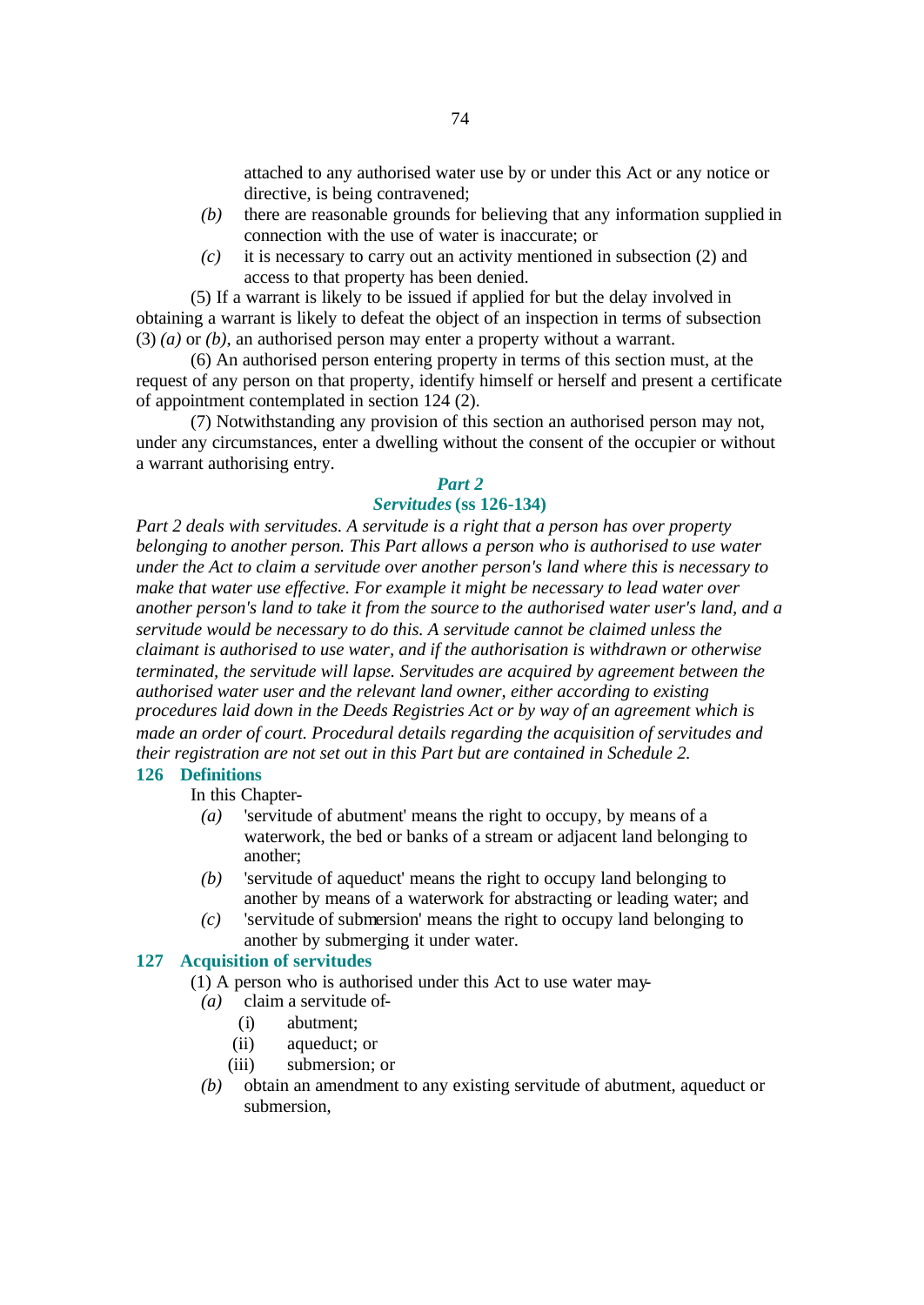attached to any authorised water use by or under this Act or any notice or directive, is being contravened;

*(b)* there are reasonable grounds for believing that any information supplied in connection with the use of water is inaccurate; or

*(c)* it is necessary to carry out an activity mentioned in subsection (2) and access to that property has been denied.

(5) If a warrant is likely to be issued if applied for but the delay involved in obtaining a warrant is likely to defeat the object of an inspection in terms of subsection (3) *(a)* or *(b)*, an authorised person may enter a property without a warrant.

(6) An authorised person entering property in terms of this section must, at the request of any person on that property, identify himself or herself and present a certificate of appointment contemplated in section 124 (2).

(7) Notwithstanding any provision of this section an authorised person may not, under any circumstances, enter a dwelling without the consent of the occupier or without a warrant authorising entry.

## *Part 2*

## *Servitudes* (ss 126-134)

*Part 2 deals with servitudes. A servitude is a right that a person has over property belonging to another person. This Part allows a person who is authorised to use water under the Act to claim a servitude over another person's land where this is necessary to make that water use effective. For example it might be necessary to lead water over another person's land to take it from the source to the authorised water user's land, and a servitude would be necessary to do this. A servitude cannot be claimed unless the claimant is authorised to use water, and if the authorisation is withdrawn or otherwise terminated, the servitude will lapse. Servitudes are acquired by agreement between the authorised water user and the relevant land owner, either according to existing procedures laid down in the Deeds Registries Act or by way of an agreement which is made an order of court. Procedural details regarding the acquisition of servitudes and their registration are not set out in this Part but are contained in Schedule 2.*

### 126 Definitions

In this Chapter-

*(a)* 'servitude of abutment' means the right to occupy, by means of a waterwork, the bed or banks of a stream or adjacent land belonging to another;

*(b)* 'servitude of aqueduct' means the right to occupy land belonging to another by means of a waterwork for abstracting or leading water; and

*(c)* 'servitude of submersion' means the right to occupy land belonging to another by submerging it under water.

### 127 Acquisition of servitudes

(1) A person who is authorised under this Act to use water may-

*(a)* claim a servitude of-

(i) abutment;

(ii) aqueduct; or

(iii) submersion; or

*(b)* obtain an amendment to any existing servitude of abutment, aqueduct or submersion,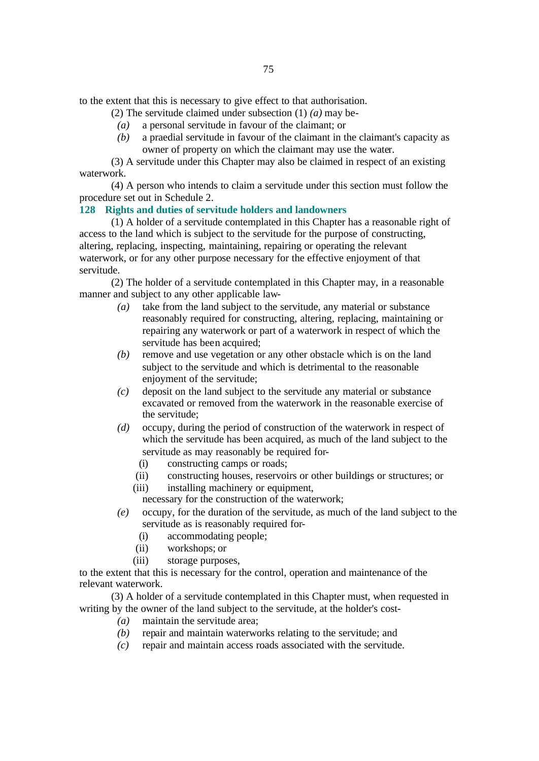to the extent that this is necessary to give effect to that authorisation.

(2) The servitude claimed under subsection (1) *(a)* may be-

*(a)* a personal servitude in favour of the claimant; or

*(b)* a praedial servitude in favour of the claimant in the claimant's capacity as owner of property on which the claimant may use the water.

(3) A servitude under this Chapter may also be claimed in respect of an existing waterwork.

(4) A person who intends to claim a servitude under this section must follow the procedure set out in Schedule 2.

### 128 Rights and duties of servitude holders and landowners

(1) A holder of a servitude contemplated in this Chapter has a reasonable right of access to the land which is subject to the servitude for the purpose of constructing, altering, replacing, inspecting, maintaining, repairing or operating the relevant waterwork, or for any other purpose necessary for the effective enjoyment of that servitude.

(2) The holder of a servitude contemplated in this Chapter may, in a reasonable manner and subject to any other applicable law-

*(a)* take from the land subject to the servitude, any material or substance reasonably required for constructing, altering, replacing, maintaining or repairing any waterwork or part of a waterwork in respect of which the servitude has been acquired;

*(b)* remove and use vegetation or any other obstacle which is on the land subject to the servitude and which is detrimental to the reasonable enjoyment of the servitude;

*(c)* deposit on the land subject to the servitude any material or substance excavated or removed from the waterwork in the reasonable exercise of the servitude;

*(d)* occupy, during the period of construction of the waterwork in respect of which the servitude has been acquired, as much of the land subject to the servitude as may reasonably be required for-

(i) constructing camps or roads;

(ii) constructing houses, reservoirs or other buildings or structures; or

(iii) installing machinery or equipment,

necessary for the construction of the waterwork;

*(e)* occupy, for the duration of the servitude, as much of the land subject to the servitude as is reasonably required for-

(i) accommodating people;

(ii) workshops; or

(iii) storage purposes,

to the extent that this is necessary for the control, operation and maintenance of the relevant waterwork.

(3) A holder of a servitude contemplated in this Chapter must, when requested in writing by the owner of the land subject to the servitude, at the holder's cost-

*(a)* maintain the servitude area;

*(b)* repair and maintain waterworks relating to the servitude; and

*(c)* repair and maintain access roads associated with the servitude.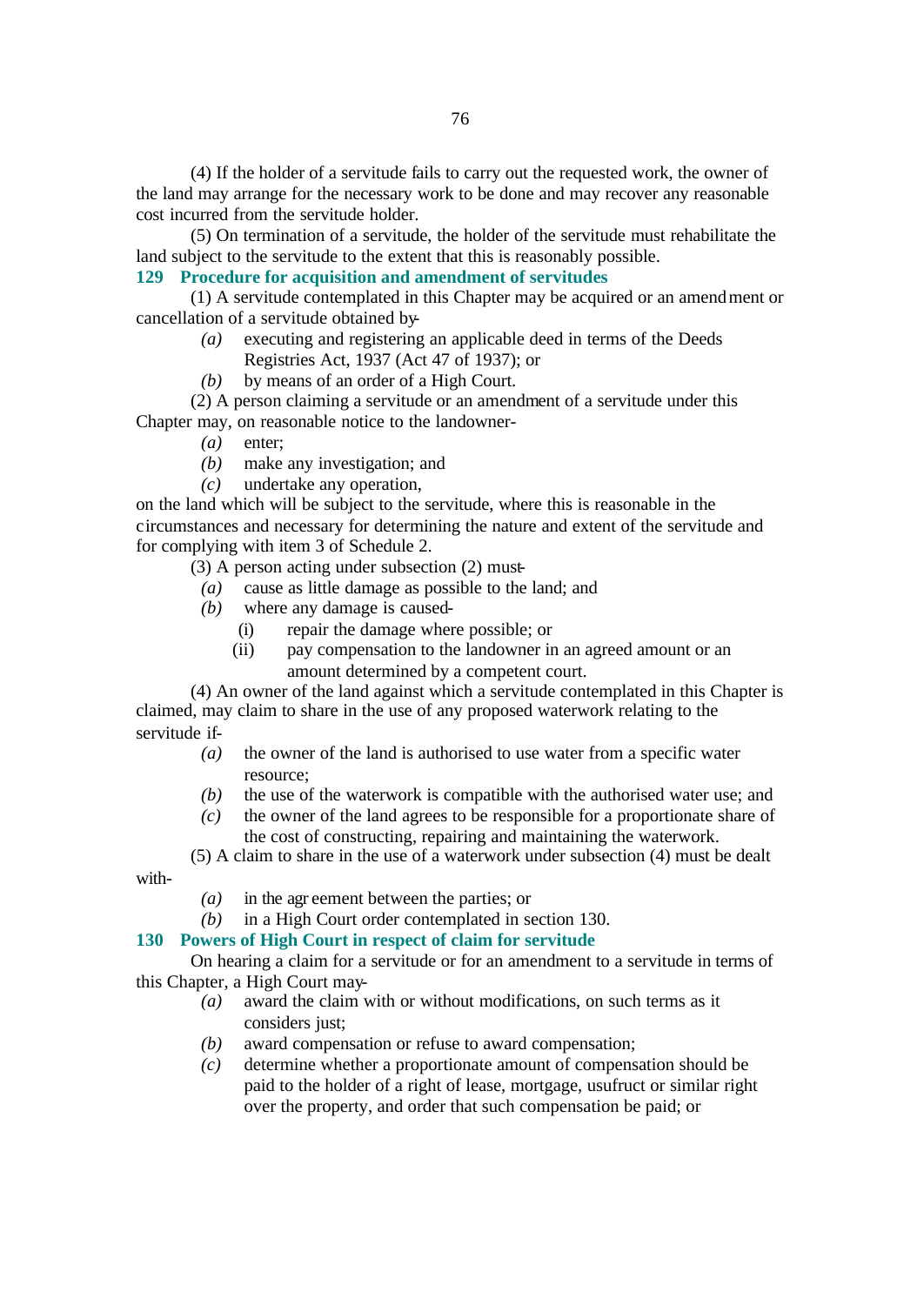(4) If the holder of a servitude fails to carry out the requested work, the owner of the land may arrange for the necessary work to be done and may recover any reasonable cost incurred from the servitude holder.

(5) On termination of a servitude, the holder of the servitude must rehabilitate the land subject to the servitude to the extent that this is reasonably possible.

### 129 Procedure for acquisition and amendment of servitudes

(1) A servitude contemplated in this Chapter may be acquired or an amendment or cancellation of a servitude obtained by-

- *(a)* executing and registering an applicable deed in terms of the Deeds Registries Act, 1937 (Act 47 of 1937); or
- *(b)* by means of an order of a High Court.

(2) A person claiming a servitude or an amendment of a servitude under this Chapter may, on reasonable notice to the landowner-

- *(a)* enter;
- *(b)* make any investigation; and
- *(c)* undertake any operation,

on the land which will be subject to the servitude, where this is reasonable in the circumstances and necessary for determining the nature and extent of the servitude and for complying with item 3 of Schedule 2.

(3) A person acting under subsection (2) must-

- *(a)* cause as little damage as possible to the land; and
- *(b)* where any damage is caused-
  - (i) repair the damage where possible; or
  - (ii) pay compensation to the landowner in an agreed amount or an amount determined by a competent court.

(4) An owner of the land against which a servitude contemplated in this Chapter is claimed, may claim to share in the use of any proposed waterwork relating to the servitude if-

- *(a)* the owner of the land is authorised to use water from a specific water resource;
- *(b)* the use of the waterwork is compatible with the authorised water use; and
- *(c)* the owner of the land agrees to be responsible for a proportionate share of the cost of constructing, repairing and maintaining the waterwork.

(5) A claim to share in the use of a waterwork under subsection (4) must be dealt with-

- *(a)* in the agreement between the parties; or
- *(b)* in a High Court order contemplated in section 130.

### 130 Powers of High Court in respect of claim for servitude

On hearing a claim for a servitude or for an amendment to a servitude in terms of this Chapter, a High Court may-

- *(a)* award the claim with or without modifications, on such terms as it considers just;
- *(b)* award compensation or refuse to award compensation;
- *(c)* determine whether a proportionate amount of compensation should be paid to the holder of a right of lease, mortgage, usufruct or similar right over the property, and order that such compensation be paid; or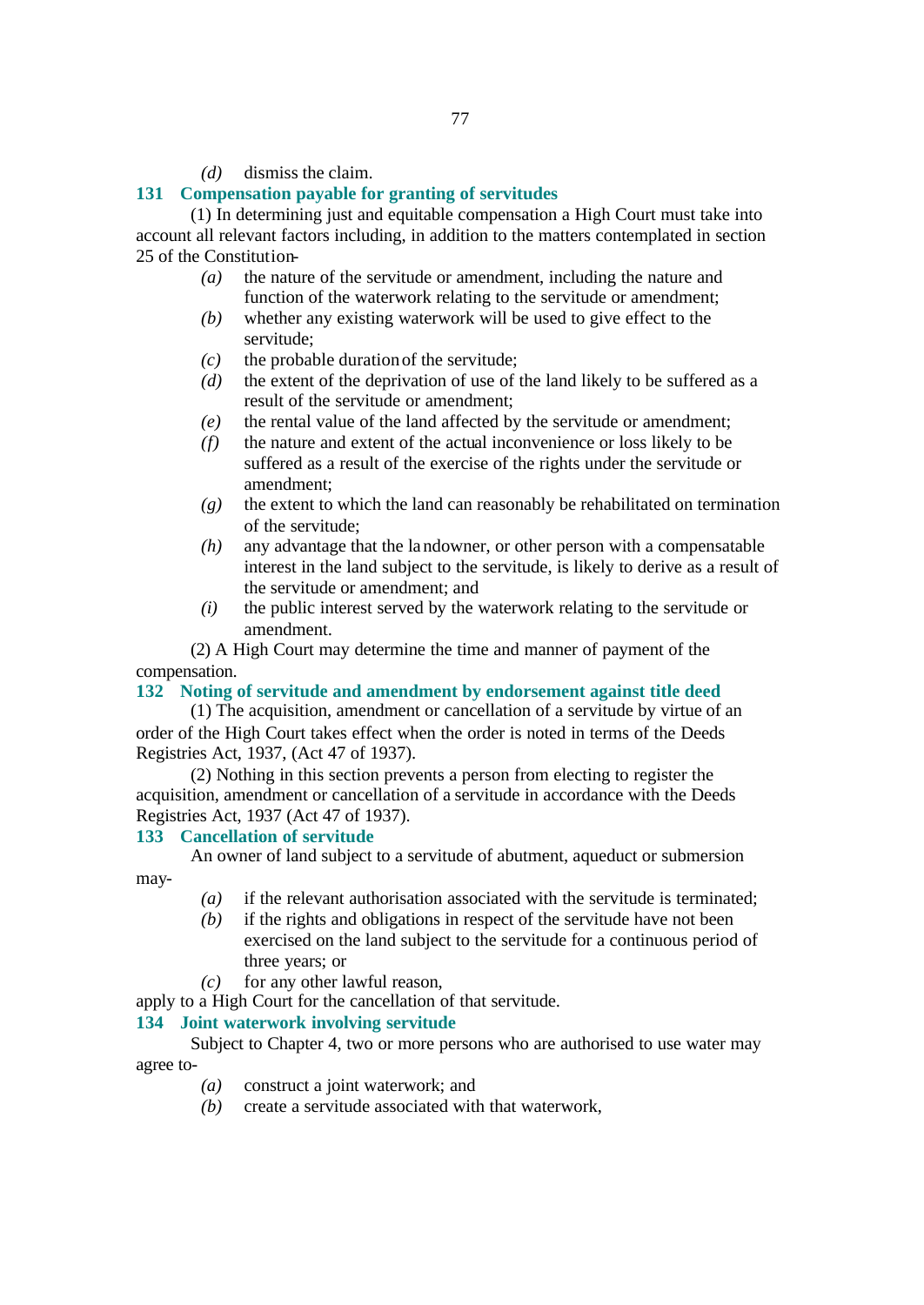*(d)* dismiss the claim.

### 131 Compensation payable for granting of servitudes

(1) In determining just and equitable compensation a High Court must take into account all relevant factors including, in addition to the matters contemplated in section 25 of the Constitution-

*(a)* the nature of the servitude or amendment, including the nature and function of the waterwork relating to the servitude or amendment;

*(b)* whether any existing waterwork will be used to give effect to the servitude;

*(c)* the probable duration of the servitude;

*(d)* the extent of the deprivation of use of the land likely to be suffered as a result of the servitude or amendment;

*(e)* the rental value of the land affected by the servitude or amendment;

*(f)* the nature and extent of the actual inconvenience or loss likely to be suffered as a result of the exercise of the rights under the servitude or amendment;

*(g)* the extent to which the land can reasonably be rehabilitated on termination of the servitude;

*(h)* any advantage that the landowner, or other person with a compensatable interest in the land subject to the servitude, is likely to derive as a result of the servitude or amendment; and

*(i)* the public interest served by the waterwork relating to the servitude or amendment.

(2) A High Court may determine the time and manner of payment of the compensation.

### 132 Noting of servitude and amendment by endorsement against title deed

(1) The acquisition, amendment or cancellation of a servitude by virtue of an order of the High Court takes effect when the order is noted in terms of the Deeds Registries Act, 1937, (Act 47 of 1937).

(2) Nothing in this section prevents a person from electing to register the acquisition, amendment or cancellation of a servitude in accordance with the Deeds Registries Act, 1937 (Act 47 of 1937).

### 133 Cancellation of servitude

An owner of land subject to a servitude of abutment, aqueduct or submersion may-

*(a)* if the relevant authorisation associated with the servitude is terminated;

*(b)* if the rights and obligations in respect of the servitude have not been exercised on the land subject to the servitude for a continuous period of three years; or

*(c)* for any other lawful reason,

apply to a High Court for the cancellation of that servitude.

### 134 Joint waterwork involving servitude

Subject to Chapter 4, two or more persons who are authorised to use water may agree to-

*(a)* construct a joint waterwork; and

*(b)* create a servitude associated with that waterwork,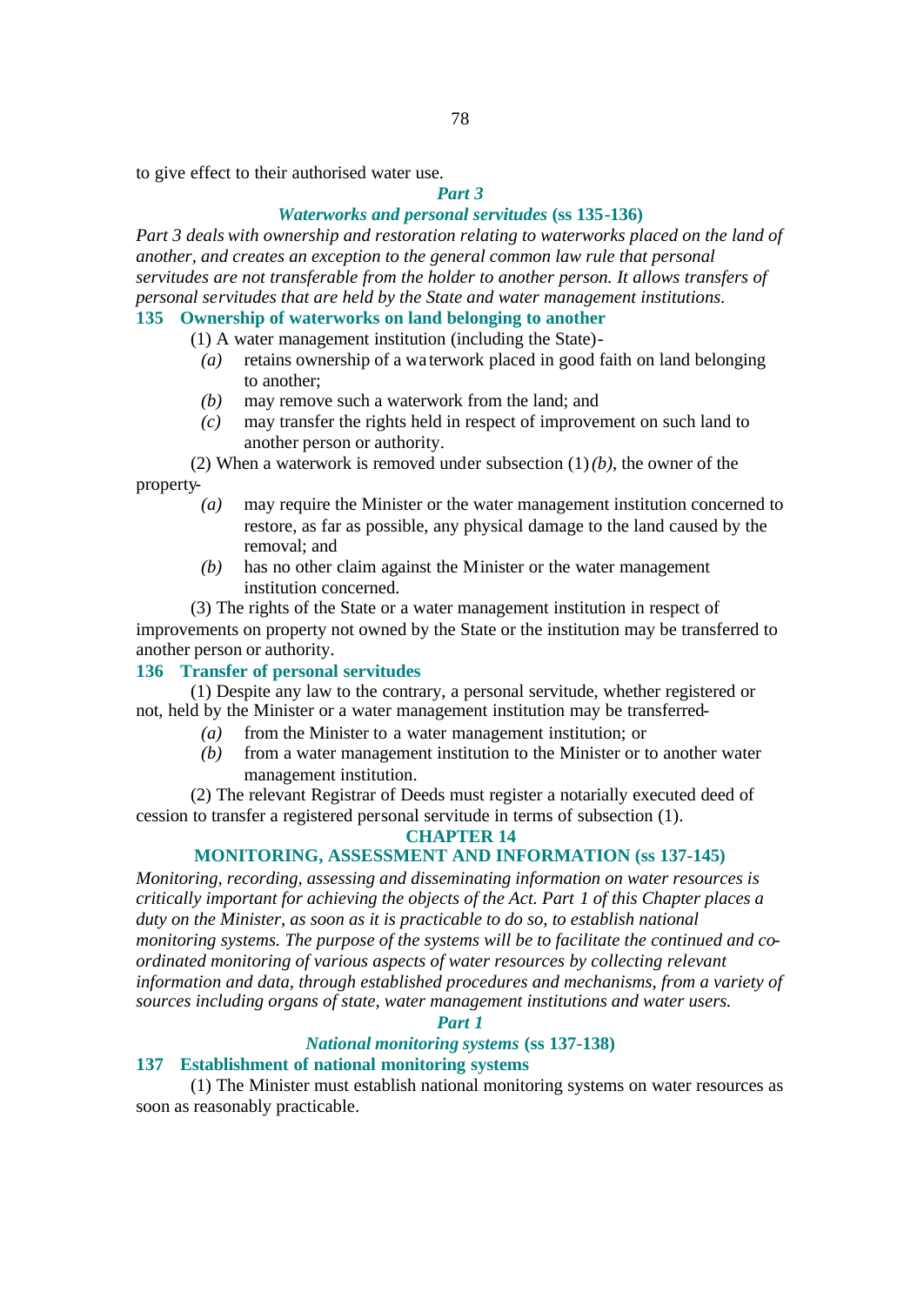to give effect to their authorised water use.

### *Part 3*

### *Waterworks and personal servitudes* (ss 135-136)

*Part 3 deals with ownership and restoration relating to waterworks placed on the land of another, and creates an exception to the general common law rule that personal servitudes are not transferable from the holder to another person. It allows transfers of personal servitudes that are held by the State and water management institutions.*

#### 135 Ownership of waterworks on land belonging to another

(1) A water management institution (including the State)-

*(a)* retains ownership of a waterwork placed in good faith on land belonging to another;

*(b)* may remove such a waterwork from the land; and

*(c)* may transfer the rights held in respect of improvement on such land to another person or authority.

(2) When a waterwork is removed under subsection (1)*(b)*, the owner of the property-

*(a)* may require the Minister or the water management institution concerned to restore, as far as possible, any physical damage to the land caused by the removal; and

*(b)* has no other claim against the Minister or the water management institution concerned.

(3) The rights of the State or a water management institution in respect of improvements on property not owned by the State or the institution may be transferred to another person or authority.

#### 136 Transfer of personal servitudes

(1) Despite any law to the contrary, a personal servitude, whether registered or not, held by the Minister or a water management institution may be transferred-

*(a)* from the Minister to a water management institution; or

*(b)* from a water management institution to the Minister or to another water management institution.

(2) The relevant Registrar of Deeds must register a notarially executed deed of cession to transfer a registered personal servitude in terms of subsection (1).

## CHAPTER 14

## MONITORING, ASSESSMENT AND INFORMATION (ss 137-145)

*Monitoring, recording, assessing and disseminating information on water resources is critically important for achieving the objects of the Act. Part 1 of this Chapter places a duty on the Minister, as soon as it is practicable to do so, to establish national monitoring systems. The purpose of the systems will be to facilitate the continued and co-ordinated monitoring of various aspects of water resources by collecting relevant information and data, through established procedures and mechanisms, from a variety of sources including organs of state, water management institutions and water users.*

### *Part 1*

### *National monitoring systems* (ss 137-138)

#### 137 Establishment of national monitoring systems

(1) The Minister must establish national monitoring systems on water resources as soon as reasonably practicable.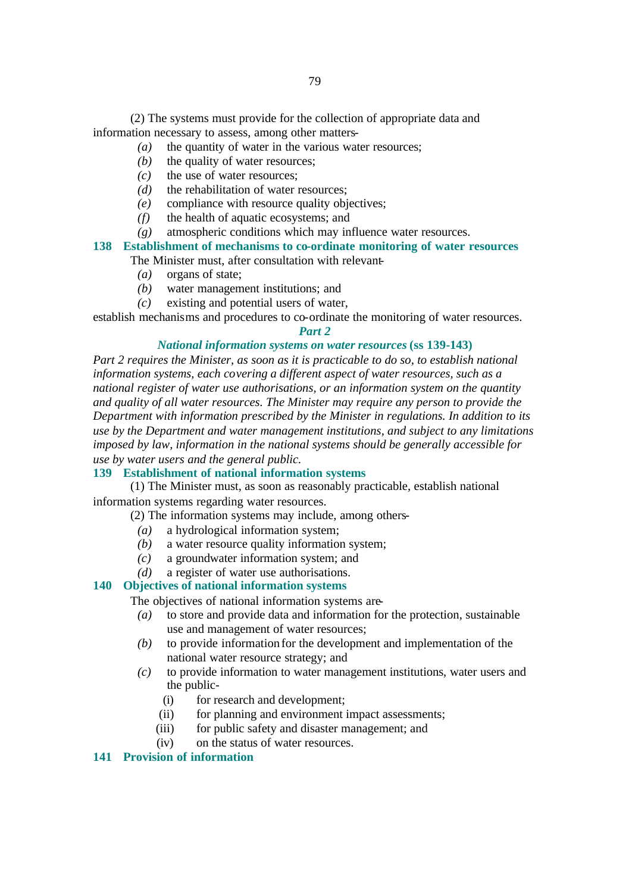(2) The systems must provide for the collection of appropriate data and information necessary to assess, among other matters-

*(a)* the quantity of water in the various water resources;

*(b)* the quality of water resources;

*(c)* the use of water resources;

*(d)* the rehabilitation of water resources;

*(e)* compliance with resource quality objectives;

*(f)* the health of aquatic ecosystems; and

*(g)* atmospheric conditions which may influence water resources.

### 138 Establishment of mechanisms to co-ordinate monitoring of water resources

The Minister must, after consultation with relevant-

*(a)* organs of state;

*(b)* water management institutions; and

*(c)* existing and potential users of water,

establish mechanisms and procedures to co-ordinate the monitoring of water resources.

## *Part 2*

## *National information systems on water resources* (ss 139-143)

*Part 2 requires the Minister, as soon as it is practicable to do so, to establish national information systems, each covering a different aspect of water resources, such as a national register of water use authorisations, or an information system on the quantity and quality of all water resources. The Minister may require any person to provide the Department with information prescribed by the Minister in regulations. In addition to its use by the Department and water management institutions, and subject to any limitations imposed by law, information in the national systems should be generally accessible for use by water users and the general public.*

### 139 Establishment of national information systems

(1) The Minister must, as soon as reasonably practicable, establish national information systems regarding water resources.

(2) The information systems may include, among others-

*(a)* a hydrological information system;

*(b)* a water resource quality information system;

*(c)* a groundwater information system; and

*(d)* a register of water use authorisations.

### 140 Objectives of national information systems

The objectives of national information systems are-

*(a)* to store and provide data and information for the protection, sustainable use and management of water resources;

*(b)* to provide information for the development and implementation of the national water resource strategy; and

*(c)* to provide information to water management institutions, water users and the public-

(i) for research and development;

(ii) for planning and environment impact assessments;

(iii) for public safety and disaster management; and

(iv) on the status of water resources.

### 141 Provision of information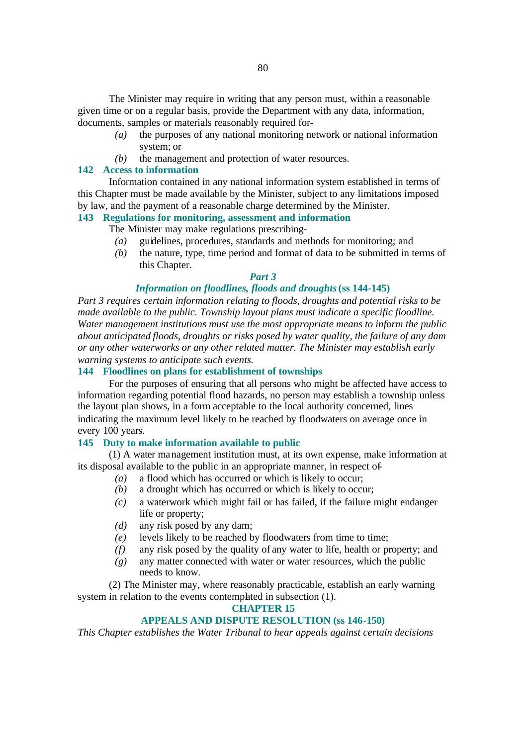The Minister may require in writing that any person must, within a reasonable given time or on a regular basis, provide the Department with any data, information, documents, samples or materials reasonably required for-

*(a)* the purposes of any national monitoring network or national information system; or

*(b)* the management and protection of water resources.

### 142 Access to information

Information contained in any national information system established in terms of this Chapter must be made available by the Minister, subject to any limitations imposed by law, and the payment of a reasonable charge determined by the Minister.

### 143 Regulations for monitoring, assessment and information

The Minister may make regulations prescribing-

*(a)* guidelines, procedures, standards and methods for monitoring; and

*(b)* the nature, type, time period and format of data to be submitted in terms of this Chapter.

## *Part 3*

## *Information on floodlines, floods and droughts* (ss 144-145)

*Part 3 requires certain information relating to floods, droughts and potential risks to be made available to the public. Township layout plans must indicate a specific floodline. Water management institutions must use the most appropriate means to inform the public about anticipated floods, droughts or risks posed by water quality, the failure of any dam or any other waterworks or any other related matter. The Minister may establish early warning systems to anticipate such events.*

### 144 Floodlines on plans for establishment of townships

For the purposes of ensuring that all persons who might be affected have access to information regarding potential flood hazards, no person may establish a township unless the layout plan shows, in a form acceptable to the local authority concerned, lines indicating the maximum level likely to be reached by floodwaters on average once in every 100 years.

### 145 Duty to make information available to public

(1) A water management institution must, at its own expense, make information at its disposal available to the public in an appropriate manner, in respect of-

*(a)* a flood which has occurred or which is likely to occur;

*(b)* a drought which has occurred or which is likely to occur;

*(c)* a waterwork which might fail or has failed, if the failure might endanger life or property;

*(d)* any risk posed by any dam;

*(e)* levels likely to be reached by floodwaters from time to time;

*(f)* any risk posed by the quality of any water to life, health or property; and

*(g)* any matter connected with water or water resources, which the public needs to know.

(2) The Minister may, where reasonably practicable, establish an early warning system in relation to the events contemplated in subsection (1).

## CHAPTER 15

## APPEALS AND DISPUTE RESOLUTION (ss 146-150)

*This Chapter establishes the Water Tribunal to hear appeals against certain decisions*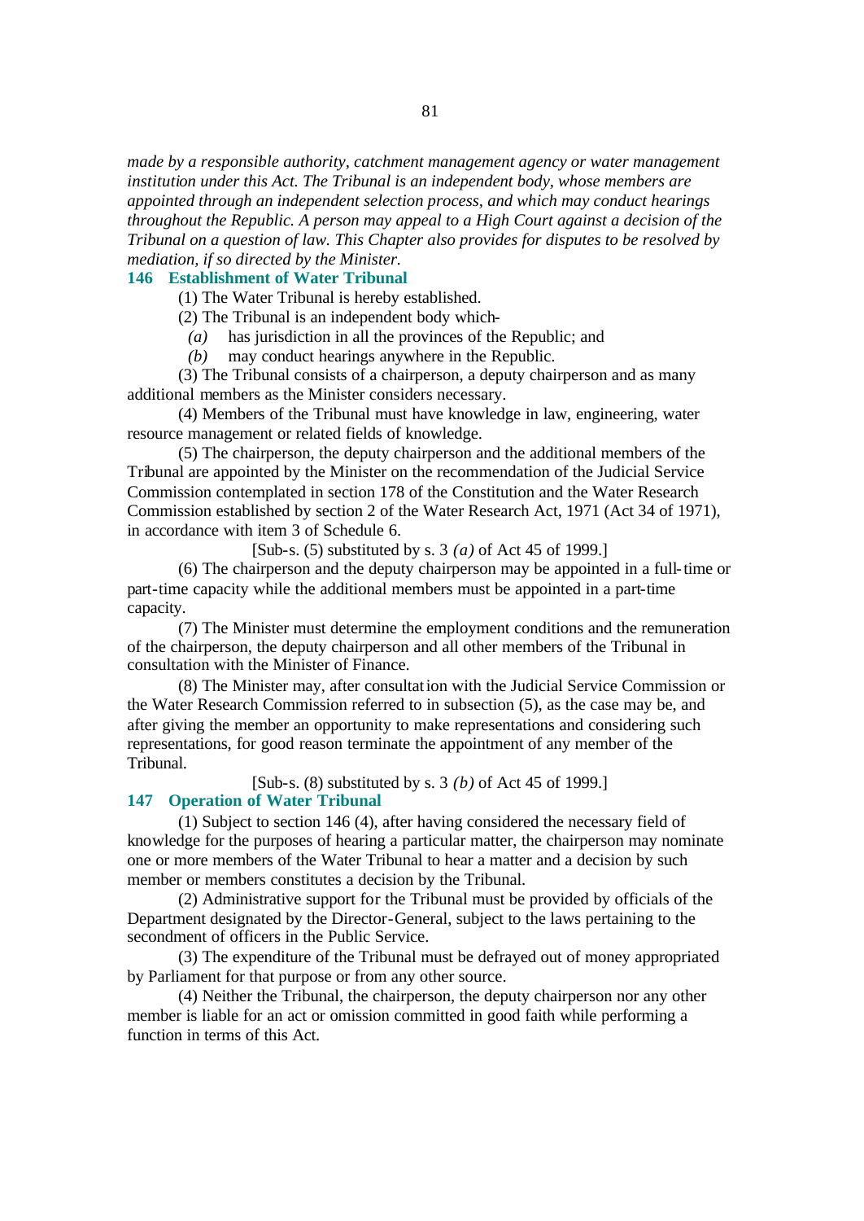*made by a responsible authority, catchment management agency or water management institution under this Act. The Tribunal is an independent body, whose members are appointed through an independent selection process, and which may conduct hearings throughout the Republic. A person may appeal to a High Court against a decision of the Tribunal on a question of law. This Chapter also provides for disputes to be resolved by mediation, if so directed by the Minister.*

### 146 Establishment of Water Tribunal

(1) The Water Tribunal is hereby established.

(2) The Tribunal is an independent body which-

*(a)* has jurisdiction in all the provinces of the Republic; and

*(b)* may conduct hearings anywhere in the Republic.

(3) The Tribunal consists of a chairperson, a deputy chairperson and as many additional members as the Minister considers necessary.

(4) Members of the Tribunal must have knowledge in law, engineering, water resource management or related fields of knowledge.

(5) The chairperson, the deputy chairperson and the additional members of the Tribunal are appointed by the Minister on the recommendation of the Judicial Service Commission contemplated in section 178 of the Constitution and the Water Research Commission established by section 2 of the Water Research Act, 1971 (Act 34 of 1971), in accordance with item 3 of Schedule 6.

[Sub-s. (5) substituted by s. 3 *(a)* of Act 45 of 1999.]

(6) The chairperson and the deputy chairperson may be appointed in a full-time or part-time capacity while the additional members must be appointed in a part-time capacity.

(7) The Minister must determine the employment conditions and the remuneration of the chairperson, the deputy chairperson and all other members of the Tribunal in consultation with the Minister of Finance.

(8) The Minister may, after consultation with the Judicial Service Commission or the Water Research Commission referred to in subsection (5), as the case may be, and after giving the member an opportunity to make representations and considering such representations, for good reason terminate the appointment of any member of the Tribunal.

[Sub-s. (8) substituted by s. 3 *(b)* of Act 45 of 1999.]

### 147 Operation of Water Tribunal

(1) Subject to section 146 (4), after having considered the necessary field of knowledge for the purposes of hearing a particular matter, the chairperson may nominate one or more members of the Water Tribunal to hear a matter and a decision by such member or members constitutes a decision by the Tribunal.

(2) Administrative support for the Tribunal must be provided by officials of the Department designated by the Director-General, subject to the laws pertaining to the secondment of officers in the Public Service.

(3) The expenditure of the Tribunal must be defrayed out of money appropriated by Parliament for that purpose or from any other source.

(4) Neither the Tribunal, the chairperson, the deputy chairperson nor any other member is liable for an act or omission committed in good faith while performing a function in terms of this Act.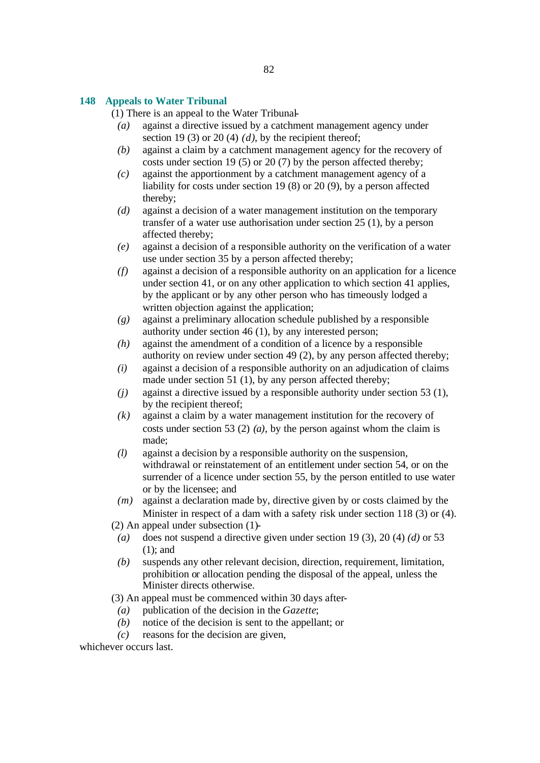## 148 Appeals to Water Tribunal

(1) There is an appeal to the Water Tribunal-

- *(a)* against a directive issued by a catchment management agency under section 19 (3) or 20 (4) *(d)*, by the recipient thereof;
- *(b)* against a claim by a catchment management agency for the recovery of costs under section 19 (5) or 20 (7) by the person affected thereby;
- *(c)* against the apportionment by a catchment management agency of a liability for costs under section 19 (8) or 20 (9), by a person affected thereby;
- *(d)* against a decision of a water management institution on the temporary transfer of a water use authorisation under section 25 (1), by a person affected thereby;
- *(e)* against a decision of a responsible authority on the verification of a water use under section 35 by a person affected thereby;
- *(f)* against a decision of a responsible authority on an application for a licence under section 41, or on any other application to which section 41 applies, by the applicant or by any other person who has timeously lodged a written objection against the application;
- *(g)* against a preliminary allocation schedule published by a responsible authority under section 46 (1), by any interested person;
- *(h)* against the amendment of a condition of a licence by a responsible authority on review under section 49 (2), by any person affected thereby;
- *(i)* against a decision of a responsible authority on an adjudication of claims made under section 51 (1), by any person affected thereby;
- *(j)* against a directive issued by a responsible authority under section 53 (1), by the recipient thereof;
- *(k)* against a claim by a water management institution for the recovery of costs under section 53 (2) *(a)*, by the person against whom the claim is made;
- *(l)* against a decision by a responsible authority on the suspension, withdrawal or reinstatement of an entitlement under section 54, or on the surrender of a licence under section 55, by the person entitled to use water or by the licensee; and
- *(m)* against a declaration made by, directive given by or costs claimed by the Minister in respect of a dam with a safety risk under section 118 (3) or (4).

(2) An appeal under subsection (1)-

- *(a)* does not suspend a directive given under section 19 (3), 20 (4) *(d)* or 53 (1); and
- *(b)* suspends any other relevant decision, direction, requirement, limitation, prohibition or allocation pending the disposal of the appeal, unless the Minister directs otherwise.

(3) An appeal must be commenced within 30 days after-

- *(a)* publication of the decision in the *Gazette*;
- *(b)* notice of the decision is sent to the appellant; or
- *(c)* reasons for the decision are given,

whichever occurs last.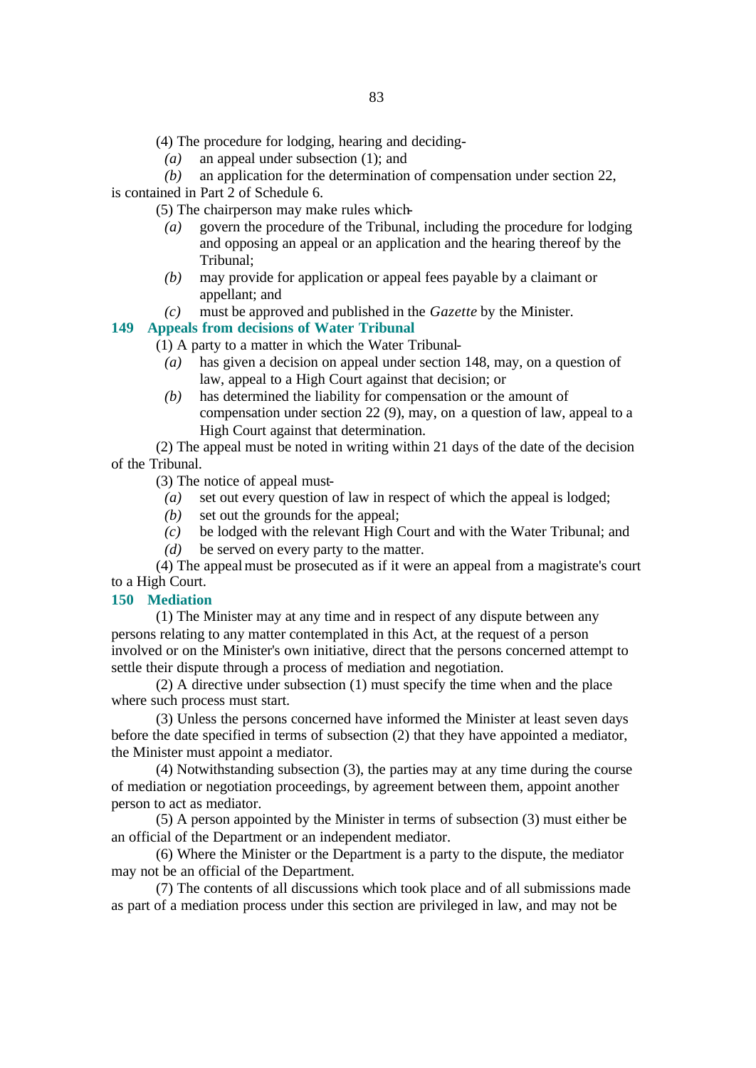(4) The procedure for lodging, hearing and deciding-

*(a)* an appeal under subsection (1); and

*(b)* an application for the determination of compensation under section 22,

is contained in Part 2 of Schedule 6.

(5) The chairperson may make rules which-

*(a)* govern the procedure of the Tribunal, including the procedure for lodging and opposing an appeal or an application and the hearing thereof by the Tribunal;

*(b)* may provide for application or appeal fees payable by a claimant or appellant; and

*(c)* must be approved and published in the *Gazette* by the Minister.

### 149 Appeals from decisions of Water Tribunal

(1) A party to a matter in which the Water Tribunal-

*(a)* has given a decision on appeal under section 148, may, on a question of law, appeal to a High Court against that decision; or

*(b)* has determined the liability for compensation or the amount of compensation under section 22 (9), may, on a question of law, appeal to a High Court against that determination.

(2) The appeal must be noted in writing within 21 days of the date of the decision of the Tribunal.

(3) The notice of appeal must-

*(a)* set out every question of law in respect of which the appeal is lodged;

*(b)* set out the grounds for the appeal;

*(c)* be lodged with the relevant High Court and with the Water Tribunal; and

*(d)* be served on every party to the matter.

(4) The appeal must be prosecuted as if it were an appeal from a magistrate's court to a High Court.

### 150 Mediation

(1) The Minister may at any time and in respect of any dispute between any persons relating to any matter contemplated in this Act, at the request of a person involved or on the Minister's own initiative, direct that the persons concerned attempt to settle their dispute through a process of mediation and negotiation.

(2) A directive under subsection (1) must specify the time when and the place where such process must start.

(3) Unless the persons concerned have informed the Minister at least seven days before the date specified in terms of subsection (2) that they have appointed a mediator, the Minister must appoint a mediator.

(4) Notwithstanding subsection (3), the parties may at any time during the course of mediation or negotiation proceedings, by agreement between them, appoint another person to act as mediator.

(5) A person appointed by the Minister in terms of subsection (3) must either be an official of the Department or an independent mediator.

(6) Where the Minister or the Department is a party to the dispute, the mediator may not be an official of the Department.

(7) The contents of all discussions which took place and of all submissions made as part of a mediation process under this section are privileged in law, and may not be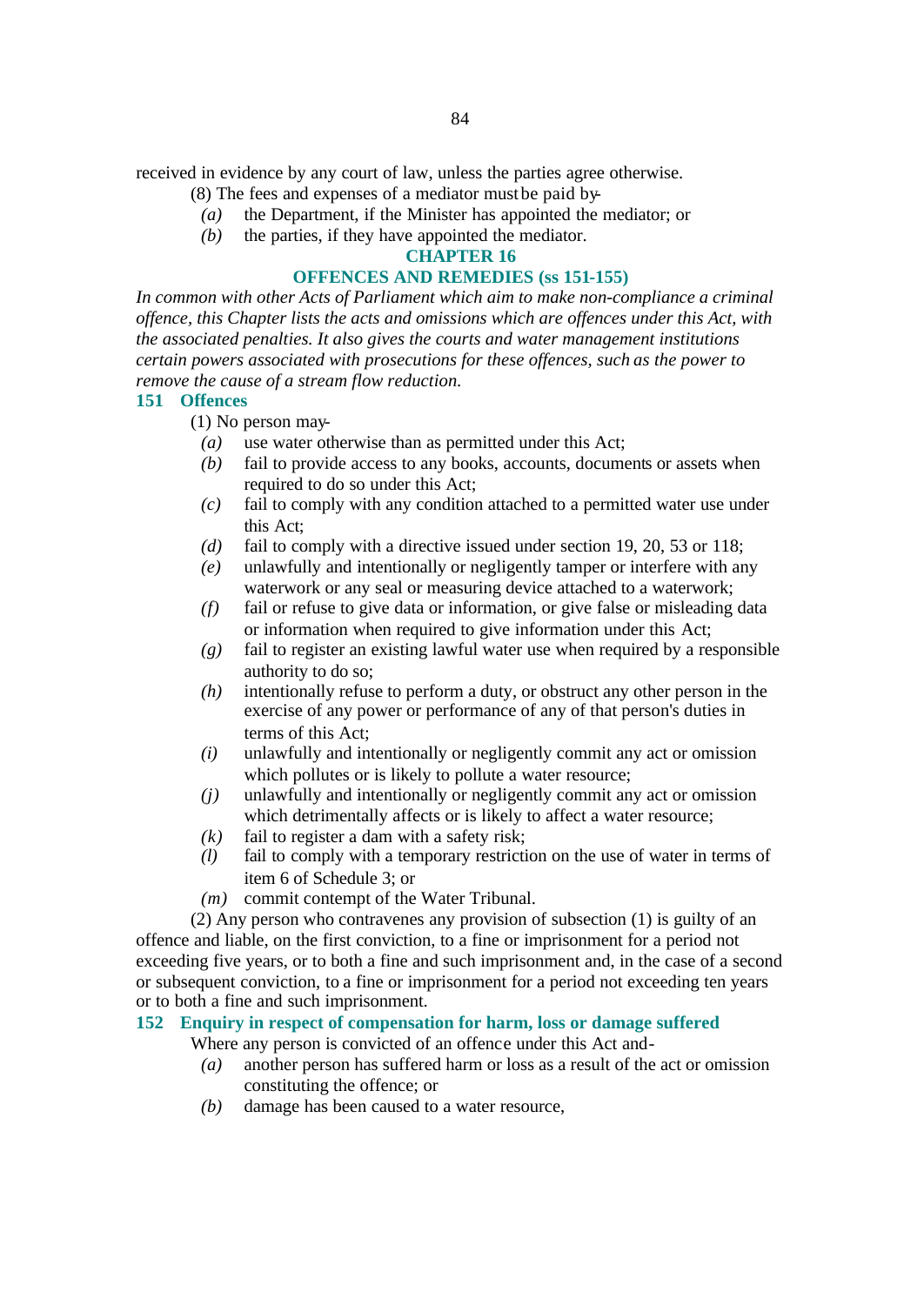received in evidence by any court of law, unless the parties agree otherwise.

(8) The fees and expenses of a mediator must be paid by-

*(a)* the Department, if the Minister has appointed the mediator; or

*(b)* the parties, if they have appointed the mediator.

## CHAPTER 16

## OFFENCES AND REMEDIES (ss 151-155)

*In common with other Acts of Parliament which aim to make non-compliance a criminal offence, this Chapter lists the acts and omissions which are offences under this Act, with the associated penalties. It also gives the courts and water management institutions certain powers associated with prosecutions for these offences, such as the power to remove the cause of a stream flow reduction.*

### 151 Offences

(1) No person may-

*(a)* use water otherwise than as permitted under this Act;

*(b)* fail to provide access to any books, accounts, documents or assets when required to do so under this Act;

*(c)* fail to comply with any condition attached to a permitted water use under this Act;

*(d)* fail to comply with a directive issued under section 19, 20, 53 or 118;

*(e)* unlawfully and intentionally or negligently tamper or interfere with any waterwork or any seal or measuring device attached to a waterwork;

*(f)* fail or refuse to give data or information, or give false or misleading data or information when required to give information under this Act;

*(g)* fail to register an existing lawful water use when required by a responsible authority to do so;

*(h)* intentionally refuse to perform a duty, or obstruct any other person in the exercise of any power or performance of any of that person's duties in terms of this Act;

*(i)* unlawfully and intentionally or negligently commit any act or omission which pollutes or is likely to pollute a water resource;

*(j)* unlawfully and intentionally or negligently commit any act or omission which detrimentally affects or is likely to affect a water resource;

*(k)* fail to register a dam with a safety risk;

*(l)* fail to comply with a temporary restriction on the use of water in terms of item 6 of Schedule 3; or

*(m)* commit contempt of the Water Tribunal.

(2) Any person who contravenes any provision of subsection (1) is guilty of an offence and liable, on the first conviction, to a fine or imprisonment for a period not exceeding five years, or to both a fine and such imprisonment and, in the case of a second or subsequent conviction, to a fine or imprisonment for a period not exceeding ten years or to both a fine and such imprisonment.

### 152 Enquiry in respect of compensation for harm, loss or damage suffered

Where any person is convicted of an offence under this Act and-

*(a)* another person has suffered harm or loss as a result of the act or omission constituting the offence; or

*(b)* damage has been caused to a water resource,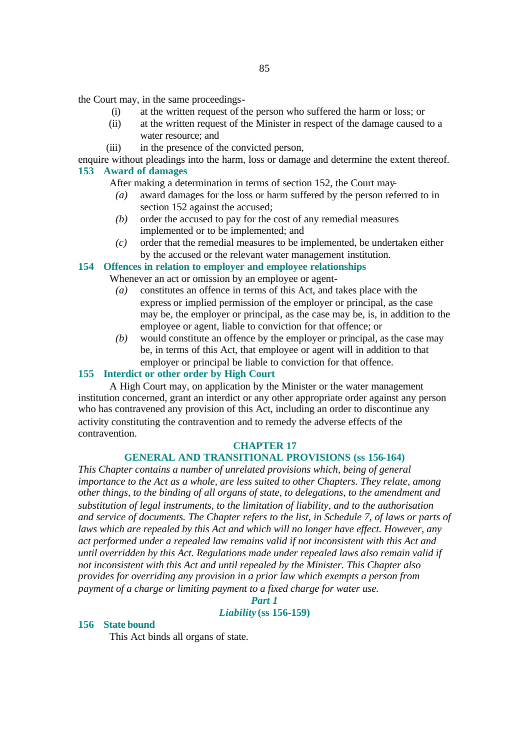the Court may, in the same proceedings-

(i) at the written request of the person who suffered the harm or loss; or

(ii) at the written request of the Minister in respect of the damage caused to a water resource; and

(iii) in the presence of the convicted person,

enquire without pleadings into the harm, loss or damage and determine the extent thereof.

**153 Award of damages**

After making a determination in terms of section 152, the Court may-

*(a)* award damages for the loss or harm suffered by the person referred to in section 152 against the accused;

*(b)* order the accused to pay for the cost of any remedial measures implemented or to be implemented; and

*(c)* order that the remedial measures to be implemented, be undertaken either by the accused or the relevant water management institution.

**154 Offences in relation to employer and employee relationships**

Whenever an act or omission by an employee or agent-

*(a)* constitutes an offence in terms of this Act, and takes place with the express or implied permission of the employer or principal, as the case may be, the employer or principal, as the case may be, is, in addition to the employee or agent, liable to conviction for that offence; or

*(b)* would constitute an offence by the employer or principal, as the case may be, in terms of this Act, that employee or agent will in addition to that employer or principal be liable to conviction for that offence.

**155 Interdict or other order by High Court**

A High Court may, on application by the Minister or the water management institution concerned, grant an interdict or any other appropriate order against any person who has contravened any provision of this Act, including an order to discontinue any activity constituting the contravention and to remedy the adverse effects of the contravention.

## CHAPTER 17

## GENERAL AND TRANSITIONAL PROVISIONS (ss 156-164)

*This Chapter contains a number of unrelated provisions which, being of general importance to the Act as a whole, are less suited to other Chapters. They relate, among other things, to the binding of all organs of state, to delegations, to the amendment and substitution of legal instruments, to the limitation of liability, and to the authorisation and service of documents. The Chapter refers to the list, in Schedule 7, of laws or parts of laws which are repealed by this Act and which will no longer have effect. However, any act performed under a repealed law remains valid if not inconsistent with this Act and until overridden by this Act. Regulations made under repealed laws also remain valid if not inconsistent with this Act and until repealed by the Minister. This Chapter also provides for overriding any provision in a prior law which exempts a person from payment of a charge or limiting payment to a fixed charge for water use.*

### *Part 1*

### *Liability* (ss 156-159)

**156 State bound**

This Act binds all organs of state.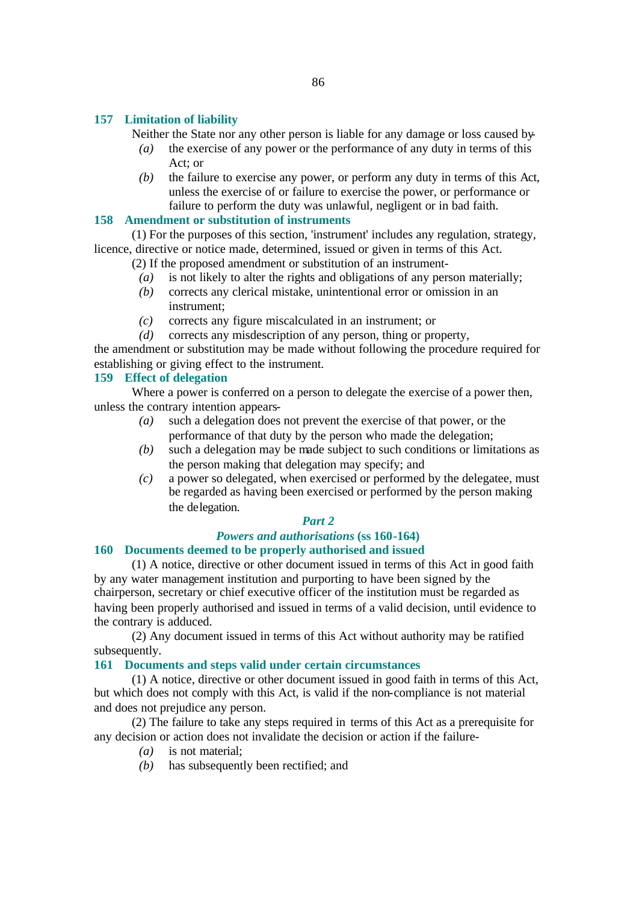### 157 Limitation of liability

Neither the State nor any other person is liable for any damage or loss caused by-

*(a)* the exercise of any power or the performance of any duty in terms of this Act; or

*(b)* the failure to exercise any power, or perform any duty in terms of this Act, unless the exercise of or failure to exercise the power, or performance or failure to perform the duty was unlawful, negligent or in bad faith.

### 158 Amendment or substitution of instruments

(1) For the purposes of this section, 'instrument' includes any regulation, strategy, licence, directive or notice made, determined, issued or given in terms of this Act.

(2) If the proposed amendment or substitution of an instrument-

*(a)* is not likely to alter the rights and obligations of any person materially;

*(b)* corrects any clerical mistake, unintentional error or omission in an instrument;

*(c)* corrects any figure miscalculated in an instrument; or

*(d)* corrects any misdescription of any person, thing or property,

the amendment or substitution may be made without following the procedure required for establishing or giving effect to the instrument.

### 159 Effect of delegation

Where a power is conferred on a person to delegate the exercise of a power then, unless the contrary intention appears-

*(a)* such a delegation does not prevent the exercise of that power, or the performance of that duty by the person who made the delegation;

*(b)* such a delegation may be made subject to such conditions or limitations as the person making that delegation may specify; and

*(c)* a power so delegated, when exercised or performed by the delegatee, must be regarded as having been exercised or performed by the person making the delegation.

## *Part 2*

## *Powers and authorisations* (ss 160-164)

### 160 Documents deemed to be properly authorised and issued

(1) A notice, directive or other document issued in terms of this Act in good faith by any water management institution and purporting to have been signed by the chairperson, secretary or chief executive officer of the institution must be regarded as having been properly authorised and issued in terms of a valid decision, until evidence to the contrary is adduced.

(2) Any document issued in terms of this Act without authority may be ratified subsequently.

### 161 Documents and steps valid under certain circumstances

(1) A notice, directive or other document issued in good faith in terms of this Act, but which does not comply with this Act, is valid if the non-compliance is not material and does not prejudice any person.

(2) The failure to take any steps required in terms of this Act as a prerequisite for any decision or action does not invalidate the decision or action if the failure-

*(a)* is not material;

*(b)* has subsequently been rectified; and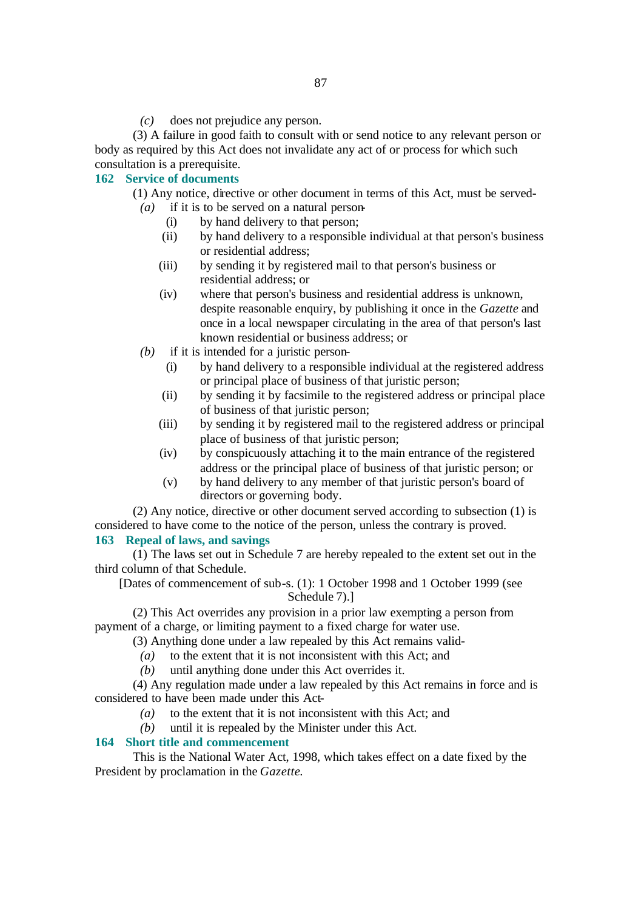*(c)* does not prejudice any person.

(3) A failure in good faith to consult with or send notice to any relevant person or body as required by this Act does not invalidate any act of or process for which such consultation is a prerequisite.

## 162 Service of documents

(1) Any notice, directive or other document in terms of this Act, must be served-

*(a)* if it is to be served on a natural person-

(i) by hand delivery to that person;

(ii) by hand delivery to a responsible individual at that person's business or residential address;

(iii) by sending it by registered mail to that person's business or residential address; or

(iv) where that person's business and residential address is unknown, despite reasonable enquiry, by publishing it once in the *Gazette* and once in a local newspaper circulating in the area of that person's last known residential or business address; or

*(b)* if it is intended for a juristic person-

(i) by hand delivery to a responsible individual at the registered address or principal place of business of that juristic person;

(ii) by sending it by facsimile to the registered address or principal place of business of that juristic person;

(iii) by sending it by registered mail to the registered address or principal place of business of that juristic person;

(iv) by conspicuously attaching it to the main entrance of the registered address or the principal place of business of that juristic person; or

(v) by hand delivery to any member of that juristic person's board of directors or governing body.

(2) Any notice, directive or other document served according to subsection (1) is considered to have come to the notice of the person, unless the contrary is proved.

## 163 Repeal of laws, and savings

(1) The laws set out in Schedule 7 are hereby repealed to the extent set out in the third column of that Schedule.

[Dates of commencement of sub-s. (1): 1 October 1998 and 1 October 1999 (see Schedule 7).]

(2) This Act overrides any provision in a prior law exempting a person from payment of a charge, or limiting payment to a fixed charge for water use.

(3) Anything done under a law repealed by this Act remains valid-

*(a)* to the extent that it is not inconsistent with this Act; and

*(b)* until anything done under this Act overrides it.

(4) Any regulation made under a law repealed by this Act remains in force and is considered to have been made under this Act-

*(a)* to the extent that it is not inconsistent with this Act; and

*(b)* until it is repealed by the Minister under this Act.

## 164 Short title and commencement

This is the National Water Act, 1998, which takes effect on a date fixed by the President by proclamation in the *Gazette*.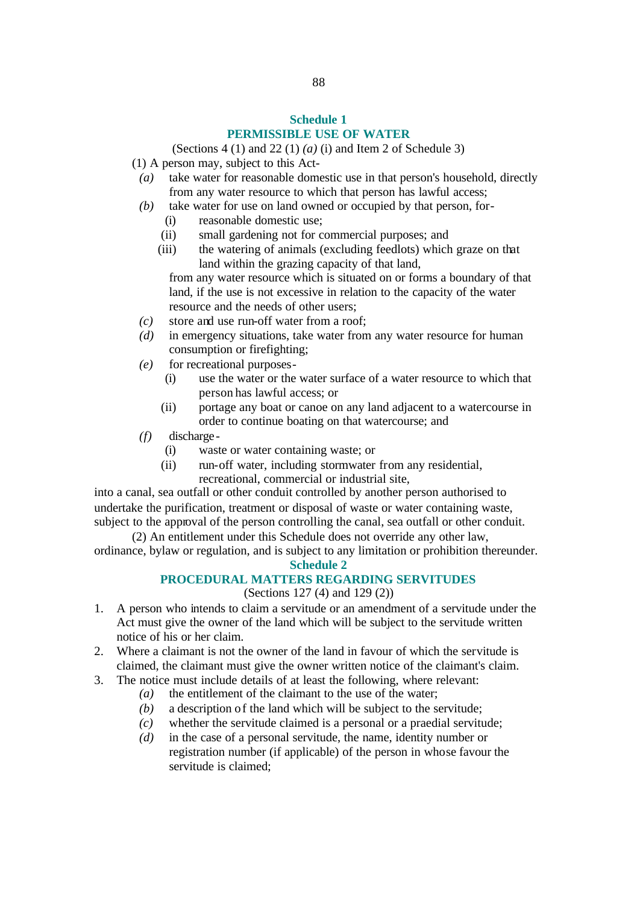## Schedule 1

## PERMISSIBLE USE OF WATER

(Sections 4 (1) and 22 (1) *(a)* (i) and Item 2 of Schedule 3)

(1) A person may, subject to this Act-

*(a)* take water for reasonable domestic use in that person's household, directly from any water resource to which that person has lawful access;

*(b)* take water for use on land owned or occupied by that person, for-

(i) reasonable domestic use;

(ii) small gardening not for commercial purposes; and

(iii) the watering of animals (excluding feedlots) which graze on that land within the grazing capacity of that land,

from any water resource which is situated on or forms a boundary of that land, if the use is not excessive in relation to the capacity of the water resource and the needs of other users;

*(c)* store and use run-off water from a roof;

*(d)* in emergency situations, take water from any water resource for human consumption or firefighting;

*(e)* for recreational purposes-

(i) use the water or the water surface of a water resource to which that person has lawful access; or

(ii) portage any boat or canoe on any land adjacent to a watercourse in order to continue boating on that watercourse; and

*(f)* discharge-

(i) waste or water containing waste; or

(ii) run-off water, including stormwater from any residential, recreational, commercial or industrial site,

into a canal, sea outfall or other conduit controlled by another person authorised to undertake the purification, treatment or disposal of waste or water containing waste, subject to the approval of the person controlling the canal, sea outfall or other conduit.

(2) An entitlement under this Schedule does not override any other law, ordinance, bylaw or regulation, and is subject to any limitation or prohibition thereunder.

## Schedule 2

## PROCEDURAL MATTERS REGARDING SERVITUDES

(Sections 127 (4) and 129 (2))

1. A person who intends to claim a servitude or an amendment of a servitude under the Act must give the owner of the land which will be subject to the servitude written notice of his or her claim.
2. Where a claimant is not the owner of the land in favour of which the servitude is claimed, the claimant must give the owner written notice of the claimant's claim.
3. The notice must include details of at least the following, where relevant:

   *(a)* the entitlement of the claimant to the use of the water;

   *(b)* a description of the land which will be subject to the servitude;

   *(c)* whether the servitude claimed is a personal or a praedial servitude;

   *(d)* in the case of a personal servitude, the name, identity number or registration number (if applicable) of the person in whose favour the servitude is claimed;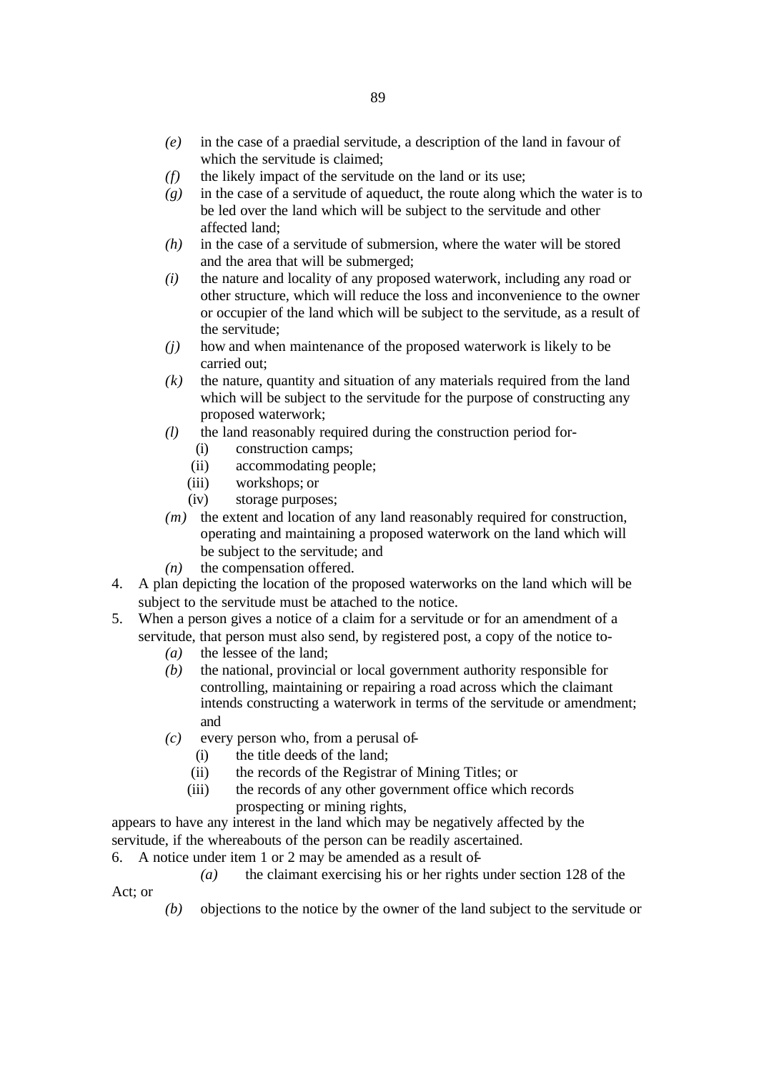- *(e)* in the case of a praedial servitude, a description of the land in favour of which the servitude is claimed;
- *(f)* the likely impact of the servitude on the land or its use;
- *(g)* in the case of a servitude of aqueduct, the route along which the water is to be led over the land which will be subject to the servitude and other affected land;
- *(h)* in the case of a servitude of submersion, where the water will be stored and the area that will be submerged;
- *(i)* the nature and locality of any proposed waterwork, including any road or other structure, which will reduce the loss and inconvenience to the owner or occupier of the land which will be subject to the servitude, as a result of the servitude;
- *(j)* how and when maintenance of the proposed waterwork is likely to be carried out;
- *(k)* the nature, quantity and situation of any materials required from the land which will be subject to the servitude for the purpose of constructing any proposed waterwork;
- *(l)* the land reasonably required during the construction period for-
  - (i) construction camps;
  - (ii) accommodating people;
  - (iii) workshops; or
  - (iv) storage purposes;
- *(m)* the extent and location of any land reasonably required for construction, operating and maintaining a proposed waterwork on the land which will be subject to the servitude; and
- *(n)* the compensation offered.

4. A plan depicting the location of the proposed waterworks on the land which will be subject to the servitude must be attached to the notice.
5. When a person gives a notice of a claim for a servitude or for an amendment of a servitude, that person must also send, by registered post, a copy of the notice to-
   - *(a)* the lessee of the land;
   - *(b)* the national, provincial or local government authority responsible for controlling, maintaining or repairing a road across which the claimant intends constructing a waterwork in terms of the servitude or amendment; and
   - *(c)* every person who, from a perusal of-
     - (i) the title deeds of the land;
     - (ii) the records of the Registrar of Mining Titles; or
     - (iii) the records of any other government office which records prospecting or mining rights,

appears to have any interest in the land which may be negatively affected by the servitude, if the whereabouts of the person can be readily ascertained.

6. A notice under item 1 or 2 may be amended as a result of-
   - *(a)* the claimant exercising his or her rights under section 128 of the Act; or
   - *(b)* objections to the notice by the owner of the land subject to the servitude or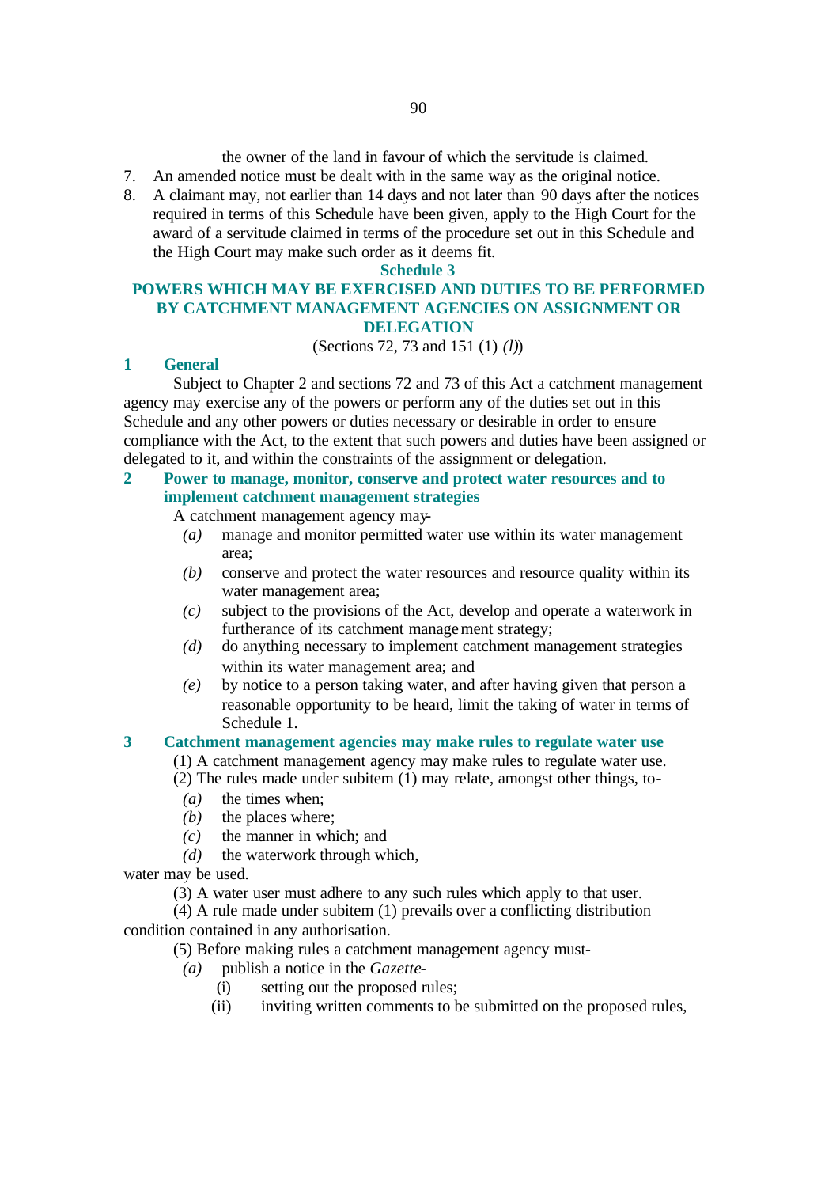the owner of the land in favour of which the servitude is claimed.

7. An amended notice must be dealt with in the same way as the original notice.
8. A claimant may, not earlier than 14 days and not later than 90 days after the notices required in terms of this Schedule have been given, apply to the High Court for the award of a servitude claimed in terms of the procedure set out in this Schedule and the High Court may make such order as it deems fit.

## Schedule 3

## POWERS WHICH MAY BE EXERCISED AND DUTIES TO BE PERFORMED BY CATCHMENT MANAGEMENT AGENCIES ON ASSIGNMENT OR DELEGATION

(Sections 72, 73 and 151 (1) *(l)*)

### 1 General

Subject to Chapter 2 and sections 72 and 73 of this Act a catchment management agency may exercise any of the powers or perform any of the duties set out in this Schedule and any other powers or duties necessary or desirable in order to ensure compliance with the Act, to the extent that such powers and duties have been assigned or delegated to it, and within the constraints of the assignment or delegation.

### 2 Power to manage, monitor, conserve and protect water resources and to implement catchment management strategies

A catchment management agency may-

*(a)* manage and monitor permitted water use within its water management area;
*(b)* conserve and protect the water resources and resource quality within its water management area;
*(c)* subject to the provisions of the Act, develop and operate a waterwork in furtherance of its catchment management strategy;
*(d)* do anything necessary to implement catchment management strategies within its water management area; and
*(e)* by notice to a person taking water, and after having given that person a reasonable opportunity to be heard, limit the taking of water in terms of Schedule 1.

### 3 Catchment management agencies may make rules to regulate water use

(1) A catchment management agency may make rules to regulate water use.

(2) The rules made under subitem (1) may relate, amongst other things, to-

*(a)* the times when;
*(b)* the places where;
*(c)* the manner in which; and
*(d)* the waterwork through which,

water may be used.

(3) A water user must adhere to any such rules which apply to that user.

(4) A rule made under subitem (1) prevails over a conflicting distribution condition contained in any authorisation.

(5) Before making rules a catchment management agency must-

*(a)* publish a notice in the *Gazette*-
   (i) setting out the proposed rules;
   (ii) inviting written comments to be submitted on the proposed rules,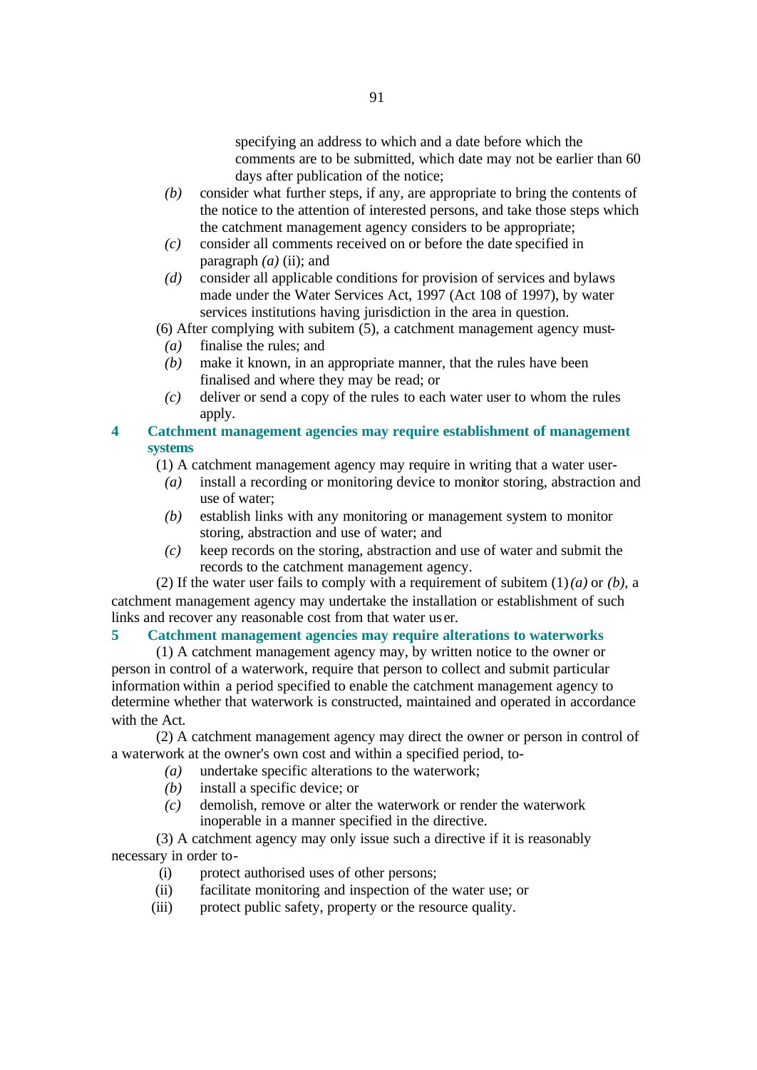specifying an address to which and a date before which the comments are to be submitted, which date may not be earlier than 60 days after publication of the notice;

*(b)* consider what further steps, if any, are appropriate to bring the contents of the notice to the attention of interested persons, and take those steps which the catchment management agency considers to be appropriate;

*(c)* consider all comments received on or before the date specified in paragraph *(a)* (ii); and

*(d)* consider all applicable conditions for provision of services and bylaws made under the Water Services Act, 1997 (Act 108 of 1997), by water services institutions having jurisdiction in the area in question.

(6) After complying with subitem (5), a catchment management agency must-

*(a)* finalise the rules; and

*(b)* make it known, in an appropriate manner, that the rules have been finalised and where they may be read; or

*(c)* deliver or send a copy of the rules to each water user to whom the rules apply.

## 4 Catchment management agencies may require establishment of management systems

(1) A catchment management agency may require in writing that a water user-

*(a)* install a recording or monitoring device to monitor storing, abstraction and use of water;

*(b)* establish links with any monitoring or management system to monitor storing, abstraction and use of water; and

*(c)* keep records on the storing, abstraction and use of water and submit the records to the catchment management agency.

(2) If the water user fails to comply with a requirement of subitem (1)*(a)* or *(b)*, a catchment management agency may undertake the installation or establishment of such links and recover any reasonable cost from that water user.

## 5 Catchment management agencies may require alterations to waterworks

(1) A catchment management agency may, by written notice to the owner or person in control of a waterwork, require that person to collect and submit particular information within a period specified to enable the catchment management agency to determine whether that waterwork is constructed, maintained and operated in accordance with the Act.

(2) A catchment management agency may direct the owner or person in control of a waterwork at the owner's own cost and within a specified period, to-

*(a)* undertake specific alterations to the waterwork;

*(b)* install a specific device; or

*(c)* demolish, remove or alter the waterwork or render the waterwork inoperable in a manner specified in the directive.

(3) A catchment agency may only issue such a directive if it is reasonably necessary in order to-

(i) protect authorised uses of other persons;

(ii) facilitate monitoring and inspection of the water use; or

(iii) protect public safety, property or the resource quality.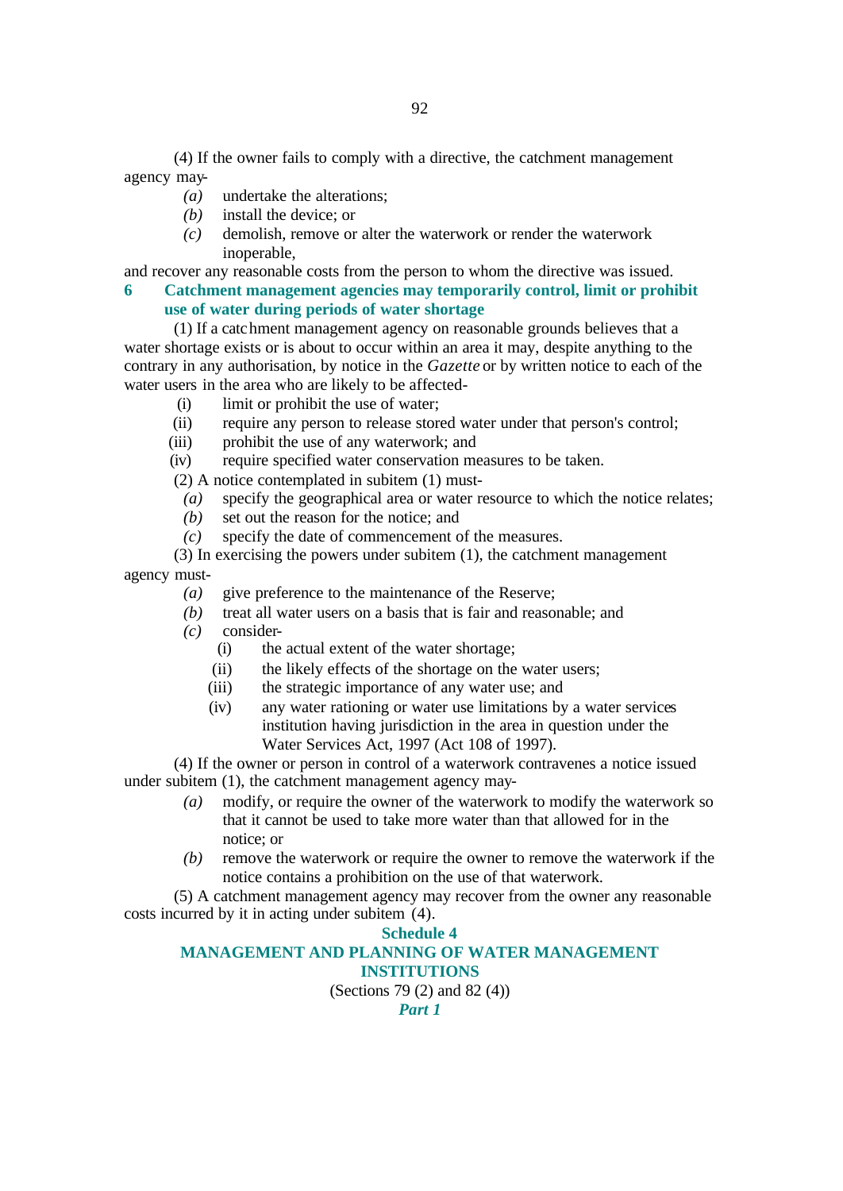(4) If the owner fails to comply with a directive, the catchment management agency may-

*(a)* undertake the alterations;

*(b)* install the device; or

*(c)* demolish, remove or alter the waterwork or render the waterwork inoperable,

and recover any reasonable costs from the person to whom the directive was issued.

### 6 Catchment management agencies may temporarily control, limit or prohibit use of water during periods of water shortage

(1) If a catchment management agency on reasonable grounds believes that a water shortage exists or is about to occur within an area it may, despite anything to the contrary in any authorisation, by notice in the *Gazette* or by written notice to each of the water users in the area who are likely to be affected-

(i) limit or prohibit the use of water;

(ii) require any person to release stored water under that person's control;

(iii) prohibit the use of any waterwork; and

(iv) require specified water conservation measures to be taken.

(2) A notice contemplated in subitem (1) must-

*(a)* specify the geographical area or water resource to which the notice relates;

*(b)* set out the reason for the notice; and

*(c)* specify the date of commencement of the measures.

(3) In exercising the powers under subitem (1), the catchment management agency must-

*(a)* give preference to the maintenance of the Reserve;

*(b)* treat all water users on a basis that is fair and reasonable; and

*(c)* consider-

(i) the actual extent of the water shortage;

(ii) the likely effects of the shortage on the water users;

(iii) the strategic importance of any water use; and

(iv) any water rationing or water use limitations by a water services institution having jurisdiction in the area in question under the Water Services Act, 1997 (Act 108 of 1997).

(4) If the owner or person in control of a waterwork contravenes a notice issued under subitem (1), the catchment management agency may-

*(a)* modify, or require the owner of the waterwork to modify the waterwork so that it cannot be used to take more water than that allowed for in the notice; or

*(b)* remove the waterwork or require the owner to remove the waterwork if the notice contains a prohibition on the use of that waterwork.

(5) A catchment management agency may recover from the owner any reasonable costs incurred by it in acting under subitem (4).

## Schedule 4

## MANAGEMENT AND PLANNING OF WATER MANAGEMENT INSTITUTIONS

(Sections 79 (2) and 82 (4))

### *Part 1*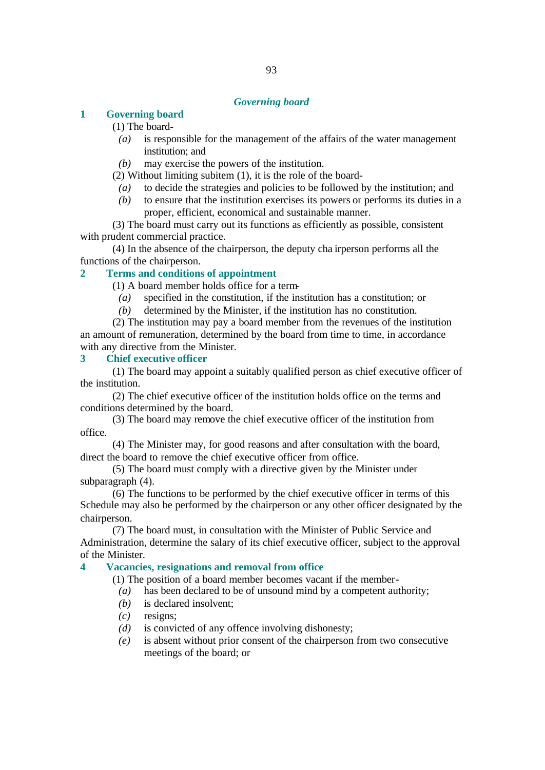## *Governing board*

### 1 Governing board

(1) The board-

*(a)* is responsible for the management of the affairs of the water management institution; and

*(b)* may exercise the powers of the institution.

(2) Without limiting subitem (1), it is the role of the board-

*(a)* to decide the strategies and policies to be followed by the institution; and

*(b)* to ensure that the institution exercises its powers or performs its duties in a proper, efficient, economical and sustainable manner.

(3) The board must carry out its functions as efficiently as possible, consistent with prudent commercial practice.

(4) In the absence of the chairperson, the deputy cha irperson performs all the functions of the chairperson.

### 2 Terms and conditions of appointment

(1) A board member holds office for a term-

*(a)* specified in the constitution, if the institution has a constitution; or

*(b)* determined by the Minister, if the institution has no constitution.

(2) The institution may pay a board member from the revenues of the institution an amount of remuneration, determined by the board from time to time, in accordance with any directive from the Minister.

### 3 Chief executive officer

(1) The board may appoint a suitably qualified person as chief executive officer of the institution.

(2) The chief executive officer of the institution holds office on the terms and conditions determined by the board.

(3) The board may remove the chief executive officer of the institution from office.

(4) The Minister may, for good reasons and after consultation with the board, direct the board to remove the chief executive officer from office.

(5) The board must comply with a directive given by the Minister under subparagraph (4).

(6) The functions to be performed by the chief executive officer in terms of this Schedule may also be performed by the chairperson or any other officer designated by the chairperson.

(7) The board must, in consultation with the Minister of Public Service and Administration, determine the salary of its chief executive officer, subject to the approval of the Minister.

### 4 Vacancies, resignations and removal from office

(1) The position of a board member becomes vacant if the member-

*(a)* has been declared to be of unsound mind by a competent authority;

*(b)* is declared insolvent;

*(c)* resigns;

*(d)* is convicted of any offence involving dishonesty;

*(e)* is absent without prior consent of the chairperson from two consecutive meetings of the board; or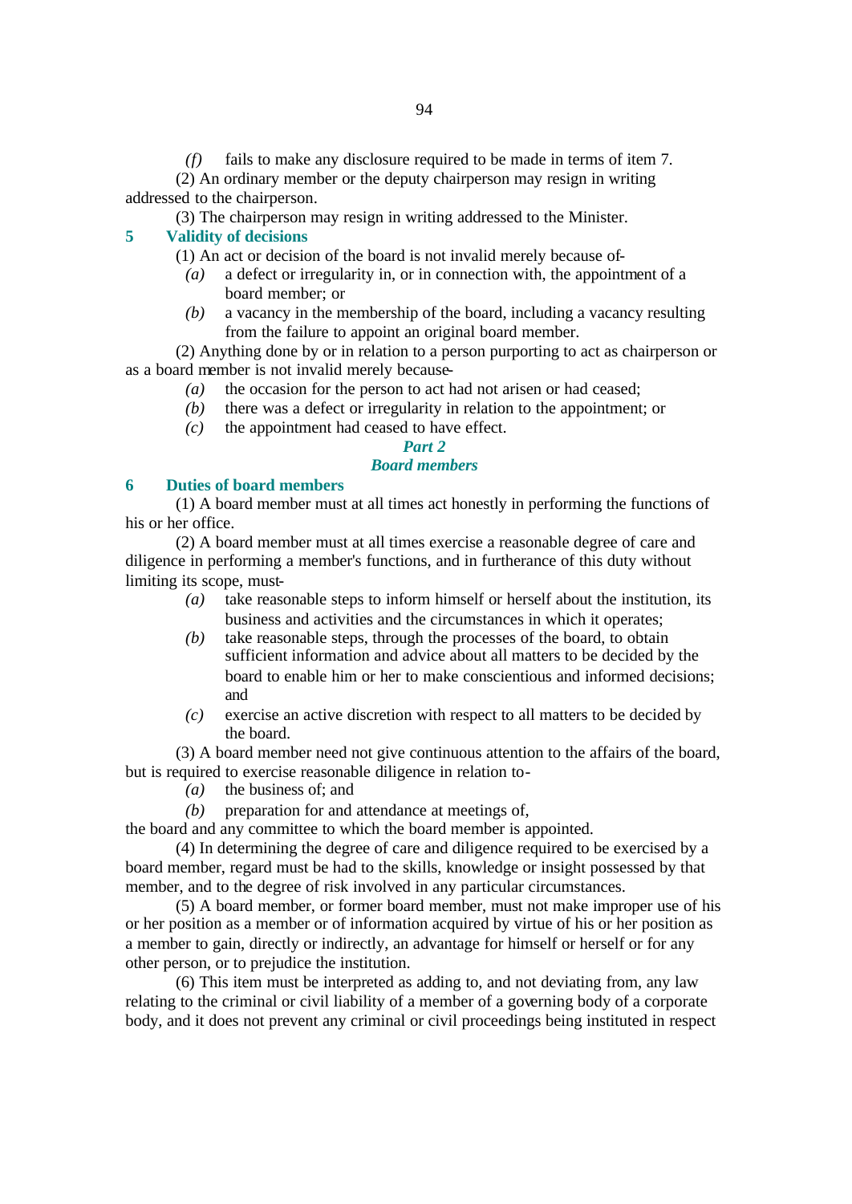*(f)* fails to make any disclosure required to be made in terms of item 7.

(2) An ordinary member or the deputy chairperson may resign in writing addressed to the chairperson.

(3) The chairperson may resign in writing addressed to the Minister.

**5 Validity of decisions**

(1) An act or decision of the board is not invalid merely because of-

*(a)* a defect or irregularity in, or in connection with, the appointment of a board member; or

*(b)* a vacancy in the membership of the board, including a vacancy resulting from the failure to appoint an original board member.

(2) Anything done by or in relation to a person purporting to act as chairperson or as a board member is not invalid merely because-

*(a)* the occasion for the person to act had not arisen or had ceased;

*(b)* there was a defect or irregularity in relation to the appointment; or

*(c)* the appointment had ceased to have effect.

***Part 2***

***Board members***

**6 Duties of board members**

(1) A board member must at all times act honestly in performing the functions of his or her office.

(2) A board member must at all times exercise a reasonable degree of care and diligence in performing a member's functions, and in furtherance of this duty without limiting its scope, must-

*(a)* take reasonable steps to inform himself or herself about the institution, its business and activities and the circumstances in which it operates;

*(b)* take reasonable steps, through the processes of the board, to obtain sufficient information and advice about all matters to be decided by the board to enable him or her to make conscientious and informed decisions; and

*(c)* exercise an active discretion with respect to all matters to be decided by the board.

(3) A board member need not give continuous attention to the affairs of the board, but is required to exercise reasonable diligence in relation to-

*(a)* the business of; and

*(b)* preparation for and attendance at meetings of,

the board and any committee to which the board member is appointed.

(4) In determining the degree of care and diligence required to be exercised by a board member, regard must be had to the skills, knowledge or insight possessed by that member, and to the degree of risk involved in any particular circumstances.

(5) A board member, or former board member, must not make improper use of his or her position as a member or of information acquired by virtue of his or her position as a member to gain, directly or indirectly, an advantage for himself or herself or for any other person, or to prejudice the institution.

(6) This item must be interpreted as adding to, and not deviating from, any law relating to the criminal or civil liability of a member of a governing body of a corporate body, and it does not prevent any criminal or civil proceedings being instituted in respect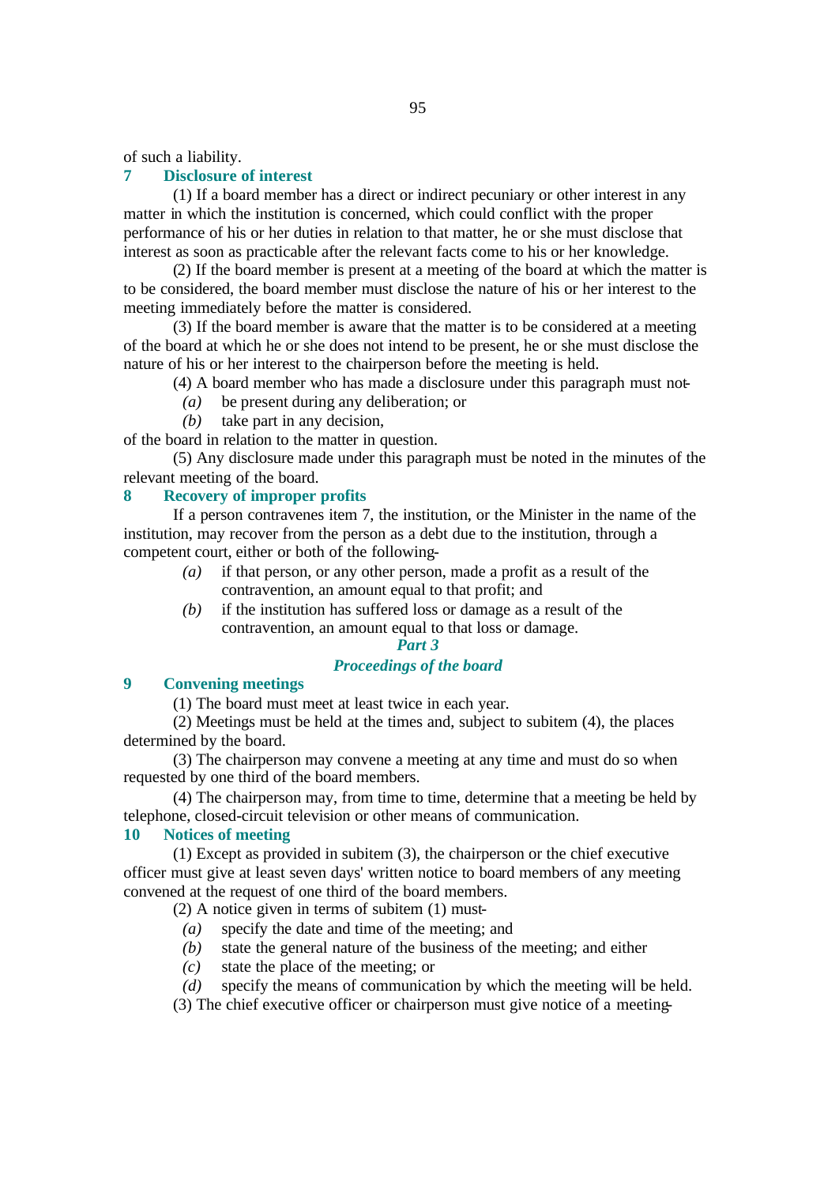of such a liability.

### 7 Disclosure of interest

(1) If a board member has a direct or indirect pecuniary or other interest in any matter in which the institution is concerned, which could conflict with the proper performance of his or her duties in relation to that matter, he or she must disclose that interest as soon as practicable after the relevant facts come to his or her knowledge.

(2) If the board member is present at a meeting of the board at which the matter is to be considered, the board member must disclose the nature of his or her interest to the meeting immediately before the matter is considered.

(3) If the board member is aware that the matter is to be considered at a meeting of the board at which he or she does not intend to be present, he or she must disclose the nature of his or her interest to the chairperson before the meeting is held.

(4) A board member who has made a disclosure under this paragraph must not-

*(a)* be present during any deliberation; or

*(b)* take part in any decision,

of the board in relation to the matter in question.

(5) Any disclosure made under this paragraph must be noted in the minutes of the relevant meeting of the board.

### 8 Recovery of improper profits

If a person contravenes item 7, the institution, or the Minister in the name of the institution, may recover from the person as a debt due to the institution, through a competent court, either or both of the following-

*(a)* if that person, or any other person, made a profit as a result of the contravention, an amount equal to that profit; and

*(b)* if the institution has suffered loss or damage as a result of the contravention, an amount equal to that loss or damage.

## *Part 3*

## *Proceedings of the board*

### 9 Convening meetings

(1) The board must meet at least twice in each year.

(2) Meetings must be held at the times and, subject to subitem (4), the places determined by the board.

(3) The chairperson may convene a meeting at any time and must do so when requested by one third of the board members.

(4) The chairperson may, from time to time, determine that a meeting be held by telephone, closed-circuit television or other means of communication.

### 10 Notices of meeting

(1) Except as provided in subitem (3), the chairperson or the chief executive officer must give at least seven days' written notice to board members of any meeting convened at the request of one third of the board members.

(2) A notice given in terms of subitem (1) must-

*(a)* specify the date and time of the meeting; and

*(b)* state the general nature of the business of the meeting; and either

*(c)* state the place of the meeting; or

*(d)* specify the means of communication by which the meeting will be held.

(3) The chief executive officer or chairperson must give notice of a meeting-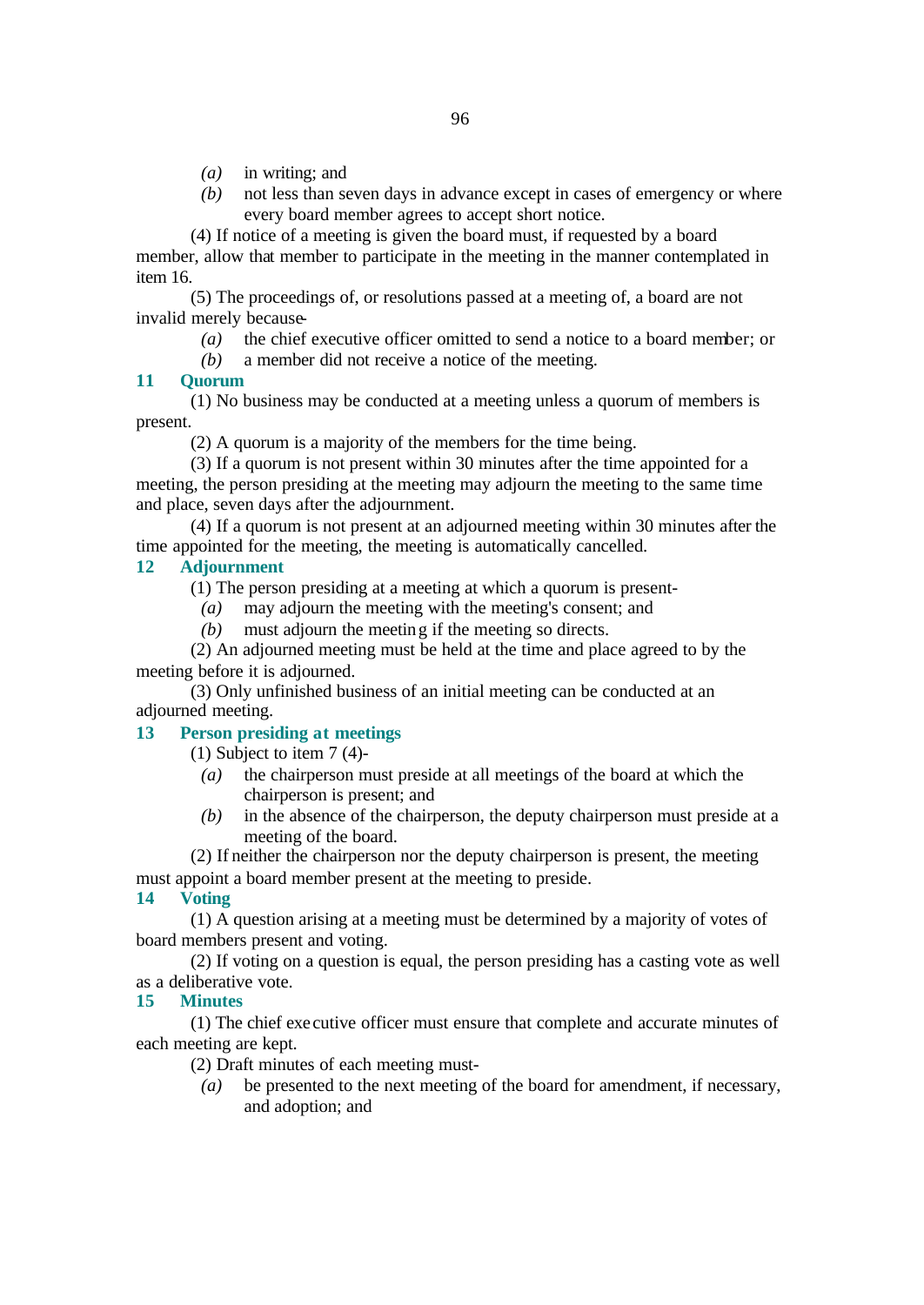*(a)* in writing; and

*(b)* not less than seven days in advance except in cases of emergency or where every board member agrees to accept short notice.

(4) If notice of a meeting is given the board must, if requested by a board member, allow that member to participate in the meeting in the manner contemplated in item 16.

(5) The proceedings of, or resolutions passed at a meeting of, a board are not invalid merely because-

*(a)* the chief executive officer omitted to send a notice to a board member; or

*(b)* a member did not receive a notice of the meeting.

### 11 Quorum

(1) No business may be conducted at a meeting unless a quorum of members is present.

(2) A quorum is a majority of the members for the time being.

(3) If a quorum is not present within 30 minutes after the time appointed for a meeting, the person presiding at the meeting may adjourn the meeting to the same time and place, seven days after the adjournment.

(4) If a quorum is not present at an adjourned meeting within 30 minutes after the time appointed for the meeting, the meeting is automatically cancelled.

### 12 Adjournment

(1) The person presiding at a meeting at which a quorum is present-

*(a)* may adjourn the meeting with the meeting's consent; and

*(b)* must adjourn the meeting if the meeting so directs.

(2) An adjourned meeting must be held at the time and place agreed to by the meeting before it is adjourned.

(3) Only unfinished business of an initial meeting can be conducted at an adjourned meeting.

### 13 Person presiding at meetings

(1) Subject to item 7 (4)-

*(a)* the chairperson must preside at all meetings of the board at which the chairperson is present; and

*(b)* in the absence of the chairperson, the deputy chairperson must preside at a meeting of the board.

(2) If neither the chairperson nor the deputy chairperson is present, the meeting must appoint a board member present at the meeting to preside.

### 14 Voting

(1) A question arising at a meeting must be determined by a majority of votes of board members present and voting.

(2) If voting on a question is equal, the person presiding has a casting vote as well as a deliberative vote.

### 15 Minutes

(1) The chief executive officer must ensure that complete and accurate minutes of each meeting are kept.

(2) Draft minutes of each meeting must-

*(a)* be presented to the next meeting of the board for amendment, if necessary, and adoption; and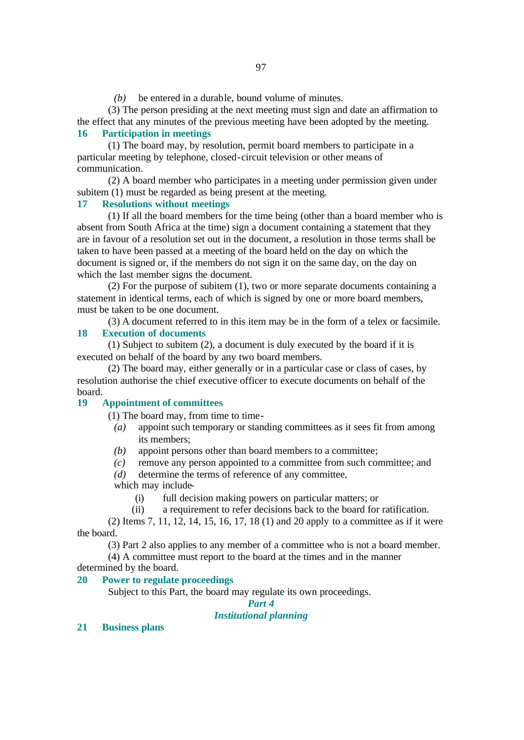*(b)* be entered in a durable, bound volume of minutes.

(3) The person presiding at the next meeting must sign and date an affirmation to the effect that any minutes of the previous meeting have been adopted by the meeting.

### 16 Participation in meetings

(1) The board may, by resolution, permit board members to participate in a particular meeting by telephone, closed-circuit television or other means of communication.

(2) A board member who participates in a meeting under permission given under subitem (1) must be regarded as being present at the meeting.

### 17 Resolutions without meetings

(1) If all the board members for the time being (other than a board member who is absent from South Africa at the time) sign a document containing a statement that they are in favour of a resolution set out in the document, a resolution in those terms shall be taken to have been passed at a meeting of the board held on the day on which the document is signed or, if the members do not sign it on the same day, on the day on which the last member signs the document.

(2) For the purpose of subitem (1), two or more separate documents containing a statement in identical terms, each of which is signed by one or more board members, must be taken to be one document.

(3) A document referred to in this item may be in the form of a telex or facsimile.

### 18 Execution of documents

(1) Subject to subitem (2), a document is duly executed by the board if it is executed on behalf of the board by any two board members.

(2) The board may, either generally or in a particular case or class of cases, by resolution authorise the chief executive officer to execute documents on behalf of the board.

### 19 Appointment of committees

(1) The board may, from time to time-

*(a)* appoint such temporary or standing committees as it sees fit from among its members;

*(b)* appoint persons other than board members to a committee;

*(c)* remove any person appointed to a committee from such committee; and

*(d)* determine the terms of reference of any committee,

which may include-

(i) full decision making powers on particular matters; or

(ii) a requirement to refer decisions back to the board for ratification.

(2) Items 7, 11, 12, 14, 15, 16, 17, 18 (1) and 20 apply to a committee as if it were the board.

(3) Part 2 also applies to any member of a committee who is not a board member.

(4) A committee must report to the board at the times and in the manner determined by the board.

### 20 Power to regulate proceedings

Subject to this Part, the board may regulate its own proceedings.

## *Part 4*
## *Institutional planning*

### 21 Business plans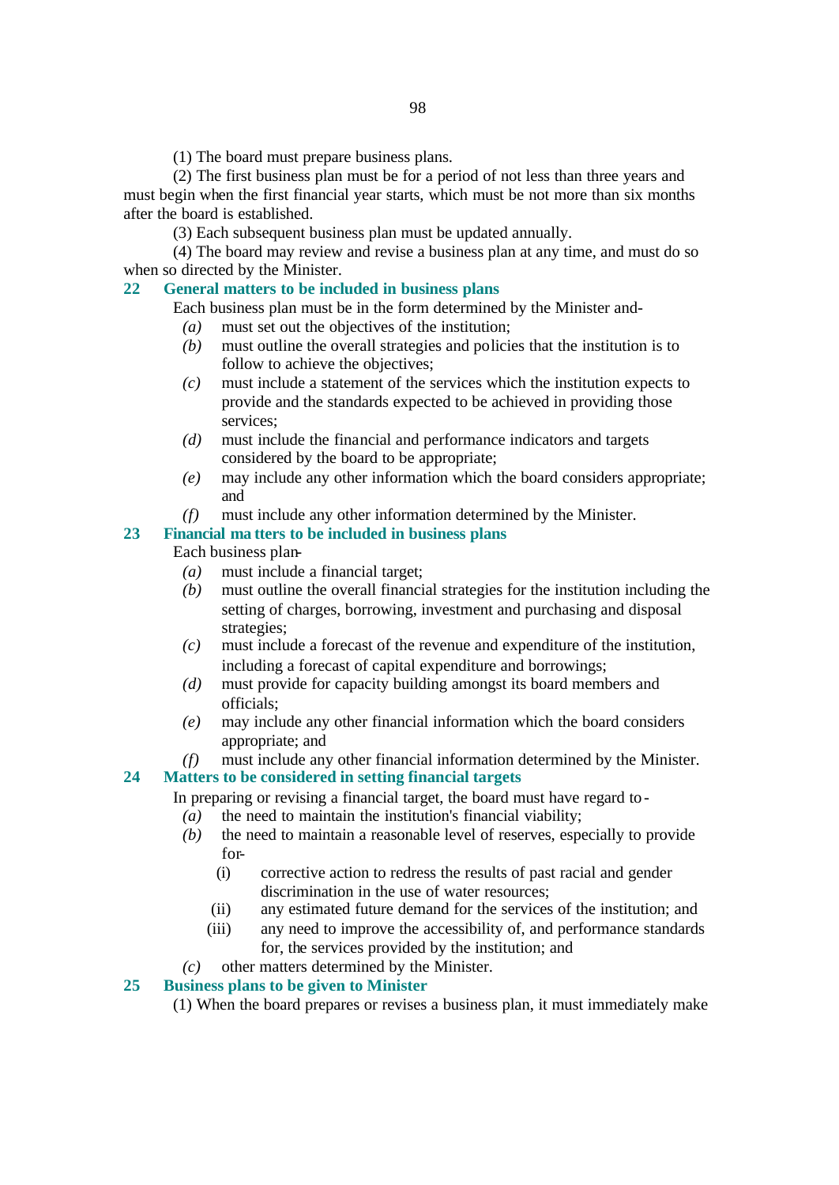(1) The board must prepare business plans.

(2) The first business plan must be for a period of not less than three years and must begin when the first financial year starts, which must be not more than six months after the board is established.

(3) Each subsequent business plan must be updated annually.

(4) The board may review and revise a business plan at any time, and must do so when so directed by the Minister.

### 22 General matters to be included in business plans

Each business plan must be in the form determined by the Minister and-

*(a)* must set out the objectives of the institution;

*(b)* must outline the overall strategies and policies that the institution is to follow to achieve the objectives;

*(c)* must include a statement of the services which the institution expects to provide and the standards expected to be achieved in providing those services;

*(d)* must include the financial and performance indicators and targets considered by the board to be appropriate;

*(e)* may include any other information which the board considers appropriate; and

*(f)* must include any other information determined by the Minister.

### 23 Financial matters to be included in business plans

Each business plan-

*(a)* must include a financial target;

*(b)* must outline the overall financial strategies for the institution including the setting of charges, borrowing, investment and purchasing and disposal strategies;

*(c)* must include a forecast of the revenue and expenditure of the institution, including a forecast of capital expenditure and borrowings;

*(d)* must provide for capacity building amongst its board members and officials;

*(e)* may include any other financial information which the board considers appropriate; and

*(f)* must include any other financial information determined by the Minister.

### 24 Matters to be considered in setting financial targets

In preparing or revising a financial target, the board must have regard to-

*(a)* the need to maintain the institution's financial viability;

*(b)* the need to maintain a reasonable level of reserves, especially to provide for-

(i) corrective action to redress the results of past racial and gender discrimination in the use of water resources;

(ii) any estimated future demand for the services of the institution; and

(iii) any need to improve the accessibility of, and performance standards for, the services provided by the institution; and

*(c)* other matters determined by the Minister.

### 25 Business plans to be given to Minister

(1) When the board prepares or revises a business plan, it must immediately make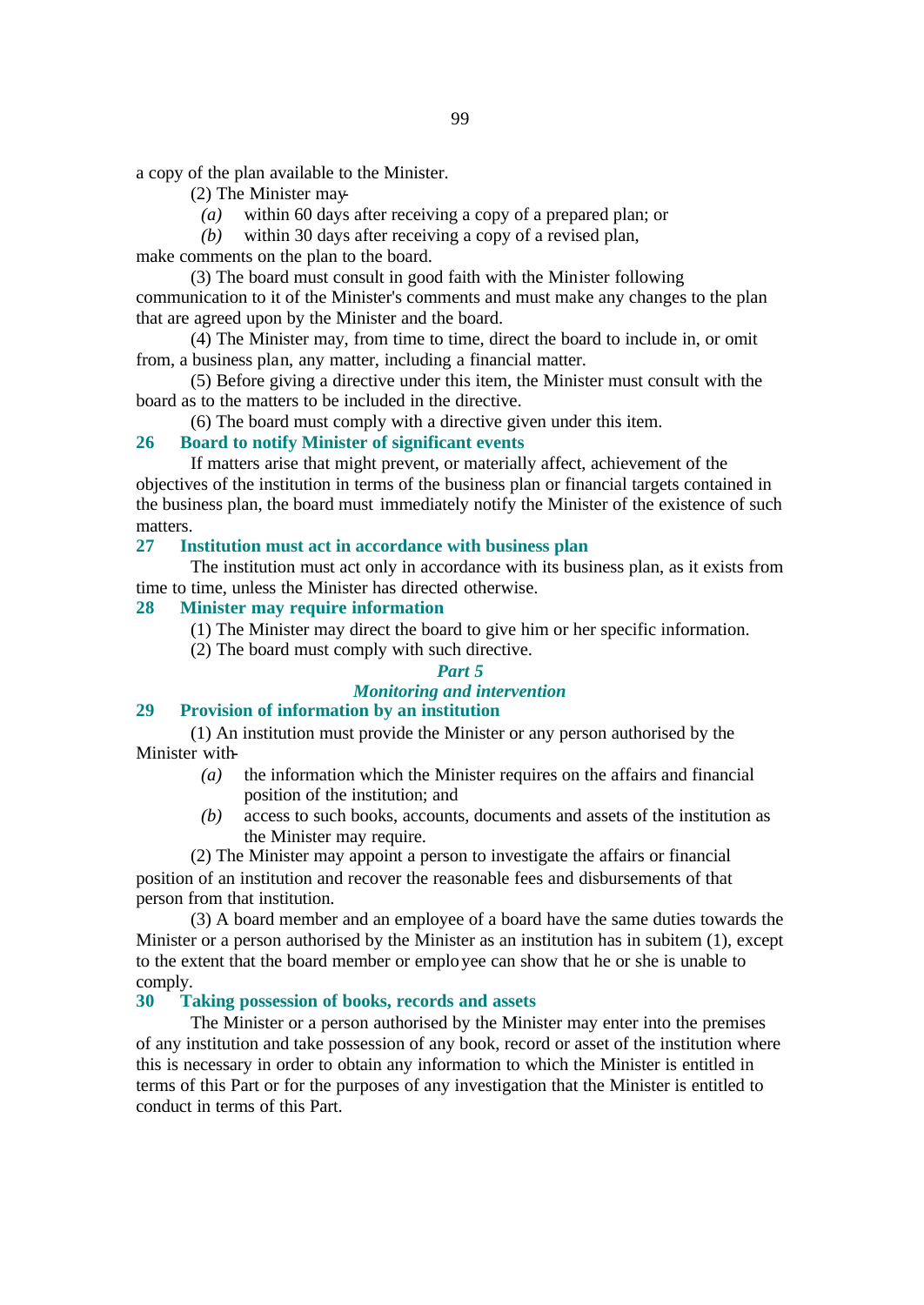a copy of the plan available to the Minister.

(2) The Minister may-

*(a)* within 60 days after receiving a copy of a prepared plan; or

*(b)* within 30 days after receiving a copy of a revised plan,

make comments on the plan to the board.

(3) The board must consult in good faith with the Minister following communication to it of the Minister's comments and must make any changes to the plan that are agreed upon by the Minister and the board.

(4) The Minister may, from time to time, direct the board to include in, or omit from, a business plan, any matter, including a financial matter.

(5) Before giving a directive under this item, the Minister must consult with the board as to the matters to be included in the directive.

(6) The board must comply with a directive given under this item.

### 26 Board to notify Minister of significant events

If matters arise that might prevent, or materially affect, achievement of the objectives of the institution in terms of the business plan or financial targets contained in the business plan, the board must immediately notify the Minister of the existence of such matters.

### 27 Institution must act in accordance with business plan

The institution must act only in accordance with its business plan, as it exists from time to time, unless the Minister has directed otherwise.

### 28 Minister may require information

(1) The Minister may direct the board to give him or her specific information.

(2) The board must comply with such directive.

## *Part 5*
## *Monitoring and intervention*

### 29 Provision of information by an institution

(1) An institution must provide the Minister or any person authorised by the Minister with-

*(a)* the information which the Minister requires on the affairs and financial position of the institution; and

*(b)* access to such books, accounts, documents and assets of the institution as the Minister may require.

(2) The Minister may appoint a person to investigate the affairs or financial position of an institution and recover the reasonable fees and disbursements of that person from that institution.

(3) A board member and an employee of a board have the same duties towards the Minister or a person authorised by the Minister as an institution has in subitem (1), except to the extent that the board member or employee can show that he or she is unable to comply.

### 30 Taking possession of books, records and assets

The Minister or a person authorised by the Minister may enter into the premises of any institution and take possession of any book, record or asset of the institution where this is necessary in order to obtain any information to which the Minister is entitled in terms of this Part or for the purposes of any investigation that the Minister is entitled to conduct in terms of this Part.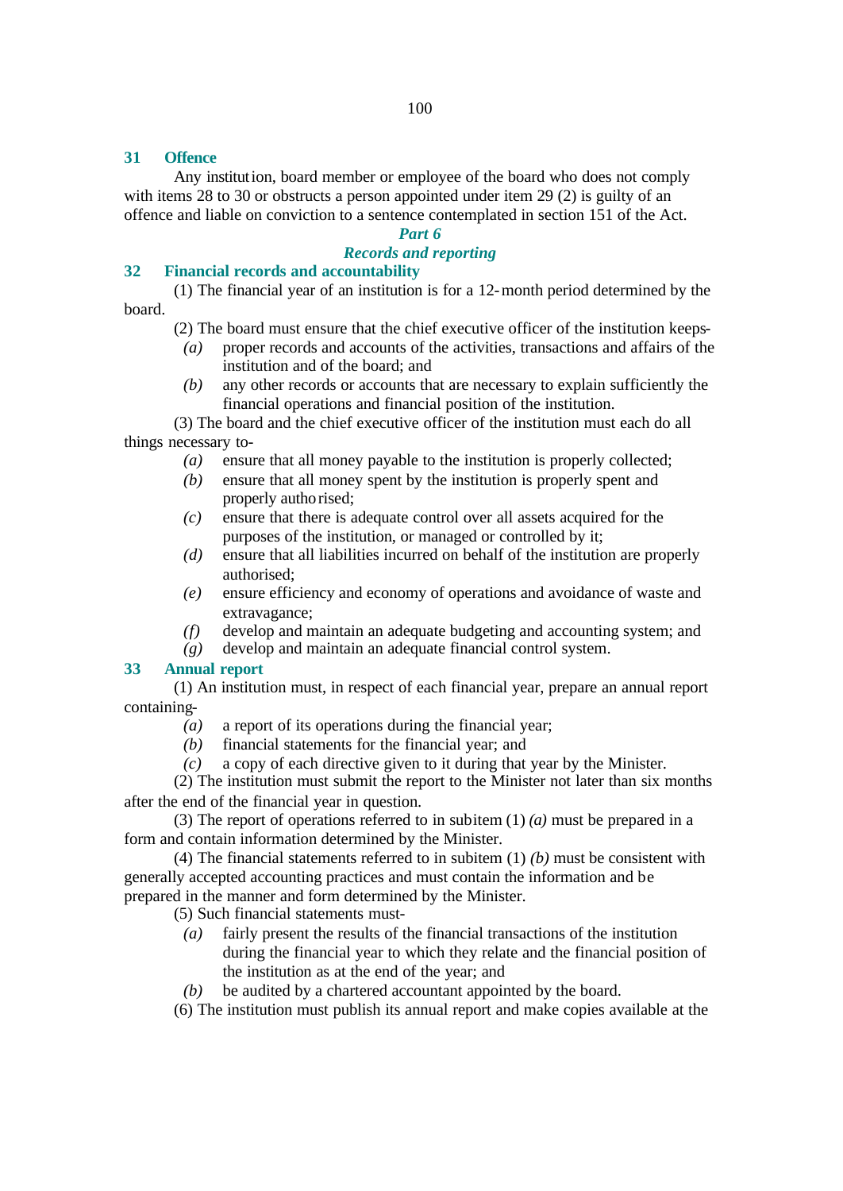### 31 Offence

Any institution, board member or employee of the board who does not comply with items 28 to 30 or obstructs a person appointed under item 29 (2) is guilty of an offence and liable on conviction to a sentence contemplated in section 151 of the Act.

## *Part 6*

## *Records and reporting*

### 32 Financial records and accountability

(1) The financial year of an institution is for a 12-month period determined by the board.

(2) The board must ensure that the chief executive officer of the institution keeps-

*(a)* proper records and accounts of the activities, transactions and affairs of the institution and of the board; and

*(b)* any other records or accounts that are necessary to explain sufficiently the financial operations and financial position of the institution.

(3) The board and the chief executive officer of the institution must each do all things necessary to-

*(a)* ensure that all money payable to the institution is properly collected;

*(b)* ensure that all money spent by the institution is properly spent and properly authorised;

*(c)* ensure that there is adequate control over all assets acquired for the purposes of the institution, or managed or controlled by it;

*(d)* ensure that all liabilities incurred on behalf of the institution are properly authorised;

*(e)* ensure efficiency and economy of operations and avoidance of waste and extravagance;

*(f)* develop and maintain an adequate budgeting and accounting system; and

*(g)* develop and maintain an adequate financial control system.

### 33 Annual report

(1) An institution must, in respect of each financial year, prepare an annual report containing-

*(a)* a report of its operations during the financial year;

*(b)* financial statements for the financial year; and

*(c)* a copy of each directive given to it during that year by the Minister.

(2) The institution must submit the report to the Minister not later than six months after the end of the financial year in question.

(3) The report of operations referred to in subitem (1) *(a)* must be prepared in a form and contain information determined by the Minister.

(4) The financial statements referred to in subitem (1) *(b)* must be consistent with generally accepted accounting practices and must contain the information and be prepared in the manner and form determined by the Minister.

(5) Such financial statements must-

*(a)* fairly present the results of the financial transactions of the institution during the financial year to which they relate and the financial position of the institution as at the end of the year; and

*(b)* be audited by a chartered accountant appointed by the board.

(6) The institution must publish its annual report and make copies available at the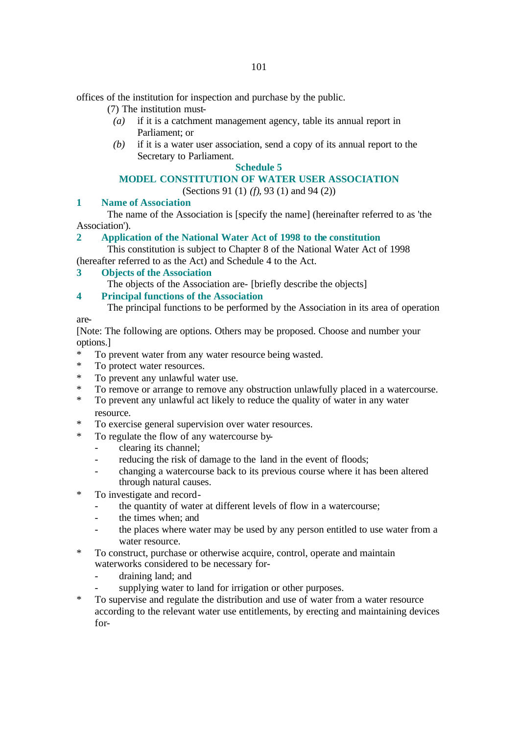offices of the institution for inspection and purchase by the public.

(7) The institution must-

*(a)* if it is a catchment management agency, table its annual report in Parliament; or

*(b)* if it is a water user association, send a copy of its annual report to the Secretary to Parliament.

## Schedule 5

## MODEL CONSTITUTION OF WATER USER ASSOCIATION

(Sections 91 (1) *(f)*, 93 (1) and 94 (2))

### 1 Name of Association

The name of the Association is [specify the name] (hereinafter referred to as 'the Association').

### 2 Application of the National Water Act of 1998 to the constitution

This constitution is subject to Chapter 8 of the National Water Act of 1998 (hereafter referred to as the Act) and Schedule 4 to the Act.

### 3 Objects of the Association

The objects of the Association are- [briefly describe the objects]

### 4 Principal functions of the Association

The principal functions to be performed by the Association in its area of operation are-

[Note: The following are options. Others may be proposed. Choose and number your options.]

* To prevent water from any water resource being wasted.
* To protect water resources.
* To prevent any unlawful water use.
* To remove or arrange to remove any obstruction unlawfully placed in a watercourse.
* To prevent any unlawful act likely to reduce the quality of water in any water resource.
* To exercise general supervision over water resources.
* To regulate the flow of any watercourse by-
  - clearing its channel;
  - reducing the risk of damage to the land in the event of floods;
  - changing a watercourse back to its previous course where it has been altered through natural causes.
* To investigate and record-
  - the quantity of water at different levels of flow in a watercourse;
  - the times when; and
  - the places where water may be used by any person entitled to use water from a water resource.
* To construct, purchase or otherwise acquire, control, operate and maintain waterworks considered to be necessary for-
  - draining land; and
  - supplying water to land for irrigation or other purposes.
* To supervise and regulate the distribution and use of water from a water resource according to the relevant water use entitlements, by erecting and maintaining devices for-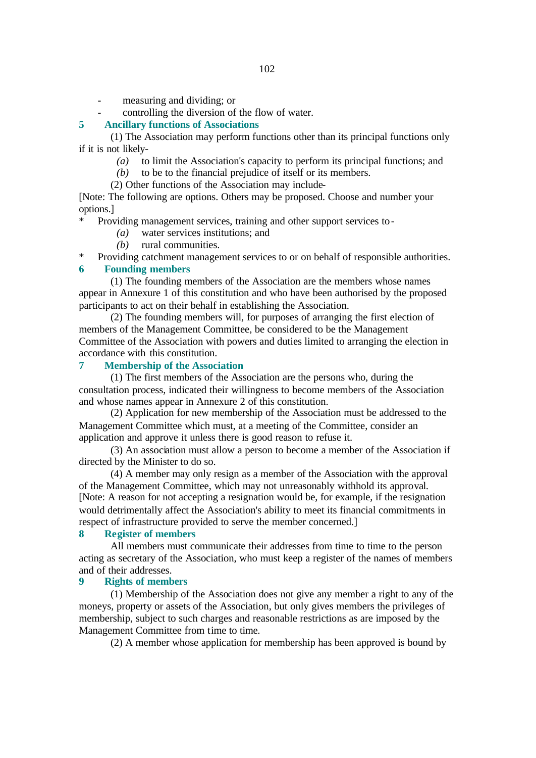- measuring and dividing; or
- controlling the diversion of the flow of water.

### 5 Ancillary functions of Associations

(1) The Association may perform functions other than its principal functions only if it is not likely-

*(a)* to limit the Association's capacity to perform its principal functions; and

*(b)* to be to the financial prejudice of itself or its members.

(2) Other functions of the Association may include-

[Note: The following are options. Others may be proposed. Choose and number your options.]

* Providing management services, training and other support services to-

  *(a)* water services institutions; and

  *(b)* rural communities.

* Providing catchment management services to or on behalf of responsible authorities.

### 6 Founding members

(1) The founding members of the Association are the members whose names appear in Annexure 1 of this constitution and who have been authorised by the proposed participants to act on their behalf in establishing the Association.

(2) The founding members will, for purposes of arranging the first election of members of the Management Committee, be considered to be the Management Committee of the Association with powers and duties limited to arranging the election in accordance with this constitution.

### 7 Membership of the Association

(1) The first members of the Association are the persons who, during the consultation process, indicated their willingness to become members of the Association and whose names appear in Annexure 2 of this constitution.

(2) Application for new membership of the Association must be addressed to the Management Committee which must, at a meeting of the Committee, consider an application and approve it unless there is good reason to refuse it.

(3) An association must allow a person to become a member of the Association if directed by the Minister to do so.

(4) A member may only resign as a member of the Association with the approval of the Management Committee, which may not unreasonably withhold its approval.

[Note: A reason for not accepting a resignation would be, for example, if the resignation would detrimentally affect the Association's ability to meet its financial commitments in respect of infrastructure provided to serve the member concerned.]

### 8 Register of members

All members must communicate their addresses from time to time to the person acting as secretary of the Association, who must keep a register of the names of members and of their addresses.

### 9 Rights of members

(1) Membership of the Association does not give any member a right to any of the moneys, property or assets of the Association, but only gives members the privileges of membership, subject to such charges and reasonable restrictions as are imposed by the Management Committee from time to time.

(2) A member whose application for membership has been approved is bound by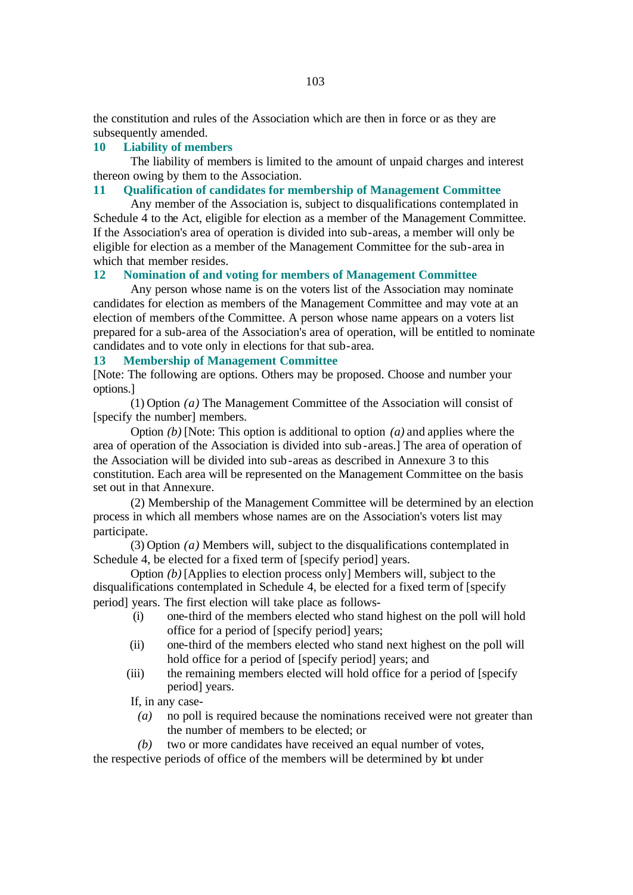the constitution and rules of the Association which are then in force or as they are subsequently amended.

### 10 Liability of members

The liability of members is limited to the amount of unpaid charges and interest thereon owing by them to the Association.

### 11 Qualification of candidates for membership of Management Committee

Any member of the Association is, subject to disqualifications contemplated in Schedule 4 to the Act, eligible for election as a member of the Management Committee. If the Association's area of operation is divided into sub-areas, a member will only be eligible for election as a member of the Management Committee for the sub-area in which that member resides.

### 12 Nomination of and voting for members of Management Committee

Any person whose name is on the voters list of the Association may nominate candidates for election as members of the Management Committee and may vote at an election of members of the Committee. A person whose name appears on a voters list prepared for a sub-area of the Association's area of operation, will be entitled to nominate candidates and to vote only in elections for that sub-area.

### 13 Membership of Management Committee

[Note: The following are options. Others may be proposed. Choose and number your options.]

(1) Option *(a)* The Management Committee of the Association will consist of [specify the number] members.

Option *(b)* [Note: This option is additional to option *(a)* and applies where the area of operation of the Association is divided into sub-areas.] The area of operation of the Association will be divided into sub-areas as described in Annexure 3 to this constitution. Each area will be represented on the Management Committee on the basis set out in that Annexure.

(2) Membership of the Management Committee will be determined by an election process in which all members whose names are on the Association's voters list may participate.

(3) Option *(a)* Members will, subject to the disqualifications contemplated in Schedule 4, be elected for a fixed term of [specify period] years.

Option *(b)* [Applies to election process only] Members will, subject to the disqualifications contemplated in Schedule 4, be elected for a fixed term of [specify period] years. The first election will take place as follows-

- (i) one-third of the members elected who stand highest on the poll will hold office for a period of [specify period] years;
- (ii) one-third of the members elected who stand next highest on the poll will hold office for a period of [specify period] years; and
- (iii) the remaining members elected will hold office for a period of [specify period] years.

If, in any case-

- *(a)* no poll is required because the nominations received were not greater than the number of members to be elected; or
- *(b)* two or more candidates have received an equal number of votes,

the respective periods of office of the members will be determined by lot under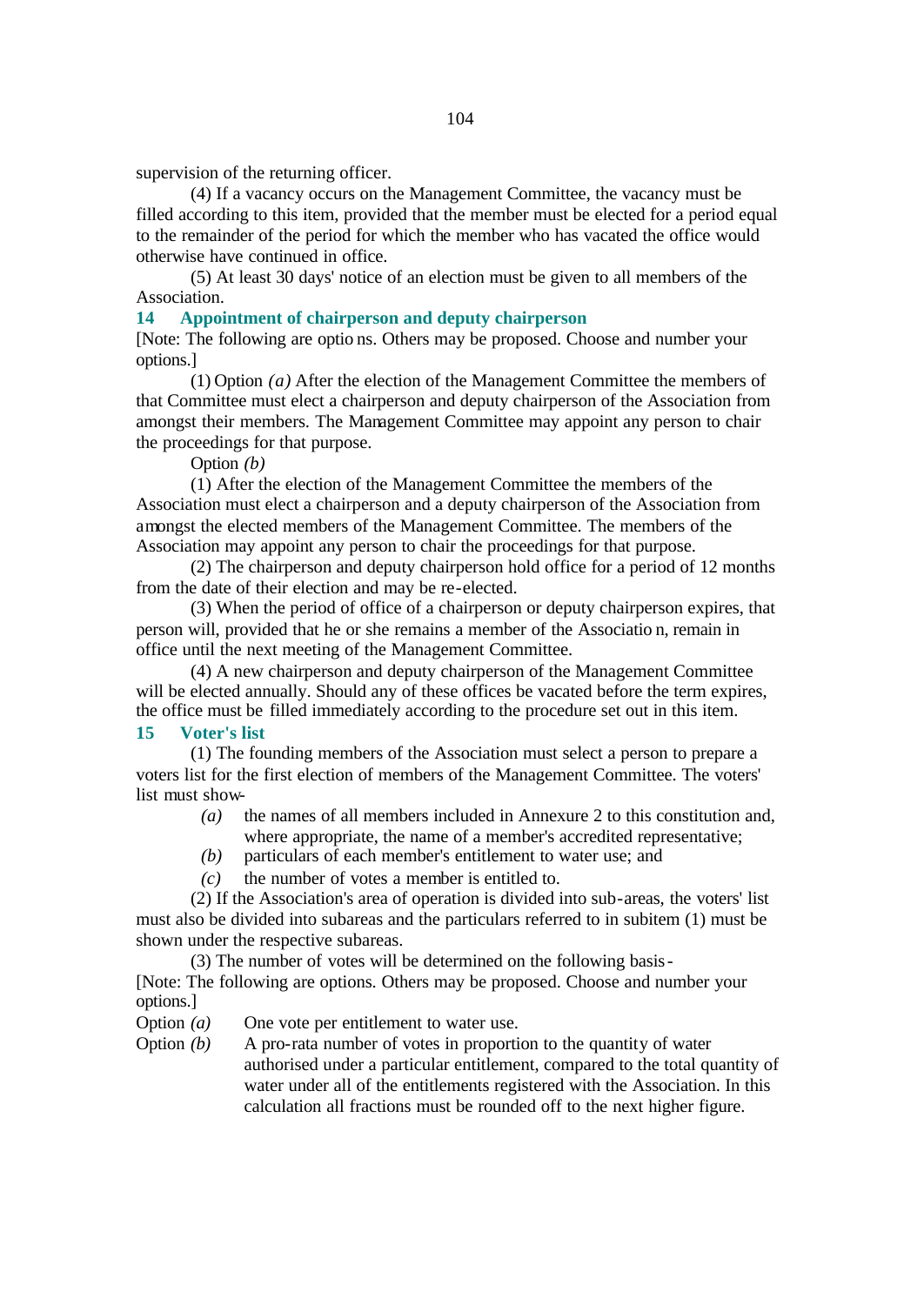supervision of the returning officer.

(4) If a vacancy occurs on the Management Committee, the vacancy must be filled according to this item, provided that the member must be elected for a period equal to the remainder of the period for which the member who has vacated the office would otherwise have continued in office.

(5) At least 30 days' notice of an election must be given to all members of the Association.

## 14 Appointment of chairperson and deputy chairperson

[Note: The following are options. Others may be proposed. Choose and number your options.]

(1) Option *(a)* After the election of the Management Committee the members of that Committee must elect a chairperson and deputy chairperson of the Association from amongst their members. The Management Committee may appoint any person to chair the proceedings for that purpose.

Option *(b)*

(1) After the election of the Management Committee the members of the Association must elect a chairperson and a deputy chairperson of the Association from amongst the elected members of the Management Committee. The members of the Association may appoint any person to chair the proceedings for that purpose.

(2) The chairperson and deputy chairperson hold office for a period of 12 months from the date of their election and may be re-elected.

(3) When the period of office of a chairperson or deputy chairperson expires, that person will, provided that he or she remains a member of the Association, remain in office until the next meeting of the Management Committee.

(4) A new chairperson and deputy chairperson of the Management Committee will be elected annually. Should any of these offices be vacated before the term expires, the office must be filled immediately according to the procedure set out in this item.

## 15 Voter's list

(1) The founding members of the Association must select a person to prepare a voters list for the first election of members of the Management Committee. The voters' list must show-

*(a)* the names of all members included in Annexure 2 to this constitution and, where appropriate, the name of a member's accredited representative;

*(b)* particulars of each member's entitlement to water use; and

*(c)* the number of votes a member is entitled to.

(2) If the Association's area of operation is divided into sub-areas, the voters' list must also be divided into subareas and the particulars referred to in subitem (1) must be shown under the respective subareas.

(3) The number of votes will be determined on the following basis-

[Note: The following are options. Others may be proposed. Choose and number your options.]

Option *(a)* One vote per entitlement to water use.

Option *(b)* A pro-rata number of votes in proportion to the quantity of water authorised under a particular entitlement, compared to the total quantity of water under all of the entitlements registered with the Association. In this calculation all fractions must be rounded off to the next higher figure.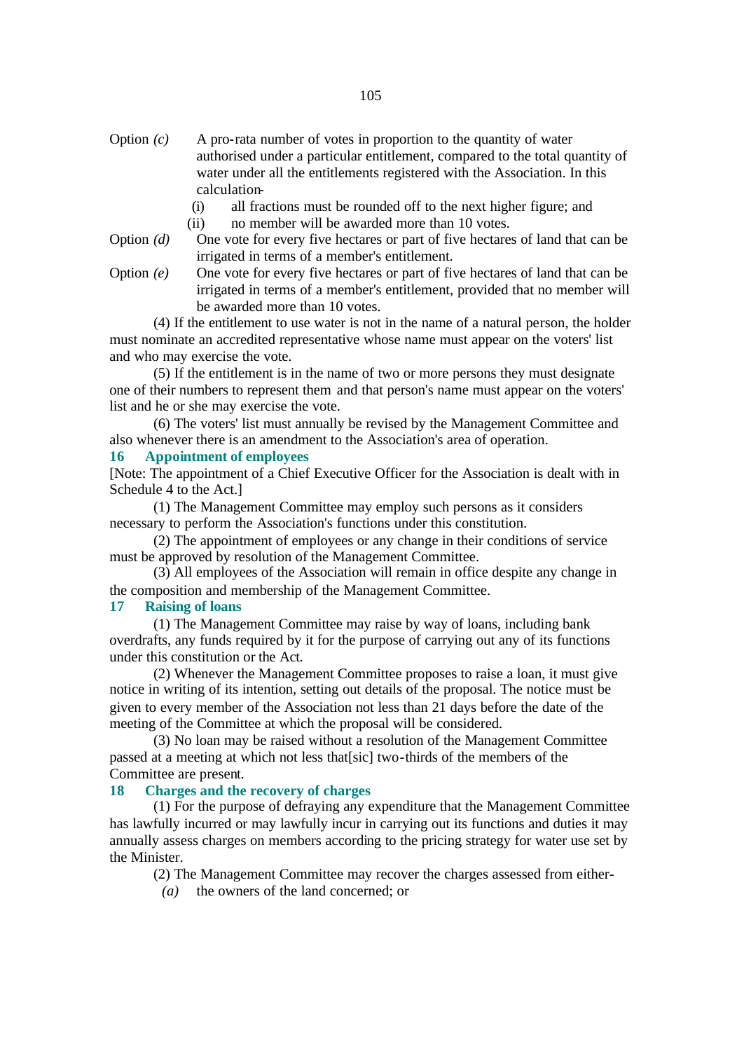Option *(c)* A pro-rata number of votes in proportion to the quantity of water authorised under a particular entitlement, compared to the total quantity of water under all the entitlements registered with the Association. In this calculation-

(i) all fractions must be rounded off to the next higher figure; and

(ii) no member will be awarded more than 10 votes.

Option *(d)* One vote for every five hectares or part of five hectares of land that can be irrigated in terms of a member's entitlement.

Option *(e)* One vote for every five hectares or part of five hectares of land that can be irrigated in terms of a member's entitlement, provided that no member will be awarded more than 10 votes.

(4) If the entitlement to use water is not in the name of a natural person, the holder must nominate an accredited representative whose name must appear on the voters' list and who may exercise the vote.

(5) If the entitlement is in the name of two or more persons they must designate one of their numbers to represent them and that person's name must appear on the voters' list and he or she may exercise the vote.

(6) The voters' list must annually be revised by the Management Committee and also whenever there is an amendment to the Association's area of operation.

### 16 Appointment of employees

[Note: The appointment of a Chief Executive Officer for the Association is dealt with in Schedule 4 to the Act.]

(1) The Management Committee may employ such persons as it considers necessary to perform the Association's functions under this constitution.

(2) The appointment of employees or any change in their conditions of service must be approved by resolution of the Management Committee.

(3) All employees of the Association will remain in office despite any change in the composition and membership of the Management Committee.

### 17 Raising of loans

(1) The Management Committee may raise by way of loans, including bank overdrafts, any funds required by it for the purpose of carrying out any of its functions under this constitution or the Act.

(2) Whenever the Management Committee proposes to raise a loan, it must give notice in writing of its intention, setting out details of the proposal. The notice must be given to every member of the Association not less than 21 days before the date of the meeting of the Committee at which the proposal will be considered.

(3) No loan may be raised without a resolution of the Management Committee passed at a meeting at which not less that[sic] two-thirds of the members of the Committee are present.

### 18 Charges and the recovery of charges

(1) For the purpose of defraying any expenditure that the Management Committee has lawfully incurred or may lawfully incur in carrying out its functions and duties it may annually assess charges on members according to the pricing strategy for water use set by the Minister.

(2) The Management Committee may recover the charges assessed from either-

*(a)* the owners of the land concerned; or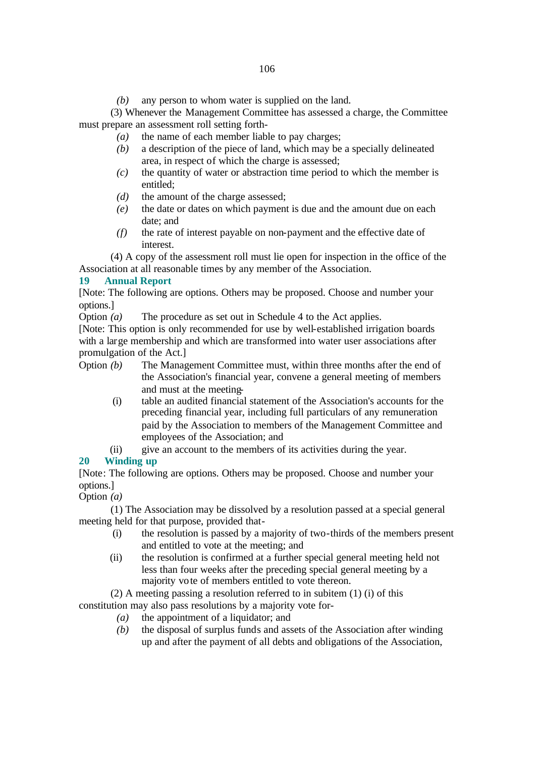*(b)* any person to whom water is supplied on the land.

(3) Whenever the Management Committee has assessed a charge, the Committee must prepare an assessment roll setting forth-

*(a)* the name of each member liable to pay charges;

*(b)* a description of the piece of land, which may be a specially delineated area, in respect of which the charge is assessed;

*(c)* the quantity of water or abstraction time period to which the member is entitled;

*(d)* the amount of the charge assessed;

*(e)* the date or dates on which payment is due and the amount due on each date; and

*(f)* the rate of interest payable on non-payment and the effective date of interest.

(4) A copy of the assessment roll must lie open for inspection in the office of the Association at all reasonable times by any member of the Association.

## 19 Annual Report

[Note: The following are options. Others may be proposed. Choose and number your options.]

Option *(a)* The procedure as set out in Schedule 4 to the Act applies.

[Note: This option is only recommended for use by well-established irrigation boards with a large membership and which are transformed into water user associations after promulgation of the Act.]

Option *(b)* The Management Committee must, within three months after the end of the Association's financial year, convene a general meeting of members and must at the meeting-

(i) table an audited financial statement of the Association's accounts for the preceding financial year, including full particulars of any remuneration paid by the Association to members of the Management Committee and employees of the Association; and

(ii) give an account to the members of its activities during the year.

## 20 Winding up

[Note: The following are options. Others may be proposed. Choose and number your options.]

Option *(a)*

(1) The Association may be dissolved by a resolution passed at a special general meeting held for that purpose, provided that-

(i) the resolution is passed by a majority of two-thirds of the members present and entitled to vote at the meeting; and

(ii) the resolution is confirmed at a further special general meeting held not less than four weeks after the preceding special general meeting by a majority vote of members entitled to vote thereon.

(2) A meeting passing a resolution referred to in subitem (1) (i) of this constitution may also pass resolutions by a majority vote for-

*(a)* the appointment of a liquidator; and

*(b)* the disposal of surplus funds and assets of the Association after winding up and after the payment of all debts and obligations of the Association,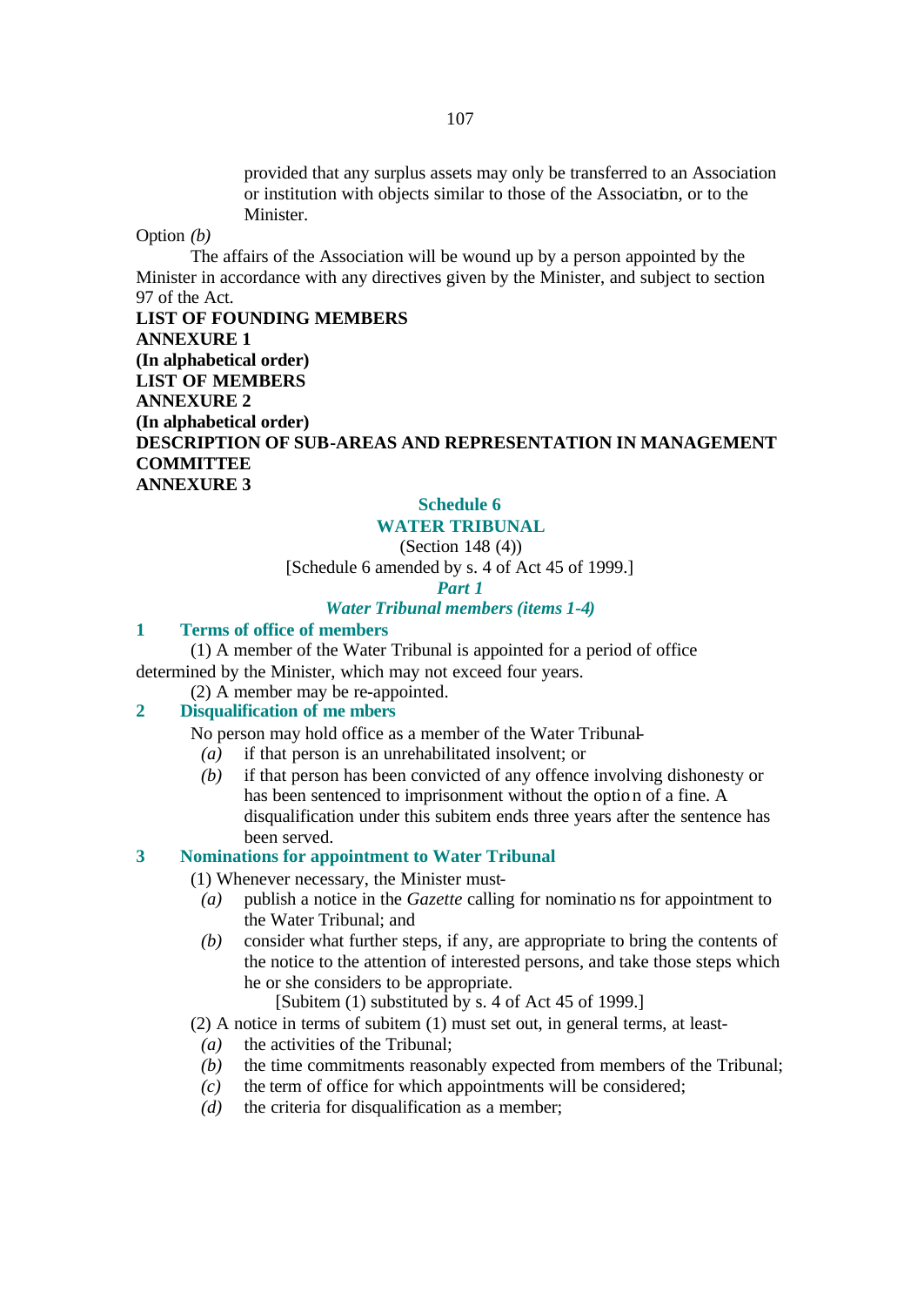provided that any surplus assets may only be transferred to an Association or institution with objects similar to those of the Association, or to the Minister.

Option *(b)*

The affairs of the Association will be wound up by a person appointed by the Minister in accordance with any directives given by the Minister, and subject to section 97 of the Act.

**LIST OF FOUNDING MEMBERS**

**ANNEXURE 1**

**(In alphabetical order)**

**LIST OF MEMBERS**

**ANNEXURE 2**

**(In alphabetical order)**

**DESCRIPTION OF SUB-AREAS AND REPRESENTATION IN MANAGEMENT COMMITTEE**

**ANNEXURE 3**

## Schedule 6
## WATER TRIBUNAL

(Section 148 (4))

[Schedule 6 amended by s. 4 of Act 45 of 1999.]

### *Part 1*
### *Water Tribunal members (items 1-4)*

#### 1 Terms of office of members

(1) A member of the Water Tribunal is appointed for a period of office determined by the Minister, which may not exceed four years.

(2) A member may be re-appointed.

#### 2 Disqualification of members

No person may hold office as a member of the Water Tribunal-

*(a)* if that person is an unrehabilitated insolvent; or

*(b)* if that person has been convicted of any offence involving dishonesty or has been sentenced to imprisonment without the option of a fine. A disqualification under this subitem ends three years after the sentence has been served.

#### 3 Nominations for appointment to Water Tribunal

(1) Whenever necessary, the Minister must-

*(a)* publish a notice in the *Gazette* calling for nominations for appointment to the Water Tribunal; and

*(b)* consider what further steps, if any, are appropriate to bring the contents of the notice to the attention of interested persons, and take those steps which he or she considers to be appropriate.

[Subitem (1) substituted by s. 4 of Act 45 of 1999.]

(2) A notice in terms of subitem (1) must set out, in general terms, at least-

*(a)* the activities of the Tribunal;

*(b)* the time commitments reasonably expected from members of the Tribunal;

*(c)* the term of office for which appointments will be considered;

*(d)* the criteria for disqualification as a member;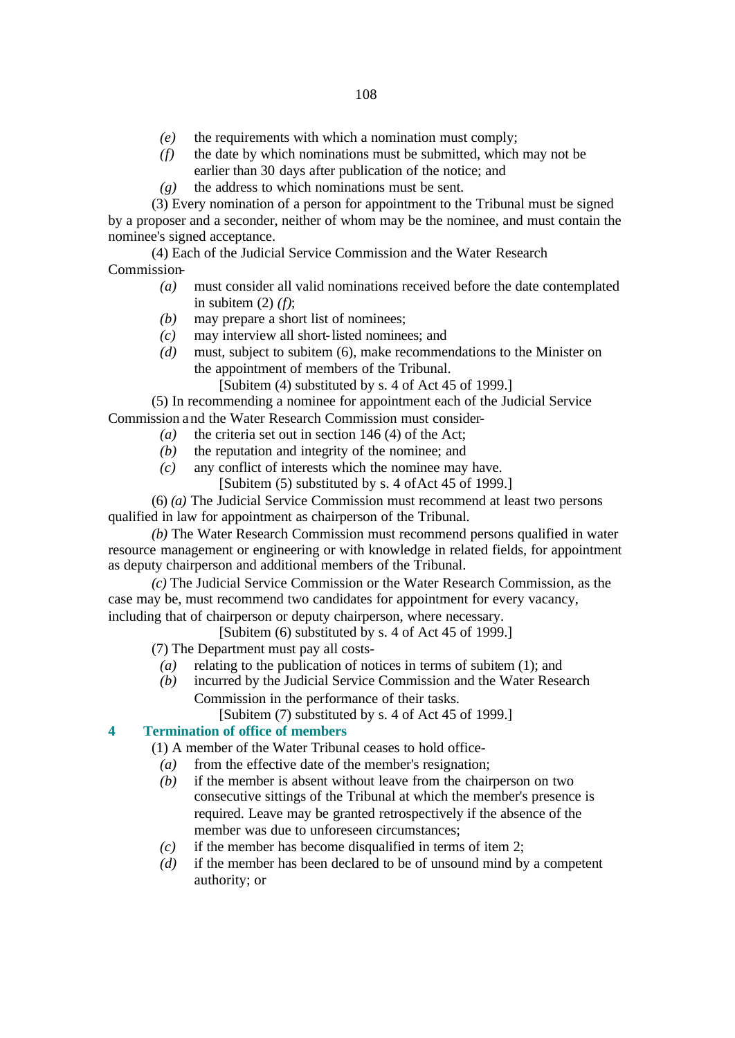*(e)* the requirements with which a nomination must comply;

*(f)* the date by which nominations must be submitted, which may not be earlier than 30 days after publication of the notice; and

*(g)* the address to which nominations must be sent.

(3) Every nomination of a person for appointment to the Tribunal must be signed by a proposer and a seconder, neither of whom may be the nominee, and must contain the nominee's signed acceptance.

(4) Each of the Judicial Service Commission and the Water Research Commission-

*(a)* must consider all valid nominations received before the date contemplated in subitem (2) *(f)*;

*(b)* may prepare a short list of nominees;

*(c)* may interview all short-listed nominees; and

*(d)* must, subject to subitem (6), make recommendations to the Minister on the appointment of members of the Tribunal.

[Subitem (4) substituted by s. 4 of Act 45 of 1999.]

(5) In recommending a nominee for appointment each of the Judicial Service Commission and the Water Research Commission must consider-

*(a)* the criteria set out in section 146 (4) of the Act;

*(b)* the reputation and integrity of the nominee; and

*(c)* any conflict of interests which the nominee may have.

[Subitem (5) substituted by s. 4 of Act 45 of 1999.]

(6) *(a)* The Judicial Service Commission must recommend at least two persons qualified in law for appointment as chairperson of the Tribunal.

*(b)* The Water Research Commission must recommend persons qualified in water resource management or engineering or with knowledge in related fields, for appointment as deputy chairperson and additional members of the Tribunal.

*(c)* The Judicial Service Commission or the Water Research Commission, as the case may be, must recommend two candidates for appointment for every vacancy, including that of chairperson or deputy chairperson, where necessary.

[Subitem (6) substituted by s. 4 of Act 45 of 1999.]

(7) The Department must pay all costs-

*(a)* relating to the publication of notices in terms of subitem (1); and

*(b)* incurred by the Judicial Service Commission and the Water Research Commission in the performance of their tasks.

[Subitem (7) substituted by s. 4 of Act 45 of 1999.]

## 4 Termination of office of members

(1) A member of the Water Tribunal ceases to hold office-

*(a)* from the effective date of the member's resignation;

*(b)* if the member is absent without leave from the chairperson on two consecutive sittings of the Tribunal at which the member's presence is required. Leave may be granted retrospectively if the absence of the member was due to unforeseen circumstances;

*(c)* if the member has become disqualified in terms of item 2;

*(d)* if the member has been declared to be of unsound mind by a competent authority; or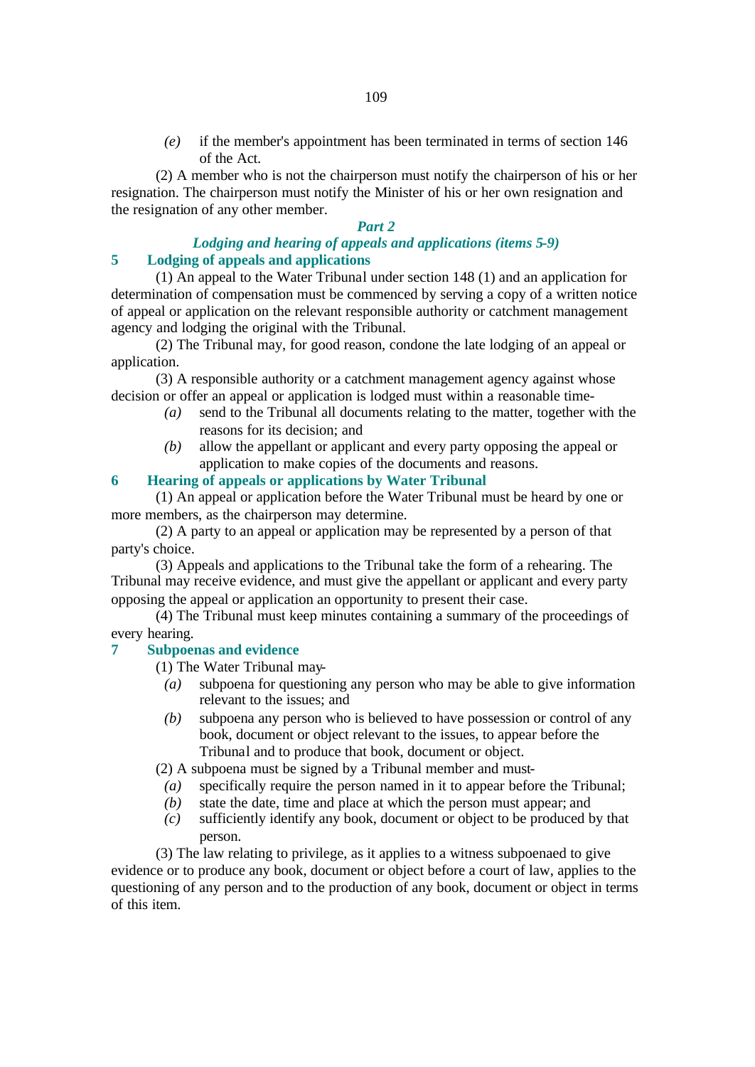*(e)* if the member's appointment has been terminated in terms of section 146 of the Act.

(2) A member who is not the chairperson must notify the chairperson of his or her resignation. The chairperson must notify the Minister of his or her own resignation and the resignation of any other member.

## *Part 2*

## *Lodging and hearing of appeals and applications (items 5-9)*

### 5 Lodging of appeals and applications

(1) An appeal to the Water Tribunal under section 148 (1) and an application for determination of compensation must be commenced by serving a copy of a written notice of appeal or application on the relevant responsible authority or catchment management agency and lodging the original with the Tribunal.

(2) The Tribunal may, for good reason, condone the late lodging of an appeal or application.

(3) A responsible authority or a catchment management agency against whose decision or offer an appeal or application is lodged must within a reasonable time-

*(a)* send to the Tribunal all documents relating to the matter, together with the reasons for its decision; and

*(b)* allow the appellant or applicant and every party opposing the appeal or application to make copies of the documents and reasons.

### 6 Hearing of appeals or applications by Water Tribunal

(1) An appeal or application before the Water Tribunal must be heard by one or more members, as the chairperson may determine.

(2) A party to an appeal or application may be represented by a person of that party's choice.

(3) Appeals and applications to the Tribunal take the form of a rehearing. The Tribunal may receive evidence, and must give the appellant or applicant and every party opposing the appeal or application an opportunity to present their case.

(4) The Tribunal must keep minutes containing a summary of the proceedings of every hearing.

### 7 Subpoenas and evidence

(1) The Water Tribunal may-

*(a)* subpoena for questioning any person who may be able to give information relevant to the issues; and

*(b)* subpoena any person who is believed to have possession or control of any book, document or object relevant to the issues, to appear before the Tribunal and to produce that book, document or object.

(2) A subpoena must be signed by a Tribunal member and must-

*(a)* specifically require the person named in it to appear before the Tribunal;

*(b)* state the date, time and place at which the person must appear; and

*(c)* sufficiently identify any book, document or object to be produced by that person.

(3) The law relating to privilege, as it applies to a witness subpoenaed to give evidence or to produce any book, document or object before a court of law, applies to the questioning of any person and to the production of any book, document or object in terms of this item.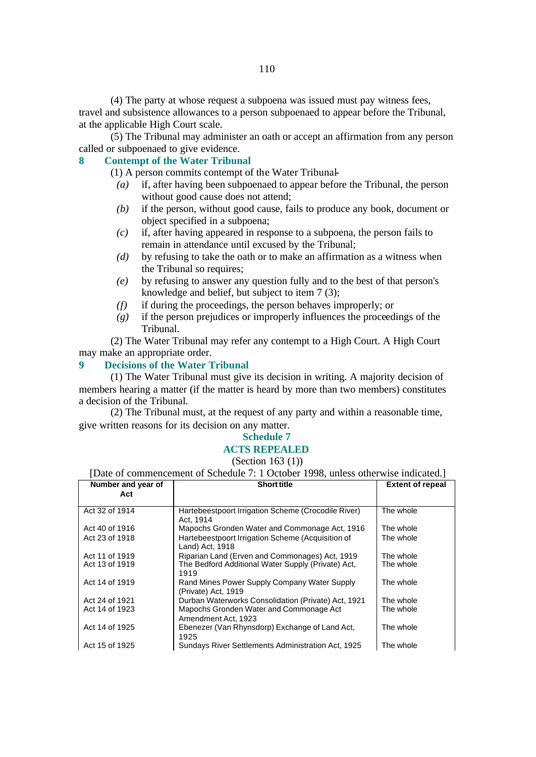(4) The party at whose request a subpoena was issued must pay witness fees, travel and subsistence allowances to a person subpoenaed to appear before the Tribunal, at the applicable High Court scale.

(5) The Tribunal may administer an oath or accept an affirmation from any person called or subpoenaed to give evidence.

## 8 Contempt of the Water Tribunal

(1) A person commits contempt of the Water Tribunal-

*(a)* if, after having been subpoenaed to appear before the Tribunal, the person without good cause does not attend;

*(b)* if the person, without good cause, fails to produce any book, document or object specified in a subpoena;

*(c)* if, after having appeared in response to a subpoena, the person fails to remain in attendance until excused by the Tribunal;

*(d)* by refusing to take the oath or to make an affirmation as a witness when the Tribunal so requires;

*(e)* by refusing to answer any question fully and to the best of that person's knowledge and belief, but subject to item 7 (3);

*(f)* if during the proceedings, the person behaves improperly; or

*(g)* if the person prejudices or improperly influences the proceedings of the Tribunal.

(2) The Water Tribunal may refer any contempt to a High Court. A High Court may make an appropriate order.

## 9 Decisions of the Water Tribunal

(1) The Water Tribunal must give its decision in writing. A majority decision of members hearing a matter (if the matter is heard by more than two members) constitutes a decision of the Tribunal.

(2) The Tribunal must, at the request of any party and within a reasonable time, give written reasons for its decision on any matter.

# Schedule 7

# ACTS REPEALED

(Section 163 (1))

[Date of commencement of Schedule 7: 1 October 1998, unless otherwise indicated.]

| Number and year of Act | Short title | Extent of repeal |
|---|---|---|
| Act 32 of 1914 | Hartebeestpoort Irrigation Scheme (Crocodile River) Act, 1914 | The whole |
| Act 40 of 1916 | Mapochs Gronden Water and Commonage Act, 1916 | The whole |
| Act 23 of 1918 | Hartebeestpoort Irrigation Scheme (Acquisition of Land) Act, 1918 | The whole |
| Act 11 of 1919 | Riparian Land (Erven and Commonages) Act, 1919 | The whole |
| Act 13 of 1919 | The Bedford Additional Water Supply (Private) Act, 1919 | The whole |
| Act 14 of 1919 | Rand Mines Power Supply Company Water Supply (Private) Act, 1919 | The whole |
| Act 24 of 1921 | Durban Waterworks Consolidation (Private) Act, 1921 | The whole |
| Act 14 of 1923 | Mapochs Gronden Water and Commonage Act Amendment Act, 1923 | The whole |
| Act 14 of 1925 | Ebenezer (Van Rhynsdorp) Exchange of Land Act, 1925 | The whole |
| Act 15 of 1925 | Sundays River Settlements Administration Act, 1925 | The whole |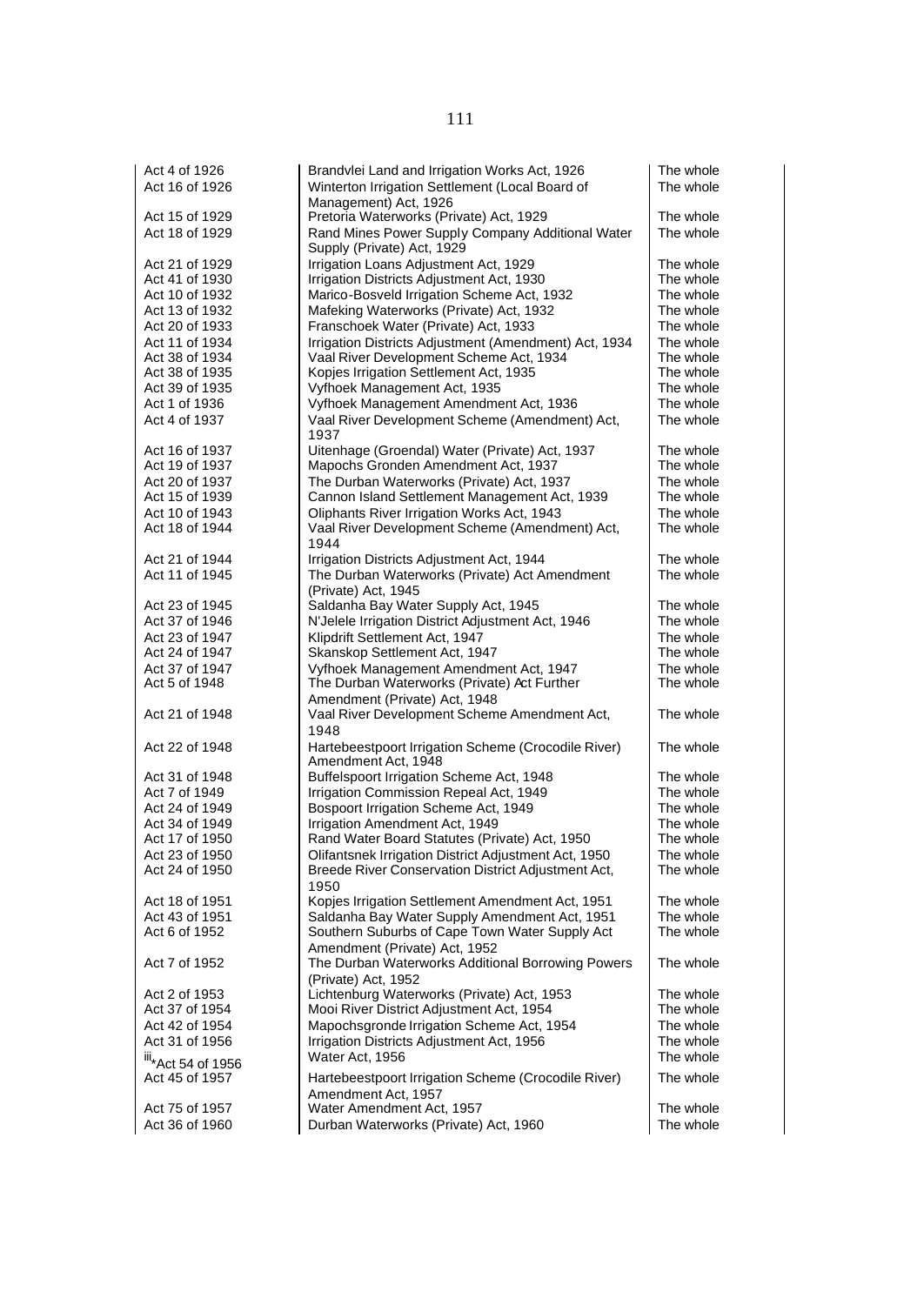| | | |
|---|---|---|
| Act 4 of 1926 | Brandvlei Land and Irrigation Works Act, 1926 | The whole |
| Act 16 of 1926 | Winterton Irrigation Settlement (Local Board of Management) Act, 1926 | The whole |
| Act 15 of 1929 | Pretoria Waterworks (Private) Act, 1929 | The whole |
| Act 18 of 1929 | Rand Mines Power Supply Company Additional Water Supply (Private) Act, 1929 | The whole |
| Act 21 of 1929 | Irrigation Loans Adjustment Act, 1929 | The whole |
| Act 41 of 1930 | Irrigation Districts Adjustment Act, 1930 | The whole |
| Act 10 of 1932 | Marico-Bosveld Irrigation Scheme Act, 1932 | The whole |
| Act 13 of 1932 | Mafeking Waterworks (Private) Act, 1932 | The whole |
| Act 20 of 1933 | Franschoek Water (Private) Act, 1933 | The whole |
| Act 11 of 1934 | Irrigation Districts Adjustment (Amendment) Act, 1934 | The whole |
| Act 38 of 1934 | Vaal River Development Scheme Act, 1934 | The whole |
| Act 38 of 1935 | Kopjes Irrigation Settlement Act, 1935 | The whole |
| Act 39 of 1935 | Vyfhoek Management Act, 1935 | The whole |
| Act 1 of 1936 | Vyfhoek Management Amendment Act, 1936 | The whole |
| Act 4 of 1937 | Vaal River Development Scheme (Amendment) Act, 1937 | The whole |
| Act 16 of 1937 | Uitenhage (Groendal) Water (Private) Act, 1937 | The whole |
| Act 19 of 1937 | Mapochs Gronden Amendment Act, 1937 | The whole |
| Act 20 of 1937 | The Durban Waterworks (Private) Act, 1937 | The whole |
| Act 15 of 1939 | Cannon Island Settlement Management Act, 1939 | The whole |
| Act 10 of 1943 | Oliphants River Irrigation Works Act, 1943 | The whole |
| Act 18 of 1944 | Vaal River Development Scheme (Amendment) Act, 1944 | The whole |
| Act 21 of 1944 | Irrigation Districts Adjustment Act, 1944 | The whole |
| Act 11 of 1945 | The Durban Waterworks (Private) Act Amendment (Private) Act, 1945 | The whole |
| Act 23 of 1945 | Saldanha Bay Water Supply Act, 1945 | The whole |
| Act 37 of 1946 | N'Jelele Irrigation District Adjustment Act, 1946 | The whole |
| Act 23 of 1947 | Klipdrift Settlement Act, 1947 | The whole |
| Act 24 of 1947 | Skanskop Settlement Act, 1947 | The whole |
| Act 37 of 1947 | Vyfhoek Management Amendment Act, 1947 | The whole |
| Act 5 of 1948 | The Durban Waterworks (Private) Act Further Amendment (Private) Act, 1948 | The whole |
| Act 21 of 1948 | Vaal River Development Scheme Amendment Act, 1948 | The whole |
| Act 22 of 1948 | Hartebeestpoort Irrigation Scheme (Crocodile River) Amendment Act, 1948 | The whole |
| Act 31 of 1948 | Buffelspoort Irrigation Scheme Act, 1948 | The whole |
| Act 7 of 1949 | Irrigation Commission Repeal Act, 1949 | The whole |
| Act 24 of 1949 | Bospoort Irrigation Scheme Act, 1949 | The whole |
| Act 34 of 1949 | Irrigation Amendment Act, 1949 | The whole |
| Act 17 of 1950 | Rand Water Board Statutes (Private) Act, 1950 | The whole |
| Act 23 of 1950 | Olifantsnek Irrigation District Adjustment Act, 1950 | The whole |
| Act 24 of 1950 | Breede River Conservation District Adjustment Act, 1950 | The whole |
| Act 18 of 1951 | Kopjes Irrigation Settlement Amendment Act, 1951 | The whole |
| Act 43 of 1951 | Saldanha Bay Water Supply Amendment Act, 1951 | The whole |
| Act 6 of 1952 | Southern Suburbs of Cape Town Water Supply Act Amendment (Private) Act, 1952 | The whole |
| Act 7 of 1952 | The Durban Waterworks Additional Borrowing Powers (Private) Act, 1952 | The whole |
| Act 2 of 1953 | Lichtenburg Waterworks (Private) Act, 1953 | The whole |
| Act 37 of 1954 | Mooi River District Adjustment Act, 1954 | The whole |
| Act 42 of 1954 | Mapochsgronde Irrigation Scheme Act, 1954 | The whole |
| Act 31 of 1956 | Irrigation Districts Adjustment Act, 1956 | The whole |
| [iii]*Act 54 of 1956 | Water Act, 1956 | The whole |
| Act 45 of 1957 | Hartebeestpoort Irrigation Scheme (Crocodile River) Amendment Act, 1957 | The whole |
| Act 75 of 1957 | Water Amendment Act, 1957 | The whole |
| Act 36 of 1960 | Durban Waterworks (Private) Act, 1960 | The whole |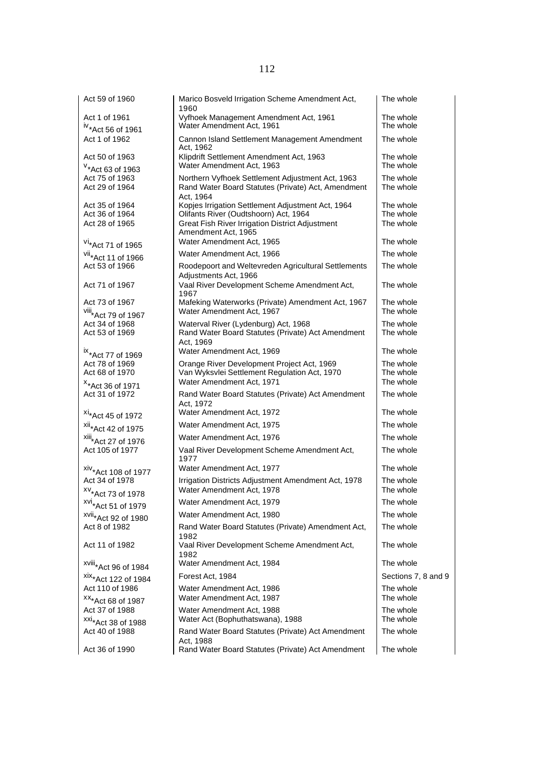| | | |
|---|---|---|
| Act 59 of 1960 | Marico Bosveld Irrigation Scheme Amendment Act, 1960 | The whole |
| Act 1 of 1961 | Vyfhoek Management Amendment Act, 1961 | The whole |
| [iv]*Act 56 of 1961 | Water Amendment Act, 1961 | The whole |
| Act 1 of 1962 | Cannon Island Settlement Management Amendment Act, 1962 | The whole |
| Act 50 of 1963 | Klipdrift Settlement Amendment Act, 1963 | The whole |
| [v]*Act 63 of 1963 | Water Amendment Act, 1963 | The whole |
| Act 75 of 1963 | Northern Vyfhoek Settlement Adjustment Act, 1963 | The whole |
| Act 29 of 1964 | Rand Water Board Statutes (Private) Act, Amendment Act, 1964 | The whole |
| Act 35 of 1964 | Kopjes Irrigation Settlement Adjustment Act, 1964 | The whole |
| Act 36 of 1964 | Olifants River (Oudtshoorn) Act, 1964 | The whole |
| Act 28 of 1965 | Great Fish River Irrigation District Adjustment Amendment Act, 1965 | The whole |
| [vi]*Act 71 of 1965 | Water Amendment Act, 1965 | The whole |
| [vii]*Act 11 of 1966 | Water Amendment Act, 1966 | The whole |
| Act 53 of 1966 | Roodepoort and Weltevreden Agricultural Settlements Adjustments Act, 1966 | The whole |
| Act 71 of 1967 | Vaal River Development Scheme Amendment Act, 1967 | The whole |
| Act 73 of 1967 | Mafeking Waterworks (Private) Amendment Act, 1967 | The whole |
| [viii]*Act 79 of 1967 | Water Amendment Act, 1967 | The whole |
| Act 34 of 1968 | Waterval River (Lydenburg) Act, 1968 | The whole |
| Act 53 of 1969 | Rand Water Board Statutes (Private) Act Amendment Act, 1969 | The whole |
| [ix]*Act 77 of 1969 | Water Amendment Act, 1969 | The whole |
| Act 78 of 1969 | Orange River Development Project Act, 1969 | The whole |
| Act 68 of 1970 | Van Wyksvlei Settlement Regulation Act, 1970 | The whole |
| [x]*Act 36 of 1971 | Water Amendment Act, 1971 | The whole |
| Act 31 of 1972 | Rand Water Board Statutes (Private) Act Amendment Act, 1972 | The whole |
| [xi]*Act 45 of 1972 | Water Amendment Act, 1972 | The whole |
| [xii]*Act 42 of 1975 | Water Amendment Act, 1975 | The whole |
| [xiii]*Act 27 of 1976 | Water Amendment Act, 1976 | The whole |
| Act 105 of 1977 | Vaal River Development Scheme Amendment Act, 1977 | The whole |
| [xiv]*Act 108 of 1977 | Water Amendment Act, 1977 | The whole |
| Act 34 of 1978 | Irrigation Districts Adjustment Amendment Act, 1978 | The whole |
| [xv]*Act 73 of 1978 | Water Amendment Act, 1978 | The whole |
| [xvi]*Act 51 of 1979 | Water Amendment Act, 1979 | The whole |
| [xvii]*Act 92 of 1980 | Water Amendment Act, 1980 | The whole |
| Act 8 of 1982 | Rand Water Board Statutes (Private) Amendment Act, 1982 | The whole |
| Act 11 of 1982 | Vaal River Development Scheme Amendment Act, 1982 | The whole |
| [xviii]*Act 96 of 1984 | Water Amendment Act, 1984 | The whole |
| [xix]*Act 122 of 1984 | Forest Act, 1984 | Sections 7, 8 and 9 |
| Act 110 of 1986 | Water Amendment Act, 1986 | The whole |
| [xx]*Act 68 of 1987 | Water Amendment Act, 1987 | The whole |
| Act 37 of 1988 | Water Amendment Act, 1988 | The whole |
| [xxi]*Act 38 of 1988 | Water Act (Bophuthatswana), 1988 | The whole |
| Act 40 of 1988 | Rand Water Board Statutes (Private) Act Amendment Act, 1988 | The whole |
| Act 36 of 1990 | Rand Water Board Statutes (Private) Act Amendment | The whole |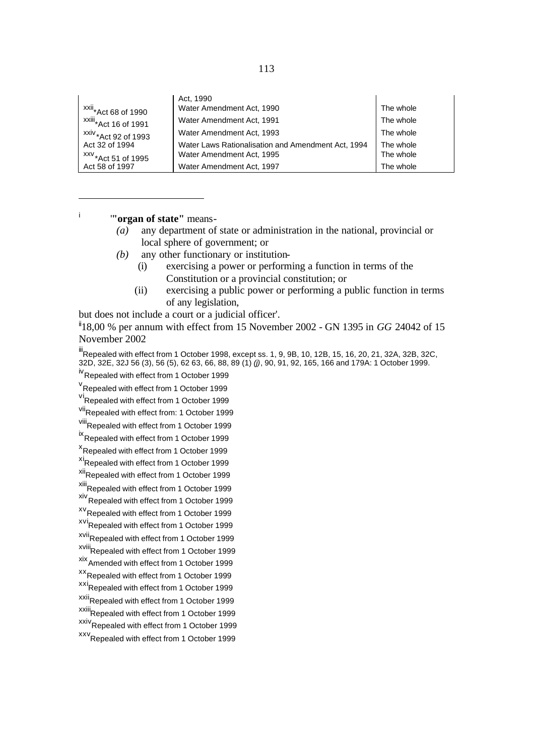| | | |
|---|---|---|
| | Act, 1990 | |
| [xxii]*Act 68 of 1990 | Water Amendment Act, 1990 | The whole |
| [xxiii]*Act 16 of 1991 | Water Amendment Act, 1991 | The whole |
| [xxiv]*Act 92 of 1993 | Water Amendment Act, 1993 | The whole |
| Act 32 of 1994 | Water Laws Rationalisation and Amendment Act, 1994 | The whole |
| [xxv]*Act 51 of 1995 | Water Amendment Act, 1995 | The whole |
| Act 58 of 1997 | Water Amendment Act, 1997 | The whole |

---

[i] '**"organ of state"** means-

*(a)* any department of state or administration in the national, provincial or local sphere of government; or

*(b)* any other functionary or institution-

(i) exercising a power or performing a function in terms of the Constitution or a provincial constitution; or

(ii) exercising a public power or performing a public function in terms of any legislation,

but does not include a court or a judicial officer'.

[ii] 18,00 % per annum with effect from 15 November 2002 - GN 1395 in *GG* 24042 of 15 November 2002

[iii] Repealed with effect from 1 October 1998, except ss. 1, 9, 9B, 10, 12B, 15, 16, 20, 21, 32A, 32B, 32C, 32D, 32E, 32J 56 (3), 56 (5), 62 63, 66, 88, 89 (1) *(j)*, 90, 91, 92, 165, 166 and 179A: 1 October 1999.

[iv] Repealed with effect from 1 October 1999

[v] Repealed with effect from 1 October 1999

[vi] Repealed with effect from 1 October 1999

[vii] Repealed with effect from: 1 October 1999

[viii] Repealed with effect from 1 October 1999

[ix] Repealed with effect from 1 October 1999

[x] Repealed with effect from 1 October 1999

[xi] Repealed with effect from 1 October 1999

[xii] Repealed with effect from 1 October 1999

[xiii] Repealed with effect from 1 October 1999

[xiv] Repealed with effect from 1 October 1999

[xv] Repealed with effect from 1 October 1999

[xvi] Repealed with effect from 1 October 1999

[xvii] Repealed with effect from 1 October 1999

[xviii] Repealed with effect from 1 October 1999

[xix] Amended with effect from 1 October 1999

[xx] Repealed with effect from 1 October 1999

[xxi] Repealed with effect from 1 October 1999

[xxii] Repealed with effect from 1 October 1999

[xxiii] Repealed with effect from 1 October 1999

[xxiv] Repealed with effect from 1 October 1999

[xxv] Repealed with effect from 1 October 1999